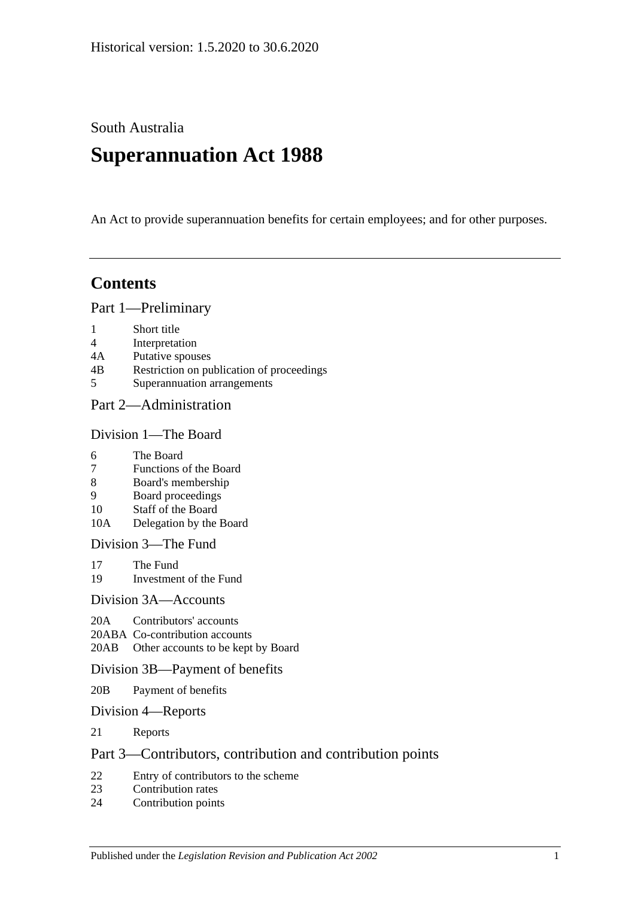Historical version: 1.5.2020 to 30.6.2020

South Australia

# Superannuation Act 1988

An Act to provide superannuation benefits for certain employees; and for other purposes.

---

## Contents

### Part 1—Preliminary

1 Short title
4 Interpretation
4A Putative spouses
4B Restriction on publication of proceedings
5 Superannuation arrangements

### Part 2—Administration

#### Division 1—The Board

6 The Board
7 Functions of the Board
8 Board's membership
9 Board proceedings
10 Staff of the Board
10A Delegation by the Board

#### Division 3—The Fund

17 The Fund
19 Investment of the Fund

#### Division 3A—Accounts

20A Contributors' accounts
20ABA Co-contribution accounts
20AB Other accounts to be kept by Board

#### Division 3B—Payment of benefits

20B Payment of benefits

#### Division 4—Reports

21 Reports

### Part 3—Contributors, contribution and contribution points

22 Entry of contributors to the scheme
23 Contribution rates
24 Contribution points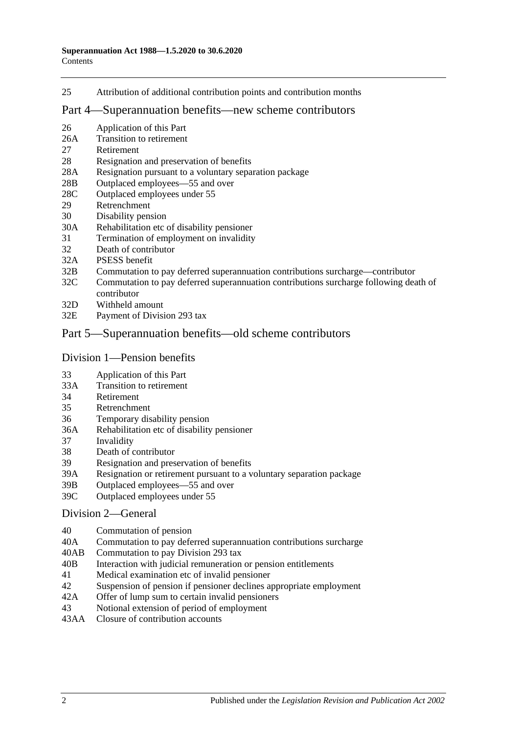25 Attribution of additional contribution points and contribution months

## Part 4—Superannuation benefits—new scheme contributors

26 Application of this Part
26A Transition to retirement
27 Retirement
28 Resignation and preservation of benefits
28A Resignation pursuant to a voluntary separation package
28B Outplaced employees—55 and over
28C Outplaced employees under 55
29 Retrenchment
30 Disability pension
30A Rehabilitation etc of disability pensioner
31 Termination of employment on invalidity
32 Death of contributor
32A PSESS benefit
32B Commutation to pay deferred superannuation contributions surcharge—contributor
32C Commutation to pay deferred superannuation contributions surcharge following death of contributor
32D Withheld amount
32E Payment of Division 293 tax

## Part 5—Superannuation benefits—old scheme contributors

### Division 1—Pension benefits

33 Application of this Part
33A Transition to retirement
34 Retirement
35 Retrenchment
36 Temporary disability pension
36A Rehabilitation etc of disability pensioner
37 Invalidity
38 Death of contributor
39 Resignation and preservation of benefits
39A Resignation or retirement pursuant to a voluntary separation package
39B Outplaced employees—55 and over
39C Outplaced employees under 55

### Division 2—General

40 Commutation of pension
40A Commutation to pay deferred superannuation contributions surcharge
40AB Commutation to pay Division 293 tax
40B Interaction with judicial remuneration or pension entitlements
41 Medical examination etc of invalid pensioner
42 Suspension of pension if pensioner declines appropriate employment
42A Offer of lump sum to certain invalid pensioners
43 Notional extension of period of employment
43AA Closure of contribution accounts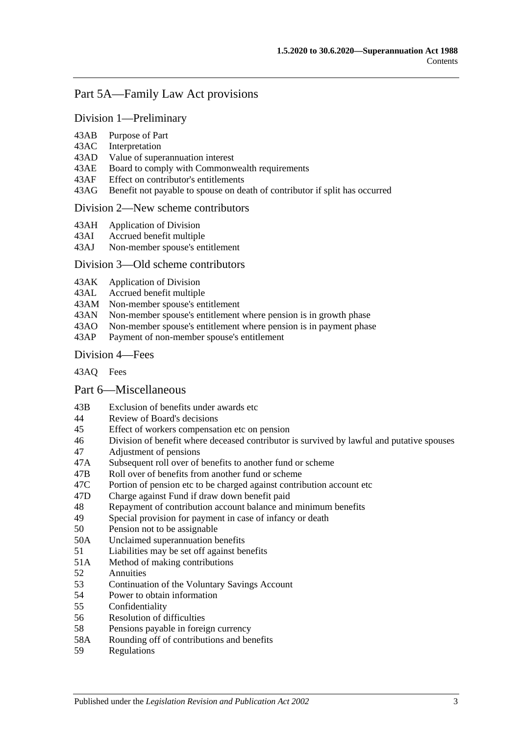## Part 5A—Family Law Act provisions

### Division 1—Preliminary

43AB Purpose of Part
43AC Interpretation
43AD Value of superannuation interest
43AE Board to comply with Commonwealth requirements
43AF Effect on contributor's entitlements
43AG Benefit not payable to spouse on death of contributor if split has occurred

### Division 2—New scheme contributors

43AH Application of Division
43AI Accrued benefit multiple
43AJ Non-member spouse's entitlement

### Division 3—Old scheme contributors

43AK Application of Division
43AL Accrued benefit multiple
43AM Non-member spouse's entitlement
43AN Non-member spouse's entitlement where pension is in growth phase
43AO Non-member spouse's entitlement where pension is in payment phase
43AP Payment of non-member spouse's entitlement

### Division 4—Fees

43AQ Fees

## Part 6—Miscellaneous

43B Exclusion of benefits under awards etc
44 Review of Board's decisions
45 Effect of workers compensation etc on pension
46 Division of benefit where deceased contributor is survived by lawful and putative spouses
47 Adjustment of pensions
47A Subsequent roll over of benefits to another fund or scheme
47B Roll over of benefits from another fund or scheme
47C Portion of pension etc to be charged against contribution account etc
47D Charge against Fund if draw down benefit paid
48 Repayment of contribution account balance and minimum benefits
49 Special provision for payment in case of infancy or death
50 Pension not to be assignable
50A Unclaimed superannuation benefits
51 Liabilities may be set off against benefits
51A Method of making contributions
52 Annuities
53 Continuation of the Voluntary Savings Account
54 Power to obtain information
55 Confidentiality
56 Resolution of difficulties
58 Pensions payable in foreign currency
58A Rounding off of contributions and benefits
59 Regulations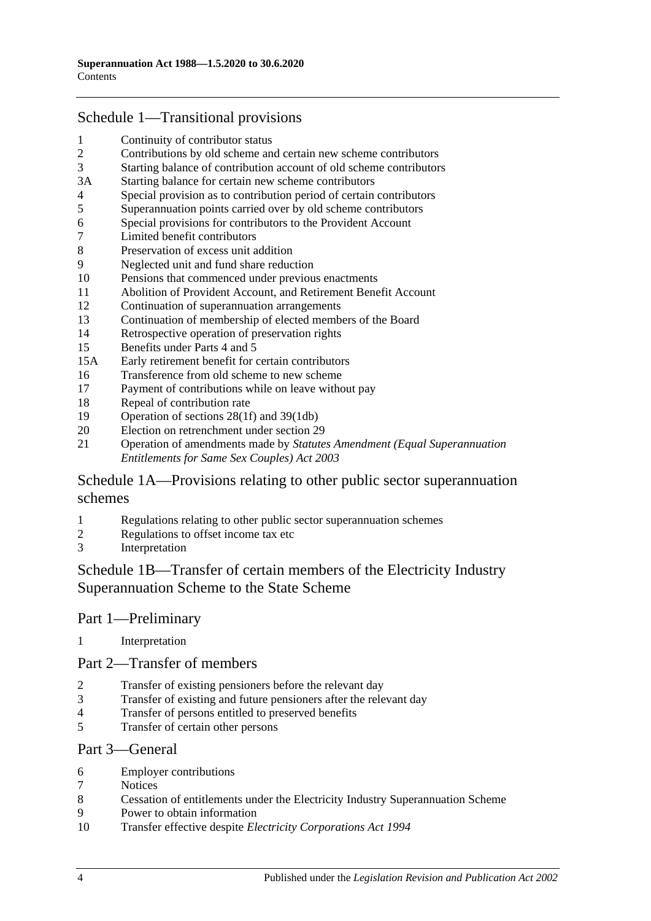## Schedule 1—Transitional provisions

1 Continuity of contributor status
2 Contributions by old scheme and certain new scheme contributors
3 Starting balance of contribution account of old scheme contributors
3A Starting balance for certain new scheme contributors
4 Special provision as to contribution period of certain contributors
5 Superannuation points carried over by old scheme contributors
6 Special provisions for contributors to the Provident Account
7 Limited benefit contributors
8 Preservation of excess unit addition
9 Neglected unit and fund share reduction
10 Pensions that commenced under previous enactments
11 Abolition of Provident Account, and Retirement Benefit Account
12 Continuation of superannuation arrangements
13 Continuation of membership of elected members of the Board
14 Retrospective operation of preservation rights
15 Benefits under Parts 4 and 5
15A Early retirement benefit for certain contributors
16 Transference from old scheme to new scheme
17 Payment of contributions while on leave without pay
18 Repeal of contribution rate
19 Operation of sections 28(1f) and 39(1db)
20 Election on retrenchment under section 29
21 Operation of amendments made by *Statutes Amendment (Equal Superannuation Entitlements for Same Sex Couples) Act 2003*

## Schedule 1A—Provisions relating to other public sector superannuation schemes

1 Regulations relating to other public sector superannuation schemes
2 Regulations to offset income tax etc
3 Interpretation

## Schedule 1B—Transfer of certain members of the Electricity Industry Superannuation Scheme to the State Scheme

### Part 1—Preliminary

1 Interpretation

### Part 2—Transfer of members

2 Transfer of existing pensioners before the relevant day
3 Transfer of existing and future pensioners after the relevant day
4 Transfer of persons entitled to preserved benefits
5 Transfer of certain other persons

### Part 3—General

6 Employer contributions
7 Notices
8 Cessation of entitlements under the Electricity Industry Superannuation Scheme
9 Power to obtain information
10 Transfer effective despite *Electricity Corporations Act 1994*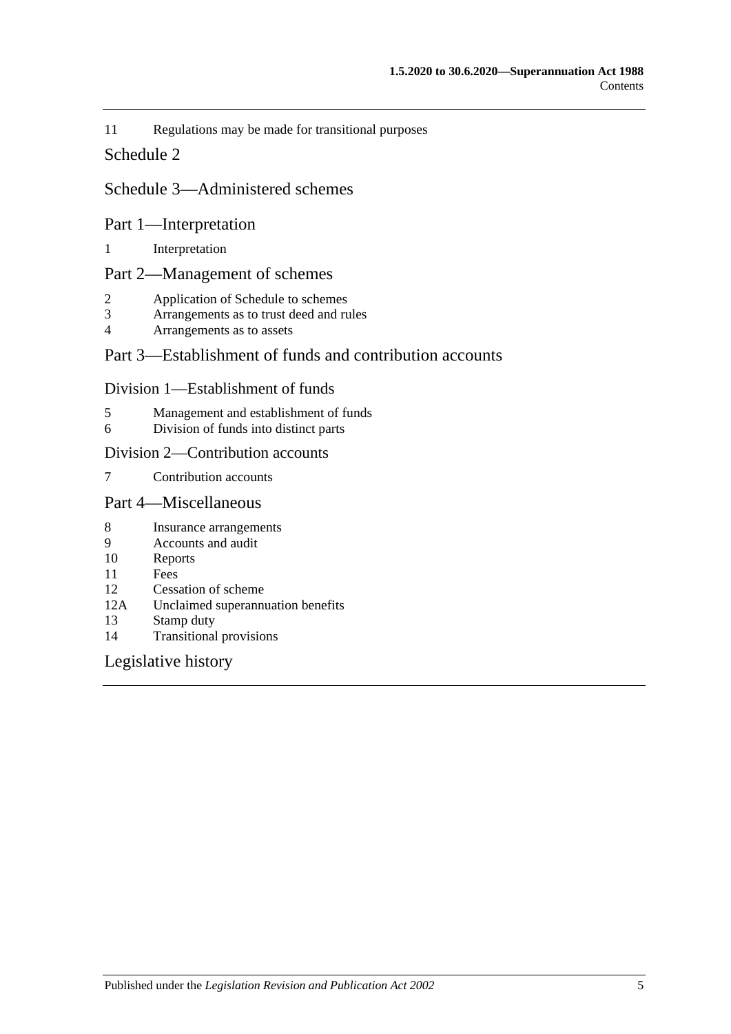11 Regulations may be made for transitional purposes

## Schedule 2

## Schedule 3—Administered schemes

### Part 1—Interpretation

1 Interpretation

### Part 2—Management of schemes

2 Application of Schedule to schemes
3 Arrangements as to trust deed and rules
4 Arrangements as to assets

### Part 3—Establishment of funds and contribution accounts

#### Division 1—Establishment of funds

5 Management and establishment of funds
6 Division of funds into distinct parts

#### Division 2—Contribution accounts

7 Contribution accounts

### Part 4—Miscellaneous

8 Insurance arrangements
9 Accounts and audit
10 Reports
11 Fees
12 Cessation of scheme
12A Unclaimed superannuation benefits
13 Stamp duty
14 Transitional provisions

## Legislative history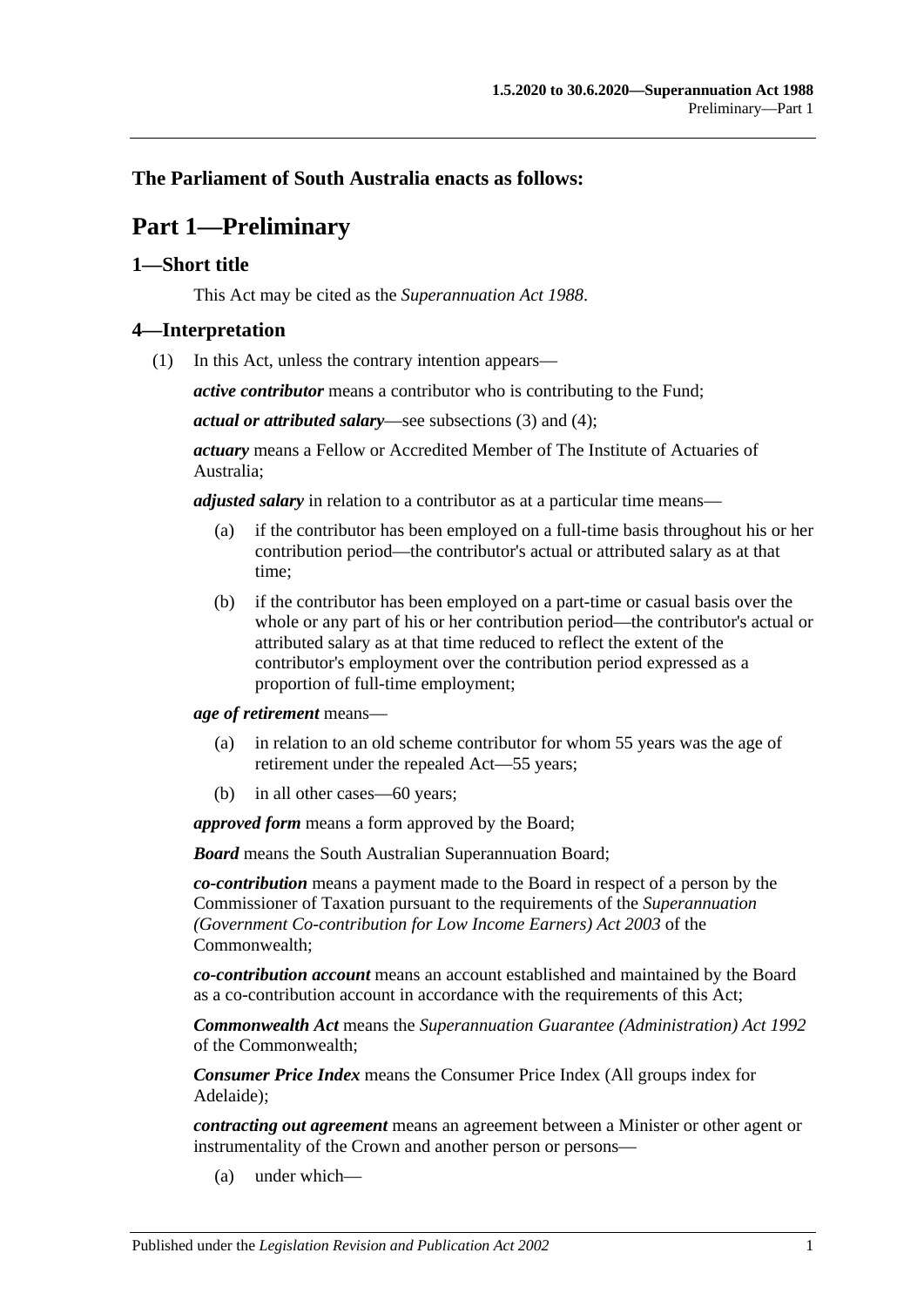**The Parliament of South Australia enacts as follows:**

# Part 1—Preliminary

## 1—Short title

This Act may be cited as the *Superannuation Act 1988*.

## 4—Interpretation

(1) In this Act, unless the contrary intention appears—

***active contributor*** means a contributor who is contributing to the Fund;

***actual or attributed salary***—see subsections (3) and (4);

***actuary*** means a Fellow or Accredited Member of The Institute of Actuaries of Australia;

***adjusted salary*** in relation to a contributor as at a particular time means—

- (a) if the contributor has been employed on a full-time basis throughout his or her contribution period—the contributor's actual or attributed salary as at that time;
- (b) if the contributor has been employed on a part-time or casual basis over the whole or any part of his or her contribution period—the contributor's actual or attributed salary as at that time reduced to reflect the extent of the contributor's employment over the contribution period expressed as a proportion of full-time employment;

***age of retirement*** means—

- (a) in relation to an old scheme contributor for whom 55 years was the age of retirement under the repealed Act—55 years;
- (b) in all other cases—60 years;

***approved form*** means a form approved by the Board;

***Board*** means the South Australian Superannuation Board;

***co-contribution*** means a payment made to the Board in respect of a person by the Commissioner of Taxation pursuant to the requirements of the *Superannuation (Government Co-contribution for Low Income Earners) Act 2003* of the Commonwealth;

***co-contribution account*** means an account established and maintained by the Board as a co-contribution account in accordance with the requirements of this Act;

***Commonwealth Act*** means the *Superannuation Guarantee (Administration) Act 1992* of the Commonwealth;

***Consumer Price Index*** means the Consumer Price Index (All groups index for Adelaide);

***contracting out agreement*** means an agreement between a Minister or other agent or instrumentality of the Crown and another person or persons—

- (a) under which—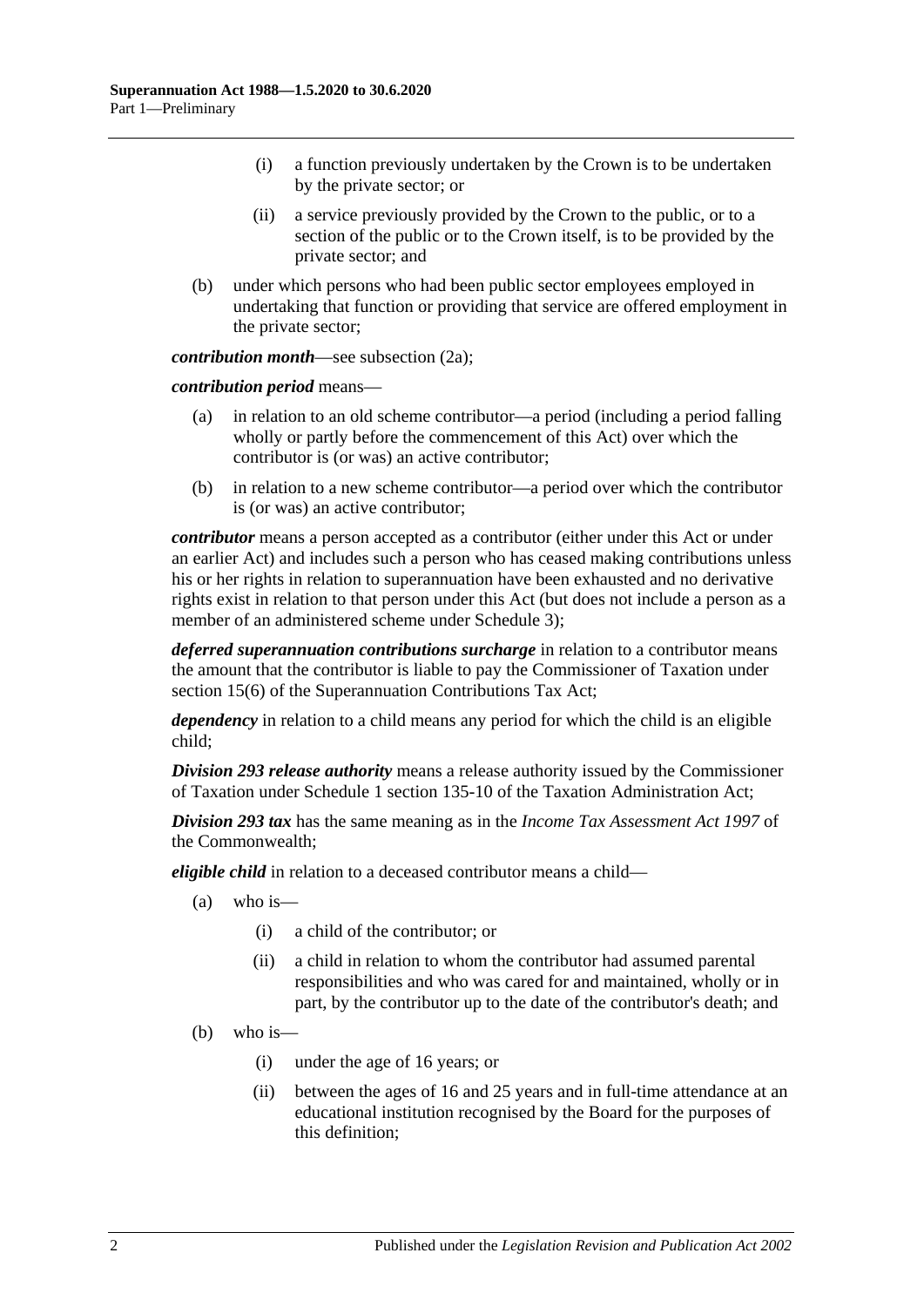(i) a function previously undertaken by the Crown is to be undertaken by the private sector; or

(ii) a service previously provided by the Crown to the public, or to a section of the public or to the Crown itself, is to be provided by the private sector; and

(b) under which persons who had been public sector employees employed in undertaking that function or providing that service are offered employment in the private sector;

***contribution month***—see subsection (2a);

***contribution period*** means—

(a) in relation to an old scheme contributor—a period (including a period falling wholly or partly before the commencement of this Act) over which the contributor is (or was) an active contributor;

(b) in relation to a new scheme contributor—a period over which the contributor is (or was) an active contributor;

***contributor*** means a person accepted as a contributor (either under this Act or under an earlier Act) and includes such a person who has ceased making contributions unless his or her rights in relation to superannuation have been exhausted and no derivative rights exist in relation to that person under this Act (but does not include a person as a member of an administered scheme under Schedule 3);

***deferred superannuation contributions surcharge*** in relation to a contributor means the amount that the contributor is liable to pay the Commissioner of Taxation under section 15(6) of the Superannuation Contributions Tax Act;

***dependency*** in relation to a child means any period for which the child is an eligible child;

***Division 293 release authority*** means a release authority issued by the Commissioner of Taxation under Schedule 1 section 135-10 of the Taxation Administration Act;

***Division 293 tax*** has the same meaning as in the *Income Tax Assessment Act 1997* of the Commonwealth;

***eligible child*** in relation to a deceased contributor means a child—

(a) who is—

(i) a child of the contributor; or

(ii) a child in relation to whom the contributor had assumed parental responsibilities and who was cared for and maintained, wholly or in part, by the contributor up to the date of the contributor's death; and

(b) who is—

(i) under the age of 16 years; or

(ii) between the ages of 16 and 25 years and in full-time attendance at an educational institution recognised by the Board for the purposes of this definition;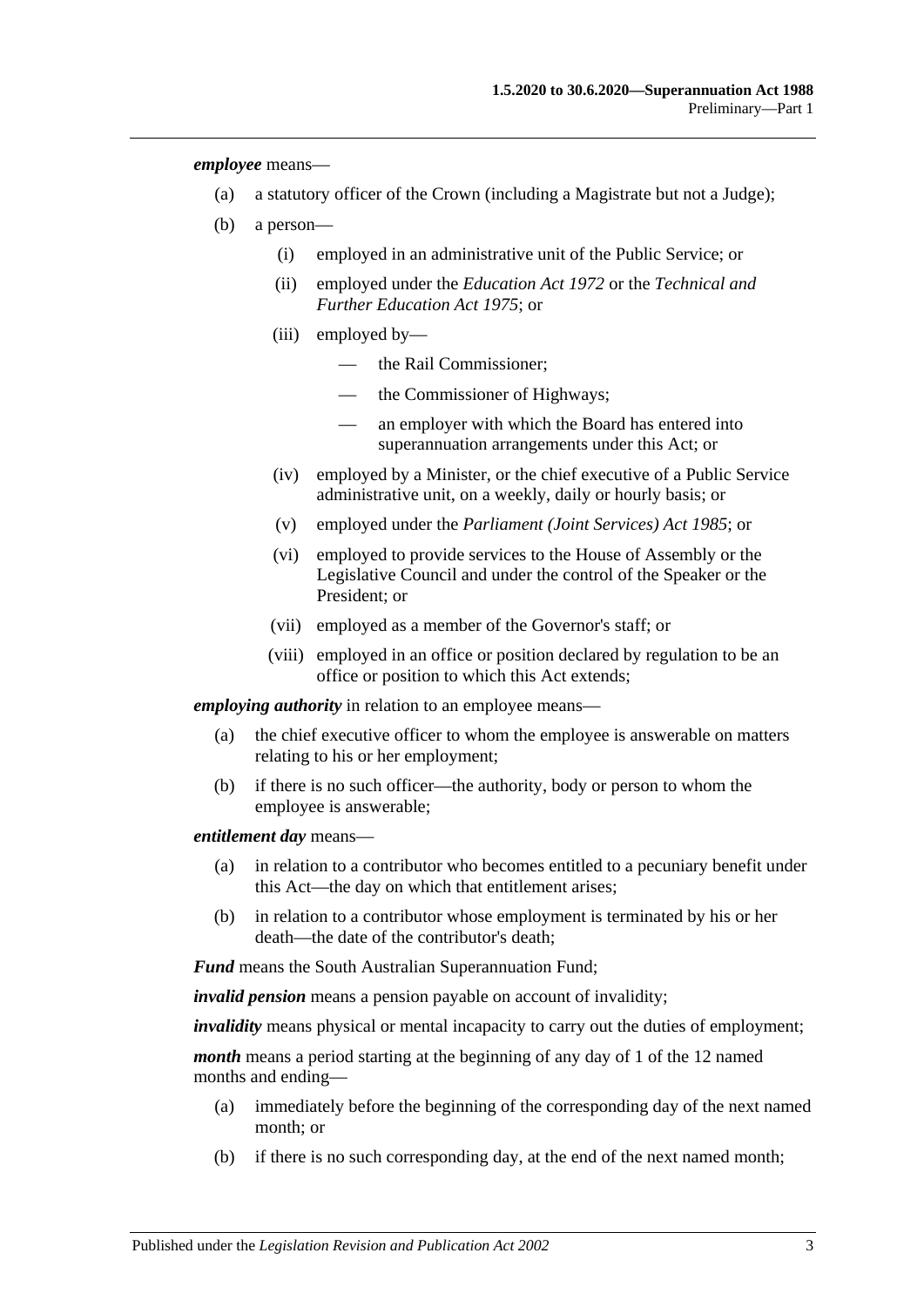***employee*** means—

(a) a statutory officer of the Crown (including a Magistrate but not a Judge);

(b) a person—

(i) employed in an administrative unit of the Public Service; or

(ii) employed under the *Education Act 1972* or the *Technical and Further Education Act 1975*; or

(iii) employed by—

— the Rail Commissioner;

— the Commissioner of Highways;

— an employer with which the Board has entered into superannuation arrangements under this Act; or

(iv) employed by a Minister, or the chief executive of a Public Service administrative unit, on a weekly, daily or hourly basis; or

(v) employed under the *Parliament (Joint Services) Act 1985*; or

(vi) employed to provide services to the House of Assembly or the Legislative Council and under the control of the Speaker or the President; or

(vii) employed as a member of the Governor's staff; or

(viii) employed in an office or position declared by regulation to be an office or position to which this Act extends;

***employing authority*** in relation to an employee means—

(a) the chief executive officer to whom the employee is answerable on matters relating to his or her employment;

(b) if there is no such officer—the authority, body or person to whom the employee is answerable;

***entitlement day*** means—

(a) in relation to a contributor who becomes entitled to a pecuniary benefit under this Act—the day on which that entitlement arises;

(b) in relation to a contributor whose employment is terminated by his or her death—the date of the contributor's death;

***Fund*** means the South Australian Superannuation Fund;

***invalid pension*** means a pension payable on account of invalidity;

***invalidity*** means physical or mental incapacity to carry out the duties of employment;

***month*** means a period starting at the beginning of any day of 1 of the 12 named months and ending—

(a) immediately before the beginning of the corresponding day of the next named month; or

(b) if there is no such corresponding day, at the end of the next named month;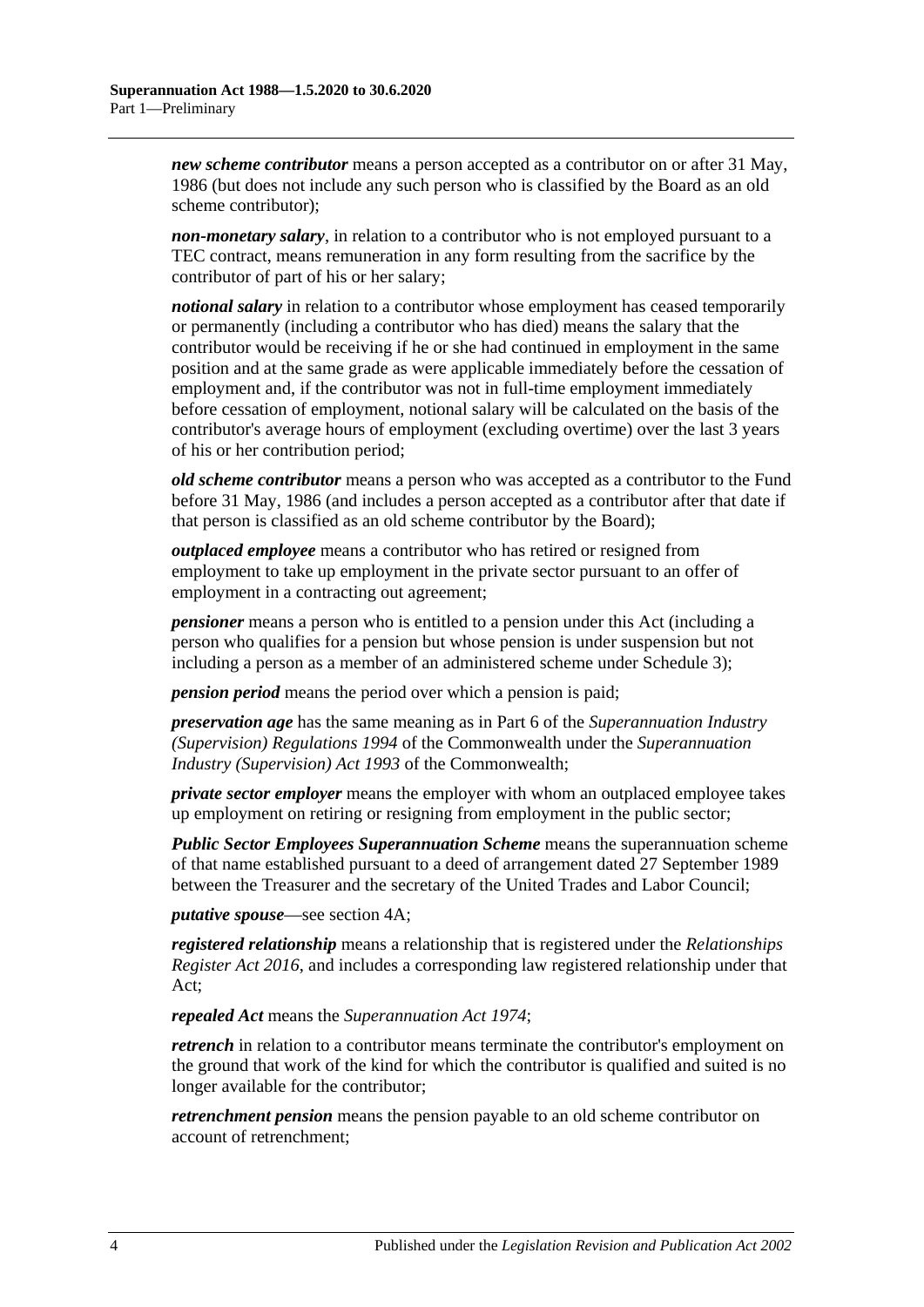***new scheme contributor*** means a person accepted as a contributor on or after 31 May, 1986 (but does not include any such person who is classified by the Board as an old scheme contributor);

***non-monetary salary***, in relation to a contributor who is not employed pursuant to a TEC contract, means remuneration in any form resulting from the sacrifice by the contributor of part of his or her salary;

***notional salary*** in relation to a contributor whose employment has ceased temporarily or permanently (including a contributor who has died) means the salary that the contributor would be receiving if he or she had continued in employment in the same position and at the same grade as were applicable immediately before the cessation of employment and, if the contributor was not in full-time employment immediately before cessation of employment, notional salary will be calculated on the basis of the contributor's average hours of employment (excluding overtime) over the last 3 years of his or her contribution period;

***old scheme contributor*** means a person who was accepted as a contributor to the Fund before 31 May, 1986 (and includes a person accepted as a contributor after that date if that person is classified as an old scheme contributor by the Board);

***outplaced employee*** means a contributor who has retired or resigned from employment to take up employment in the private sector pursuant to an offer of employment in a contracting out agreement;

***pensioner*** means a person who is entitled to a pension under this Act (including a person who qualifies for a pension but whose pension is under suspension but not including a person as a member of an administered scheme under Schedule 3);

***pension period*** means the period over which a pension is paid;

***preservation age*** has the same meaning as in Part 6 of the *Superannuation Industry (Supervision) Regulations 1994* of the Commonwealth under the *Superannuation Industry (Supervision) Act 1993* of the Commonwealth;

***private sector employer*** means the employer with whom an outplaced employee takes up employment on retiring or resigning from employment in the public sector;

***Public Sector Employees Superannuation Scheme*** means the superannuation scheme of that name established pursuant to a deed of arrangement dated 27 September 1989 between the Treasurer and the secretary of the United Trades and Labor Council;

***putative spouse***—see section 4A;

***registered relationship*** means a relationship that is registered under the *Relationships Register Act 2016*, and includes a corresponding law registered relationship under that Act;

***repealed Act*** means the *Superannuation Act 1974*;

***retrench*** in relation to a contributor means terminate the contributor's employment on the ground that work of the kind for which the contributor is qualified and suited is no longer available for the contributor;

***retrenchment pension*** means the pension payable to an old scheme contributor on account of retrenchment;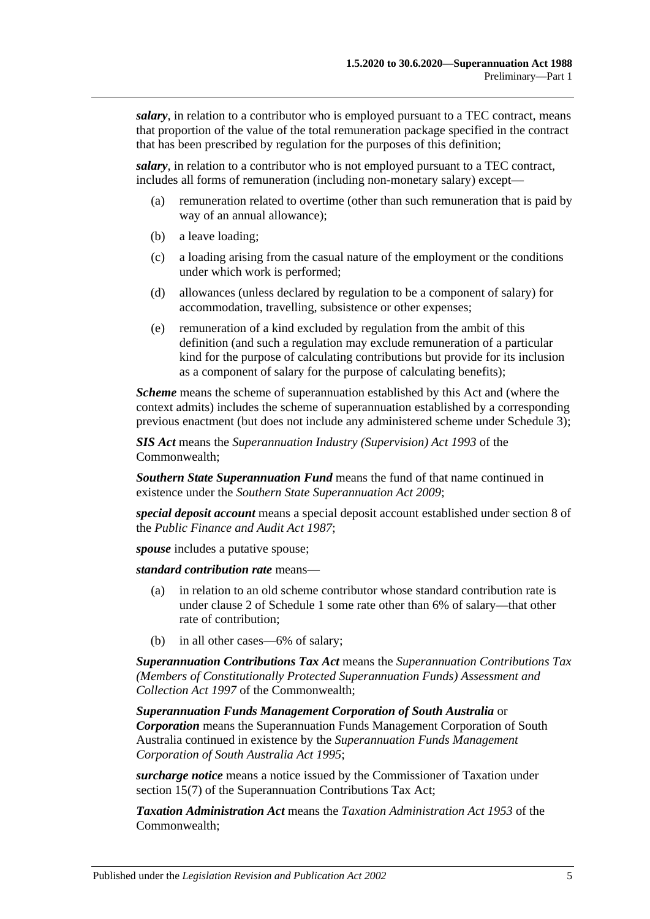***salary***, in relation to a contributor who is employed pursuant to a TEC contract, means that proportion of the value of the total remuneration package specified in the contract that has been prescribed by regulation for the purposes of this definition;

***salary***, in relation to a contributor who is not employed pursuant to a TEC contract, includes all forms of remuneration (including non-monetary salary) except—

(a) remuneration related to overtime (other than such remuneration that is paid by way of an annual allowance);

(b) a leave loading;

(c) a loading arising from the casual nature of the employment or the conditions under which work is performed;

(d) allowances (unless declared by regulation to be a component of salary) for accommodation, travelling, subsistence or other expenses;

(e) remuneration of a kind excluded by regulation from the ambit of this definition (and such a regulation may exclude remuneration of a particular kind for the purpose of calculating contributions but provide for its inclusion as a component of salary for the purpose of calculating benefits);

***Scheme*** means the scheme of superannuation established by this Act and (where the context admits) includes the scheme of superannuation established by a corresponding previous enactment (but does not include any administered scheme under Schedule 3);

***SIS Act*** means the *Superannuation Industry (Supervision) Act 1993* of the Commonwealth;

***Southern State Superannuation Fund*** means the fund of that name continued in existence under the *Southern State Superannuation Act 2009*;

***special deposit account*** means a special deposit account established under section 8 of the *Public Finance and Audit Act 1987*;

***spouse*** includes a putative spouse;

***standard contribution rate*** means—

(a) in relation to an old scheme contributor whose standard contribution rate is under clause 2 of Schedule 1 some rate other than 6% of salary—that other rate of contribution;

(b) in all other cases—6% of salary;

***Superannuation Contributions Tax Act*** means the *Superannuation Contributions Tax (Members of Constitutionally Protected Superannuation Funds) Assessment and Collection Act 1997* of the Commonwealth;

***Superannuation Funds Management Corporation of South Australia*** or ***Corporation*** means the Superannuation Funds Management Corporation of South Australia continued in existence by the *Superannuation Funds Management Corporation of South Australia Act 1995*;

***surcharge notice*** means a notice issued by the Commissioner of Taxation under section 15(7) of the Superannuation Contributions Tax Act;

***Taxation Administration Act*** means the *Taxation Administration Act 1953* of the Commonwealth;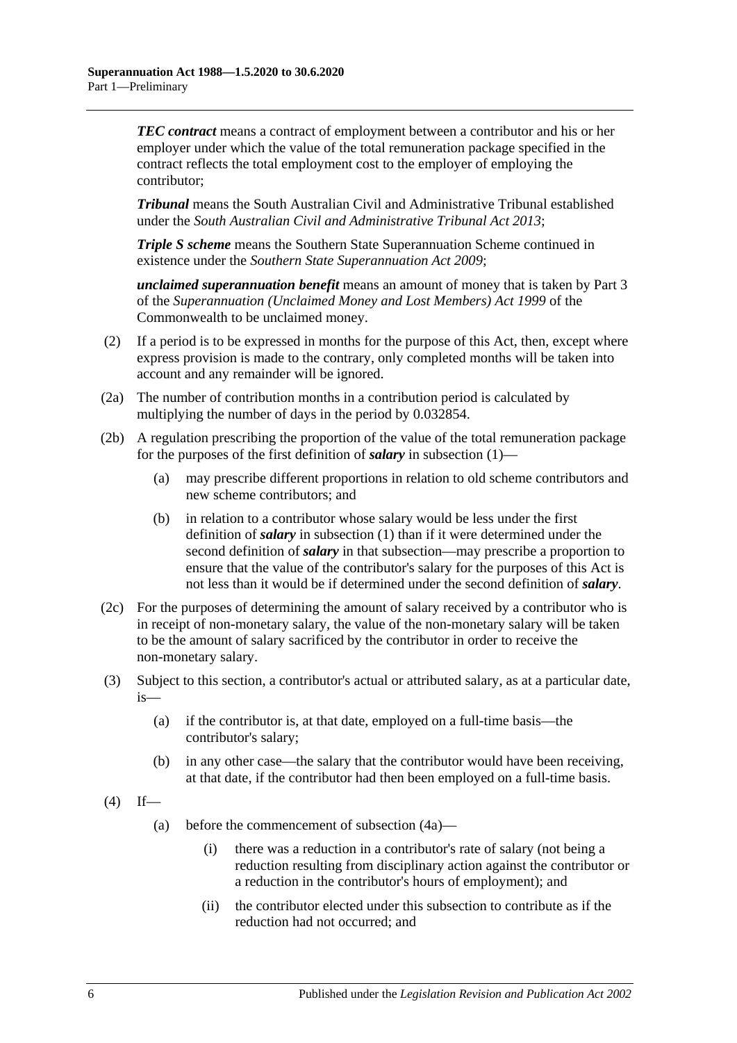***TEC contract*** means a contract of employment between a contributor and his or her employer under which the value of the total remuneration package specified in the contract reflects the total employment cost to the employer of employing the contributor;

***Tribunal*** means the South Australian Civil and Administrative Tribunal established under the *South Australian Civil and Administrative Tribunal Act 2013*;

***Triple S scheme*** means the Southern State Superannuation Scheme continued in existence under the *Southern State Superannuation Act 2009*;

***unclaimed superannuation benefit*** means an amount of money that is taken by Part 3 of the *Superannuation (Unclaimed Money and Lost Members) Act 1999* of the Commonwealth to be unclaimed money.

(2) If a period is to be expressed in months for the purpose of this Act, then, except where express provision is made to the contrary, only completed months will be taken into account and any remainder will be ignored.

(2a) The number of contribution months in a contribution period is calculated by multiplying the number of days in the period by 0.032854.

(2b) A regulation prescribing the proportion of the value of the total remuneration package for the purposes of the first definition of ***salary*** in subsection (1)—

(a) may prescribe different proportions in relation to old scheme contributors and new scheme contributors; and

(b) in relation to a contributor whose salary would be less under the first definition of ***salary*** in subsection (1) than if it were determined under the second definition of ***salary*** in that subsection—may prescribe a proportion to ensure that the value of the contributor's salary for the purposes of this Act is not less than it would be if determined under the second definition of ***salary***.

(2c) For the purposes of determining the amount of salary received by a contributor who is in receipt of non-monetary salary, the value of the non-monetary salary will be taken to be the amount of salary sacrificed by the contributor in order to receive the non-monetary salary.

(3) Subject to this section, a contributor's actual or attributed salary, as at a particular date, is—

(a) if the contributor is, at that date, employed on a full-time basis—the contributor's salary;

(b) in any other case—the salary that the contributor would have been receiving, at that date, if the contributor had then been employed on a full-time basis.

(4) If—

(a) before the commencement of subsection (4a)—

(i) there was a reduction in a contributor's rate of salary (not being a reduction resulting from disciplinary action against the contributor or a reduction in the contributor's hours of employment); and

(ii) the contributor elected under this subsection to contribute as if the reduction had not occurred; and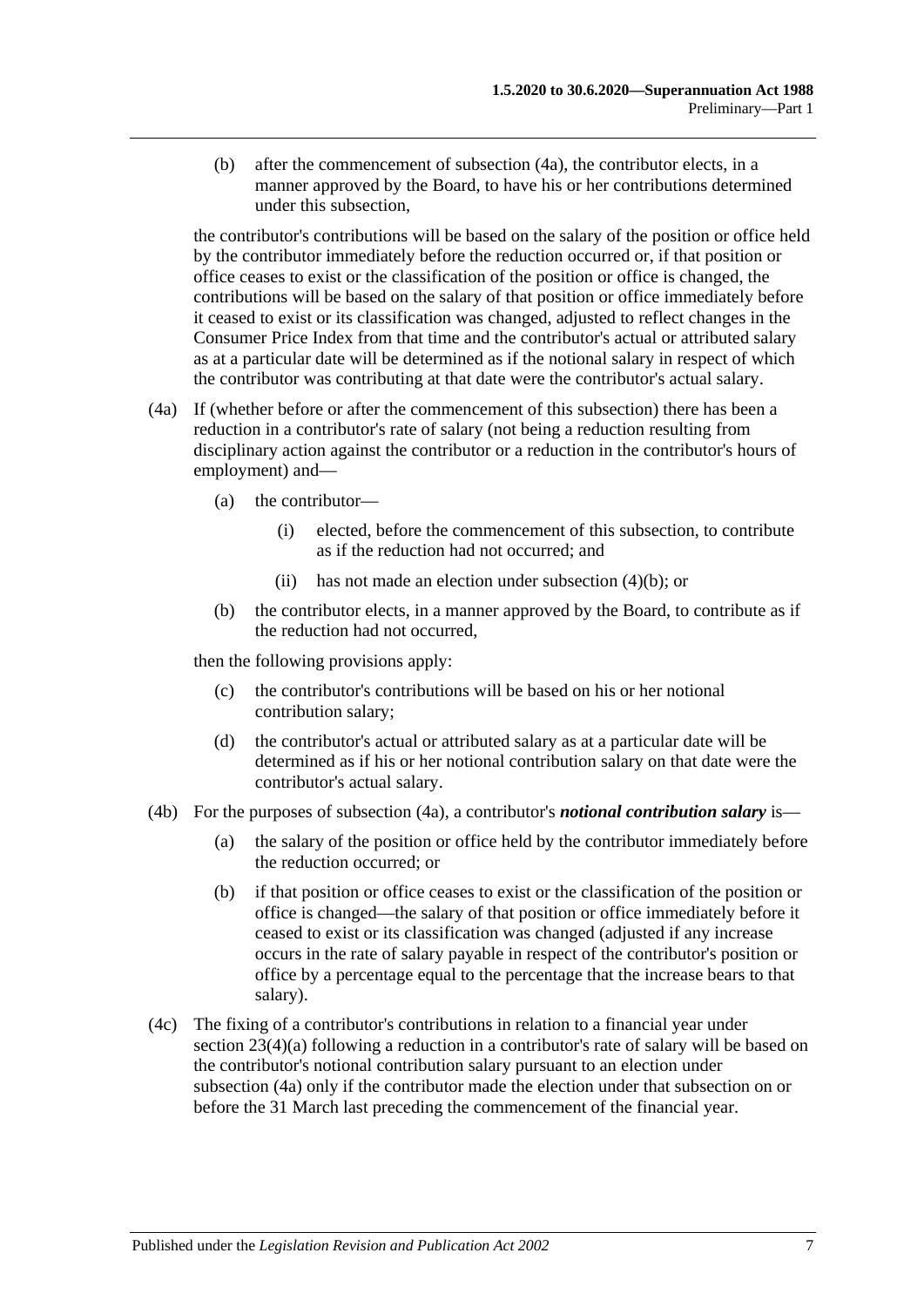(b) after the commencement of subsection (4a), the contributor elects, in a manner approved by the Board, to have his or her contributions determined under this subsection,

the contributor's contributions will be based on the salary of the position or office held by the contributor immediately before the reduction occurred or, if that position or office ceases to exist or the classification of the position or office is changed, the contributions will be based on the salary of that position or office immediately before it ceased to exist or its classification was changed, adjusted to reflect changes in the Consumer Price Index from that time and the contributor's actual or attributed salary as at a particular date will be determined as if the notional salary in respect of which the contributor was contributing at that date were the contributor's actual salary.

(4a) If (whether before or after the commencement of this subsection) there has been a reduction in a contributor's rate of salary (not being a reduction resulting from disciplinary action against the contributor or a reduction in the contributor's hours of employment) and—

(a) the contributor—

(i) elected, before the commencement of this subsection, to contribute as if the reduction had not occurred; and

(ii) has not made an election under subsection (4)(b); or

(b) the contributor elects, in a manner approved by the Board, to contribute as if the reduction had not occurred,

then the following provisions apply:

(c) the contributor's contributions will be based on his or her notional contribution salary;

(d) the contributor's actual or attributed salary as at a particular date will be determined as if his or her notional contribution salary on that date were the contributor's actual salary.

(4b) For the purposes of subsection (4a), a contributor's ***notional contribution salary*** is—

(a) the salary of the position or office held by the contributor immediately before the reduction occurred; or

(b) if that position or office ceases to exist or the classification of the position or office is changed—the salary of that position or office immediately before it ceased to exist or its classification was changed (adjusted if any increase occurs in the rate of salary payable in respect of the contributor's position or office by a percentage equal to the percentage that the increase bears to that salary).

(4c) The fixing of a contributor's contributions in relation to a financial year under section 23(4)(a) following a reduction in a contributor's rate of salary will be based on the contributor's notional contribution salary pursuant to an election under subsection (4a) only if the contributor made the election under that subsection on or before the 31 March last preceding the commencement of the financial year.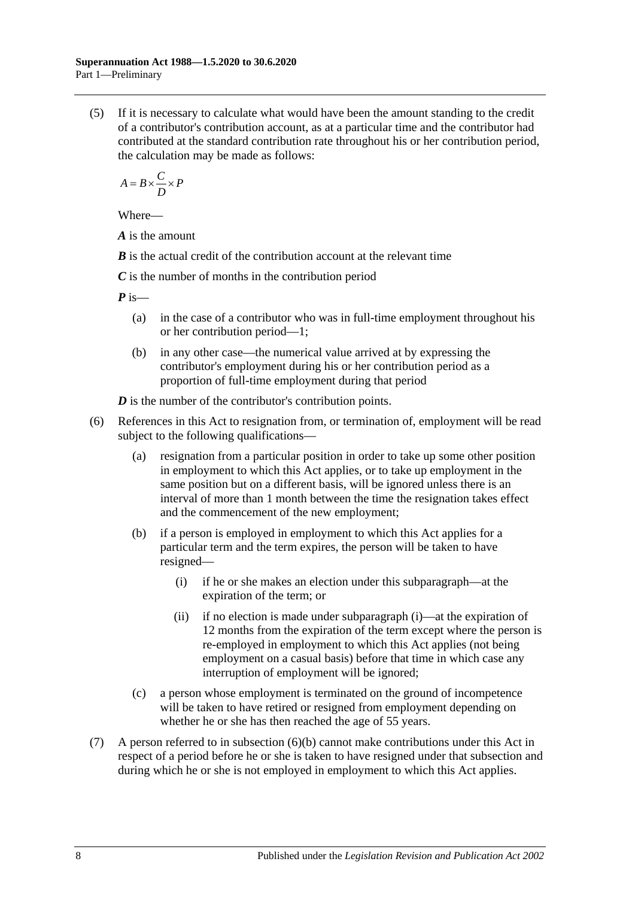(5) If it is necessary to calculate what would have been the amount standing to the credit of a contributor's contribution account, as at a particular time and the contributor had contributed at the standard contribution rate throughout his or her contribution period, the calculation may be made as follows:

$$A = B \times \frac{C}{D} \times P$$

Where—

***A*** is the amount

***B*** is the actual credit of the contribution account at the relevant time

***C*** is the number of months in the contribution period

***P*** is—

(a) in the case of a contributor who was in full-time employment throughout his or her contribution period—1;

(b) in any other case—the numerical value arrived at by expressing the contributor's employment during his or her contribution period as a proportion of full-time employment during that period

***D*** is the number of the contributor's contribution points.

(6) References in this Act to resignation from, or termination of, employment will be read subject to the following qualifications—

(a) resignation from a particular position in order to take up some other position in employment to which this Act applies, or to take up employment in the same position but on a different basis, will be ignored unless there is an interval of more than 1 month between the time the resignation takes effect and the commencement of the new employment;

(b) if a person is employed in employment to which this Act applies for a particular term and the term expires, the person will be taken to have resigned—

(i) if he or she makes an election under this subparagraph—at the expiration of the term; or

(ii) if no election is made under subparagraph (i)—at the expiration of 12 months from the expiration of the term except where the person is re-employed in employment to which this Act applies (not being employment on a casual basis) before that time in which case any interruption of employment will be ignored;

(c) a person whose employment is terminated on the ground of incompetence will be taken to have retired or resigned from employment depending on whether he or she has then reached the age of 55 years.

(7) A person referred to in subsection (6)(b) cannot make contributions under this Act in respect of a period before he or she is taken to have resigned under that subsection and during which he or she is not employed in employment to which this Act applies.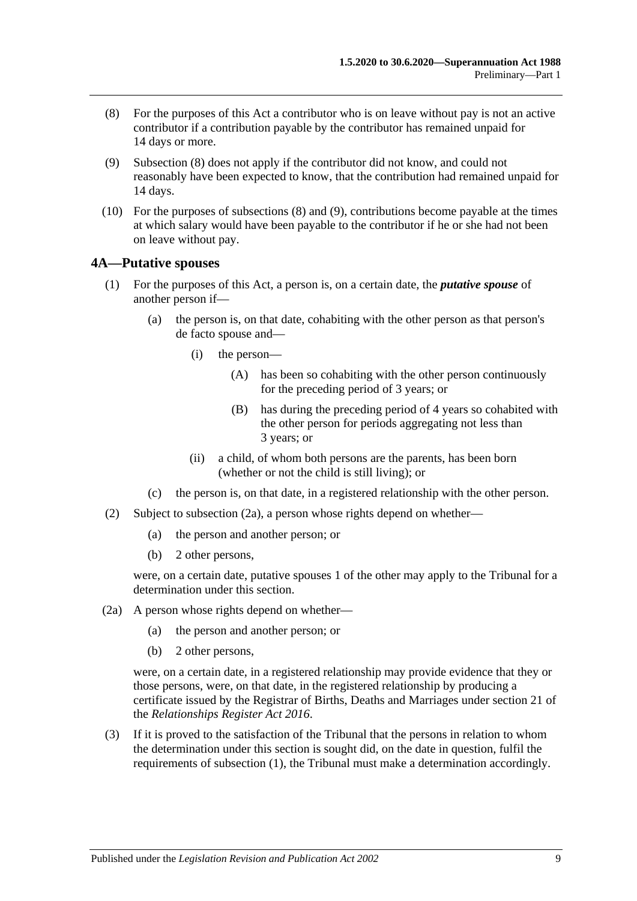(8) For the purposes of this Act a contributor who is on leave without pay is not an active contributor if a contribution payable by the contributor has remained unpaid for 14 days or more.

(9) Subsection (8) does not apply if the contributor did not know, and could not reasonably have been expected to know, that the contribution had remained unpaid for 14 days.

(10) For the purposes of subsections (8) and (9), contributions become payable at the times at which salary would have been payable to the contributor if he or she had not been on leave without pay.

## 4A—Putative spouses

(1) For the purposes of this Act, a person is, on a certain date, the ***putative spouse*** of another person if—

  (a) the person is, on that date, cohabiting with the other person as that person's de facto spouse and—

    (i) the person—

      (A) has been so cohabiting with the other person continuously for the preceding period of 3 years; or

      (B) has during the preceding period of 4 years so cohabited with the other person for periods aggregating not less than 3 years; or

    (ii) a child, of whom both persons are the parents, has been born (whether or not the child is still living); or

  (c) the person is, on that date, in a registered relationship with the other person.

(2) Subject to subsection (2a), a person whose rights depend on whether—

  (a) the person and another person; or

  (b) 2 other persons,

were, on a certain date, putative spouses 1 of the other may apply to the Tribunal for a determination under this section.

(2a) A person whose rights depend on whether—

  (a) the person and another person; or

  (b) 2 other persons,

were, on a certain date, in a registered relationship may provide evidence that they or those persons, were, on that date, in the registered relationship by producing a certificate issued by the Registrar of Births, Deaths and Marriages under section 21 of the *Relationships Register Act 2016*.

(3) If it is proved to the satisfaction of the Tribunal that the persons in relation to whom the determination under this section is sought did, on the date in question, fulfil the requirements of subsection (1), the Tribunal must make a determination accordingly.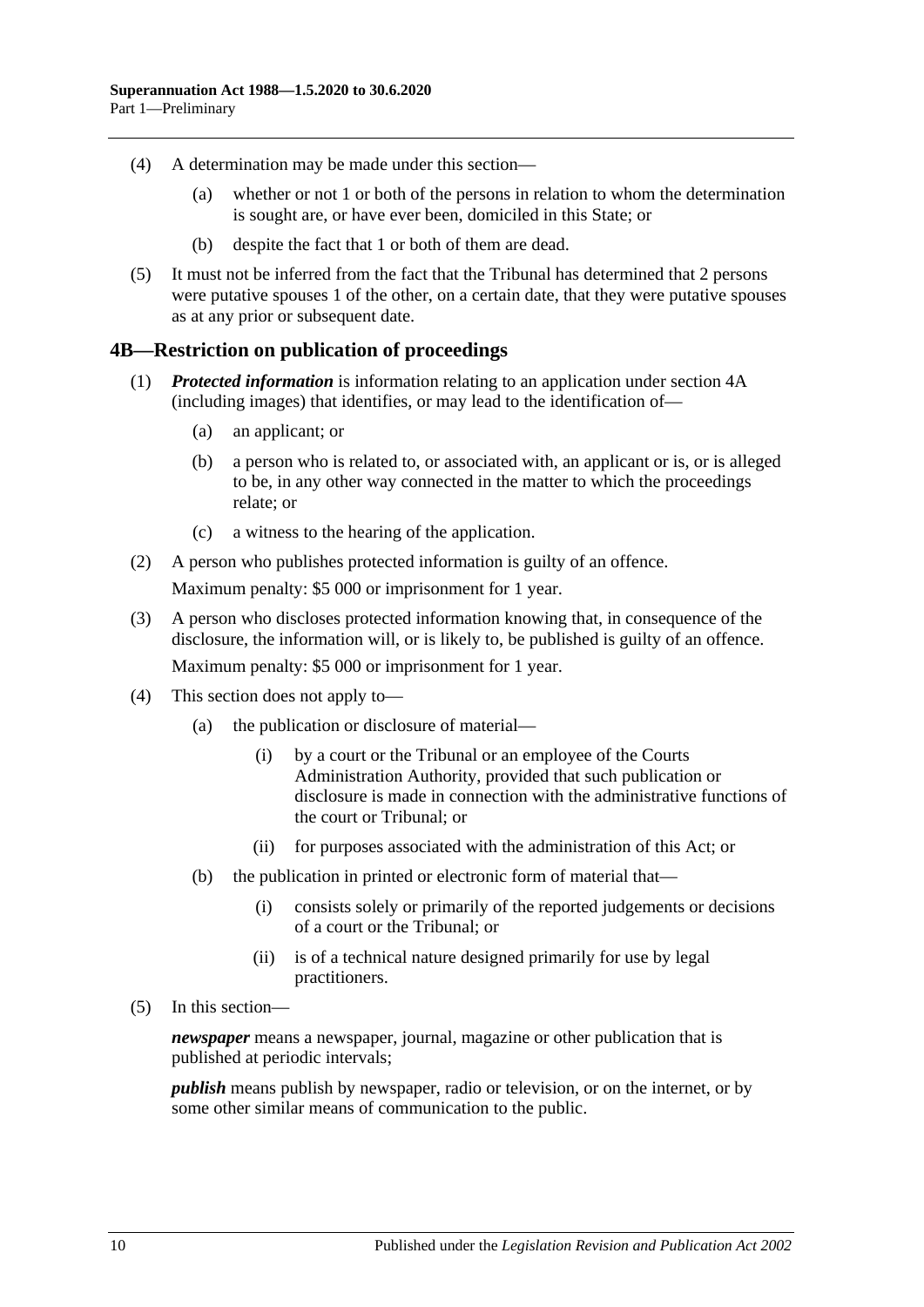(4) A determination may be made under this section—

(a) whether or not 1 or both of the persons in relation to whom the determination is sought are, or have ever been, domiciled in this State; or

(b) despite the fact that 1 or both of them are dead.

(5) It must not be inferred from the fact that the Tribunal has determined that 2 persons were putative spouses 1 of the other, on a certain date, that they were putative spouses as at any prior or subsequent date.

## 4B—Restriction on publication of proceedings

(1) ***Protected information*** is information relating to an application under section 4A (including images) that identifies, or may lead to the identification of—

(a) an applicant; or

(b) a person who is related to, or associated with, an applicant or is, or is alleged to be, in any other way connected in the matter to which the proceedings relate; or

(c) a witness to the hearing of the application.

(2) A person who publishes protected information is guilty of an offence.

Maximum penalty: $5 000 or imprisonment for 1 year.

(3) A person who discloses protected information knowing that, in consequence of the disclosure, the information will, or is likely to, be published is guilty of an offence.

Maximum penalty: $5 000 or imprisonment for 1 year.

(4) This section does not apply to—

(a) the publication or disclosure of material—

(i) by a court or the Tribunal or an employee of the Courts Administration Authority, provided that such publication or disclosure is made in connection with the administrative functions of the court or Tribunal; or

(ii) for purposes associated with the administration of this Act; or

(b) the publication in printed or electronic form of material that—

(i) consists solely or primarily of the reported judgements or decisions of a court or the Tribunal; or

(ii) is of a technical nature designed primarily for use by legal practitioners.

(5) In this section—

***newspaper*** means a newspaper, journal, magazine or other publication that is published at periodic intervals;

***publish*** means publish by newspaper, radio or television, or on the internet, or by some other similar means of communication to the public.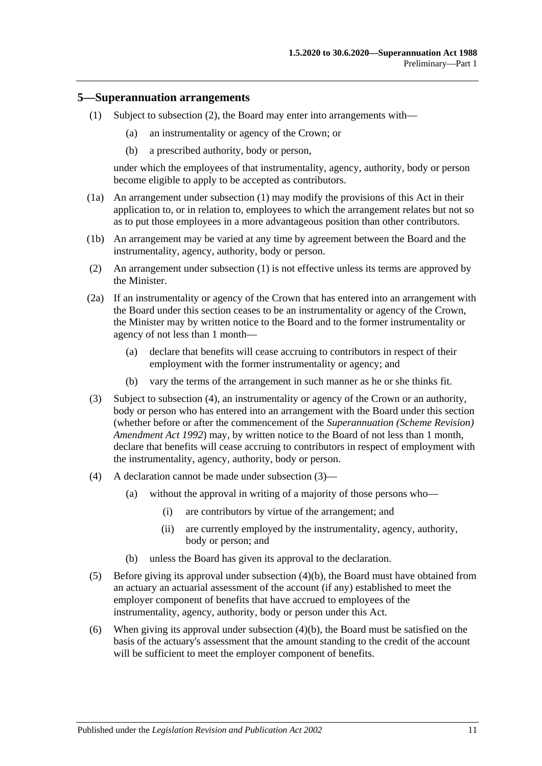## 5—Superannuation arrangements

(1) Subject to subsection (2), the Board may enter into arrangements with—

(a) an instrumentality or agency of the Crown; or

(b) a prescribed authority, body or person,

under which the employees of that instrumentality, agency, authority, body or person become eligible to apply to be accepted as contributors.

(1a) An arrangement under subsection (1) may modify the provisions of this Act in their application to, or in relation to, employees to which the arrangement relates but not so as to put those employees in a more advantageous position than other contributors.

(1b) An arrangement may be varied at any time by agreement between the Board and the instrumentality, agency, authority, body or person.

(2) An arrangement under subsection (1) is not effective unless its terms are approved by the Minister.

(2a) If an instrumentality or agency of the Crown that has entered into an arrangement with the Board under this section ceases to be an instrumentality or agency of the Crown, the Minister may by written notice to the Board and to the former instrumentality or agency of not less than 1 month—

(a) declare that benefits will cease accruing to contributors in respect of their employment with the former instrumentality or agency; and

(b) vary the terms of the arrangement in such manner as he or she thinks fit.

(3) Subject to subsection (4), an instrumentality or agency of the Crown or an authority, body or person who has entered into an arrangement with the Board under this section (whether before or after the commencement of the *Superannuation (Scheme Revision) Amendment Act 1992*) may, by written notice to the Board of not less than 1 month, declare that benefits will cease accruing to contributors in respect of employment with the instrumentality, agency, authority, body or person.

(4) A declaration cannot be made under subsection (3)—

(a) without the approval in writing of a majority of those persons who—

(i) are contributors by virtue of the arrangement; and

(ii) are currently employed by the instrumentality, agency, authority, body or person; and

(b) unless the Board has given its approval to the declaration.

(5) Before giving its approval under subsection (4)(b), the Board must have obtained from an actuary an actuarial assessment of the account (if any) established to meet the employer component of benefits that have accrued to employees of the instrumentality, agency, authority, body or person under this Act.

(6) When giving its approval under subsection (4)(b), the Board must be satisfied on the basis of the actuary's assessment that the amount standing to the credit of the account will be sufficient to meet the employer component of benefits.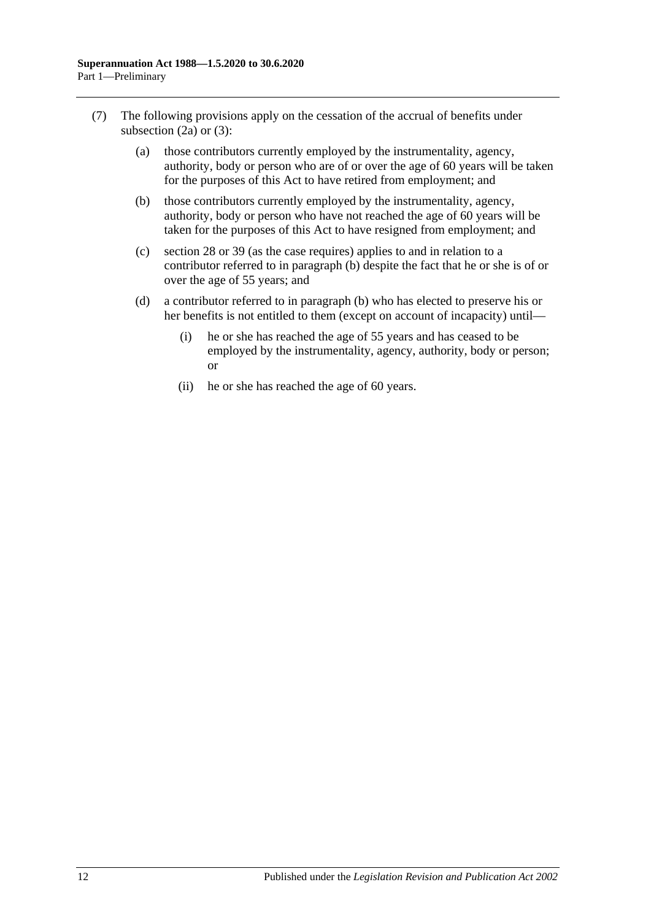(7) The following provisions apply on the cessation of the accrual of benefits under subsection (2a) or (3):

(a) those contributors currently employed by the instrumentality, agency, authority, body or person who are of or over the age of 60 years will be taken for the purposes of this Act to have retired from employment; and

(b) those contributors currently employed by the instrumentality, agency, authority, body or person who have not reached the age of 60 years will be taken for the purposes of this Act to have resigned from employment; and

(c) section 28 or 39 (as the case requires) applies to and in relation to a contributor referred to in paragraph (b) despite the fact that he or she is of or over the age of 55 years; and

(d) a contributor referred to in paragraph (b) who has elected to preserve his or her benefits is not entitled to them (except on account of incapacity) until—

(i) he or she has reached the age of 55 years and has ceased to be employed by the instrumentality, agency, authority, body or person; or

(ii) he or she has reached the age of 60 years.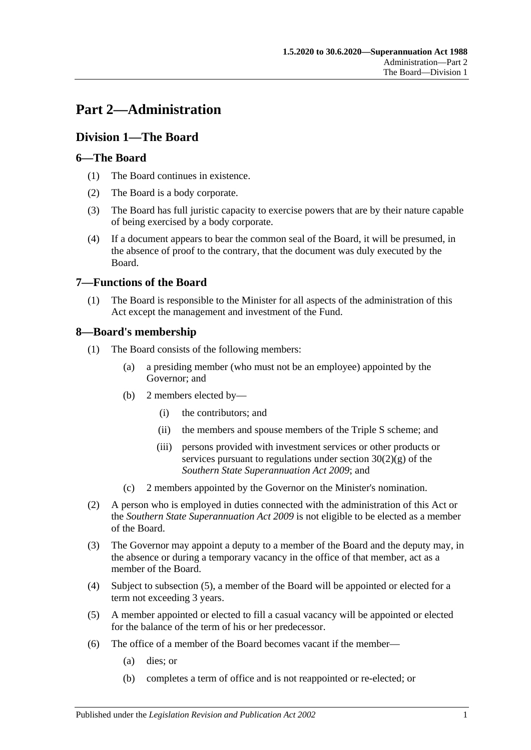# Part 2—Administration

## Division 1—The Board

### 6—The Board

(1) The Board continues in existence.

(2) The Board is a body corporate.

(3) The Board has full juristic capacity to exercise powers that are by their nature capable of being exercised by a body corporate.

(4) If a document appears to bear the common seal of the Board, it will be presumed, in the absence of proof to the contrary, that the document was duly executed by the Board.

### 7—Functions of the Board

(1) The Board is responsible to the Minister for all aspects of the administration of this Act except the management and investment of the Fund.

### 8—Board's membership

(1) The Board consists of the following members:

- (a) a presiding member (who must not be an employee) appointed by the Governor; and
- (b) 2 members elected by—
  - (i) the contributors; and
  - (ii) the members and spouse members of the Triple S scheme; and
  - (iii) persons provided with investment services or other products or services pursuant to regulations under section 30(2)(g) of the *Southern State Superannuation Act 2009*; and
- (c) 2 members appointed by the Governor on the Minister's nomination.

(2) A person who is employed in duties connected with the administration of this Act or the *Southern State Superannuation Act 2009* is not eligible to be elected as a member of the Board.

(3) The Governor may appoint a deputy to a member of the Board and the deputy may, in the absence or during a temporary vacancy in the office of that member, act as a member of the Board.

(4) Subject to subsection (5), a member of the Board will be appointed or elected for a term not exceeding 3 years.

(5) A member appointed or elected to fill a casual vacancy will be appointed or elected for the balance of the term of his or her predecessor.

(6) The office of a member of the Board becomes vacant if the member—

- (a) dies; or
- (b) completes a term of office and is not reappointed or re-elected; or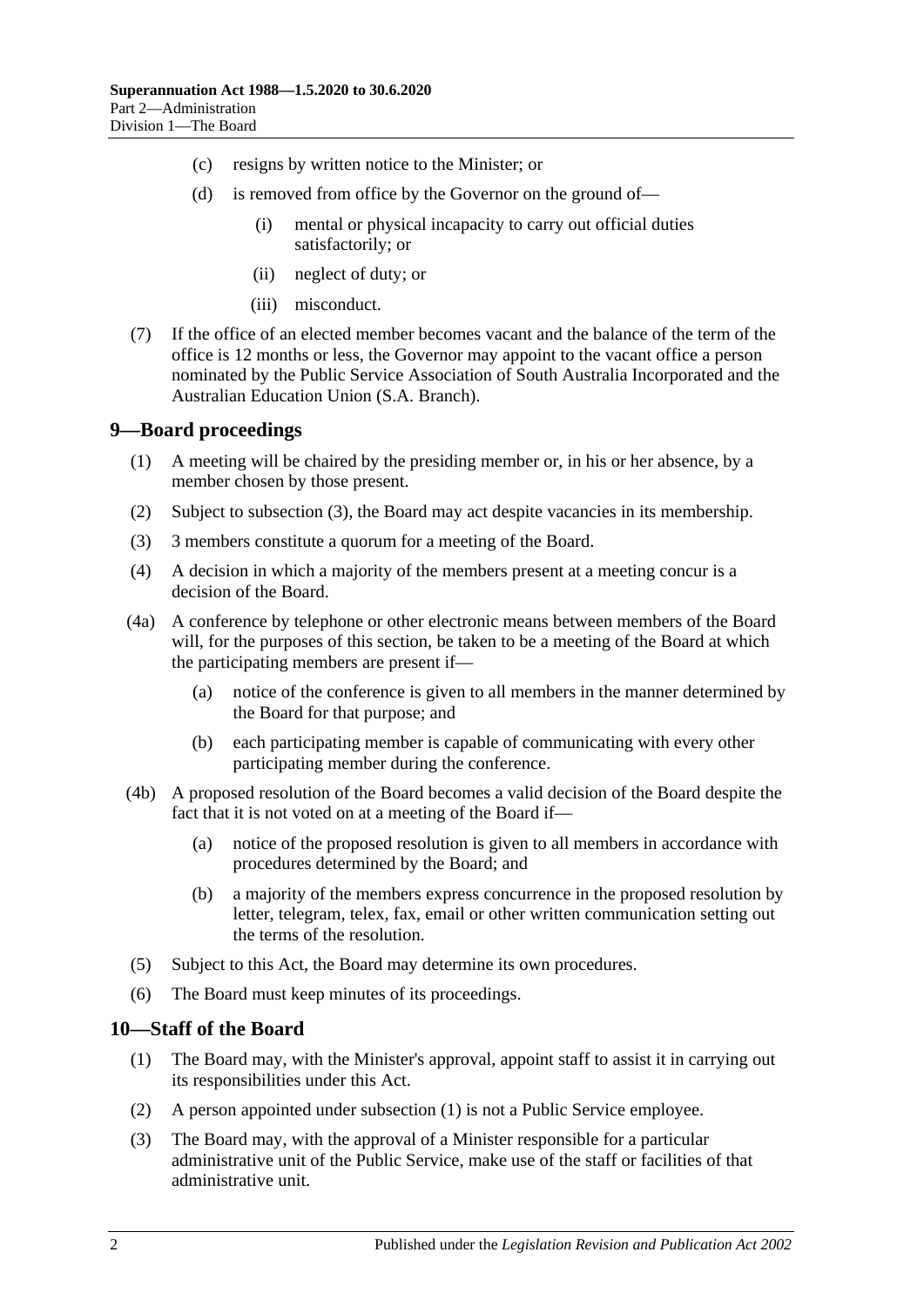(c) resigns by written notice to the Minister; or

(d) is removed from office by the Governor on the ground of—

(i) mental or physical incapacity to carry out official duties satisfactorily; or

(ii) neglect of duty; or

(iii) misconduct.

(7) If the office of an elected member becomes vacant and the balance of the term of the office is 12 months or less, the Governor may appoint to the vacant office a person nominated by the Public Service Association of South Australia Incorporated and the Australian Education Union (S.A. Branch).

## 9—Board proceedings

(1) A meeting will be chaired by the presiding member or, in his or her absence, by a member chosen by those present.

(2) Subject to subsection (3), the Board may act despite vacancies in its membership.

(3) 3 members constitute a quorum for a meeting of the Board.

(4) A decision in which a majority of the members present at a meeting concur is a decision of the Board.

(4a) A conference by telephone or other electronic means between members of the Board will, for the purposes of this section, be taken to be a meeting of the Board at which the participating members are present if—

(a) notice of the conference is given to all members in the manner determined by the Board for that purpose; and

(b) each participating member is capable of communicating with every other participating member during the conference.

(4b) A proposed resolution of the Board becomes a valid decision of the Board despite the fact that it is not voted on at a meeting of the Board if—

(a) notice of the proposed resolution is given to all members in accordance with procedures determined by the Board; and

(b) a majority of the members express concurrence in the proposed resolution by letter, telegram, telex, fax, email or other written communication setting out the terms of the resolution.

(5) Subject to this Act, the Board may determine its own procedures.

(6) The Board must keep minutes of its proceedings.

## 10—Staff of the Board

(1) The Board may, with the Minister's approval, appoint staff to assist it in carrying out its responsibilities under this Act.

(2) A person appointed under subsection (1) is not a Public Service employee.

(3) The Board may, with the approval of a Minister responsible for a particular administrative unit of the Public Service, make use of the staff or facilities of that administrative unit.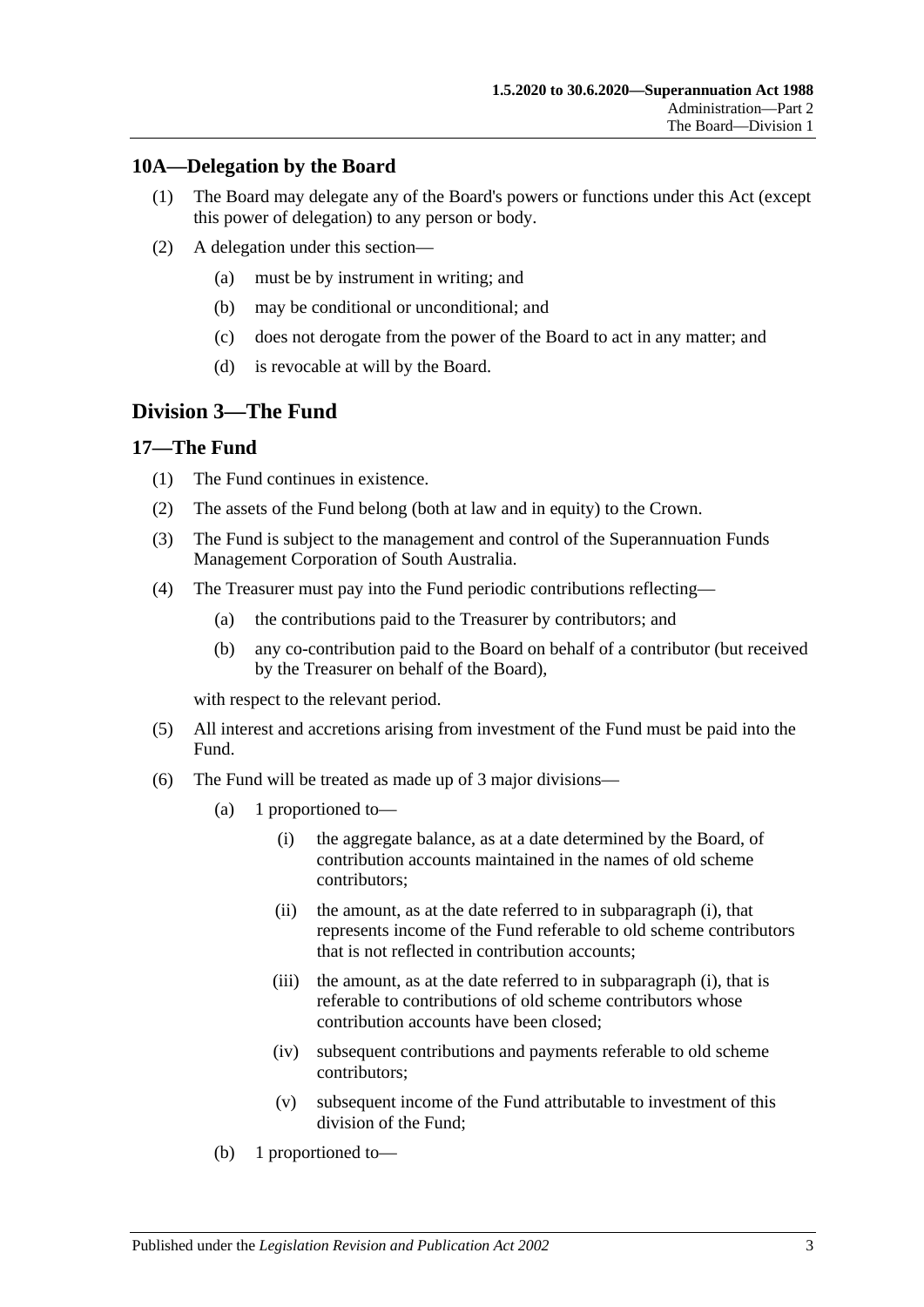### 10A—Delegation by the Board

(1) The Board may delegate any of the Board's powers or functions under this Act (except this power of delegation) to any person or body.

(2) A delegation under this section—

  (a) must be by instrument in writing; and

  (b) may be conditional or unconditional; and

  (c) does not derogate from the power of the Board to act in any matter; and

  (d) is revocable at will by the Board.

## Division 3—The Fund

### 17—The Fund

(1) The Fund continues in existence.

(2) The assets of the Fund belong (both at law and in equity) to the Crown.

(3) The Fund is subject to the management and control of the Superannuation Funds Management Corporation of South Australia.

(4) The Treasurer must pay into the Fund periodic contributions reflecting—

  (a) the contributions paid to the Treasurer by contributors; and

  (b) any co-contribution paid to the Board on behalf of a contributor (but received by the Treasurer on behalf of the Board),

with respect to the relevant period.

(5) All interest and accretions arising from investment of the Fund must be paid into the Fund.

(6) The Fund will be treated as made up of 3 major divisions—

  (a) 1 proportioned to—

    (i) the aggregate balance, as at a date determined by the Board, of contribution accounts maintained in the names of old scheme contributors;

    (ii) the amount, as at the date referred to in subparagraph (i), that represents income of the Fund referable to old scheme contributors that is not reflected in contribution accounts;

    (iii) the amount, as at the date referred to in subparagraph (i), that is referable to contributions of old scheme contributors whose contribution accounts have been closed;

    (iv) subsequent contributions and payments referable to old scheme contributors;

    (v) subsequent income of the Fund attributable to investment of this division of the Fund;

  (b) 1 proportioned to—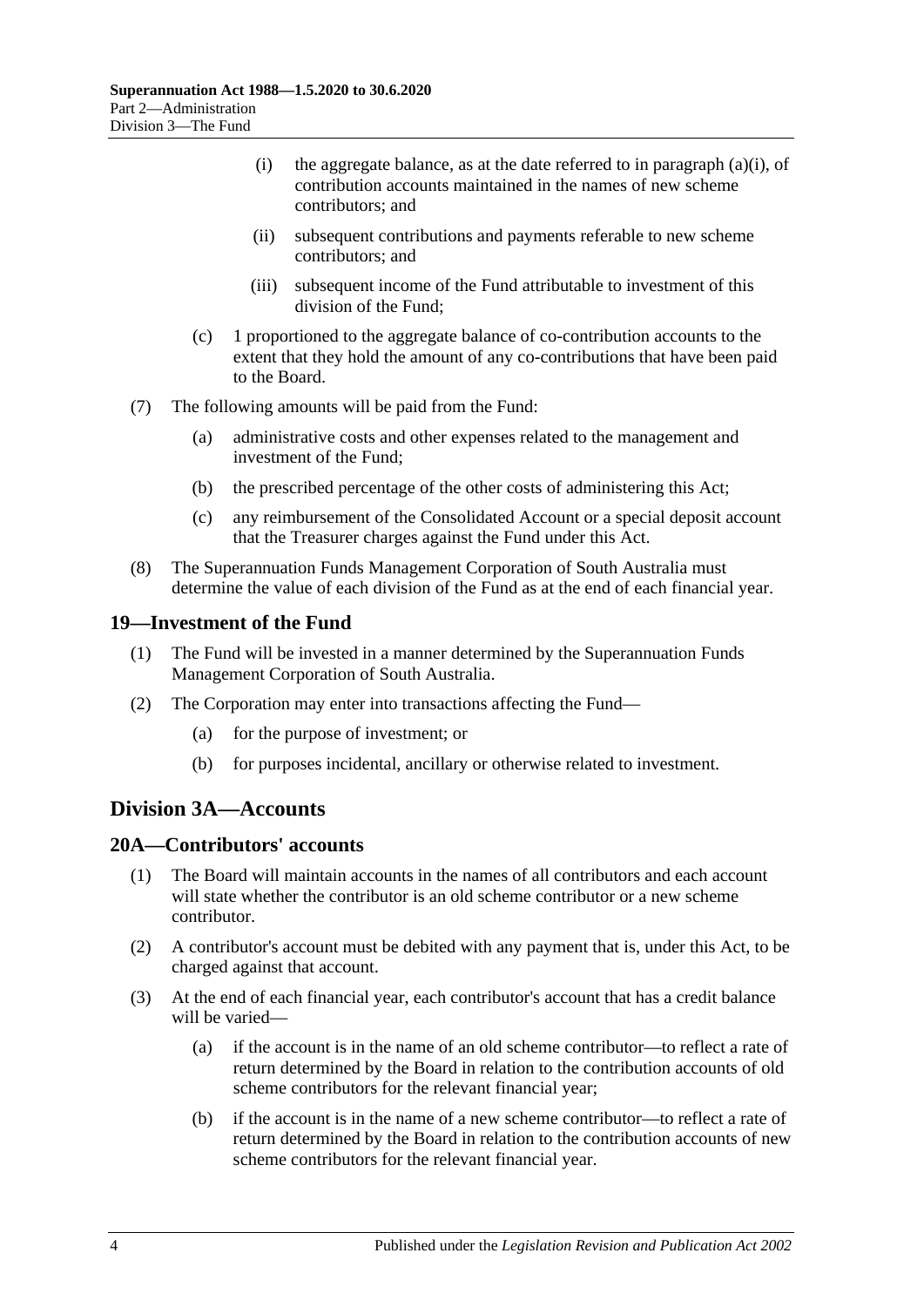(i) the aggregate balance, as at the date referred to in paragraph (a)(i), of contribution accounts maintained in the names of new scheme contributors; and

(ii) subsequent contributions and payments referable to new scheme contributors; and

(iii) subsequent income of the Fund attributable to investment of this division of the Fund;

(c) 1 proportioned to the aggregate balance of co-contribution accounts to the extent that they hold the amount of any co-contributions that have been paid to the Board.

(7) The following amounts will be paid from the Fund:

(a) administrative costs and other expenses related to the management and investment of the Fund;

(b) the prescribed percentage of the other costs of administering this Act;

(c) any reimbursement of the Consolidated Account or a special deposit account that the Treasurer charges against the Fund under this Act.

(8) The Superannuation Funds Management Corporation of South Australia must determine the value of each division of the Fund as at the end of each financial year.

## 19—Investment of the Fund

(1) The Fund will be invested in a manner determined by the Superannuation Funds Management Corporation of South Australia.

(2) The Corporation may enter into transactions affecting the Fund—

(a) for the purpose of investment; or

(b) for purposes incidental, ancillary or otherwise related to investment.

# Division 3A—Accounts

## 20A—Contributors' accounts

(1) The Board will maintain accounts in the names of all contributors and each account will state whether the contributor is an old scheme contributor or a new scheme contributor.

(2) A contributor's account must be debited with any payment that is, under this Act, to be charged against that account.

(3) At the end of each financial year, each contributor's account that has a credit balance will be varied—

(a) if the account is in the name of an old scheme contributor—to reflect a rate of return determined by the Board in relation to the contribution accounts of old scheme contributors for the relevant financial year;

(b) if the account is in the name of a new scheme contributor—to reflect a rate of return determined by the Board in relation to the contribution accounts of new scheme contributors for the relevant financial year.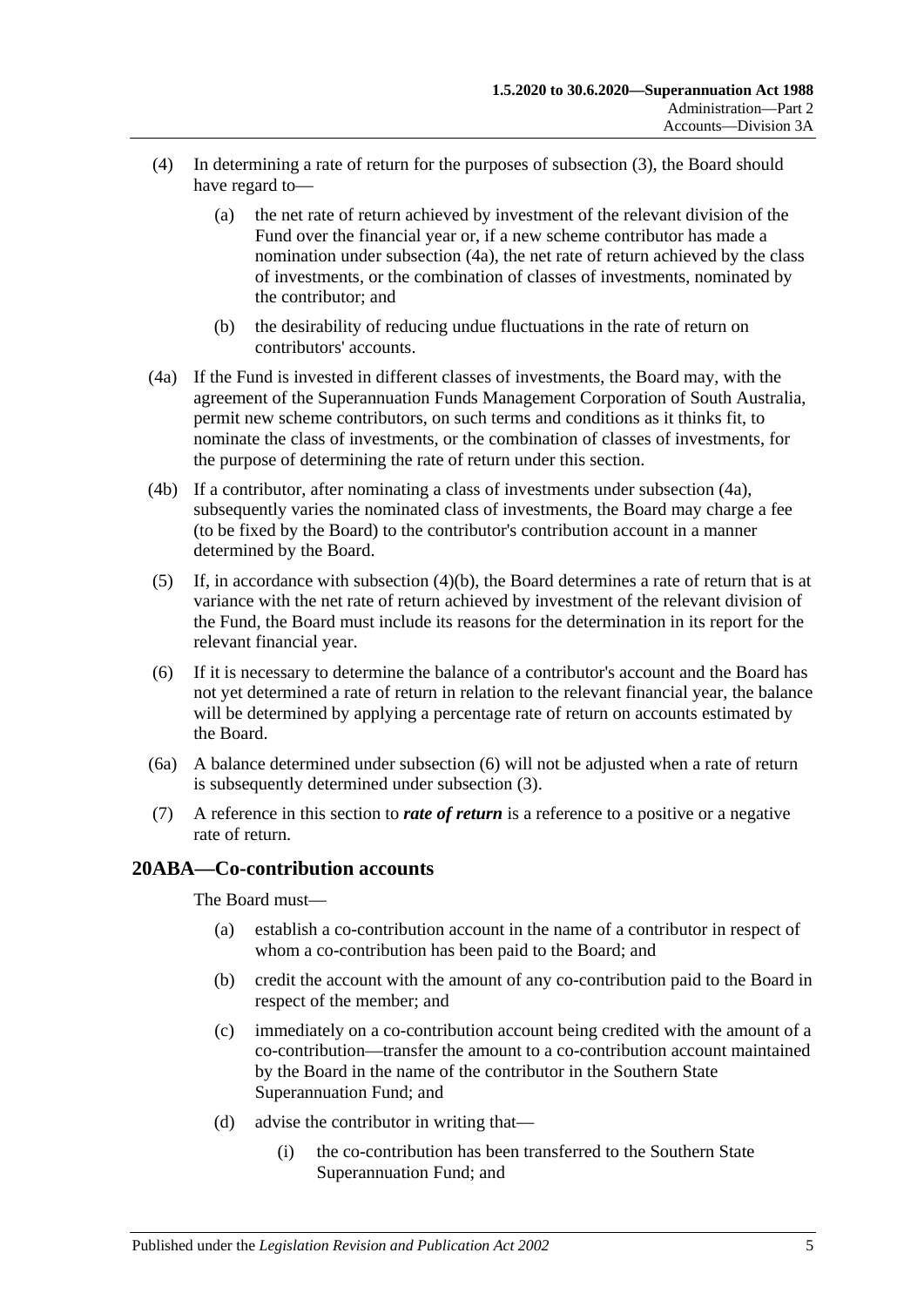(4) In determining a rate of return for the purposes of subsection (3), the Board should have regard to—

(a) the net rate of return achieved by investment of the relevant division of the Fund over the financial year or, if a new scheme contributor has made a nomination under subsection (4a), the net rate of return achieved by the class of investments, or the combination of classes of investments, nominated by the contributor; and

(b) the desirability of reducing undue fluctuations in the rate of return on contributors' accounts.

(4a) If the Fund is invested in different classes of investments, the Board may, with the agreement of the Superannuation Funds Management Corporation of South Australia, permit new scheme contributors, on such terms and conditions as it thinks fit, to nominate the class of investments, or the combination of classes of investments, for the purpose of determining the rate of return under this section.

(4b) If a contributor, after nominating a class of investments under subsection (4a), subsequently varies the nominated class of investments, the Board may charge a fee (to be fixed by the Board) to the contributor's contribution account in a manner determined by the Board.

(5) If, in accordance with subsection (4)(b), the Board determines a rate of return that is at variance with the net rate of return achieved by investment of the relevant division of the Fund, the Board must include its reasons for the determination in its report for the relevant financial year.

(6) If it is necessary to determine the balance of a contributor's account and the Board has not yet determined a rate of return in relation to the relevant financial year, the balance will be determined by applying a percentage rate of return on accounts estimated by the Board.

(6a) A balance determined under subsection (6) will not be adjusted when a rate of return is subsequently determined under subsection (3).

(7) A reference in this section to ***rate of return*** is a reference to a positive or a negative rate of return.

## 20ABA—Co-contribution accounts

The Board must—

(a) establish a co-contribution account in the name of a contributor in respect of whom a co-contribution has been paid to the Board; and

(b) credit the account with the amount of any co-contribution paid to the Board in respect of the member; and

(c) immediately on a co-contribution account being credited with the amount of a co-contribution—transfer the amount to a co-contribution account maintained by the Board in the name of the contributor in the Southern State Superannuation Fund; and

(d) advise the contributor in writing that—

(i) the co-contribution has been transferred to the Southern State Superannuation Fund; and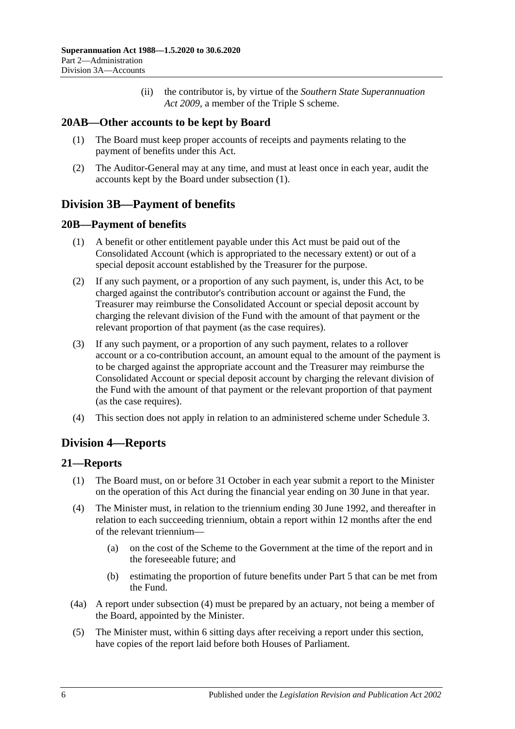(ii) the contributor is, by virtue of the *Southern State Superannuation Act 2009*, a member of the Triple S scheme.

## 20AB—Other accounts to be kept by Board

(1) The Board must keep proper accounts of receipts and payments relating to the payment of benefits under this Act.

(2) The Auditor-General may at any time, and must at least once in each year, audit the accounts kept by the Board under subsection (1).

# Division 3B—Payment of benefits

## 20B—Payment of benefits

(1) A benefit or other entitlement payable under this Act must be paid out of the Consolidated Account (which is appropriated to the necessary extent) or out of a special deposit account established by the Treasurer for the purpose.

(2) If any such payment, or a proportion of any such payment, is, under this Act, to be charged against the contributor's contribution account or against the Fund, the Treasurer may reimburse the Consolidated Account or special deposit account by charging the relevant division of the Fund with the amount of that payment or the relevant proportion of that payment (as the case requires).

(3) If any such payment, or a proportion of any such payment, relates to a rollover account or a co-contribution account, an amount equal to the amount of the payment is to be charged against the appropriate account and the Treasurer may reimburse the Consolidated Account or special deposit account by charging the relevant division of the Fund with the amount of that payment or the relevant proportion of that payment (as the case requires).

(4) This section does not apply in relation to an administered scheme under Schedule 3.

# Division 4—Reports

## 21—Reports

(1) The Board must, on or before 31 October in each year submit a report to the Minister on the operation of this Act during the financial year ending on 30 June in that year.

(4) The Minister must, in relation to the triennium ending 30 June 1992, and thereafter in relation to each succeeding triennium, obtain a report within 12 months after the end of the relevant triennium—

(a) on the cost of the Scheme to the Government at the time of the report and in the foreseeable future; and

(b) estimating the proportion of future benefits under Part 5 that can be met from the Fund.

(4a) A report under subsection (4) must be prepared by an actuary, not being a member of the Board, appointed by the Minister.

(5) The Minister must, within 6 sitting days after receiving a report under this section, have copies of the report laid before both Houses of Parliament.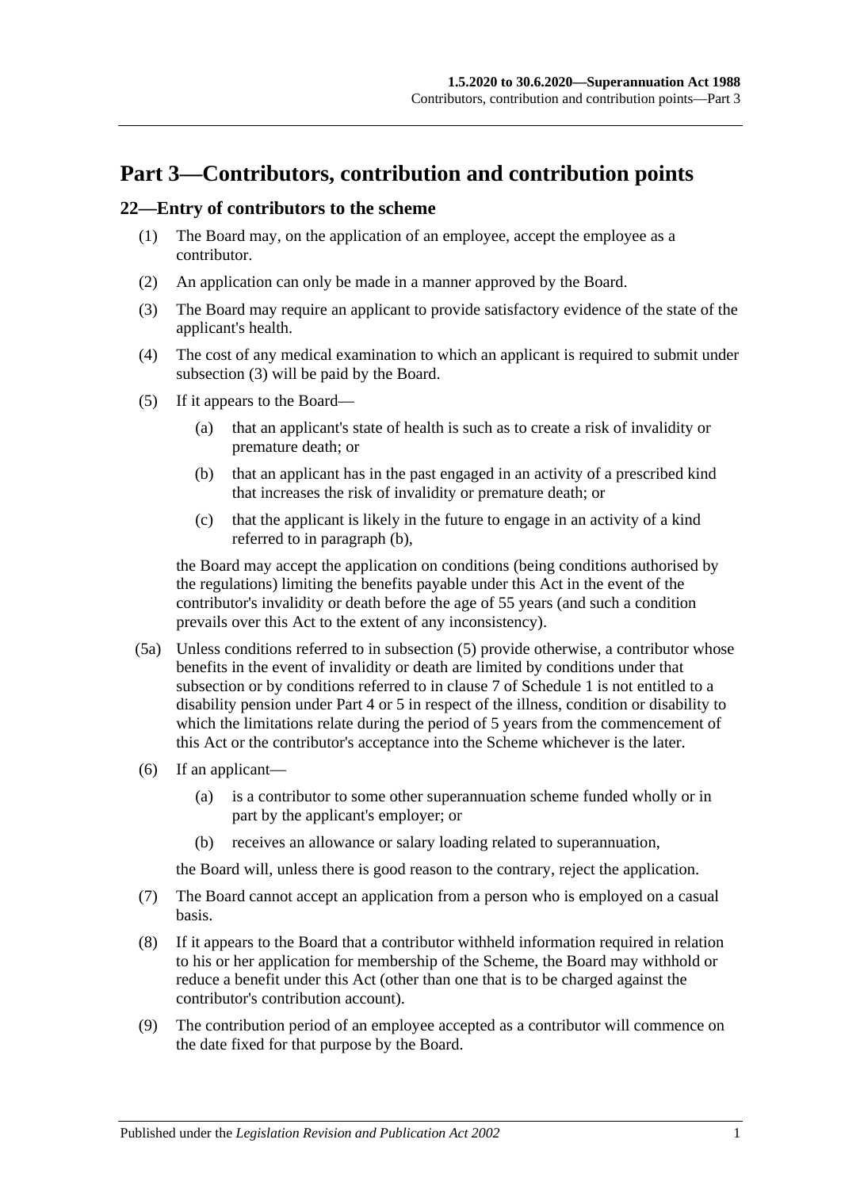# Part 3—Contributors, contribution and contribution points

## 22—Entry of contributors to the scheme

(1) The Board may, on the application of an employee, accept the employee as a contributor.

(2) An application can only be made in a manner approved by the Board.

(3) The Board may require an applicant to provide satisfactory evidence of the state of the applicant's health.

(4) The cost of any medical examination to which an applicant is required to submit under subsection (3) will be paid by the Board.

(5) If it appears to the Board—

(a) that an applicant's state of health is such as to create a risk of invalidity or premature death; or

(b) that an applicant has in the past engaged in an activity of a prescribed kind that increases the risk of invalidity or premature death; or

(c) that the applicant is likely in the future to engage in an activity of a kind referred to in paragraph (b),

the Board may accept the application on conditions (being conditions authorised by the regulations) limiting the benefits payable under this Act in the event of the contributor's invalidity or death before the age of 55 years (and such a condition prevails over this Act to the extent of any inconsistency).

(5a) Unless conditions referred to in subsection (5) provide otherwise, a contributor whose benefits in the event of invalidity or death are limited by conditions under that subsection or by conditions referred to in clause 7 of Schedule 1 is not entitled to a disability pension under Part 4 or 5 in respect of the illness, condition or disability to which the limitations relate during the period of 5 years from the commencement of this Act or the contributor's acceptance into the Scheme whichever is the later.

(6) If an applicant—

(a) is a contributor to some other superannuation scheme funded wholly or in part by the applicant's employer; or

(b) receives an allowance or salary loading related to superannuation,

the Board will, unless there is good reason to the contrary, reject the application.

(7) The Board cannot accept an application from a person who is employed on a casual basis.

(8) If it appears to the Board that a contributor withheld information required in relation to his or her application for membership of the Scheme, the Board may withhold or reduce a benefit under this Act (other than one that is to be charged against the contributor's contribution account).

(9) The contribution period of an employee accepted as a contributor will commence on the date fixed for that purpose by the Board.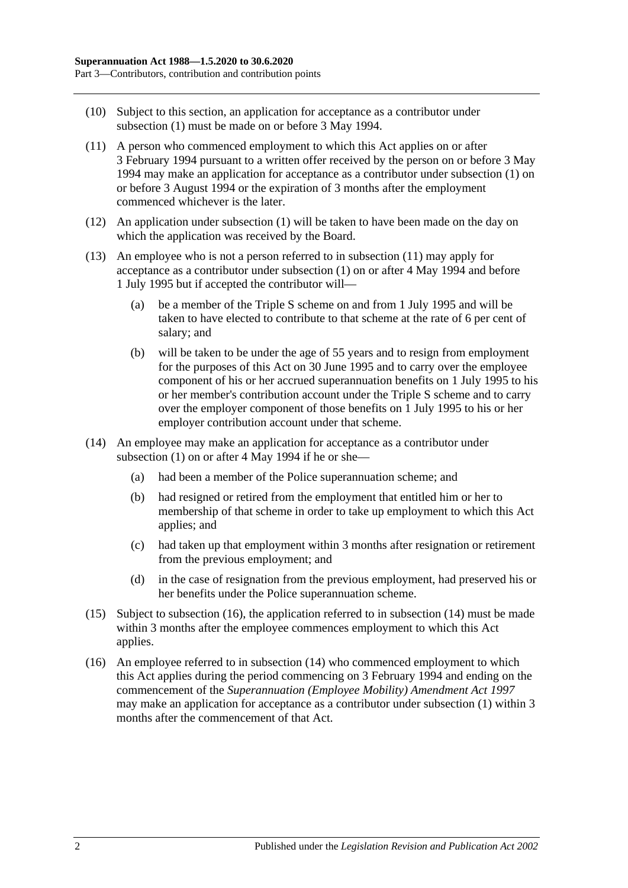(10) Subject to this section, an application for acceptance as a contributor under subsection (1) must be made on or before 3 May 1994.

(11) A person who commenced employment to which this Act applies on or after 3 February 1994 pursuant to a written offer received by the person on or before 3 May 1994 may make an application for acceptance as a contributor under subsection (1) on or before 3 August 1994 or the expiration of 3 months after the employment commenced whichever is the later.

(12) An application under subsection (1) will be taken to have been made on the day on which the application was received by the Board.

(13) An employee who is not a person referred to in subsection (11) may apply for acceptance as a contributor under subsection (1) on or after 4 May 1994 and before 1 July 1995 but if accepted the contributor will—

- (a) be a member of the Triple S scheme on and from 1 July 1995 and will be taken to have elected to contribute to that scheme at the rate of 6 per cent of salary; and
- (b) will be taken to be under the age of 55 years and to resign from employment for the purposes of this Act on 30 June 1995 and to carry over the employee component of his or her accrued superannuation benefits on 1 July 1995 to his or her member's contribution account under the Triple S scheme and to carry over the employer component of those benefits on 1 July 1995 to his or her employer contribution account under that scheme.

(14) An employee may make an application for acceptance as a contributor under subsection (1) on or after 4 May 1994 if he or she—

- (a) had been a member of the Police superannuation scheme; and
- (b) had resigned or retired from the employment that entitled him or her to membership of that scheme in order to take up employment to which this Act applies; and
- (c) had taken up that employment within 3 months after resignation or retirement from the previous employment; and
- (d) in the case of resignation from the previous employment, had preserved his or her benefits under the Police superannuation scheme.

(15) Subject to subsection (16), the application referred to in subsection (14) must be made within 3 months after the employee commences employment to which this Act applies.

(16) An employee referred to in subsection (14) who commenced employment to which this Act applies during the period commencing on 3 February 1994 and ending on the commencement of the *Superannuation (Employee Mobility) Amendment Act 1997* may make an application for acceptance as a contributor under subsection (1) within 3 months after the commencement of that Act.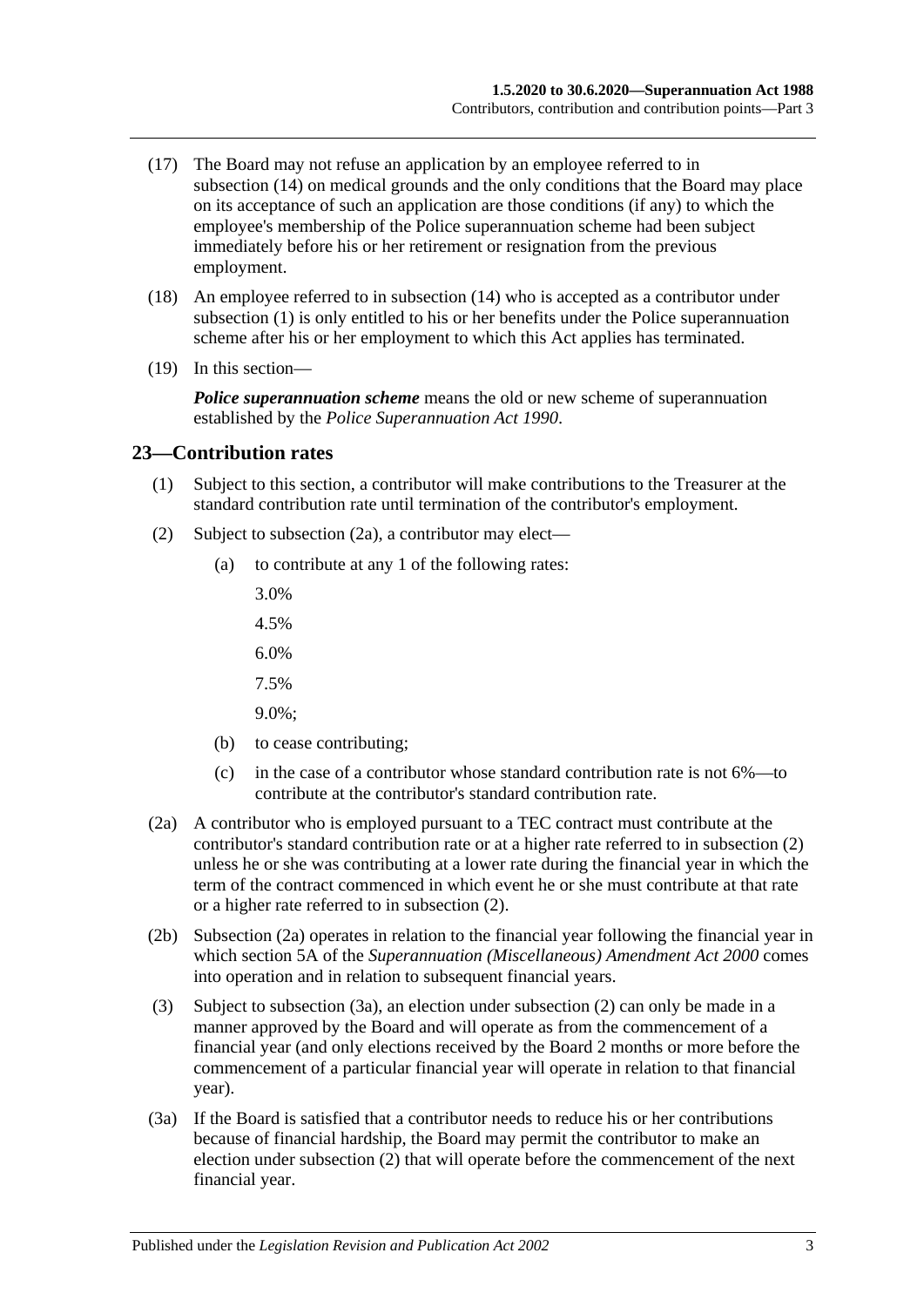(17) The Board may not refuse an application by an employee referred to in subsection (14) on medical grounds and the only conditions that the Board may place on its acceptance of such an application are those conditions (if any) to which the employee's membership of the Police superannuation scheme had been subject immediately before his or her retirement or resignation from the previous employment.

(18) An employee referred to in subsection (14) who is accepted as a contributor under subsection (1) is only entitled to his or her benefits under the Police superannuation scheme after his or her employment to which this Act applies has terminated.

(19) In this section—

***Police superannuation scheme*** means the old or new scheme of superannuation established by the *Police Superannuation Act 1990*.

## 23—Contribution rates

(1) Subject to this section, a contributor will make contributions to the Treasurer at the standard contribution rate until termination of the contributor's employment.

(2) Subject to subsection (2a), a contributor may elect—

(a) to contribute at any 1 of the following rates:

3.0%

4.5%

6.0%

7.5%

9.0%;

(b) to cease contributing;

(c) in the case of a contributor whose standard contribution rate is not 6%—to contribute at the contributor's standard contribution rate.

(2a) A contributor who is employed pursuant to a TEC contract must contribute at the contributor's standard contribution rate or at a higher rate referred to in subsection (2) unless he or she was contributing at a lower rate during the financial year in which the term of the contract commenced in which event he or she must contribute at that rate or a higher rate referred to in subsection (2).

(2b) Subsection (2a) operates in relation to the financial year following the financial year in which section 5A of the *Superannuation (Miscellaneous) Amendment Act 2000* comes into operation and in relation to subsequent financial years.

(3) Subject to subsection (3a), an election under subsection (2) can only be made in a manner approved by the Board and will operate as from the commencement of a financial year (and only elections received by the Board 2 months or more before the commencement of a particular financial year will operate in relation to that financial year).

(3a) If the Board is satisfied that a contributor needs to reduce his or her contributions because of financial hardship, the Board may permit the contributor to make an election under subsection (2) that will operate before the commencement of the next financial year.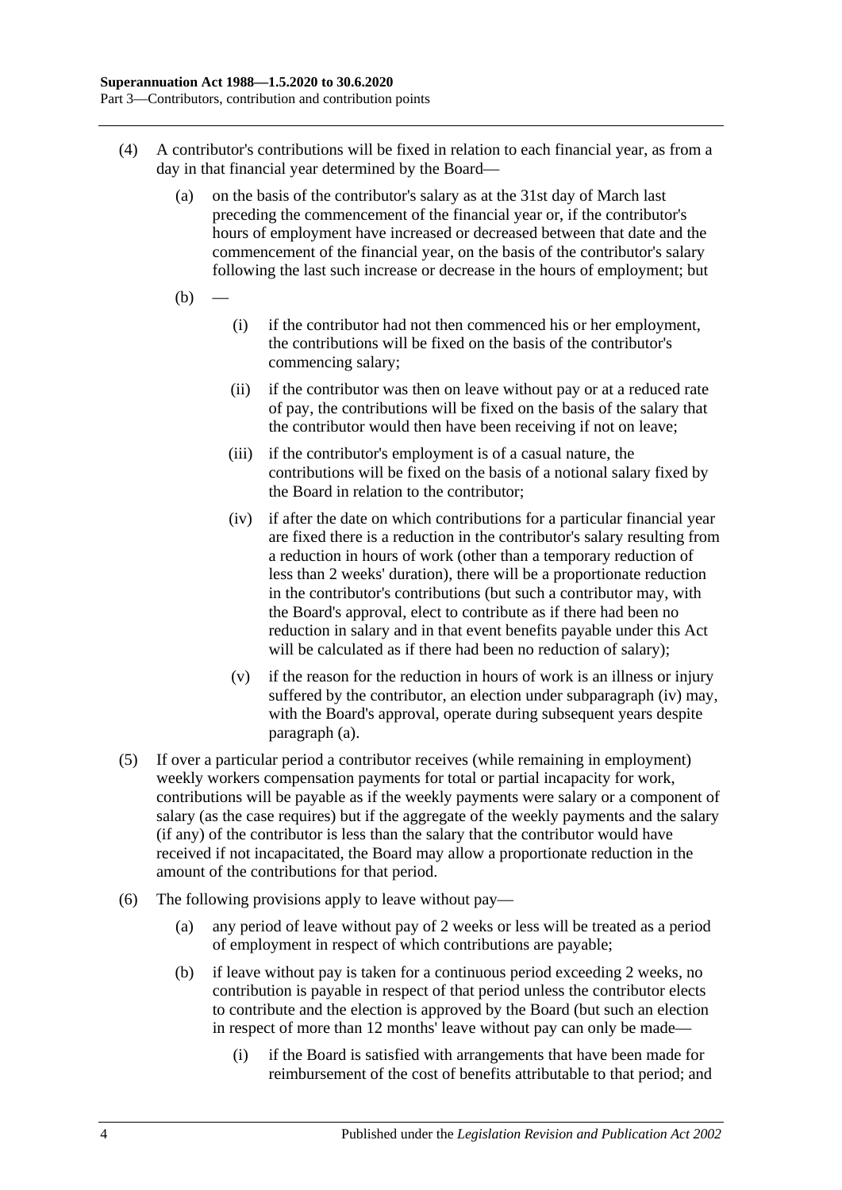(4) A contributor's contributions will be fixed in relation to each financial year, as from a day in that financial year determined by the Board—

   (a) on the basis of the contributor's salary as at the 31st day of March last preceding the commencement of the financial year or, if the contributor's hours of employment have increased or decreased between that date and the commencement of the financial year, on the basis of the contributor's salary following the last such increase or decrease in the hours of employment; but

   (b) —

      (i) if the contributor had not then commenced his or her employment, the contributions will be fixed on the basis of the contributor's commencing salary;

      (ii) if the contributor was then on leave without pay or at a reduced rate of pay, the contributions will be fixed on the basis of the salary that the contributor would then have been receiving if not on leave;

      (iii) if the contributor's employment is of a casual nature, the contributions will be fixed on the basis of a notional salary fixed by the Board in relation to the contributor;

      (iv) if after the date on which contributions for a particular financial year are fixed there is a reduction in the contributor's salary resulting from a reduction in hours of work (other than a temporary reduction of less than 2 weeks' duration), there will be a proportionate reduction in the contributor's contributions (but such a contributor may, with the Board's approval, elect to contribute as if there had been no reduction in salary and in that event benefits payable under this Act will be calculated as if there had been no reduction of salary);

      (v) if the reason for the reduction in hours of work is an illness or injury suffered by the contributor, an election under subparagraph (iv) may, with the Board's approval, operate during subsequent years despite paragraph (a).

(5) If over a particular period a contributor receives (while remaining in employment) weekly workers compensation payments for total or partial incapacity for work, contributions will be payable as if the weekly payments were salary or a component of salary (as the case requires) but if the aggregate of the weekly payments and the salary (if any) of the contributor is less than the salary that the contributor would have received if not incapacitated, the Board may allow a proportionate reduction in the amount of the contributions for that period.

(6) The following provisions apply to leave without pay—

   (a) any period of leave without pay of 2 weeks or less will be treated as a period of employment in respect of which contributions are payable;

   (b) if leave without pay is taken for a continuous period exceeding 2 weeks, no contribution is payable in respect of that period unless the contributor elects to contribute and the election is approved by the Board (but such an election in respect of more than 12 months' leave without pay can only be made—

      (i) if the Board is satisfied with arrangements that have been made for reimbursement of the cost of benefits attributable to that period; and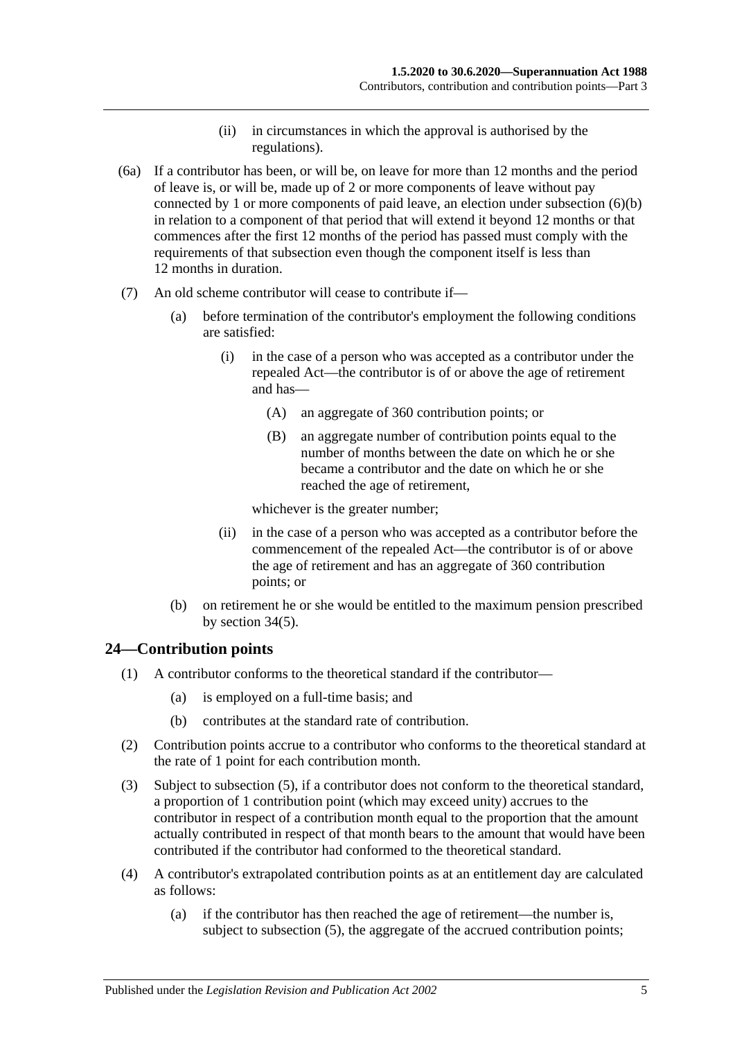(ii) in circumstances in which the approval is authorised by the regulations).

(6a) If a contributor has been, or will be, on leave for more than 12 months and the period of leave is, or will be, made up of 2 or more components of leave without pay connected by 1 or more components of paid leave, an election under subsection (6)(b) in relation to a component of that period that will extend it beyond 12 months or that commences after the first 12 months of the period has passed must comply with the requirements of that subsection even though the component itself is less than 12 months in duration.

(7) An old scheme contributor will cease to contribute if—

(a) before termination of the contributor's employment the following conditions are satisfied:

(i) in the case of a person who was accepted as a contributor under the repealed Act—the contributor is of or above the age of retirement and has—

(A) an aggregate of 360 contribution points; or

(B) an aggregate number of contribution points equal to the number of months between the date on which he or she became a contributor and the date on which he or she reached the age of retirement,

whichever is the greater number;

(ii) in the case of a person who was accepted as a contributor before the commencement of the repealed Act—the contributor is of or above the age of retirement and has an aggregate of 360 contribution points; or

(b) on retirement he or she would be entitled to the maximum pension prescribed by section 34(5).

## 24—Contribution points

(1) A contributor conforms to the theoretical standard if the contributor—

(a) is employed on a full-time basis; and

(b) contributes at the standard rate of contribution.

(2) Contribution points accrue to a contributor who conforms to the theoretical standard at the rate of 1 point for each contribution month.

(3) Subject to subsection (5), if a contributor does not conform to the theoretical standard, a proportion of 1 contribution point (which may exceed unity) accrues to the contributor in respect of a contribution month equal to the proportion that the amount actually contributed in respect of that month bears to the amount that would have been contributed if the contributor had conformed to the theoretical standard.

(4) A contributor's extrapolated contribution points as at an entitlement day are calculated as follows:

(a) if the contributor has then reached the age of retirement—the number is, subject to subsection (5), the aggregate of the accrued contribution points;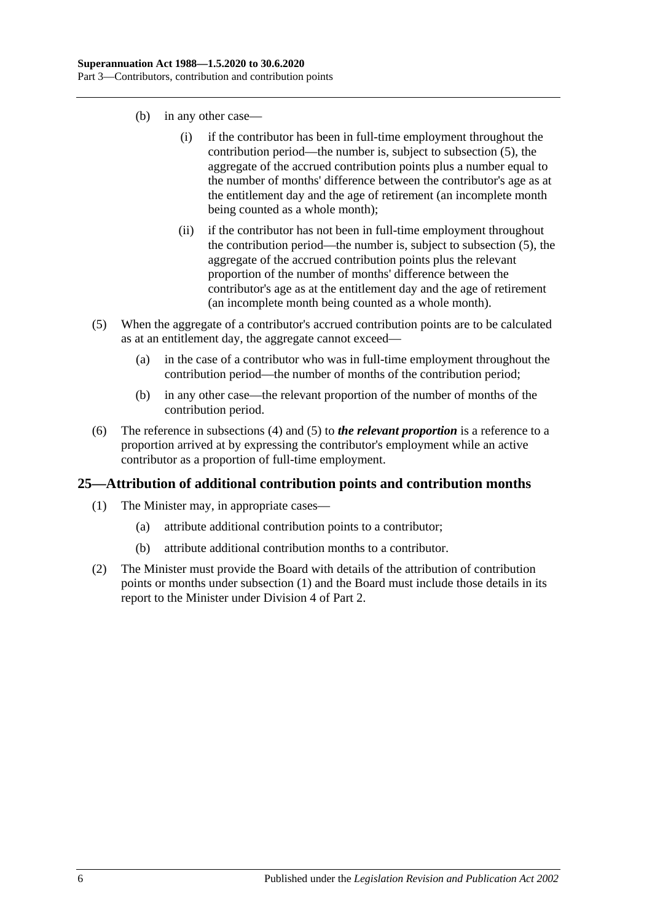(b) in any other case—

(i) if the contributor has been in full-time employment throughout the contribution period—the number is, subject to subsection (5), the aggregate of the accrued contribution points plus a number equal to the number of months' difference between the contributor's age as at the entitlement day and the age of retirement (an incomplete month being counted as a whole month);

(ii) if the contributor has not been in full-time employment throughout the contribution period—the number is, subject to subsection (5), the aggregate of the accrued contribution points plus the relevant proportion of the number of months' difference between the contributor's age as at the entitlement day and the age of retirement (an incomplete month being counted as a whole month).

(5) When the aggregate of a contributor's accrued contribution points are to be calculated as at an entitlement day, the aggregate cannot exceed—

(a) in the case of a contributor who was in full-time employment throughout the contribution period—the number of months of the contribution period;

(b) in any other case—the relevant proportion of the number of months of the contribution period.

(6) The reference in subsections (4) and (5) to ***the relevant proportion*** is a reference to a proportion arrived at by expressing the contributor's employment while an active contributor as a proportion of full-time employment.

## 25—Attribution of additional contribution points and contribution months

(1) The Minister may, in appropriate cases—

(a) attribute additional contribution points to a contributor;

(b) attribute additional contribution months to a contributor.

(2) The Minister must provide the Board with details of the attribution of contribution points or months under subsection (1) and the Board must include those details in its report to the Minister under Division 4 of Part 2.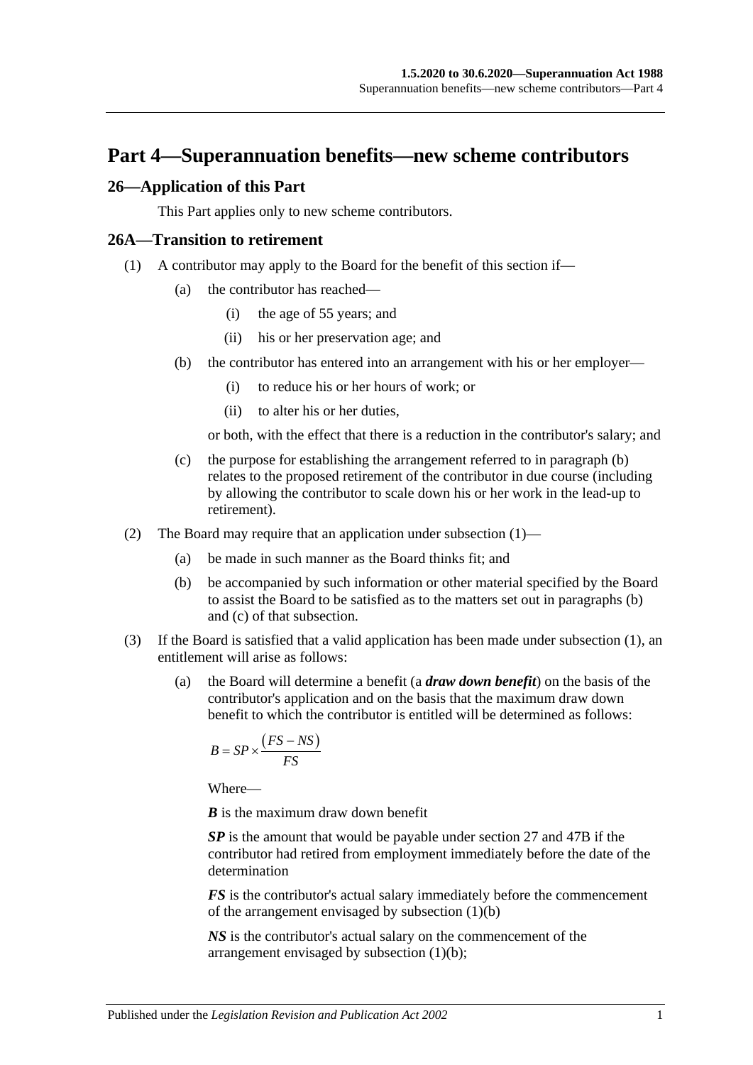# Part 4—Superannuation benefits—new scheme contributors

## 26—Application of this Part

This Part applies only to new scheme contributors.

## 26A—Transition to retirement

(1) A contributor may apply to the Board for the benefit of this section if—

(a) the contributor has reached—

(i) the age of 55 years; and

(ii) his or her preservation age; and

(b) the contributor has entered into an arrangement with his or her employer—

(i) to reduce his or her hours of work; or

(ii) to alter his or her duties,

or both, with the effect that there is a reduction in the contributor's salary; and

(c) the purpose for establishing the arrangement referred to in paragraph (b) relates to the proposed retirement of the contributor in due course (including by allowing the contributor to scale down his or her work in the lead-up to retirement).

(2) The Board may require that an application under subsection (1)—

(a) be made in such manner as the Board thinks fit; and

(b) be accompanied by such information or other material specified by the Board to assist the Board to be satisfied as to the matters set out in paragraphs (b) and (c) of that subsection.

(3) If the Board is satisfied that a valid application has been made under subsection (1), an entitlement will arise as follows:

(a) the Board will determine a benefit (a ***draw down benefit***) on the basis of the contributor's application and on the basis that the maximum draw down benefit to which the contributor is entitled will be determined as follows:

$$B = SP \times \frac{(FS - NS)}{FS}$$

Where—

***B*** is the maximum draw down benefit

***SP*** is the amount that would be payable under section 27 and 47B if the contributor had retired from employment immediately before the date of the determination

***FS*** is the contributor's actual salary immediately before the commencement of the arrangement envisaged by subsection (1)(b)

***NS*** is the contributor's actual salary on the commencement of the arrangement envisaged by subsection (1)(b);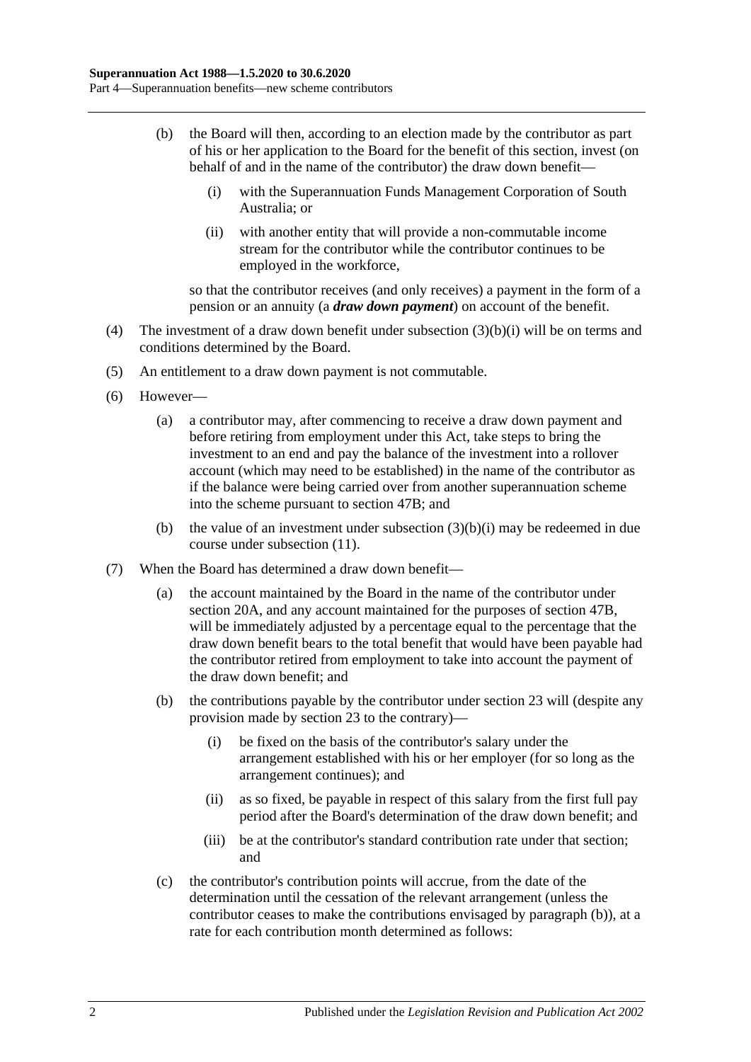(b) the Board will then, according to an election made by the contributor as part of his or her application to the Board for the benefit of this section, invest (on behalf of and in the name of the contributor) the draw down benefit—

(i) with the Superannuation Funds Management Corporation of South Australia; or

(ii) with another entity that will provide a non-commutable income stream for the contributor while the contributor continues to be employed in the workforce,

so that the contributor receives (and only receives) a payment in the form of a pension or an annuity (a ***draw down payment***) on account of the benefit.

(4) The investment of a draw down benefit under subsection (3)(b)(i) will be on terms and conditions determined by the Board.

(5) An entitlement to a draw down payment is not commutable.

(6) However—

(a) a contributor may, after commencing to receive a draw down payment and before retiring from employment under this Act, take steps to bring the investment to an end and pay the balance of the investment into a rollover account (which may need to be established) in the name of the contributor as if the balance were being carried over from another superannuation scheme into the scheme pursuant to section 47B; and

(b) the value of an investment under subsection (3)(b)(i) may be redeemed in due course under subsection (11).

(7) When the Board has determined a draw down benefit—

(a) the account maintained by the Board in the name of the contributor under section 20A, and any account maintained for the purposes of section 47B, will be immediately adjusted by a percentage equal to the percentage that the draw down benefit bears to the total benefit that would have been payable had the contributor retired from employment to take into account the payment of the draw down benefit; and

(b) the contributions payable by the contributor under section 23 will (despite any provision made by section 23 to the contrary)—

(i) be fixed on the basis of the contributor's salary under the arrangement established with his or her employer (for so long as the arrangement continues); and

(ii) as so fixed, be payable in respect of this salary from the first full pay period after the Board's determination of the draw down benefit; and

(iii) be at the contributor's standard contribution rate under that section; and

(c) the contributor's contribution points will accrue, from the date of the determination until the cessation of the relevant arrangement (unless the contributor ceases to make the contributions envisaged by paragraph (b)), at a rate for each contribution month determined as follows: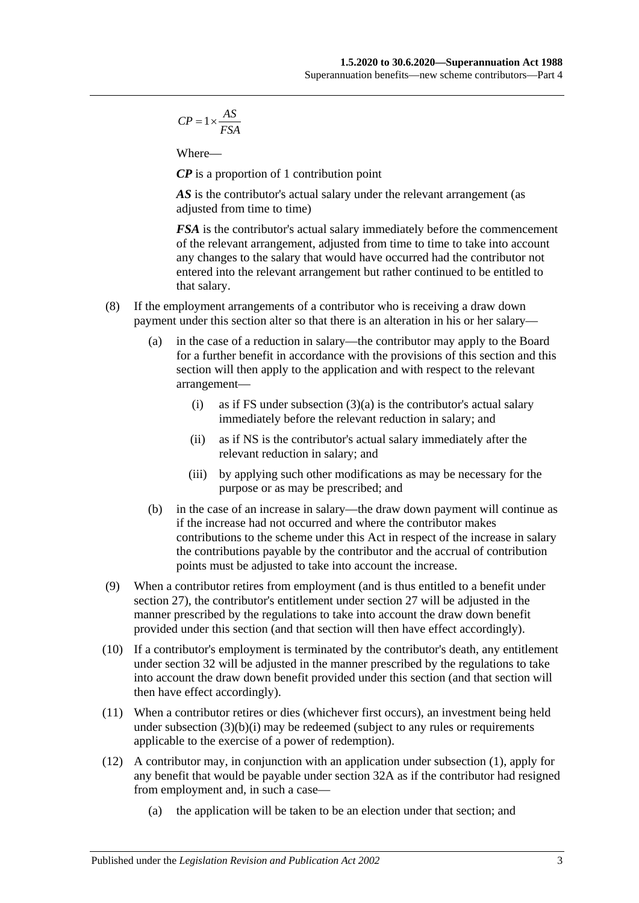$$CP = 1 \times \frac{AS}{FSA}$$

Where—

***CP*** is a proportion of 1 contribution point

***AS*** is the contributor's actual salary under the relevant arrangement (as adjusted from time to time)

***FSA*** is the contributor's actual salary immediately before the commencement of the relevant arrangement, adjusted from time to time to take into account any changes to the salary that would have occurred had the contributor not entered into the relevant arrangement but rather continued to be entitled to that salary.

(8) If the employment arrangements of a contributor who is receiving a draw down payment under this section alter so that there is an alteration in his or her salary—

(a) in the case of a reduction in salary—the contributor may apply to the Board for a further benefit in accordance with the provisions of this section and this section will then apply to the application and with respect to the relevant arrangement—

(i) as if FS under subsection (3)(a) is the contributor's actual salary immediately before the relevant reduction in salary; and

(ii) as if NS is the contributor's actual salary immediately after the relevant reduction in salary; and

(iii) by applying such other modifications as may be necessary for the purpose or as may be prescribed; and

(b) in the case of an increase in salary—the draw down payment will continue as if the increase had not occurred and where the contributor makes contributions to the scheme under this Act in respect of the increase in salary the contributions payable by the contributor and the accrual of contribution points must be adjusted to take into account the increase.

(9) When a contributor retires from employment (and is thus entitled to a benefit under section 27), the contributor's entitlement under section 27 will be adjusted in the manner prescribed by the regulations to take into account the draw down benefit provided under this section (and that section will then have effect accordingly).

(10) If a contributor's employment is terminated by the contributor's death, any entitlement under section 32 will be adjusted in the manner prescribed by the regulations to take into account the draw down benefit provided under this section (and that section will then have effect accordingly).

(11) When a contributor retires or dies (whichever first occurs), an investment being held under subsection (3)(b)(i) may be redeemed (subject to any rules or requirements applicable to the exercise of a power of redemption).

(12) A contributor may, in conjunction with an application under subsection (1), apply for any benefit that would be payable under section 32A as if the contributor had resigned from employment and, in such a case—

(a) the application will be taken to be an election under that section; and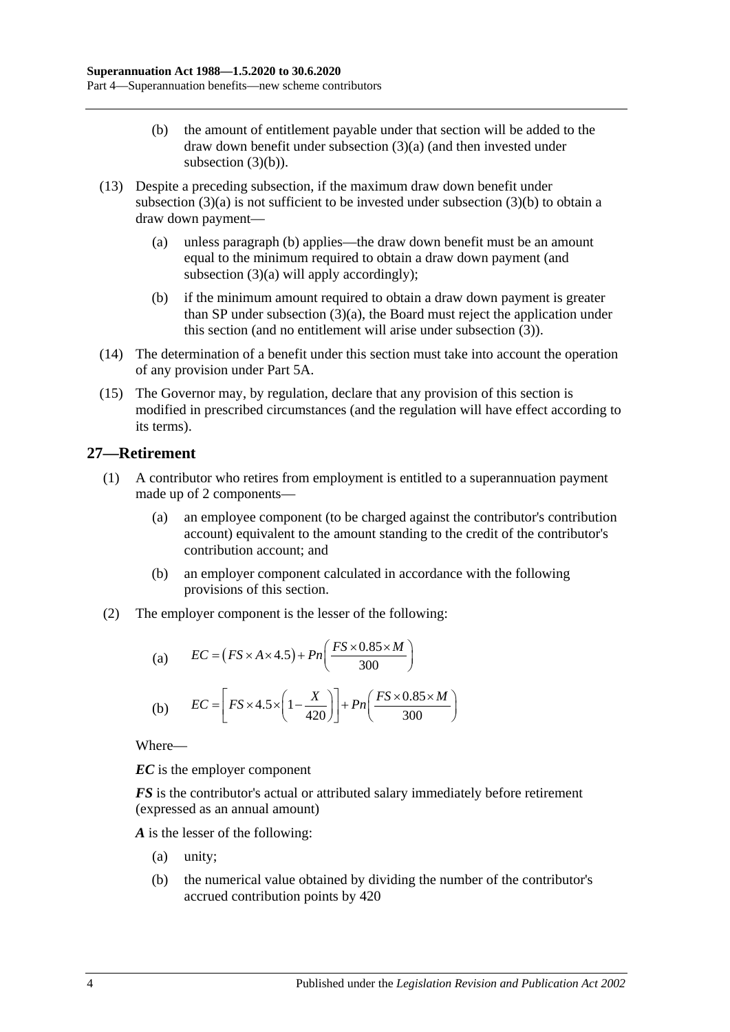(b) the amount of entitlement payable under that section will be added to the draw down benefit under subsection (3)(a) (and then invested under subsection (3)(b)).

(13) Despite a preceding subsection, if the maximum draw down benefit under subsection (3)(a) is not sufficient to be invested under subsection (3)(b) to obtain a draw down payment—

(a) unless paragraph (b) applies—the draw down benefit must be an amount equal to the minimum required to obtain a draw down payment (and subsection (3)(a) will apply accordingly);

(b) if the minimum amount required to obtain a draw down payment is greater than SP under subsection (3)(a), the Board must reject the application under this section (and no entitlement will arise under subsection (3)).

(14) The determination of a benefit under this section must take into account the operation of any provision under Part 5A.

(15) The Governor may, by regulation, declare that any provision of this section is modified in prescribed circumstances (and the regulation will have effect according to its terms).

## 27—Retirement

(1) A contributor who retires from employment is entitled to a superannuation payment made up of 2 components—

(a) an employee component (to be charged against the contributor's contribution account) equivalent to the amount standing to the credit of the contributor's contribution account; and

(b) an employer component calculated in accordance with the following provisions of this section.

(2) The employer component is the lesser of the following:

(a) $$EC = \left(FS \times A \times 4.5\right) + Pn\left(\frac{FS \times 0.85 \times M}{300}\right)$$

(b) $$EC = \left[FS \times 4.5 \times \left(1 - \frac{X}{420}\right)\right] + Pn\left(\frac{FS \times 0.85 \times M}{300}\right)$$

Where—

***EC*** is the employer component

***FS*** is the contributor's actual or attributed salary immediately before retirement (expressed as an annual amount)

***A*** is the lesser of the following:

(a) unity;

(b) the numerical value obtained by dividing the number of the contributor's accrued contribution points by 420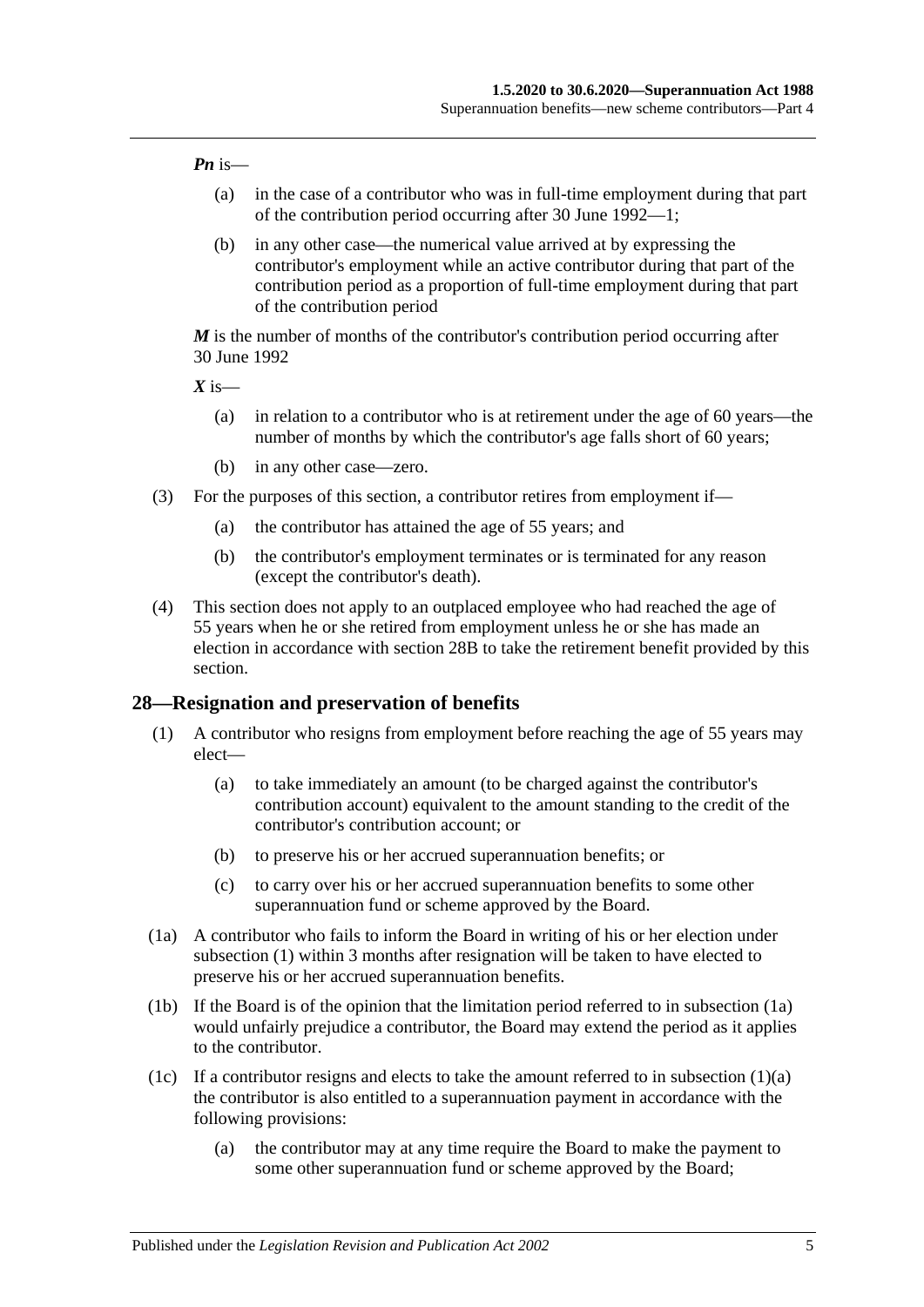***Pn*** is—

(a) in the case of a contributor who was in full-time employment during that part of the contribution period occurring after 30 June 1992—1;

(b) in any other case—the numerical value arrived at by expressing the contributor's employment while an active contributor during that part of the contribution period as a proportion of full-time employment during that part of the contribution period

***M*** is the number of months of the contributor's contribution period occurring after 30 June 1992

***X*** is—

(a) in relation to a contributor who is at retirement under the age of 60 years—the number of months by which the contributor's age falls short of 60 years;

(b) in any other case—zero.

(3) For the purposes of this section, a contributor retires from employment if—

(a) the contributor has attained the age of 55 years; and

(b) the contributor's employment terminates or is terminated for any reason (except the contributor's death).

(4) This section does not apply to an outplaced employee who had reached the age of 55 years when he or she retired from employment unless he or she has made an election in accordance with section 28B to take the retirement benefit provided by this section.

## 28—Resignation and preservation of benefits

(1) A contributor who resigns from employment before reaching the age of 55 years may elect—

(a) to take immediately an amount (to be charged against the contributor's contribution account) equivalent to the amount standing to the credit of the contributor's contribution account; or

(b) to preserve his or her accrued superannuation benefits; or

(c) to carry over his or her accrued superannuation benefits to some other superannuation fund or scheme approved by the Board.

(1a) A contributor who fails to inform the Board in writing of his or her election under subsection (1) within 3 months after resignation will be taken to have elected to preserve his or her accrued superannuation benefits.

(1b) If the Board is of the opinion that the limitation period referred to in subsection (1a) would unfairly prejudice a contributor, the Board may extend the period as it applies to the contributor.

(1c) If a contributor resigns and elects to take the amount referred to in subsection (1)(a) the contributor is also entitled to a superannuation payment in accordance with the following provisions:

(a) the contributor may at any time require the Board to make the payment to some other superannuation fund or scheme approved by the Board;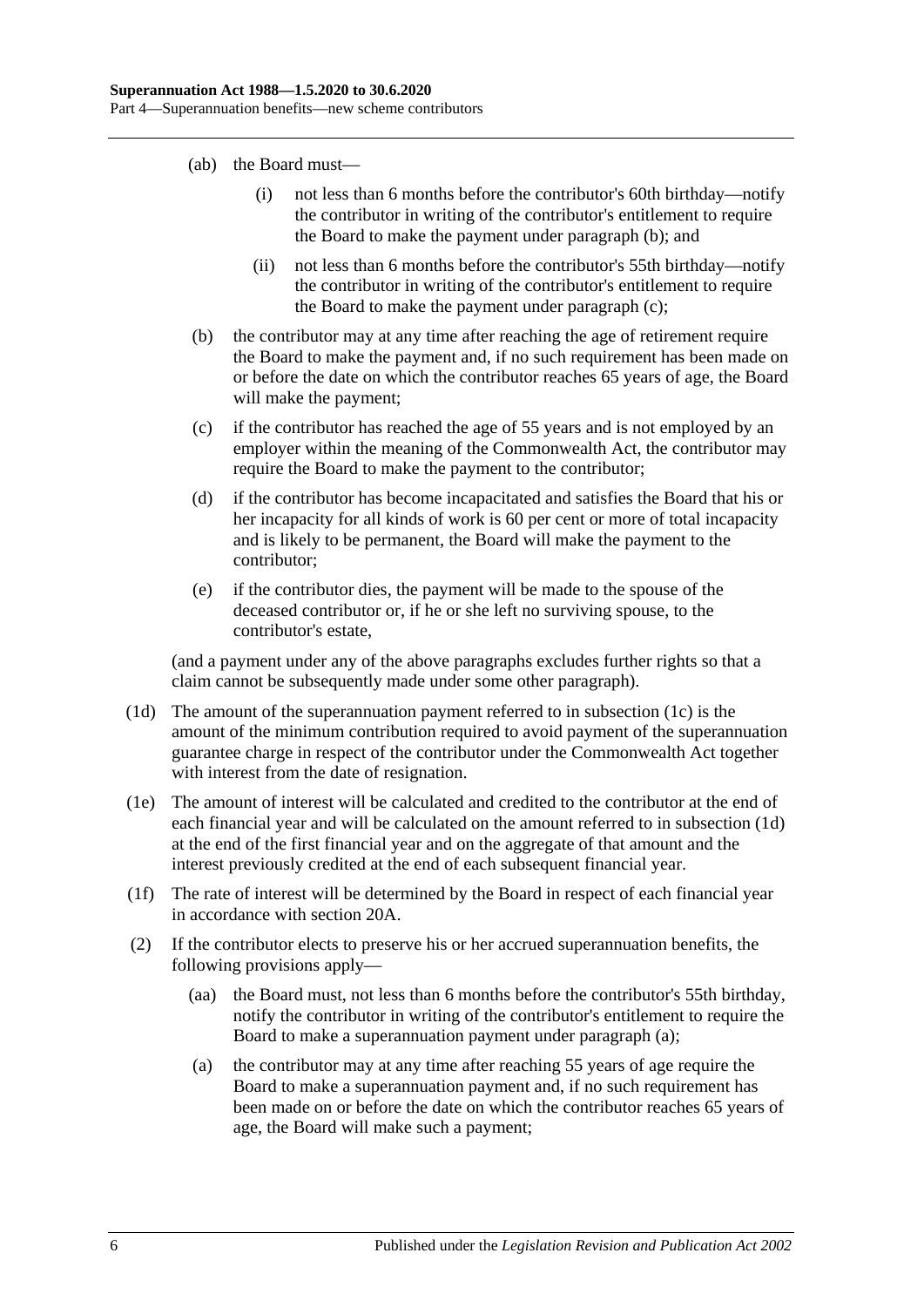(ab) the Board must—

(i) not less than 6 months before the contributor's 60th birthday—notify the contributor in writing of the contributor's entitlement to require the Board to make the payment under paragraph (b); and

(ii) not less than 6 months before the contributor's 55th birthday—notify the contributor in writing of the contributor's entitlement to require the Board to make the payment under paragraph (c);

(b) the contributor may at any time after reaching the age of retirement require the Board to make the payment and, if no such requirement has been made on or before the date on which the contributor reaches 65 years of age, the Board will make the payment;

(c) if the contributor has reached the age of 55 years and is not employed by an employer within the meaning of the Commonwealth Act, the contributor may require the Board to make the payment to the contributor;

(d) if the contributor has become incapacitated and satisfies the Board that his or her incapacity for all kinds of work is 60 per cent or more of total incapacity and is likely to be permanent, the Board will make the payment to the contributor;

(e) if the contributor dies, the payment will be made to the spouse of the deceased contributor or, if he or she left no surviving spouse, to the contributor's estate,

(and a payment under any of the above paragraphs excludes further rights so that a claim cannot be subsequently made under some other paragraph).

(1d) The amount of the superannuation payment referred to in subsection (1c) is the amount of the minimum contribution required to avoid payment of the superannuation guarantee charge in respect of the contributor under the Commonwealth Act together with interest from the date of resignation.

(1e) The amount of interest will be calculated and credited to the contributor at the end of each financial year and will be calculated on the amount referred to in subsection (1d) at the end of the first financial year and on the aggregate of that amount and the interest previously credited at the end of each subsequent financial year.

(1f) The rate of interest will be determined by the Board in respect of each financial year in accordance with section 20A.

(2) If the contributor elects to preserve his or her accrued superannuation benefits, the following provisions apply—

(aa) the Board must, not less than 6 months before the contributor's 55th birthday, notify the contributor in writing of the contributor's entitlement to require the Board to make a superannuation payment under paragraph (a);

(a) the contributor may at any time after reaching 55 years of age require the Board to make a superannuation payment and, if no such requirement has been made on or before the date on which the contributor reaches 65 years of age, the Board will make such a payment;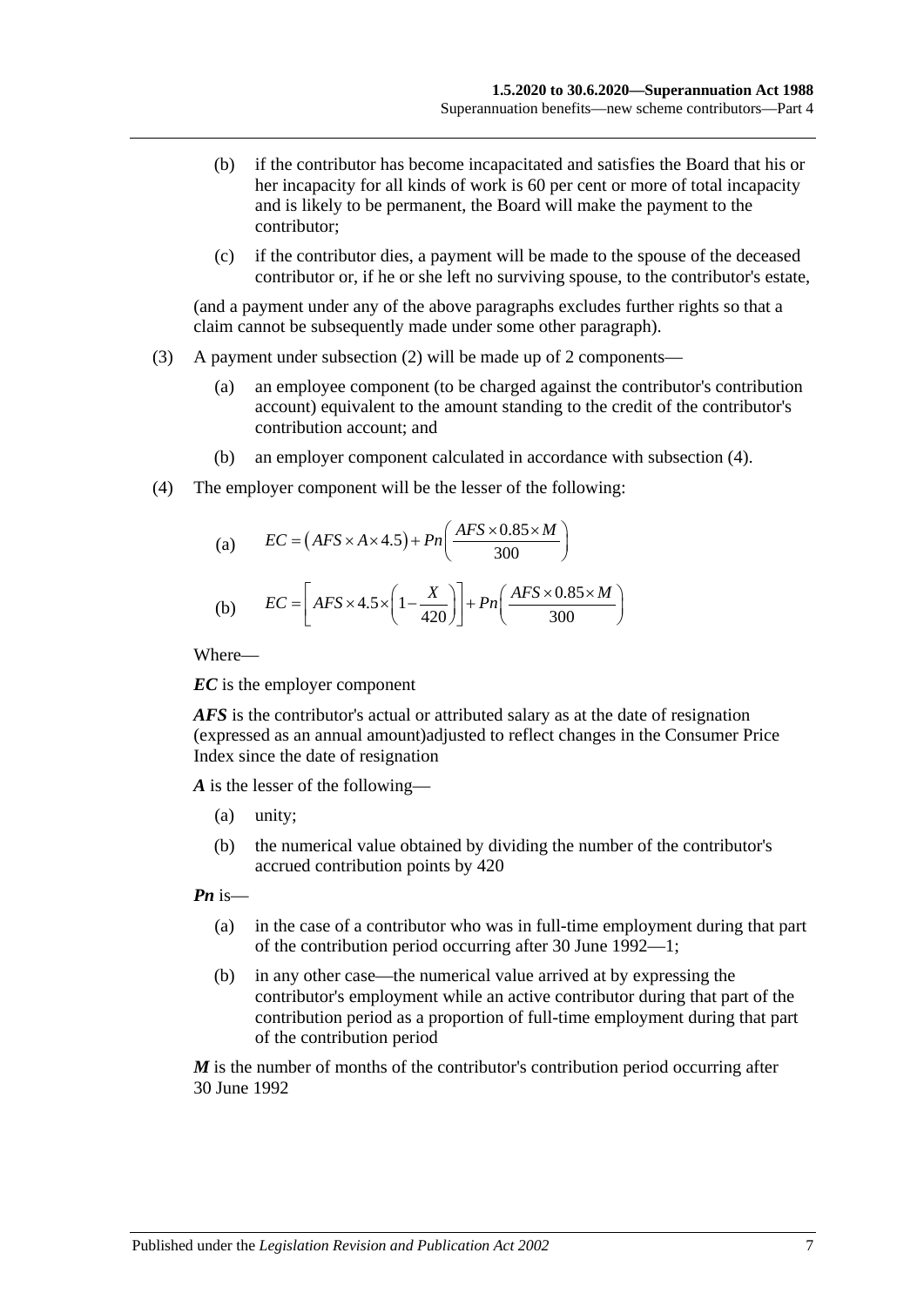(b) if the contributor has become incapacitated and satisfies the Board that his or her incapacity for all kinds of work is 60 per cent or more of total incapacity and is likely to be permanent, the Board will make the payment to the contributor;

(c) if the contributor dies, a payment will be made to the spouse of the deceased contributor or, if he or she left no surviving spouse, to the contributor's estate,

(and a payment under any of the above paragraphs excludes further rights so that a claim cannot be subsequently made under some other paragraph).

(3) A payment under subsection (2) will be made up of 2 components—

(a) an employee component (to be charged against the contributor's contribution account) equivalent to the amount standing to the credit of the contributor's contribution account; and

(b) an employer component calculated in accordance with subsection (4).

(4) The employer component will be the lesser of the following:

(a) $$EC = \left(AFS \times A \times 4.5\right) + Pn\left(\frac{AFS \times 0.85 \times M}{300}\right)$$

(b) $$EC = \left[AFS \times 4.5 \times \left(1 - \frac{X}{420}\right)\right] + Pn\left(\frac{AFS \times 0.85 \times M}{300}\right)$$

Where—

***EC*** is the employer component

***AFS*** is the contributor's actual or attributed salary as at the date of resignation (expressed as an annual amount)adjusted to reflect changes in the Consumer Price Index since the date of resignation

***A*** is the lesser of the following—

(a) unity;

(b) the numerical value obtained by dividing the number of the contributor's accrued contribution points by 420

***Pn*** is—

(a) in the case of a contributor who was in full-time employment during that part of the contribution period occurring after 30 June 1992—1;

(b) in any other case—the numerical value arrived at by expressing the contributor's employment while an active contributor during that part of the contribution period as a proportion of full-time employment during that part of the contribution period

***M*** is the number of months of the contributor's contribution period occurring after 30 June 1992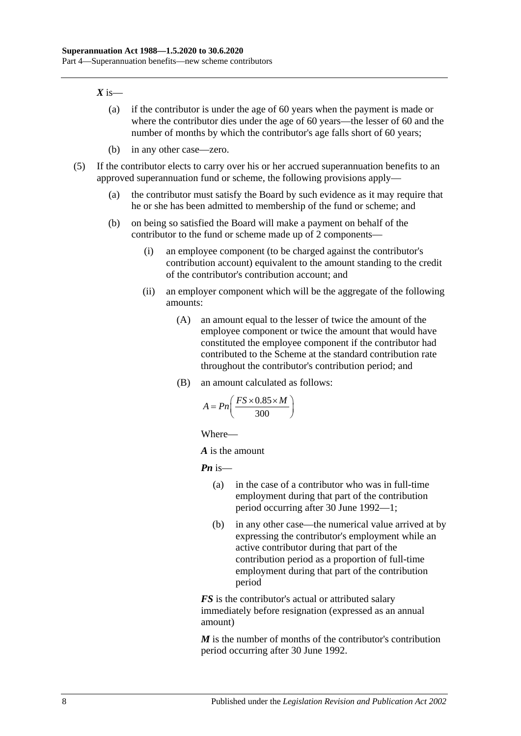***X*** is—

(a) if the contributor is under the age of 60 years when the payment is made or where the contributor dies under the age of 60 years—the lesser of 60 and the number of months by which the contributor's age falls short of 60 years;

(b) in any other case—zero.

(5) If the contributor elects to carry over his or her accrued superannuation benefits to an approved superannuation fund or scheme, the following provisions apply—

(a) the contributor must satisfy the Board by such evidence as it may require that he or she has been admitted to membership of the fund or scheme; and

(b) on being so satisfied the Board will make a payment on behalf of the contributor to the fund or scheme made up of 2 components—

(i) an employee component (to be charged against the contributor's contribution account) equivalent to the amount standing to the credit of the contributor's contribution account; and

(ii) an employer component which will be the aggregate of the following amounts:

(A) an amount equal to the lesser of twice the amount of the employee component or twice the amount that would have constituted the employee component if the contributor had contributed to the Scheme at the standard contribution rate throughout the contributor's contribution period; and

(B) an amount calculated as follows:

$$A = Pn\left(\frac{FS \times 0.85 \times M}{300}\right)$$

Where—

***A*** is the amount

***Pn*** is—

(a) in the case of a contributor who was in full-time employment during that part of the contribution period occurring after 30 June 1992—1;

(b) in any other case—the numerical value arrived at by expressing the contributor's employment while an active contributor during that part of the contribution period as a proportion of full-time employment during that part of the contribution period

***FS*** is the contributor's actual or attributed salary immediately before resignation (expressed as an annual amount)

***M*** is the number of months of the contributor's contribution period occurring after 30 June 1992.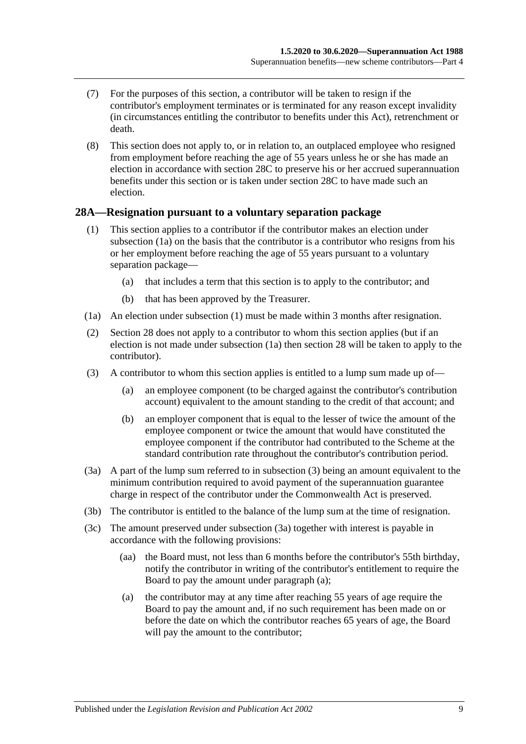(7) For the purposes of this section, a contributor will be taken to resign if the contributor's employment terminates or is terminated for any reason except invalidity (in circumstances entitling the contributor to benefits under this Act), retrenchment or death.

(8) This section does not apply to, or in relation to, an outplaced employee who resigned from employment before reaching the age of 55 years unless he or she has made an election in accordance with section 28C to preserve his or her accrued superannuation benefits under this section or is taken under section 28C to have made such an election.

## 28A—Resignation pursuant to a voluntary separation package

(1) This section applies to a contributor if the contributor makes an election under subsection (1a) on the basis that the contributor is a contributor who resigns from his or her employment before reaching the age of 55 years pursuant to a voluntary separation package—

(a) that includes a term that this section is to apply to the contributor; and

(b) that has been approved by the Treasurer.

(1a) An election under subsection (1) must be made within 3 months after resignation.

(2) Section 28 does not apply to a contributor to whom this section applies (but if an election is not made under subsection (1a) then section 28 will be taken to apply to the contributor).

(3) A contributor to whom this section applies is entitled to a lump sum made up of—

(a) an employee component (to be charged against the contributor's contribution account) equivalent to the amount standing to the credit of that account; and

(b) an employer component that is equal to the lesser of twice the amount of the employee component or twice the amount that would have constituted the employee component if the contributor had contributed to the Scheme at the standard contribution rate throughout the contributor's contribution period.

(3a) A part of the lump sum referred to in subsection (3) being an amount equivalent to the minimum contribution required to avoid payment of the superannuation guarantee charge in respect of the contributor under the Commonwealth Act is preserved.

(3b) The contributor is entitled to the balance of the lump sum at the time of resignation.

(3c) The amount preserved under subsection (3a) together with interest is payable in accordance with the following provisions:

(aa) the Board must, not less than 6 months before the contributor's 55th birthday, notify the contributor in writing of the contributor's entitlement to require the Board to pay the amount under paragraph (a);

(a) the contributor may at any time after reaching 55 years of age require the Board to pay the amount and, if no such requirement has been made on or before the date on which the contributor reaches 65 years of age, the Board will pay the amount to the contributor;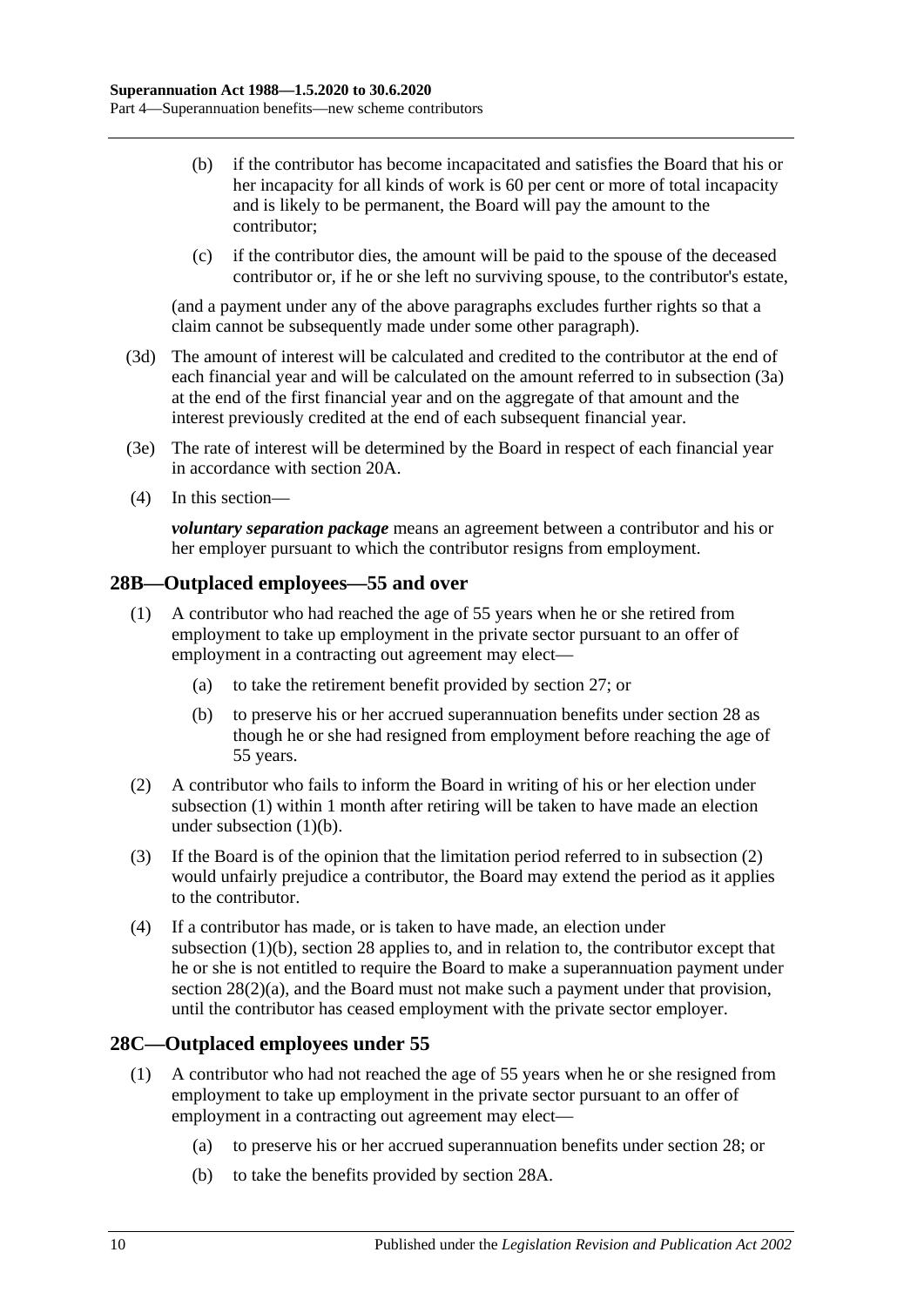(b) if the contributor has become incapacitated and satisfies the Board that his or her incapacity for all kinds of work is 60 per cent or more of total incapacity and is likely to be permanent, the Board will pay the amount to the contributor;

(c) if the contributor dies, the amount will be paid to the spouse of the deceased contributor or, if he or she left no surviving spouse, to the contributor's estate,

(and a payment under any of the above paragraphs excludes further rights so that a claim cannot be subsequently made under some other paragraph).

(3d) The amount of interest will be calculated and credited to the contributor at the end of each financial year and will be calculated on the amount referred to in subsection (3a) at the end of the first financial year and on the aggregate of that amount and the interest previously credited at the end of each subsequent financial year.

(3e) The rate of interest will be determined by the Board in respect of each financial year in accordance with section 20A.

(4) In this section—

***voluntary separation package*** means an agreement between a contributor and his or her employer pursuant to which the contributor resigns from employment.

## 28B—Outplaced employees—55 and over

(1) A contributor who had reached the age of 55 years when he or she retired from employment to take up employment in the private sector pursuant to an offer of employment in a contracting out agreement may elect—

(a) to take the retirement benefit provided by section 27; or

(b) to preserve his or her accrued superannuation benefits under section 28 as though he or she had resigned from employment before reaching the age of 55 years.

(2) A contributor who fails to inform the Board in writing of his or her election under subsection (1) within 1 month after retiring will be taken to have made an election under subsection (1)(b).

(3) If the Board is of the opinion that the limitation period referred to in subsection (2) would unfairly prejudice a contributor, the Board may extend the period as it applies to the contributor.

(4) If a contributor has made, or is taken to have made, an election under subsection (1)(b), section 28 applies to, and in relation to, the contributor except that he or she is not entitled to require the Board to make a superannuation payment under section 28(2)(a), and the Board must not make such a payment under that provision, until the contributor has ceased employment with the private sector employer.

## 28C—Outplaced employees under 55

(1) A contributor who had not reached the age of 55 years when he or she resigned from employment to take up employment in the private sector pursuant to an offer of employment in a contracting out agreement may elect—

(a) to preserve his or her accrued superannuation benefits under section 28; or

(b) to take the benefits provided by section 28A.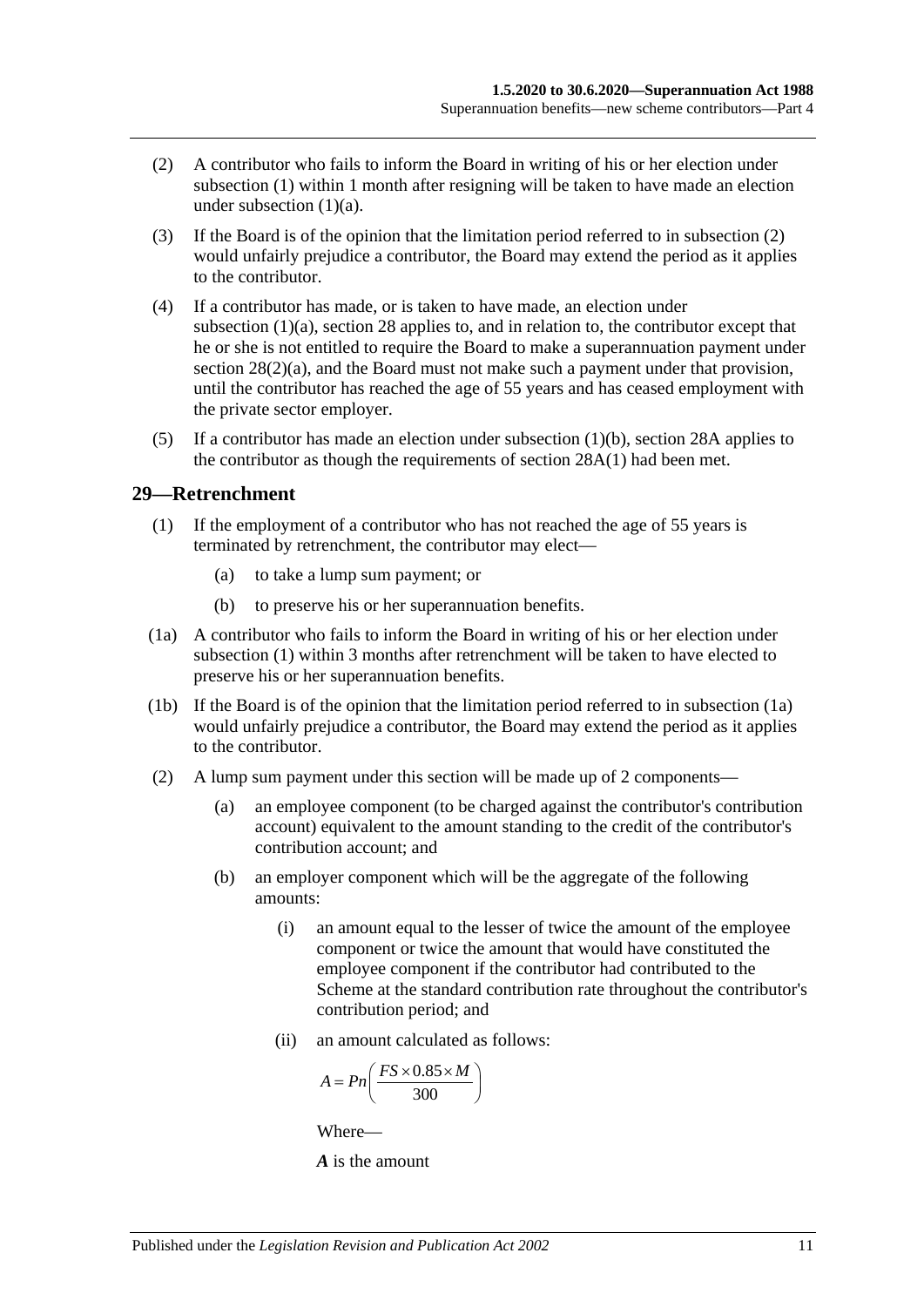(2) A contributor who fails to inform the Board in writing of his or her election under subsection (1) within 1 month after resigning will be taken to have made an election under subsection (1)(a).

(3) If the Board is of the opinion that the limitation period referred to in subsection (2) would unfairly prejudice a contributor, the Board may extend the period as it applies to the contributor.

(4) If a contributor has made, or is taken to have made, an election under subsection (1)(a), section 28 applies to, and in relation to, the contributor except that he or she is not entitled to require the Board to make a superannuation payment under section 28(2)(a), and the Board must not make such a payment under that provision, until the contributor has reached the age of 55 years and has ceased employment with the private sector employer.

(5) If a contributor has made an election under subsection (1)(b), section 28A applies to the contributor as though the requirements of section 28A(1) had been met.

## 29—Retrenchment

(1) If the employment of a contributor who has not reached the age of 55 years is terminated by retrenchment, the contributor may elect—

(a) to take a lump sum payment; or

(b) to preserve his or her superannuation benefits.

(1a) A contributor who fails to inform the Board in writing of his or her election under subsection (1) within 3 months after retrenchment will be taken to have elected to preserve his or her superannuation benefits.

(1b) If the Board is of the opinion that the limitation period referred to in subsection (1a) would unfairly prejudice a contributor, the Board may extend the period as it applies to the contributor.

(2) A lump sum payment under this section will be made up of 2 components—

(a) an employee component (to be charged against the contributor's contribution account) equivalent to the amount standing to the credit of the contributor's contribution account; and

(b) an employer component which will be the aggregate of the following amounts:

(i) an amount equal to the lesser of twice the amount of the employee component or twice the amount that would have constituted the employee component if the contributor had contributed to the Scheme at the standard contribution rate throughout the contributor's contribution period; and

(ii) an amount calculated as follows:

$$A = Pn\left(\frac{FS \times 0.85 \times M}{300}\right)$$

Where—

***A*** is the amount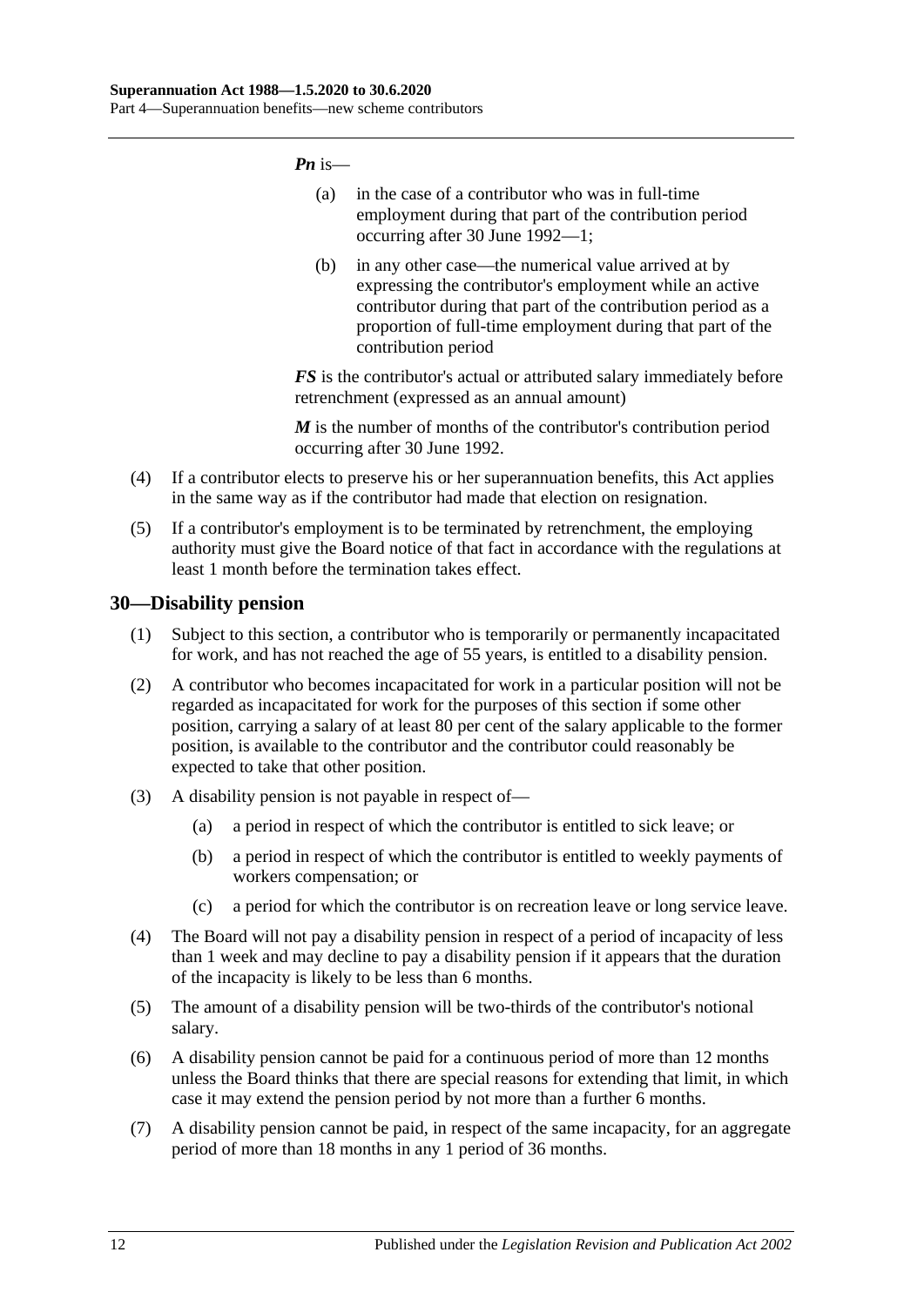***Pn*** is—

(a) in the case of a contributor who was in full-time employment during that part of the contribution period occurring after 30 June 1992—1;

(b) in any other case—the numerical value arrived at by expressing the contributor's employment while an active contributor during that part of the contribution period as a proportion of full-time employment during that part of the contribution period

***FS*** is the contributor's actual or attributed salary immediately before retrenchment (expressed as an annual amount)

***M*** is the number of months of the contributor's contribution period occurring after 30 June 1992.

(4) If a contributor elects to preserve his or her superannuation benefits, this Act applies in the same way as if the contributor had made that election on resignation.

(5) If a contributor's employment is to be terminated by retrenchment, the employing authority must give the Board notice of that fact in accordance with the regulations at least 1 month before the termination takes effect.

## 30—Disability pension

(1) Subject to this section, a contributor who is temporarily or permanently incapacitated for work, and has not reached the age of 55 years, is entitled to a disability pension.

(2) A contributor who becomes incapacitated for work in a particular position will not be regarded as incapacitated for work for the purposes of this section if some other position, carrying a salary of at least 80 per cent of the salary applicable to the former position, is available to the contributor and the contributor could reasonably be expected to take that other position.

(3) A disability pension is not payable in respect of—

(a) a period in respect of which the contributor is entitled to sick leave; or

(b) a period in respect of which the contributor is entitled to weekly payments of workers compensation; or

(c) a period for which the contributor is on recreation leave or long service leave.

(4) The Board will not pay a disability pension in respect of a period of incapacity of less than 1 week and may decline to pay a disability pension if it appears that the duration of the incapacity is likely to be less than 6 months.

(5) The amount of a disability pension will be two-thirds of the contributor's notional salary.

(6) A disability pension cannot be paid for a continuous period of more than 12 months unless the Board thinks that there are special reasons for extending that limit, in which case it may extend the pension period by not more than a further 6 months.

(7) A disability pension cannot be paid, in respect of the same incapacity, for an aggregate period of more than 18 months in any 1 period of 36 months.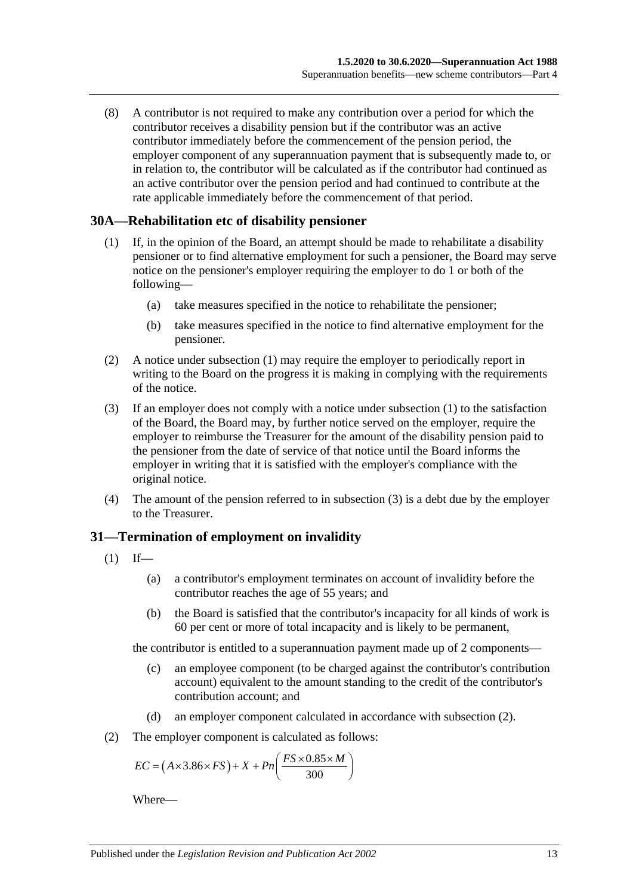(8) A contributor is not required to make any contribution over a period for which the contributor receives a disability pension but if the contributor was an active contributor immediately before the commencement of the pension period, the employer component of any superannuation payment that is subsequently made to, or in relation to, the contributor will be calculated as if the contributor had continued as an active contributor over the pension period and had continued to contribute at the rate applicable immediately before the commencement of that period.

## 30A—Rehabilitation etc of disability pensioner

(1) If, in the opinion of the Board, an attempt should be made to rehabilitate a disability pensioner or to find alternative employment for such a pensioner, the Board may serve notice on the pensioner's employer requiring the employer to do 1 or both of the following—

- (a) take measures specified in the notice to rehabilitate the pensioner;
- (b) take measures specified in the notice to find alternative employment for the pensioner.

(2) A notice under subsection (1) may require the employer to periodically report in writing to the Board on the progress it is making in complying with the requirements of the notice.

(3) If an employer does not comply with a notice under subsection (1) to the satisfaction of the Board, the Board may, by further notice served on the employer, require the employer to reimburse the Treasurer for the amount of the disability pension paid to the pensioner from the date of service of that notice until the Board informs the employer in writing that it is satisfied with the employer's compliance with the original notice.

(4) The amount of the pension referred to in subsection (3) is a debt due by the employer to the Treasurer.

## 31—Termination of employment on invalidity

(1) If—

- (a) a contributor's employment terminates on account of invalidity before the contributor reaches the age of 55 years; and
- (b) the Board is satisfied that the contributor's incapacity for all kinds of work is 60 per cent or more of total incapacity and is likely to be permanent,

the contributor is entitled to a superannuation payment made up of 2 components—

- (c) an employee component (to be charged against the contributor's contribution account) equivalent to the amount standing to the credit of the contributor's contribution account; and
- (d) an employer component calculated in accordance with subsection (2).

(2) The employer component is calculated as follows:

$$EC = \left(A \times 3.86 \times FS\right) + X + Pn\left(\frac{FS \times 0.85 \times M}{300}\right)$$

Where—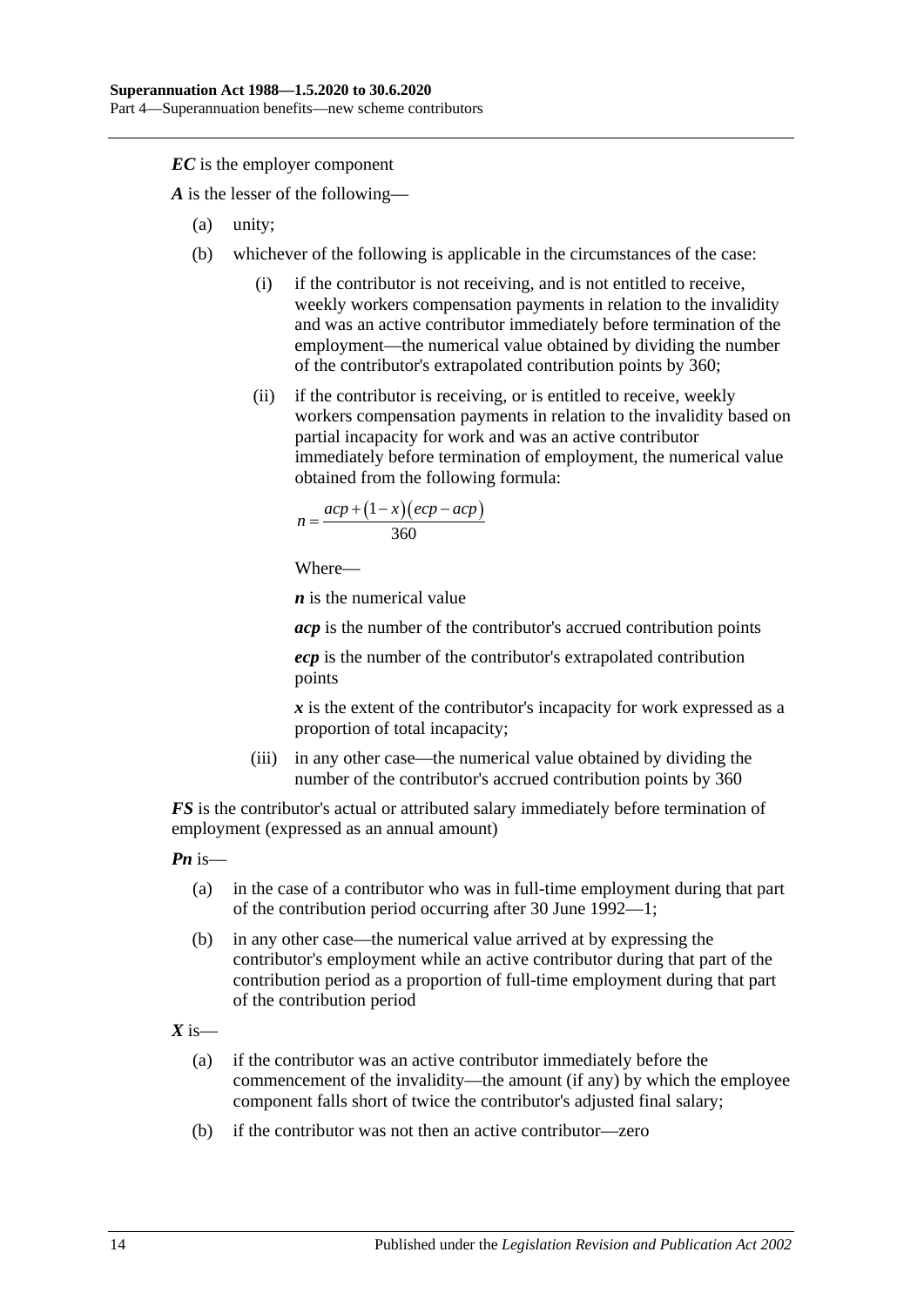***EC*** is the employer component

***A*** is the lesser of the following—

- (a) unity;
- (b) whichever of the following is applicable in the circumstances of the case:
  - (i) if the contributor is not receiving, and is not entitled to receive, weekly workers compensation payments in relation to the invalidity and was an active contributor immediately before termination of the employment—the numerical value obtained by dividing the number of the contributor's extrapolated contribution points by 360;
  - (ii) if the contributor is receiving, or is entitled to receive, weekly workers compensation payments in relation to the invalidity based on partial incapacity for work and was an active contributor immediately before termination of employment, the numerical value obtained from the following formula:

    $$n = \frac{acp + (1 - x)(ecp - acp)}{360}$$

    Where—

    ***n*** is the numerical value

    ***acp*** is the number of the contributor's accrued contribution points

    ***ecp*** is the number of the contributor's extrapolated contribution points

    ***x*** is the extent of the contributor's incapacity for work expressed as a proportion of total incapacity;
  - (iii) in any other case—the numerical value obtained by dividing the number of the contributor's accrued contribution points by 360

***FS*** is the contributor's actual or attributed salary immediately before termination of employment (expressed as an annual amount)

***Pn*** is—

- (a) in the case of a contributor who was in full-time employment during that part of the contribution period occurring after 30 June 1992—1;
- (b) in any other case—the numerical value arrived at by expressing the contributor's employment while an active contributor during that part of the contribution period as a proportion of full-time employment during that part of the contribution period

***X*** is—

- (a) if the contributor was an active contributor immediately before the commencement of the invalidity—the amount (if any) by which the employee component falls short of twice the contributor's adjusted final salary;
- (b) if the contributor was not then an active contributor—zero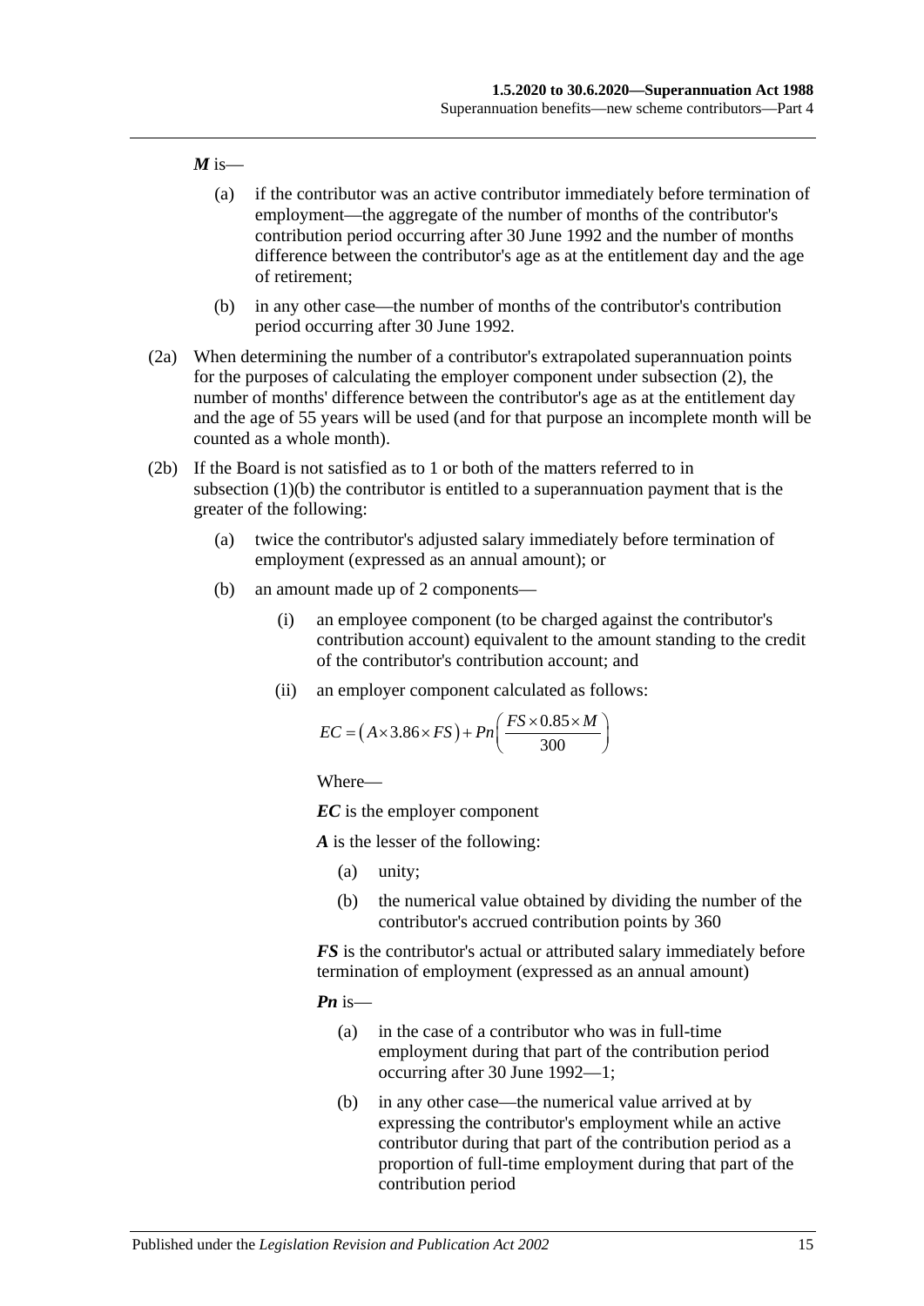***M*** is—

(a) if the contributor was an active contributor immediately before termination of employment—the aggregate of the number of months of the contributor's contribution period occurring after 30 June 1992 and the number of months difference between the contributor's age as at the entitlement day and the age of retirement;

(b) in any other case—the number of months of the contributor's contribution period occurring after 30 June 1992.

(2a) When determining the number of a contributor's extrapolated superannuation points for the purposes of calculating the employer component under subsection (2), the number of months' difference between the contributor's age as at the entitlement day and the age of 55 years will be used (and for that purpose an incomplete month will be counted as a whole month).

(2b) If the Board is not satisfied as to 1 or both of the matters referred to in subsection (1)(b) the contributor is entitled to a superannuation payment that is the greater of the following:

(a) twice the contributor's adjusted salary immediately before termination of employment (expressed as an annual amount); or

(b) an amount made up of 2 components—

(i) an employee component (to be charged against the contributor's contribution account) equivalent to the amount standing to the credit of the contributor's contribution account; and

(ii) an employer component calculated as follows:

$$EC = \left(A \times 3.86 \times FS\right) + Pn\left(\frac{FS \times 0.85 \times M}{300}\right)$$

Where—

***EC*** is the employer component

***A*** is the lesser of the following:

(a) unity;

(b) the numerical value obtained by dividing the number of the contributor's accrued contribution points by 360

***FS*** is the contributor's actual or attributed salary immediately before termination of employment (expressed as an annual amount)

***Pn*** is—

(a) in the case of a contributor who was in full-time employment during that part of the contribution period occurring after 30 June 1992—1;

(b) in any other case—the numerical value arrived at by expressing the contributor's employment while an active contributor during that part of the contribution period as a proportion of full-time employment during that part of the contribution period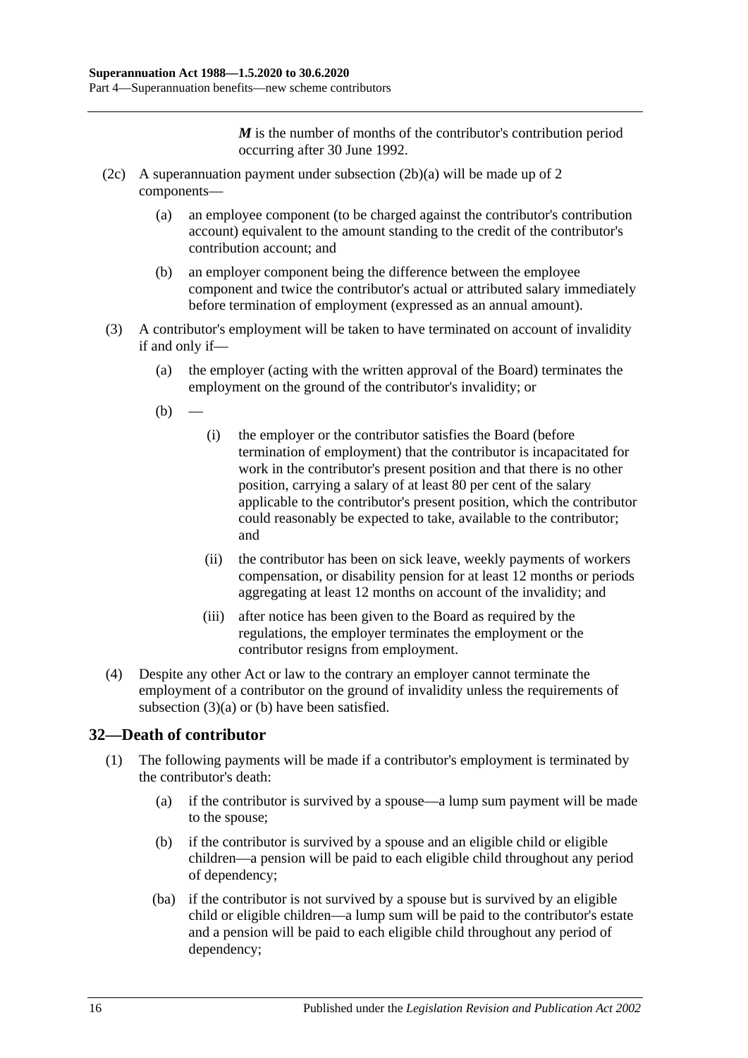***M*** is the number of months of the contributor's contribution period occurring after 30 June 1992.

(2c) A superannuation payment under subsection (2b)(a) will be made up of 2 components—

(a) an employee component (to be charged against the contributor's contribution account) equivalent to the amount standing to the credit of the contributor's contribution account; and

(b) an employer component being the difference between the employee component and twice the contributor's actual or attributed salary immediately before termination of employment (expressed as an annual amount).

(3) A contributor's employment will be taken to have terminated on account of invalidity if and only if—

(a) the employer (acting with the written approval of the Board) terminates the employment on the ground of the contributor's invalidity; or

(b) —

(i) the employer or the contributor satisfies the Board (before termination of employment) that the contributor is incapacitated for work in the contributor's present position and that there is no other position, carrying a salary of at least 80 per cent of the salary applicable to the contributor's present position, which the contributor could reasonably be expected to take, available to the contributor; and

(ii) the contributor has been on sick leave, weekly payments of workers compensation, or disability pension for at least 12 months or periods aggregating at least 12 months on account of the invalidity; and

(iii) after notice has been given to the Board as required by the regulations, the employer terminates the employment or the contributor resigns from employment.

(4) Despite any other Act or law to the contrary an employer cannot terminate the employment of a contributor on the ground of invalidity unless the requirements of subsection (3)(a) or (b) have been satisfied.

## 32—Death of contributor

(1) The following payments will be made if a contributor's employment is terminated by the contributor's death:

(a) if the contributor is survived by a spouse—a lump sum payment will be made to the spouse;

(b) if the contributor is survived by a spouse and an eligible child or eligible children—a pension will be paid to each eligible child throughout any period of dependency;

(ba) if the contributor is not survived by a spouse but is survived by an eligible child or eligible children—a lump sum will be paid to the contributor's estate and a pension will be paid to each eligible child throughout any period of dependency;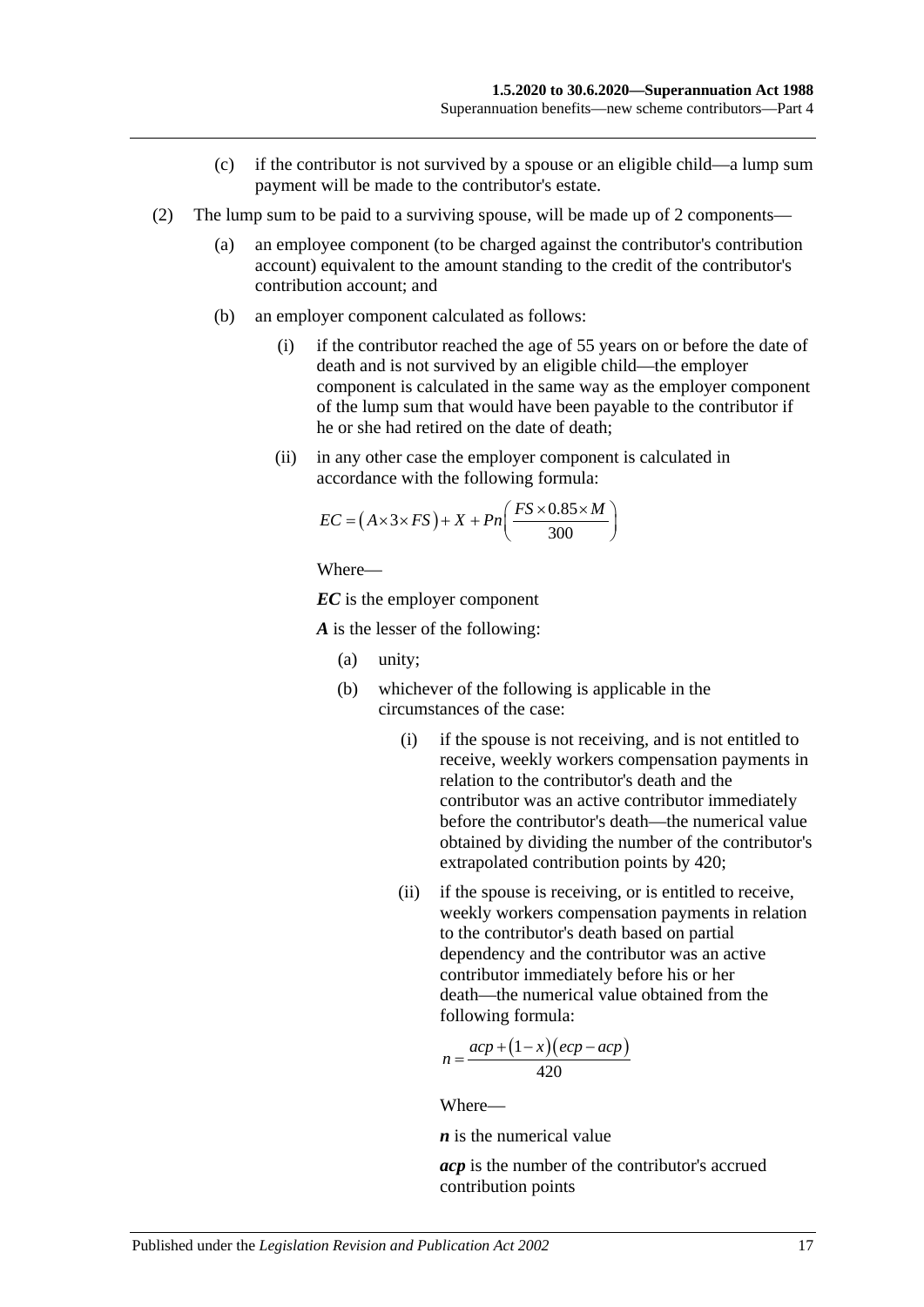(c) if the contributor is not survived by a spouse or an eligible child—a lump sum payment will be made to the contributor's estate.

(2) The lump sum to be paid to a surviving spouse, will be made up of 2 components—

(a) an employee component (to be charged against the contributor's contribution account) equivalent to the amount standing to the credit of the contributor's contribution account; and

(b) an employer component calculated as follows:

(i) if the contributor reached the age of 55 years on or before the date of death and is not survived by an eligible child—the employer component is calculated in the same way as the employer component of the lump sum that would have been payable to the contributor if he or she had retired on the date of death;

(ii) in any other case the employer component is calculated in accordance with the following formula:

$$EC = \left(A \times 3 \times FS\right) + X + Pn\left(\frac{FS \times 0.85 \times M}{300}\right)$$

Where—

***EC*** is the employer component

***A*** is the lesser of the following:

(a) unity;

(b) whichever of the following is applicable in the circumstances of the case:

(i) if the spouse is not receiving, and is not entitled to receive, weekly workers compensation payments in relation to the contributor's death and the contributor was an active contributor immediately before the contributor's death—the numerical value obtained by dividing the number of the contributor's extrapolated contribution points by 420;

(ii) if the spouse is receiving, or is entitled to receive, weekly workers compensation payments in relation to the contributor's death based on partial dependency and the contributor was an active contributor immediately before his or her death—the numerical value obtained from the following formula:

$$n = \frac{acp + \left(1 - x\right)\left(ecp - acp\right)}{420}$$

Where—

***n*** is the numerical value

***acp*** is the number of the contributor's accrued contribution points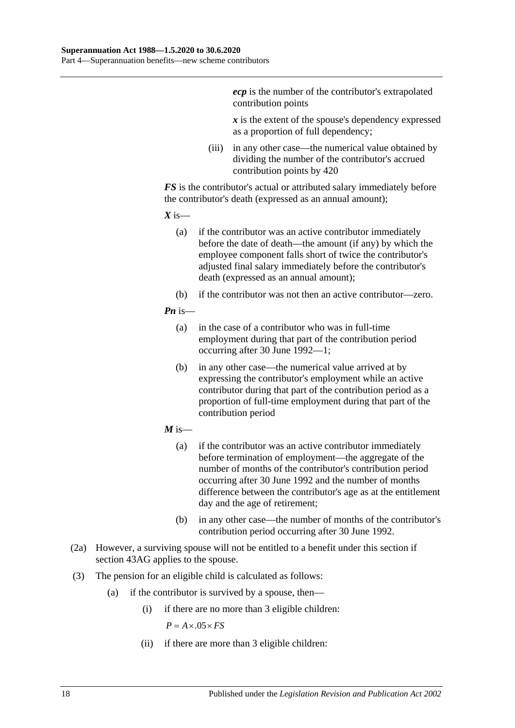***ecp*** is the number of the contributor's extrapolated contribution points

***x*** is the extent of the spouse's dependency expressed as a proportion of full dependency;

(iii) in any other case—the numerical value obtained by dividing the number of the contributor's accrued contribution points by 420

***FS*** is the contributor's actual or attributed salary immediately before the contributor's death (expressed as an annual amount);

***X*** is—

(a) if the contributor was an active contributor immediately before the date of death—the amount (if any) by which the employee component falls short of twice the contributor's adjusted final salary immediately before the contributor's death (expressed as an annual amount);

(b) if the contributor was not then an active contributor—zero.

***Pn*** is—

(a) in the case of a contributor who was in full-time employment during that part of the contribution period occurring after 30 June 1992—1;

(b) in any other case—the numerical value arrived at by expressing the contributor's employment while an active contributor during that part of the contribution period as a proportion of full-time employment during that part of the contribution period

***M*** is—

(a) if the contributor was an active contributor immediately before termination of employment—the aggregate of the number of months of the contributor's contribution period occurring after 30 June 1992 and the number of months difference between the contributor's age as at the entitlement day and the age of retirement;

(b) in any other case—the number of months of the contributor's contribution period occurring after 30 June 1992.

(2a) However, a surviving spouse will not be entitled to a benefit under this section if section 43AG applies to the spouse.

(3) The pension for an eligible child is calculated as follows:

(a) if the contributor is survived by a spouse, then—

(i) if there are no more than 3 eligible children:

$$P = A \times .05 \times FS$$

(ii) if there are more than 3 eligible children: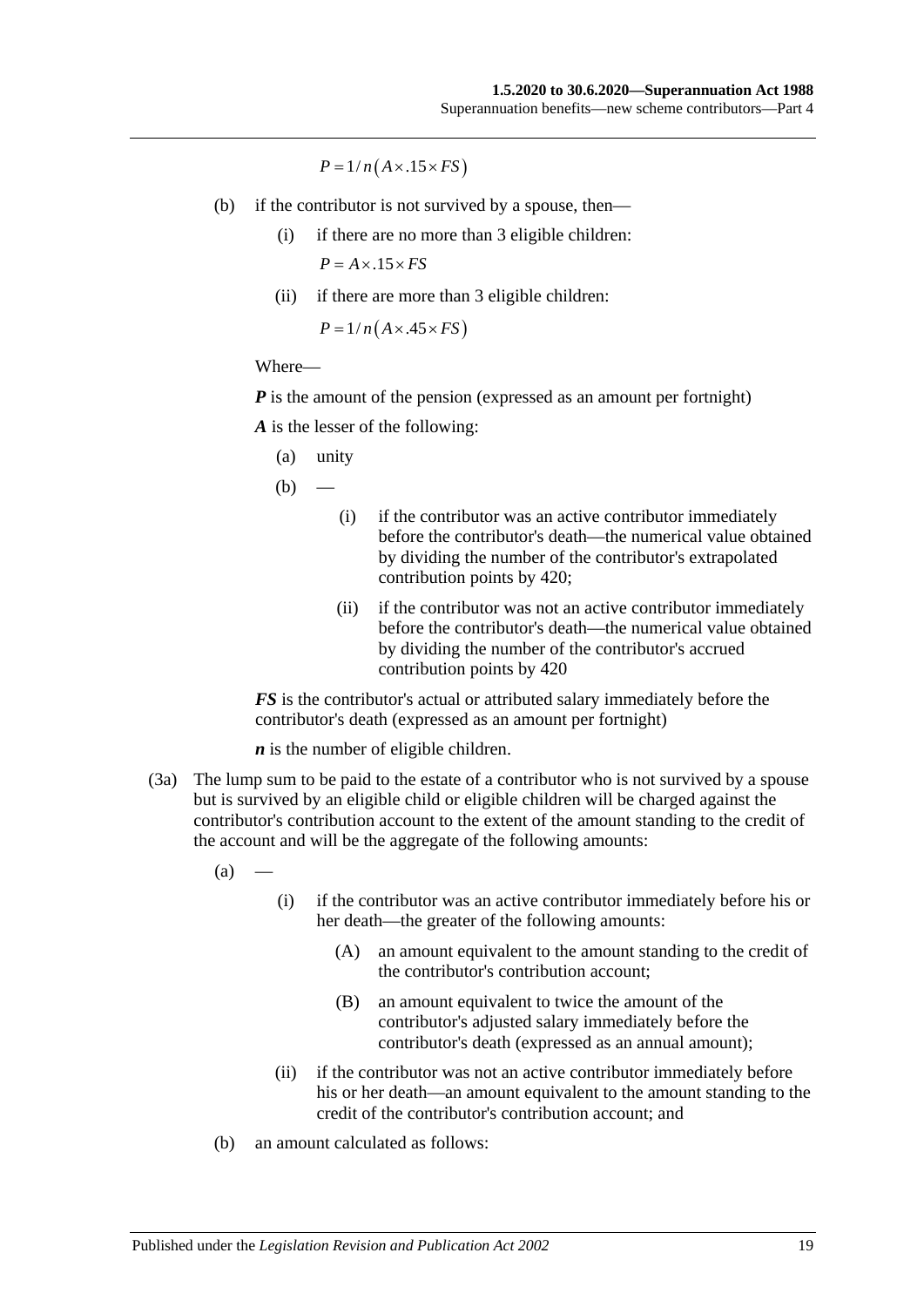$$P = 1/n\left(A \times .15 \times FS\right)$$

(b) if the contributor is not survived by a spouse, then—

(i) if there are no more than 3 eligible children:

$$P = A \times .15 \times FS$$

(ii) if there are more than 3 eligible children:

$$P = 1/n\left(A \times .45 \times FS\right)$$

Where—

***P*** is the amount of the pension (expressed as an amount per fortnight)

***A*** is the lesser of the following:

(a) unity

(b) —

(i) if the contributor was an active contributor immediately before the contributor's death—the numerical value obtained by dividing the number of the contributor's extrapolated contribution points by 420;

(ii) if the contributor was not an active contributor immediately before the contributor's death—the numerical value obtained by dividing the number of the contributor's accrued contribution points by 420

***FS*** is the contributor's actual or attributed salary immediately before the contributor's death (expressed as an amount per fortnight)

***n*** is the number of eligible children.

(3a) The lump sum to be paid to the estate of a contributor who is not survived by a spouse but is survived by an eligible child or eligible children will be charged against the contributor's contribution account to the extent of the amount standing to the credit of the account and will be the aggregate of the following amounts:

(a) —

(i) if the contributor was an active contributor immediately before his or her death—the greater of the following amounts:

(A) an amount equivalent to the amount standing to the credit of the contributor's contribution account;

(B) an amount equivalent to twice the amount of the contributor's adjusted salary immediately before the contributor's death (expressed as an annual amount);

(ii) if the contributor was not an active contributor immediately before his or her death—an amount equivalent to the amount standing to the credit of the contributor's contribution account; and

(b) an amount calculated as follows: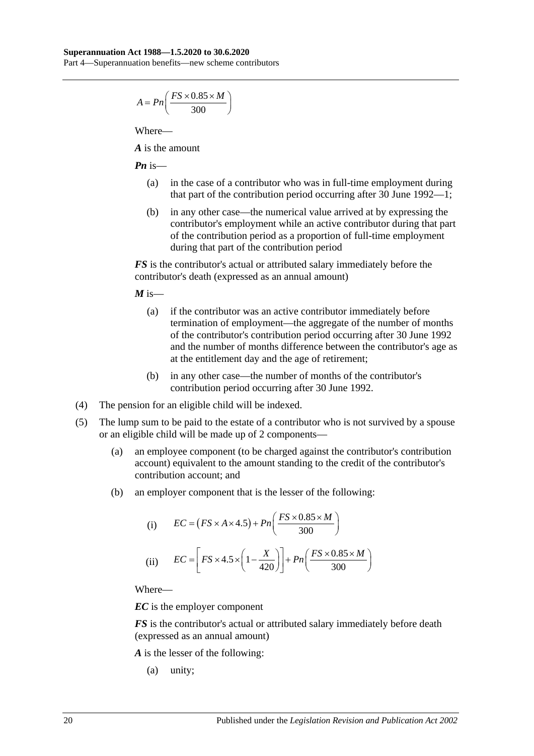$$A = Pn\left(\frac{FS \times 0.85 \times M}{300}\right)$$

Where—

***A*** is the amount

***Pn*** is—

- (a) in the case of a contributor who was in full-time employment during that part of the contribution period occurring after 30 June 1992—1;
- (b) in any other case—the numerical value arrived at by expressing the contributor's employment while an active contributor during that part of the contribution period as a proportion of full-time employment during that part of the contribution period

***FS*** is the contributor's actual or attributed salary immediately before the contributor's death (expressed as an annual amount)

***M*** is—

- (a) if the contributor was an active contributor immediately before termination of employment—the aggregate of the number of months of the contributor's contribution period occurring after 30 June 1992 and the number of months difference between the contributor's age as at the entitlement day and the age of retirement;
- (b) in any other case—the number of months of the contributor's contribution period occurring after 30 June 1992.

(4) The pension for an eligible child will be indexed.

(5) The lump sum to be paid to the estate of a contributor who is not survived by a spouse or an eligible child will be made up of 2 components—

- (a) an employee component (to be charged against the contributor's contribution account) equivalent to the amount standing to the credit of the contributor's contribution account; and
- (b) an employer component that is the lesser of the following:
  - (i) $$EC = \left(FS \times A \times 4.5\right) + Pn\left(\frac{FS \times 0.85 \times M}{300}\right)$$
  - (ii) $$EC = \left[FS \times 4.5 \times \left(1 - \frac{X}{420}\right)\right] + Pn\left(\frac{FS \times 0.85 \times M}{300}\right)$$

  Where—

  ***EC*** is the employer component

  ***FS*** is the contributor's actual or attributed salary immediately before death (expressed as an annual amount)

  ***A*** is the lesser of the following:

  - (a) unity;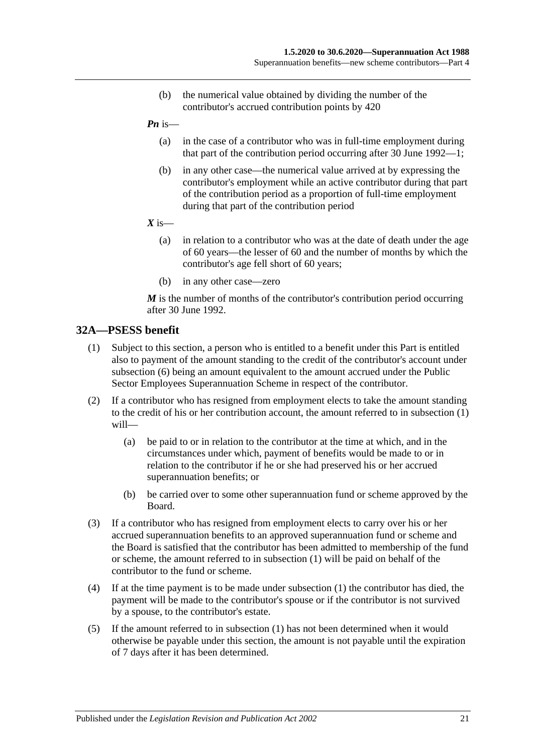(b) the numerical value obtained by dividing the number of the contributor's accrued contribution points by 420

***Pn*** is—

(a) in the case of a contributor who was in full-time employment during that part of the contribution period occurring after 30 June 1992—1;

(b) in any other case—the numerical value arrived at by expressing the contributor's employment while an active contributor during that part of the contribution period as a proportion of full-time employment during that part of the contribution period

***X*** is—

(a) in relation to a contributor who was at the date of death under the age of 60 years—the lesser of 60 and the number of months by which the contributor's age fell short of 60 years;

(b) in any other case—zero

***M*** is the number of months of the contributor's contribution period occurring after 30 June 1992.

## 32A—PSESS benefit

(1) Subject to this section, a person who is entitled to a benefit under this Part is entitled also to payment of the amount standing to the credit of the contributor's account under subsection (6) being an amount equivalent to the amount accrued under the Public Sector Employees Superannuation Scheme in respect of the contributor.

(2) If a contributor who has resigned from employment elects to take the amount standing to the credit of his or her contribution account, the amount referred to in subsection (1) will—

(a) be paid to or in relation to the contributor at the time at which, and in the circumstances under which, payment of benefits would be made to or in relation to the contributor if he or she had preserved his or her accrued superannuation benefits; or

(b) be carried over to some other superannuation fund or scheme approved by the Board.

(3) If a contributor who has resigned from employment elects to carry over his or her accrued superannuation benefits to an approved superannuation fund or scheme and the Board is satisfied that the contributor has been admitted to membership of the fund or scheme, the amount referred to in subsection (1) will be paid on behalf of the contributor to the fund or scheme.

(4) If at the time payment is to be made under subsection (1) the contributor has died, the payment will be made to the contributor's spouse or if the contributor is not survived by a spouse, to the contributor's estate.

(5) If the amount referred to in subsection (1) has not been determined when it would otherwise be payable under this section, the amount is not payable until the expiration of 7 days after it has been determined.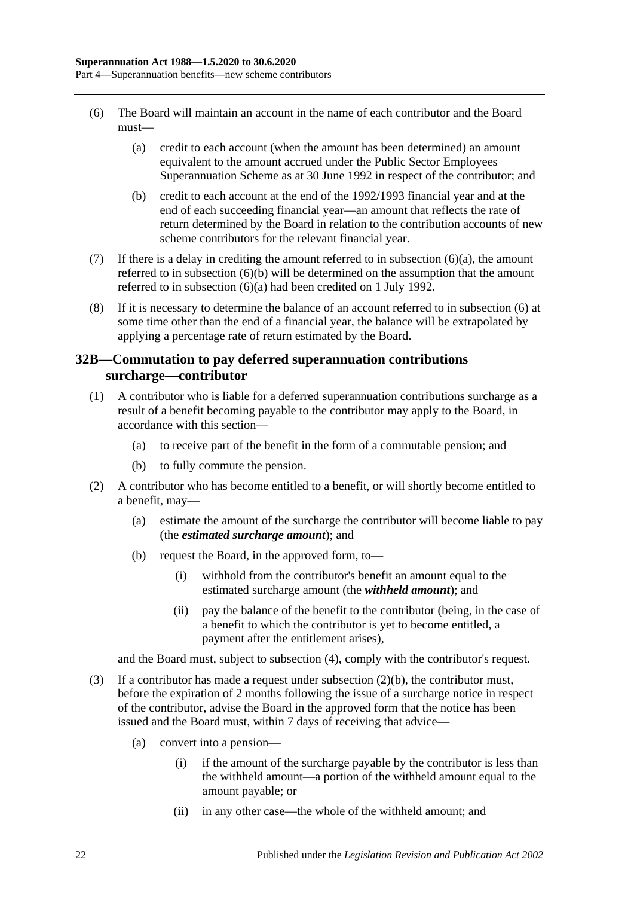(6) The Board will maintain an account in the name of each contributor and the Board must—

(a) credit to each account (when the amount has been determined) an amount equivalent to the amount accrued under the Public Sector Employees Superannuation Scheme as at 30 June 1992 in respect of the contributor; and

(b) credit to each account at the end of the 1992/1993 financial year and at the end of each succeeding financial year—an amount that reflects the rate of return determined by the Board in relation to the contribution accounts of new scheme contributors for the relevant financial year.

(7) If there is a delay in crediting the amount referred to in subsection (6)(a), the amount referred to in subsection (6)(b) will be determined on the assumption that the amount referred to in subsection (6)(a) had been credited on 1 July 1992.

(8) If it is necessary to determine the balance of an account referred to in subsection (6) at some time other than the end of a financial year, the balance will be extrapolated by applying a percentage rate of return estimated by the Board.

## 32B—Commutation to pay deferred superannuation contributions surcharge—contributor

(1) A contributor who is liable for a deferred superannuation contributions surcharge as a result of a benefit becoming payable to the contributor may apply to the Board, in accordance with this section—

(a) to receive part of the benefit in the form of a commutable pension; and

(b) to fully commute the pension.

(2) A contributor who has become entitled to a benefit, or will shortly become entitled to a benefit, may—

(a) estimate the amount of the surcharge the contributor will become liable to pay (the ***estimated surcharge amount***); and

(b) request the Board, in the approved form, to—

(i) withhold from the contributor's benefit an amount equal to the estimated surcharge amount (the ***withheld amount***); and

(ii) pay the balance of the benefit to the contributor (being, in the case of a benefit to which the contributor is yet to become entitled, a payment after the entitlement arises),

and the Board must, subject to subsection (4), comply with the contributor's request.

(3) If a contributor has made a request under subsection (2)(b), the contributor must, before the expiration of 2 months following the issue of a surcharge notice in respect of the contributor, advise the Board in the approved form that the notice has been issued and the Board must, within 7 days of receiving that advice—

(a) convert into a pension—

(i) if the amount of the surcharge payable by the contributor is less than the withheld amount—a portion of the withheld amount equal to the amount payable; or

(ii) in any other case—the whole of the withheld amount; and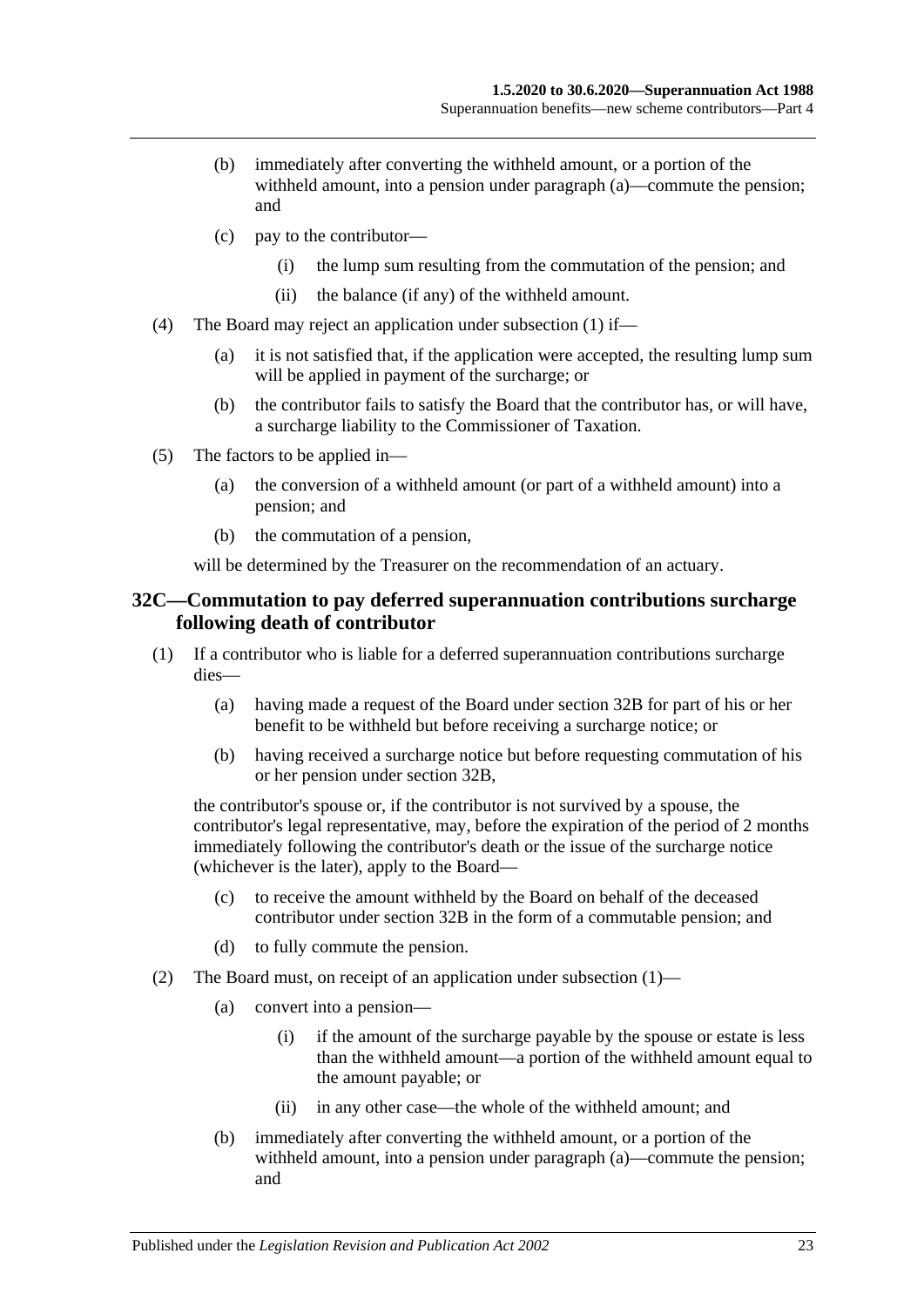(b) immediately after converting the withheld amount, or a portion of the withheld amount, into a pension under paragraph (a)—commute the pension; and

(c) pay to the contributor—

(i) the lump sum resulting from the commutation of the pension; and

(ii) the balance (if any) of the withheld amount.

(4) The Board may reject an application under subsection (1) if—

(a) it is not satisfied that, if the application were accepted, the resulting lump sum will be applied in payment of the surcharge; or

(b) the contributor fails to satisfy the Board that the contributor has, or will have, a surcharge liability to the Commissioner of Taxation.

(5) The factors to be applied in—

(a) the conversion of a withheld amount (or part of a withheld amount) into a pension; and

(b) the commutation of a pension,

will be determined by the Treasurer on the recommendation of an actuary.

## 32C—Commutation to pay deferred superannuation contributions surcharge following death of contributor

(1) If a contributor who is liable for a deferred superannuation contributions surcharge dies—

(a) having made a request of the Board under section 32B for part of his or her benefit to be withheld but before receiving a surcharge notice; or

(b) having received a surcharge notice but before requesting commutation of his or her pension under section 32B,

the contributor's spouse or, if the contributor is not survived by a spouse, the contributor's legal representative, may, before the expiration of the period of 2 months immediately following the contributor's death or the issue of the surcharge notice (whichever is the later), apply to the Board—

(c) to receive the amount withheld by the Board on behalf of the deceased contributor under section 32B in the form of a commutable pension; and

(d) to fully commute the pension.

(2) The Board must, on receipt of an application under subsection (1)—

(a) convert into a pension—

(i) if the amount of the surcharge payable by the spouse or estate is less than the withheld amount—a portion of the withheld amount equal to the amount payable; or

(ii) in any other case—the whole of the withheld amount; and

(b) immediately after converting the withheld amount, or a portion of the withheld amount, into a pension under paragraph (a)—commute the pension; and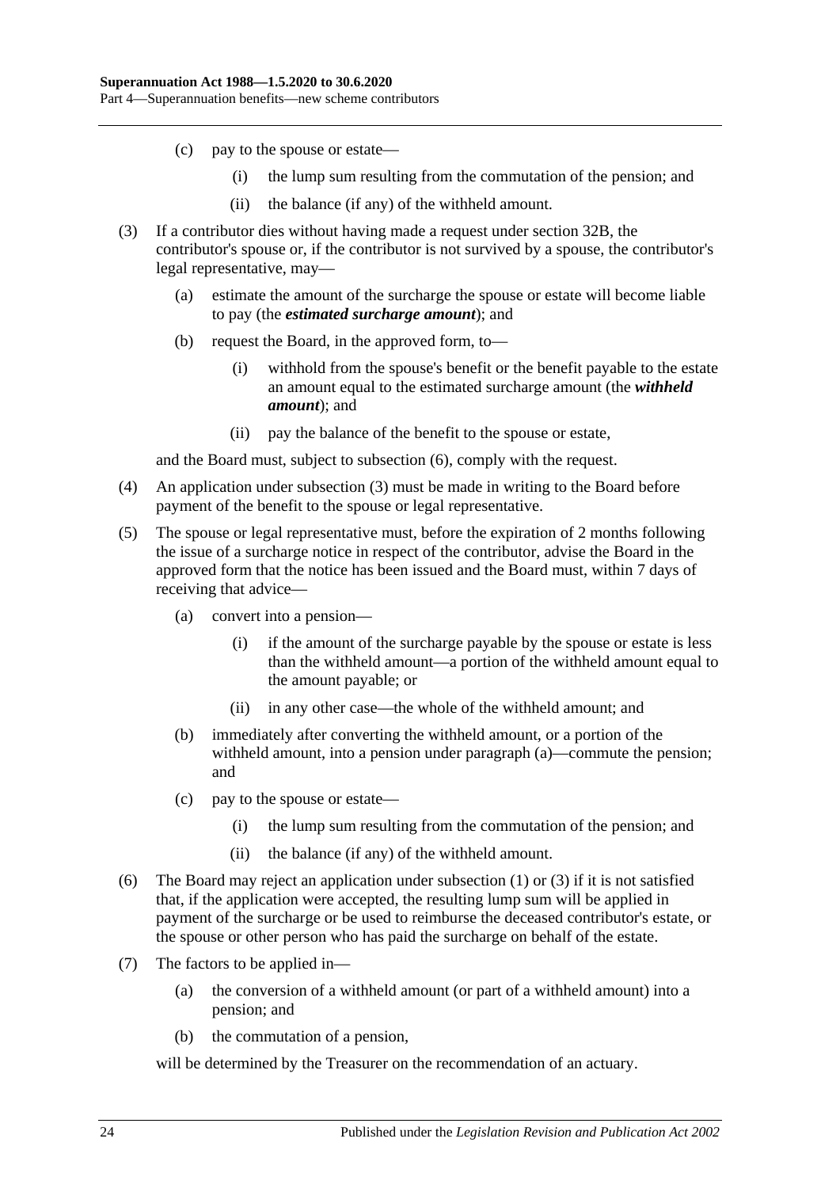(c) pay to the spouse or estate—

(i) the lump sum resulting from the commutation of the pension; and

(ii) the balance (if any) of the withheld amount.

(3) If a contributor dies without having made a request under section 32B, the contributor's spouse or, if the contributor is not survived by a spouse, the contributor's legal representative, may—

(a) estimate the amount of the surcharge the spouse or estate will become liable to pay (the ***estimated surcharge amount***); and

(b) request the Board, in the approved form, to—

(i) withhold from the spouse's benefit or the benefit payable to the estate an amount equal to the estimated surcharge amount (the ***withheld amount***); and

(ii) pay the balance of the benefit to the spouse or estate,

and the Board must, subject to subsection (6), comply with the request.

(4) An application under subsection (3) must be made in writing to the Board before payment of the benefit to the spouse or legal representative.

(5) The spouse or legal representative must, before the expiration of 2 months following the issue of a surcharge notice in respect of the contributor, advise the Board in the approved form that the notice has been issued and the Board must, within 7 days of receiving that advice—

(a) convert into a pension—

(i) if the amount of the surcharge payable by the spouse or estate is less than the withheld amount—a portion of the withheld amount equal to the amount payable; or

(ii) in any other case—the whole of the withheld amount; and

(b) immediately after converting the withheld amount, or a portion of the withheld amount, into a pension under paragraph (a)—commute the pension; and

(c) pay to the spouse or estate—

(i) the lump sum resulting from the commutation of the pension; and

(ii) the balance (if any) of the withheld amount.

(6) The Board may reject an application under subsection (1) or (3) if it is not satisfied that, if the application were accepted, the resulting lump sum will be applied in payment of the surcharge or be used to reimburse the deceased contributor's estate, or the spouse or other person who has paid the surcharge on behalf of the estate.

(7) The factors to be applied in—

(a) the conversion of a withheld amount (or part of a withheld amount) into a pension; and

(b) the commutation of a pension,

will be determined by the Treasurer on the recommendation of an actuary.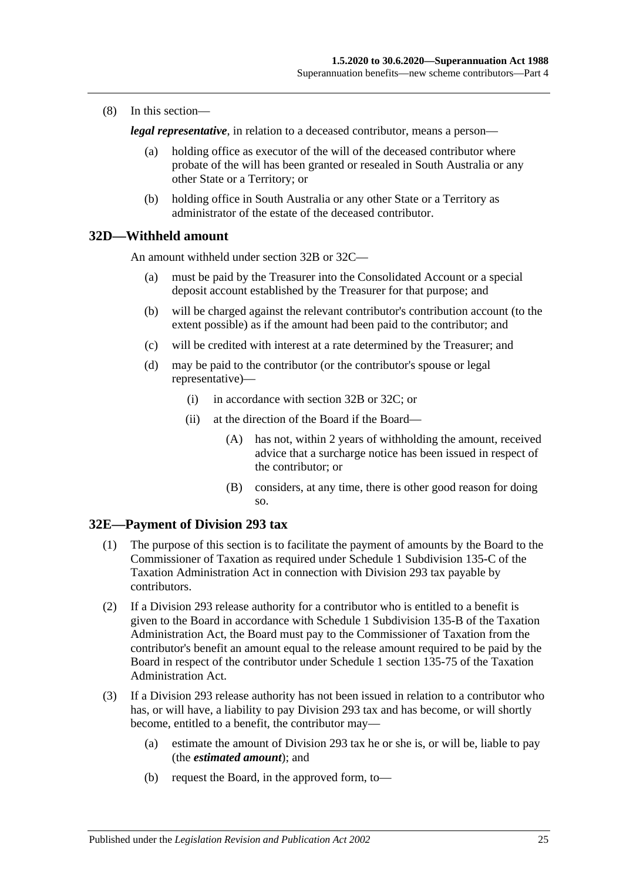(8) In this section—

***legal representative***, in relation to a deceased contributor, means a person—

- (a) holding office as executor of the will of the deceased contributor where probate of the will has been granted or resealed in South Australia or any other State or a Territory; or
- (b) holding office in South Australia or any other State or a Territory as administrator of the estate of the deceased contributor.

## 32D—Withheld amount

An amount withheld under section 32B or 32C—

- (a) must be paid by the Treasurer into the Consolidated Account or a special deposit account established by the Treasurer for that purpose; and
- (b) will be charged against the relevant contributor's contribution account (to the extent possible) as if the amount had been paid to the contributor; and
- (c) will be credited with interest at a rate determined by the Treasurer; and
- (d) may be paid to the contributor (or the contributor's spouse or legal representative)—
    - (i) in accordance with section 32B or 32C; or
    - (ii) at the direction of the Board if the Board—
        - (A) has not, within 2 years of withholding the amount, received advice that a surcharge notice has been issued in respect of the contributor; or
        - (B) considers, at any time, there is other good reason for doing so.

## 32E—Payment of Division 293 tax

(1) The purpose of this section is to facilitate the payment of amounts by the Board to the Commissioner of Taxation as required under Schedule 1 Subdivision 135-C of the Taxation Administration Act in connection with Division 293 tax payable by contributors.

(2) If a Division 293 release authority for a contributor who is entitled to a benefit is given to the Board in accordance with Schedule 1 Subdivision 135-B of the Taxation Administration Act, the Board must pay to the Commissioner of Taxation from the contributor's benefit an amount equal to the release amount required to be paid by the Board in respect of the contributor under Schedule 1 section 135-75 of the Taxation Administration Act.

(3) If a Division 293 release authority has not been issued in relation to a contributor who has, or will have, a liability to pay Division 293 tax and has become, or will shortly become, entitled to a benefit, the contributor may—

- (a) estimate the amount of Division 293 tax he or she is, or will be, liable to pay (the ***estimated amount***); and
- (b) request the Board, in the approved form, to—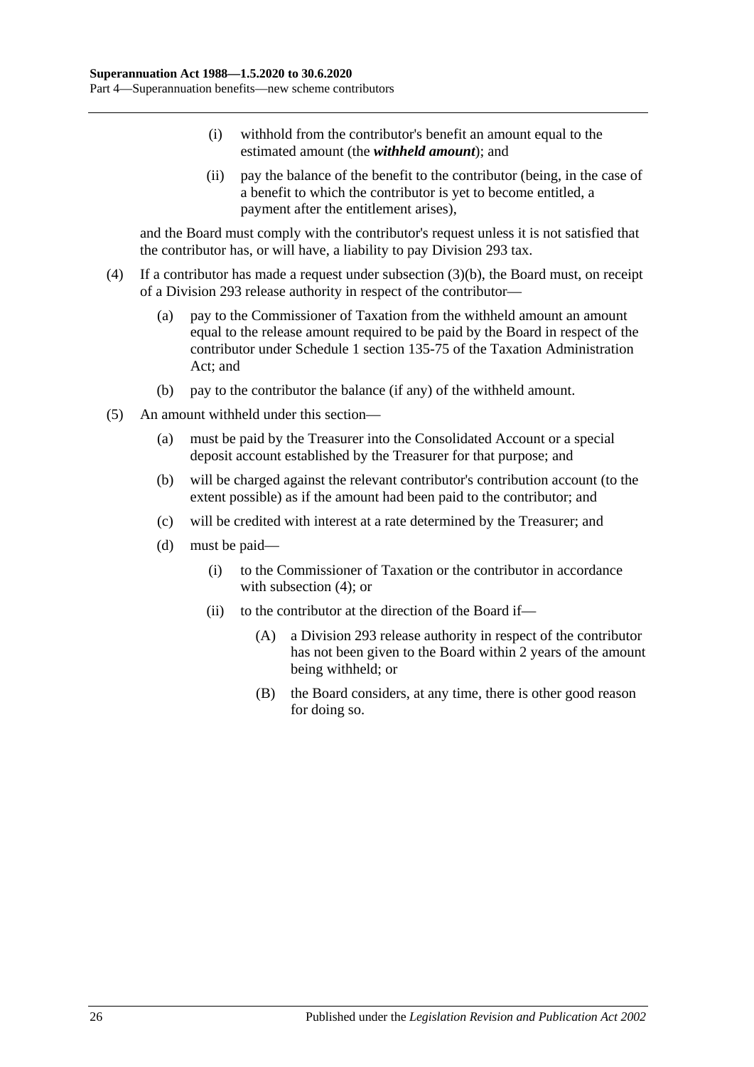(i) withhold from the contributor's benefit an amount equal to the estimated amount (the ***withheld amount***); and

(ii) pay the balance of the benefit to the contributor (being, in the case of a benefit to which the contributor is yet to become entitled, a payment after the entitlement arises),

and the Board must comply with the contributor's request unless it is not satisfied that the contributor has, or will have, a liability to pay Division 293 tax.

(4) If a contributor has made a request under subsection (3)(b), the Board must, on receipt of a Division 293 release authority in respect of the contributor—

(a) pay to the Commissioner of Taxation from the withheld amount an amount equal to the release amount required to be paid by the Board in respect of the contributor under Schedule 1 section 135-75 of the Taxation Administration Act; and

(b) pay to the contributor the balance (if any) of the withheld amount.

(5) An amount withheld under this section—

(a) must be paid by the Treasurer into the Consolidated Account or a special deposit account established by the Treasurer for that purpose; and

(b) will be charged against the relevant contributor's contribution account (to the extent possible) as if the amount had been paid to the contributor; and

(c) will be credited with interest at a rate determined by the Treasurer; and

(d) must be paid—

(i) to the Commissioner of Taxation or the contributor in accordance with subsection (4); or

(ii) to the contributor at the direction of the Board if—

(A) a Division 293 release authority in respect of the contributor has not been given to the Board within 2 years of the amount being withheld; or

(B) the Board considers, at any time, there is other good reason for doing so.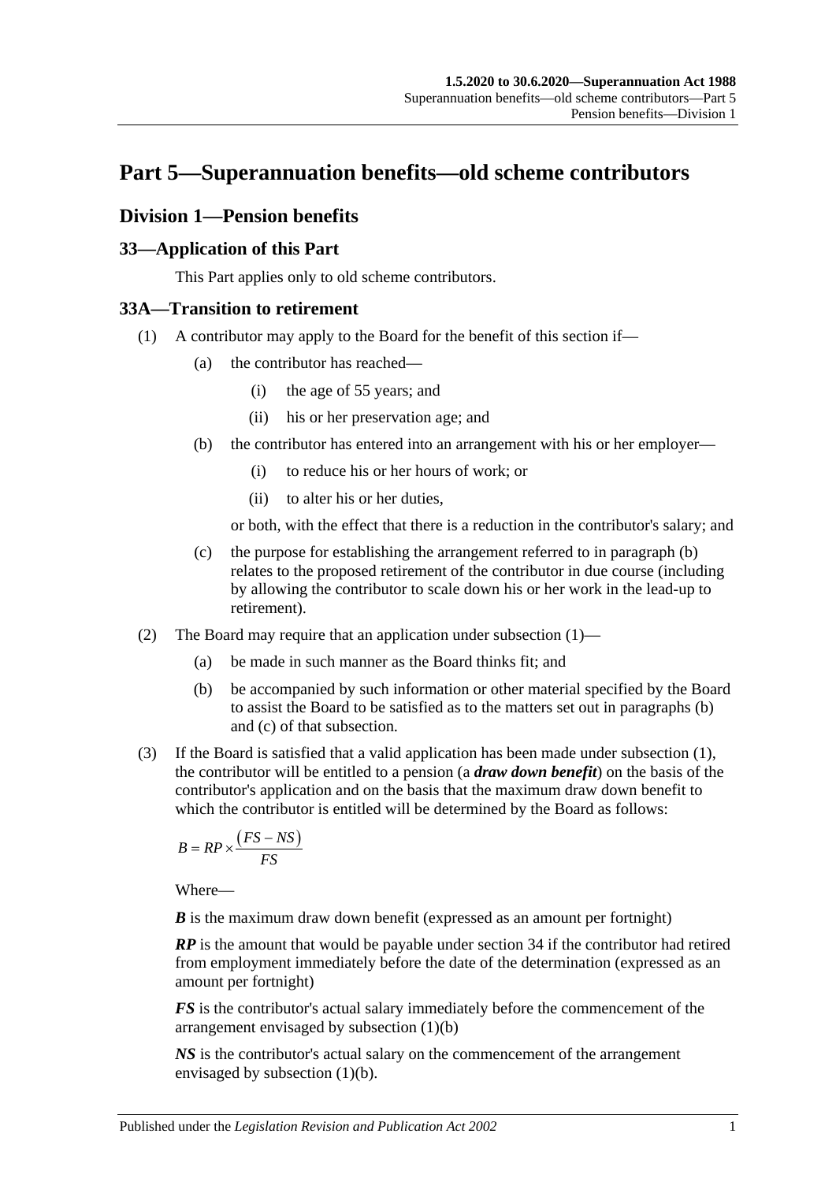# Part 5—Superannuation benefits—old scheme contributors

## Division 1—Pension benefits

### 33—Application of this Part

This Part applies only to old scheme contributors.

### 33A—Transition to retirement

(1) A contributor may apply to the Board for the benefit of this section if—

(a) the contributor has reached—

(i) the age of 55 years; and

(ii) his or her preservation age; and

(b) the contributor has entered into an arrangement with his or her employer—

(i) to reduce his or her hours of work; or

(ii) to alter his or her duties,

or both, with the effect that there is a reduction in the contributor's salary; and

(c) the purpose for establishing the arrangement referred to in paragraph (b) relates to the proposed retirement of the contributor in due course (including by allowing the contributor to scale down his or her work in the lead-up to retirement).

(2) The Board may require that an application under subsection (1)—

(a) be made in such manner as the Board thinks fit; and

(b) be accompanied by such information or other material specified by the Board to assist the Board to be satisfied as to the matters set out in paragraphs (b) and (c) of that subsection.

(3) If the Board is satisfied that a valid application has been made under subsection (1), the contributor will be entitled to a pension (a ***draw down benefit***) on the basis of the contributor's application and on the basis that the maximum draw down benefit to which the contributor is entitled will be determined by the Board as follows:

$$B = RP \times \frac{(FS - NS)}{FS}$$

Where—

***B*** is the maximum draw down benefit (expressed as an amount per fortnight)

***RP*** is the amount that would be payable under section 34 if the contributor had retired from employment immediately before the date of the determination (expressed as an amount per fortnight)

***FS*** is the contributor's actual salary immediately before the commencement of the arrangement envisaged by subsection (1)(b)

***NS*** is the contributor's actual salary on the commencement of the arrangement envisaged by subsection (1)(b).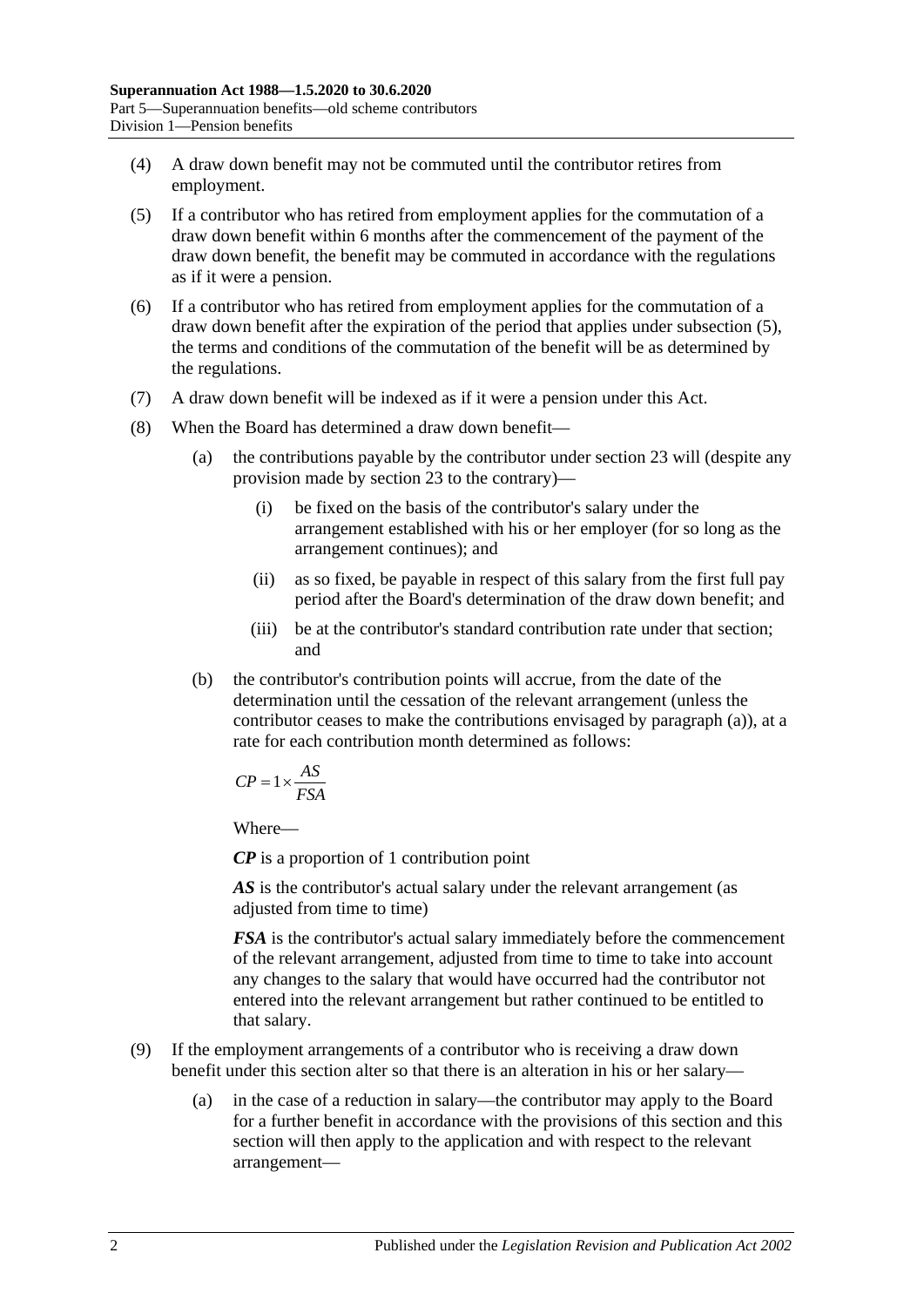(4) A draw down benefit may not be commuted until the contributor retires from employment.

(5) If a contributor who has retired from employment applies for the commutation of a draw down benefit within 6 months after the commencement of the payment of the draw down benefit, the benefit may be commuted in accordance with the regulations as if it were a pension.

(6) If a contributor who has retired from employment applies for the commutation of a draw down benefit after the expiration of the period that applies under subsection (5), the terms and conditions of the commutation of the benefit will be as determined by the regulations.

(7) A draw down benefit will be indexed as if it were a pension under this Act.

(8) When the Board has determined a draw down benefit—

(a) the contributions payable by the contributor under section 23 will (despite any provision made by section 23 to the contrary)—

(i) be fixed on the basis of the contributor's salary under the arrangement established with his or her employer (for so long as the arrangement continues); and

(ii) as so fixed, be payable in respect of this salary from the first full pay period after the Board's determination of the draw down benefit; and

(iii) be at the contributor's standard contribution rate under that section; and

(b) the contributor's contribution points will accrue, from the date of the determination until the cessation of the relevant arrangement (unless the contributor ceases to make the contributions envisaged by paragraph (a)), at a rate for each contribution month determined as follows:

$$CP = 1 \times \frac{AS}{FSA}$$

Where—

***CP*** is a proportion of 1 contribution point

***AS*** is the contributor's actual salary under the relevant arrangement (as adjusted from time to time)

***FSA*** is the contributor's actual salary immediately before the commencement of the relevant arrangement, adjusted from time to time to take into account any changes to the salary that would have occurred had the contributor not entered into the relevant arrangement but rather continued to be entitled to that salary.

(9) If the employment arrangements of a contributor who is receiving a draw down benefit under this section alter so that there is an alteration in his or her salary—

(a) in the case of a reduction in salary—the contributor may apply to the Board for a further benefit in accordance with the provisions of this section and this section will then apply to the application and with respect to the relevant arrangement—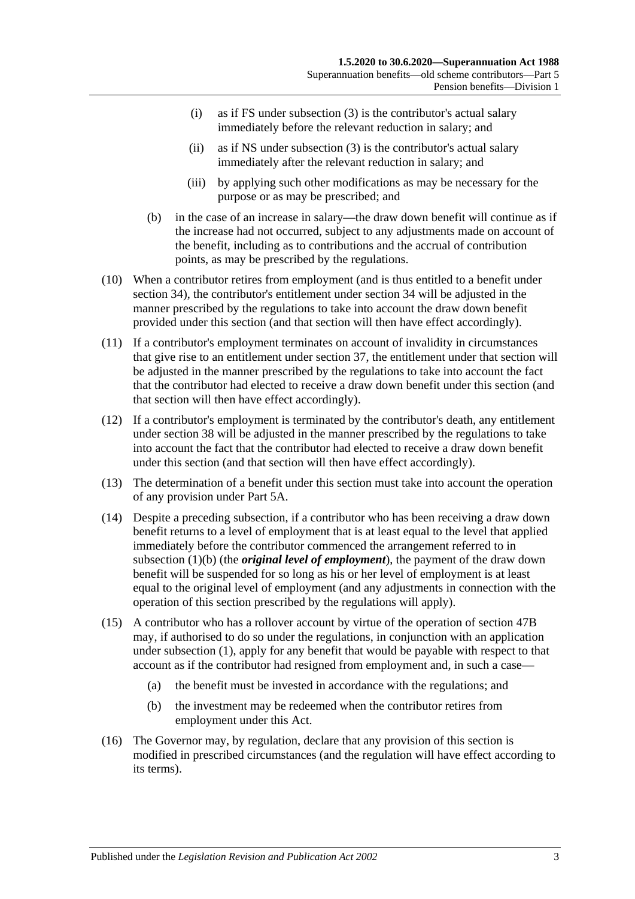(i) as if FS under subsection (3) is the contributor's actual salary immediately before the relevant reduction in salary; and

(ii) as if NS under subsection (3) is the contributor's actual salary immediately after the relevant reduction in salary; and

(iii) by applying such other modifications as may be necessary for the purpose or as may be prescribed; and

(b) in the case of an increase in salary—the draw down benefit will continue as if the increase had not occurred, subject to any adjustments made on account of the benefit, including as to contributions and the accrual of contribution points, as may be prescribed by the regulations.

(10) When a contributor retires from employment (and is thus entitled to a benefit under section 34), the contributor's entitlement under section 34 will be adjusted in the manner prescribed by the regulations to take into account the draw down benefit provided under this section (and that section will then have effect accordingly).

(11) If a contributor's employment terminates on account of invalidity in circumstances that give rise to an entitlement under section 37, the entitlement under that section will be adjusted in the manner prescribed by the regulations to take into account the fact that the contributor had elected to receive a draw down benefit under this section (and that section will then have effect accordingly).

(12) If a contributor's employment is terminated by the contributor's death, any entitlement under section 38 will be adjusted in the manner prescribed by the regulations to take into account the fact that the contributor had elected to receive a draw down benefit under this section (and that section will then have effect accordingly).

(13) The determination of a benefit under this section must take into account the operation of any provision under Part 5A.

(14) Despite a preceding subsection, if a contributor who has been receiving a draw down benefit returns to a level of employment that is at least equal to the level that applied immediately before the contributor commenced the arrangement referred to in subsection (1)(b) (the ***original level of employment***), the payment of the draw down benefit will be suspended for so long as his or her level of employment is at least equal to the original level of employment (and any adjustments in connection with the operation of this section prescribed by the regulations will apply).

(15) A contributor who has a rollover account by virtue of the operation of section 47B may, if authorised to do so under the regulations, in conjunction with an application under subsection (1), apply for any benefit that would be payable with respect to that account as if the contributor had resigned from employment and, in such a case—

(a) the benefit must be invested in accordance with the regulations; and

(b) the investment may be redeemed when the contributor retires from employment under this Act.

(16) The Governor may, by regulation, declare that any provision of this section is modified in prescribed circumstances (and the regulation will have effect according to its terms).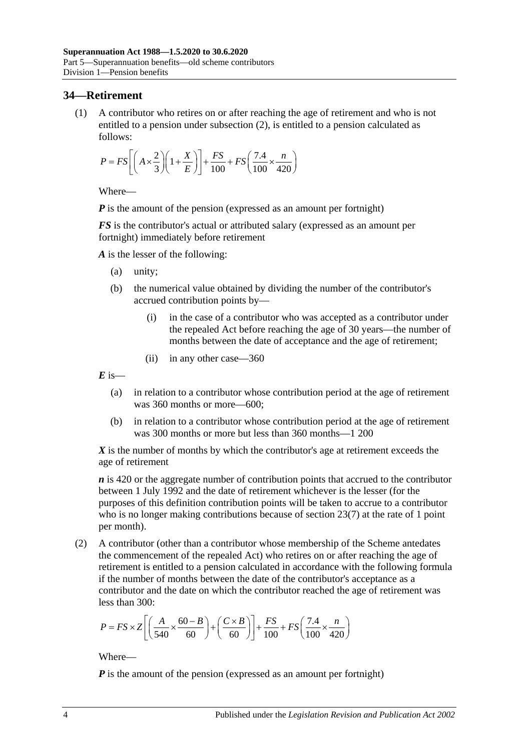## 34—Retirement

(1) A contributor who retires on or after reaching the age of retirement and who is not entitled to a pension under subsection (2), is entitled to a pension calculated as follows:

$$P = FS\left[\left(A \times \frac{2}{3}\right)\left(1 + \frac{X}{E}\right)\right] + \frac{FS}{100} + FS\left(\frac{7.4}{100} \times \frac{n}{420}\right)$$

Where—

***P*** is the amount of the pension (expressed as an amount per fortnight)

***FS*** is the contributor's actual or attributed salary (expressed as an amount per fortnight) immediately before retirement

***A*** is the lesser of the following:

- (a) unity;
- (b) the numerical value obtained by dividing the number of the contributor's accrued contribution points by—
  - (i) in the case of a contributor who was accepted as a contributor under the repealed Act before reaching the age of 30 years—the number of months between the date of acceptance and the age of retirement;
  - (ii) in any other case—360

***E*** is—

- (a) in relation to a contributor whose contribution period at the age of retirement was 360 months or more—600;
- (b) in relation to a contributor whose contribution period at the age of retirement was 300 months or more but less than 360 months—1 200

***X*** is the number of months by which the contributor's age at retirement exceeds the age of retirement

***n*** is 420 or the aggregate number of contribution points that accrued to the contributor between 1 July 1992 and the date of retirement whichever is the lesser (for the purposes of this definition contribution points will be taken to accrue to a contributor who is no longer making contributions because of section 23(7) at the rate of 1 point per month).

(2) A contributor (other than a contributor whose membership of the Scheme antedates the commencement of the repealed Act) who retires on or after reaching the age of retirement is entitled to a pension calculated in accordance with the following formula if the number of months between the date of the contributor's acceptance as a contributor and the date on which the contributor reached the age of retirement was less than 300:

$$P = FS \times Z\left[\left(\frac{A}{540} \times \frac{60 - B}{60}\right) + \left(\frac{C \times B}{60}\right)\right] + \frac{FS}{100} + FS\left(\frac{7.4}{100} \times \frac{n}{420}\right)$$

Where—

***P*** is the amount of the pension (expressed as an amount per fortnight)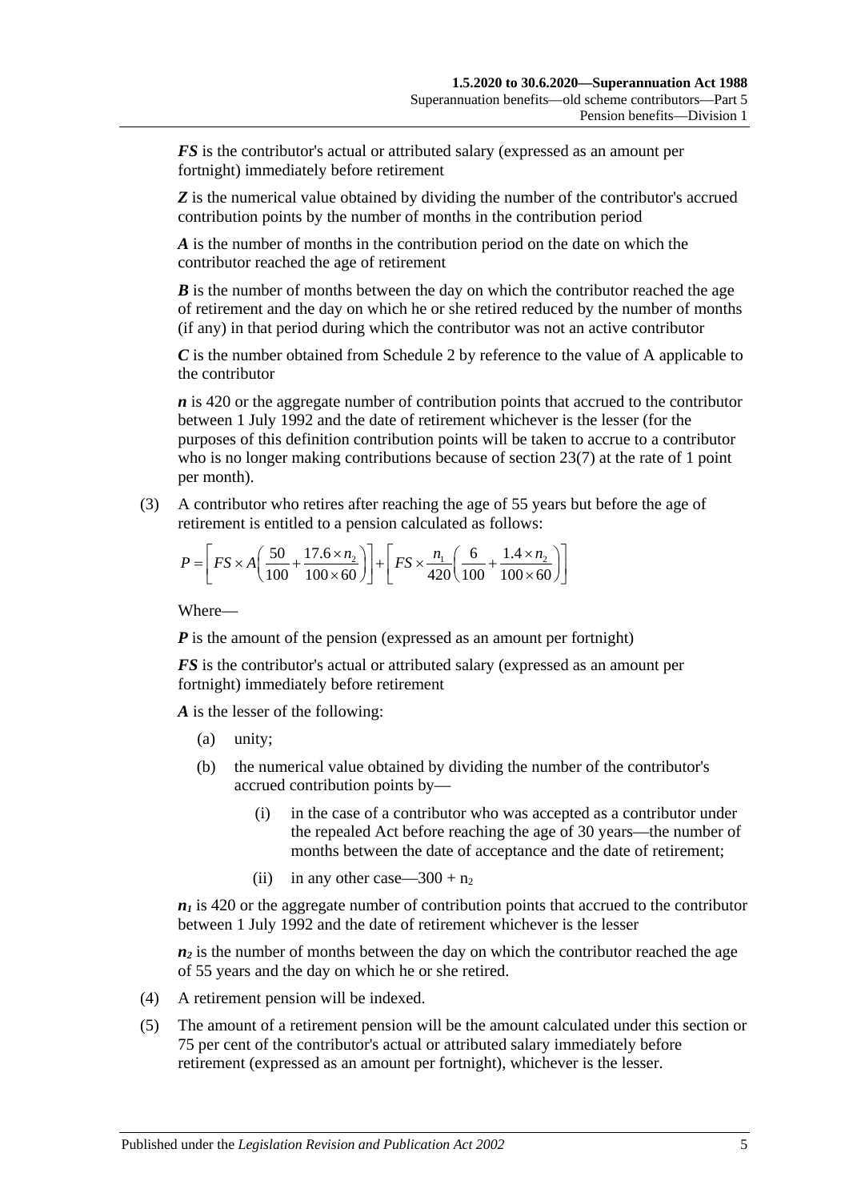***FS*** is the contributor's actual or attributed salary (expressed as an amount per fortnight) immediately before retirement

***Z*** is the numerical value obtained by dividing the number of the contributor's accrued contribution points by the number of months in the contribution period

***A*** is the number of months in the contribution period on the date on which the contributor reached the age of retirement

***B*** is the number of months between the day on which the contributor reached the age of retirement and the day on which he or she retired reduced by the number of months (if any) in that period during which the contributor was not an active contributor

***C*** is the number obtained from Schedule 2 by reference to the value of A applicable to the contributor

***n*** is 420 or the aggregate number of contribution points that accrued to the contributor between 1 July 1992 and the date of retirement whichever is the lesser (for the purposes of this definition contribution points will be taken to accrue to a contributor who is no longer making contributions because of section 23(7) at the rate of 1 point per month).

(3) A contributor who retires after reaching the age of 55 years but before the age of retirement is entitled to a pension calculated as follows:

$$P = \left[ FS \times A\left(\frac{50}{100} + \frac{17.6 \times n_2}{100 \times 60}\right)\right] + \left[ FS \times \frac{n_1}{420}\left(\frac{6}{100} + \frac{1.4 \times n_2}{100 \times 60}\right)\right]$$

Where—

***P*** is the amount of the pension (expressed as an amount per fortnight)

***FS*** is the contributor's actual or attributed salary (expressed as an amount per fortnight) immediately before retirement

***A*** is the lesser of the following:

(a) unity;

(b) the numerical value obtained by dividing the number of the contributor's accrued contribution points by—

(i) in the case of a contributor who was accepted as a contributor under the repealed Act before reaching the age of 30 years—the number of months between the date of acceptance and the date of retirement;

(ii) in any other case—$300 + n_2$

$n_1$ is 420 or the aggregate number of contribution points that accrued to the contributor between 1 July 1992 and the date of retirement whichever is the lesser

$n_2$ is the number of months between the day on which the contributor reached the age of 55 years and the day on which he or she retired.

(4) A retirement pension will be indexed.

(5) The amount of a retirement pension will be the amount calculated under this section or 75 per cent of the contributor's actual or attributed salary immediately before retirement (expressed as an amount per fortnight), whichever is the lesser.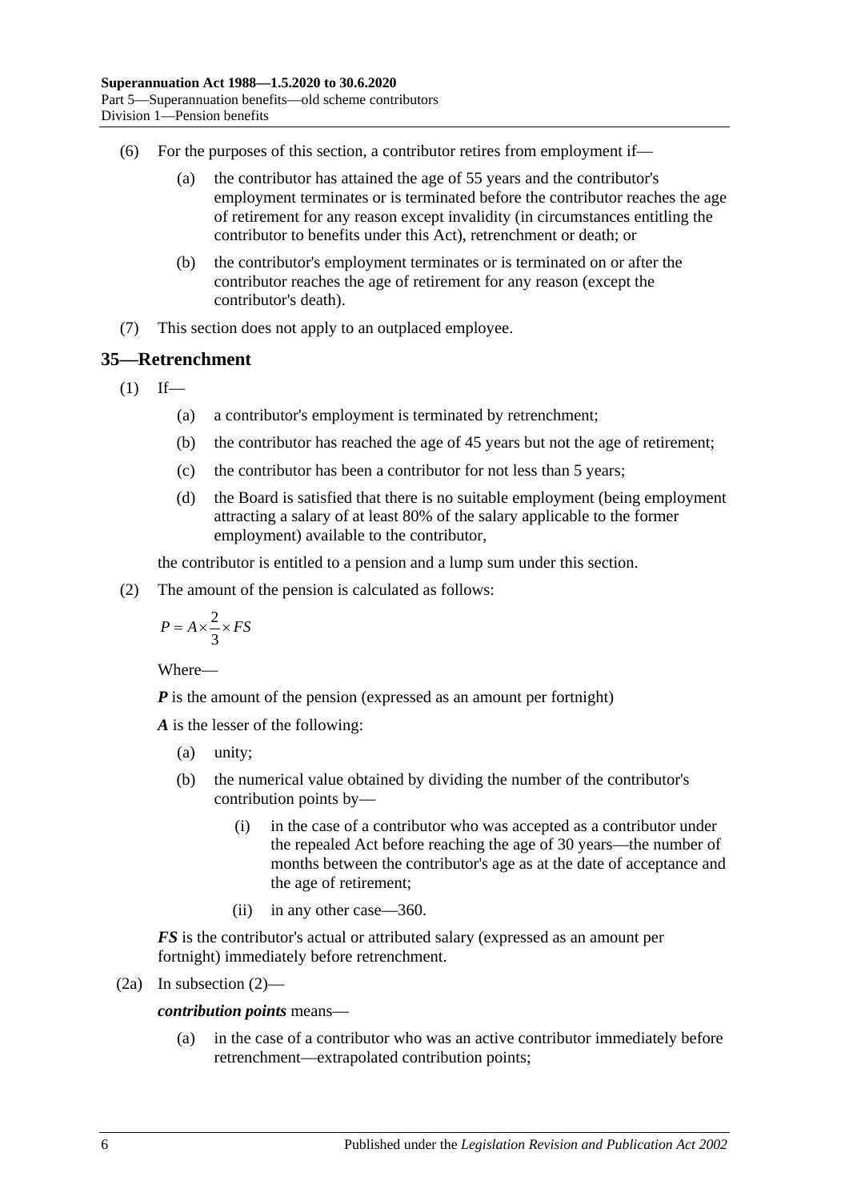(6) For the purposes of this section, a contributor retires from employment if—

(a) the contributor has attained the age of 55 years and the contributor's employment terminates or is terminated before the contributor reaches the age of retirement for any reason except invalidity (in circumstances entitling the contributor to benefits under this Act), retrenchment or death; or

(b) the contributor's employment terminates or is terminated on or after the contributor reaches the age of retirement for any reason (except the contributor's death).

(7) This section does not apply to an outplaced employee.

## 35—Retrenchment

(1) If—

(a) a contributor's employment is terminated by retrenchment;

(b) the contributor has reached the age of 45 years but not the age of retirement;

(c) the contributor has been a contributor for not less than 5 years;

(d) the Board is satisfied that there is no suitable employment (being employment attracting a salary of at least 80% of the salary applicable to the former employment) available to the contributor,

the contributor is entitled to a pension and a lump sum under this section.

(2) The amount of the pension is calculated as follows:

$$P = A \times \frac{2}{3} \times FS$$

Where—

***P*** is the amount of the pension (expressed as an amount per fortnight)

***A*** is the lesser of the following:

(a) unity;

(b) the numerical value obtained by dividing the number of the contributor's contribution points by—

(i) in the case of a contributor who was accepted as a contributor under the repealed Act before reaching the age of 30 years—the number of months between the contributor's age as at the date of acceptance and the age of retirement;

(ii) in any other case—360.

***FS*** is the contributor's actual or attributed salary (expressed as an amount per fortnight) immediately before retrenchment.

(2a) In subsection (2)—

***contribution points*** means—

(a) in the case of a contributor who was an active contributor immediately before retrenchment—extrapolated contribution points;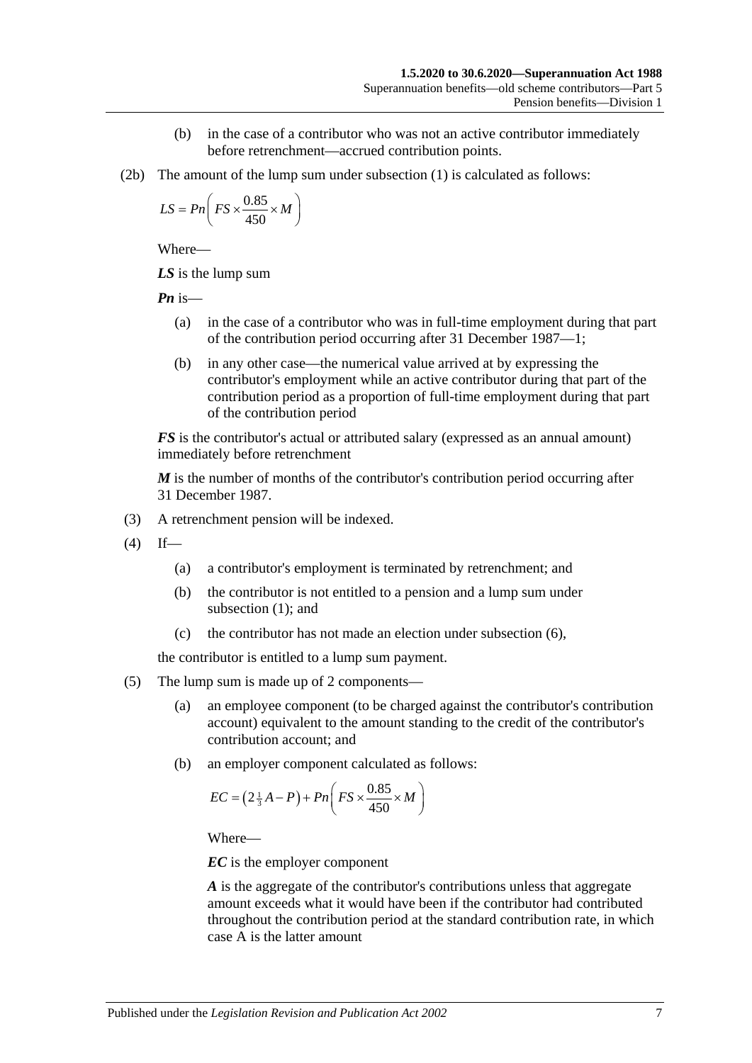(b) in the case of a contributor who was not an active contributor immediately before retrenchment—accrued contribution points.

(2b) The amount of the lump sum under subsection (1) is calculated as follows:

$$LS = Pn\left( FS \times \frac{0.85}{450} \times M \right)$$

Where—

***LS*** is the lump sum

***Pn*** is—

(a) in the case of a contributor who was in full-time employment during that part of the contribution period occurring after 31 December 1987—1;

(b) in any other case—the numerical value arrived at by expressing the contributor's employment while an active contributor during that part of the contribution period as a proportion of full-time employment during that part of the contribution period

***FS*** is the contributor's actual or attributed salary (expressed as an annual amount) immediately before retrenchment

***M*** is the number of months of the contributor's contribution period occurring after 31 December 1987.

(3) A retrenchment pension will be indexed.

(4) If—

(a) a contributor's employment is terminated by retrenchment; and

(b) the contributor is not entitled to a pension and a lump sum under subsection (1); and

(c) the contributor has not made an election under subsection (6),

the contributor is entitled to a lump sum payment.

(5) The lump sum is made up of 2 components—

(a) an employee component (to be charged against the contributor's contribution account) equivalent to the amount standing to the credit of the contributor's contribution account; and

(b) an employer component calculated as follows:

$$EC = \left( 2\tfrac{1}{3}A - P \right) + Pn\left( FS \times \frac{0.85}{450} \times M \right)$$

Where—

***EC*** is the employer component

***A*** is the aggregate of the contributor's contributions unless that aggregate amount exceeds what it would have been if the contributor had contributed throughout the contribution period at the standard contribution rate, in which case A is the latter amount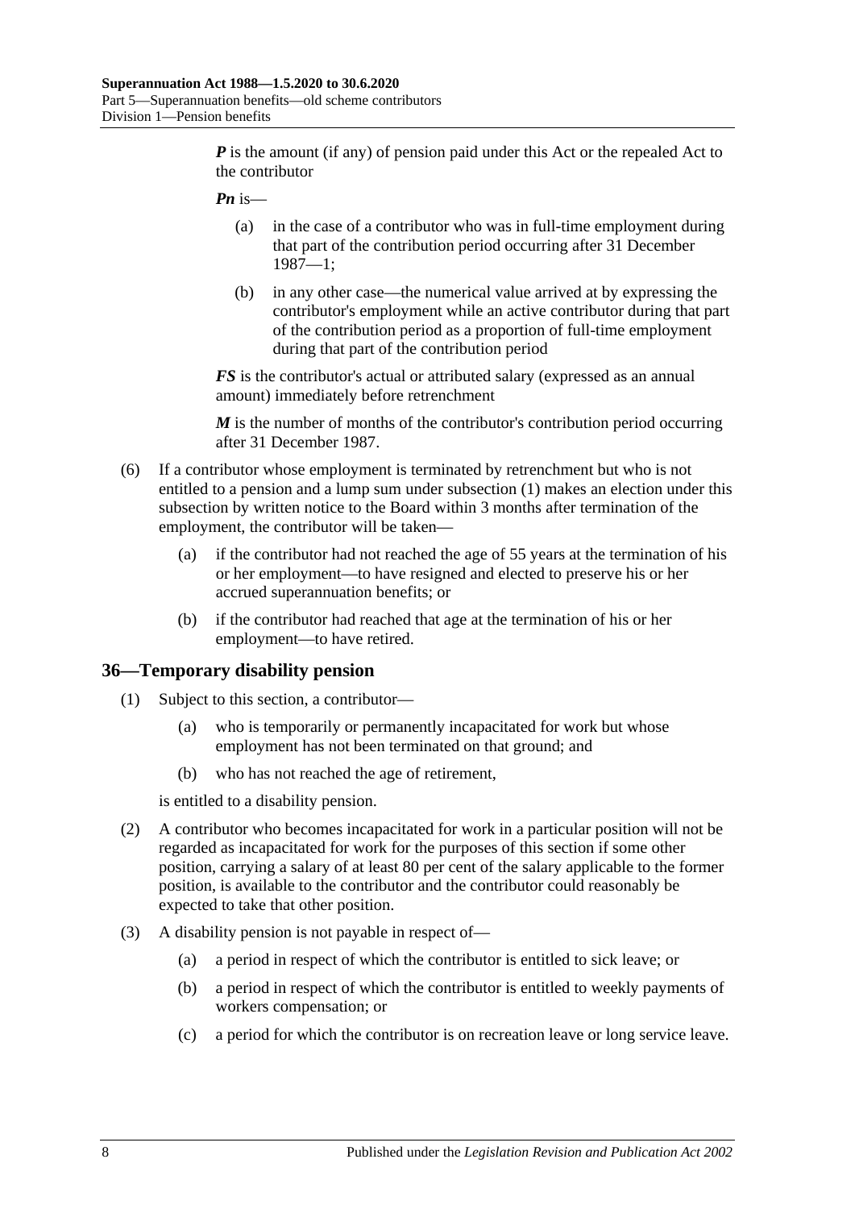***P*** is the amount (if any) of pension paid under this Act or the repealed Act to the contributor

***Pn*** is—

(a) in the case of a contributor who was in full-time employment during that part of the contribution period occurring after 31 December 1987—1;

(b) in any other case—the numerical value arrived at by expressing the contributor's employment while an active contributor during that part of the contribution period as a proportion of full-time employment during that part of the contribution period

***FS*** is the contributor's actual or attributed salary (expressed as an annual amount) immediately before retrenchment

***M*** is the number of months of the contributor's contribution period occurring after 31 December 1987.

(6) If a contributor whose employment is terminated by retrenchment but who is not entitled to a pension and a lump sum under subsection (1) makes an election under this subsection by written notice to the Board within 3 months after termination of the employment, the contributor will be taken—

(a) if the contributor had not reached the age of 55 years at the termination of his or her employment—to have resigned and elected to preserve his or her accrued superannuation benefits; or

(b) if the contributor had reached that age at the termination of his or her employment—to have retired.

## 36—Temporary disability pension

(1) Subject to this section, a contributor—

(a) who is temporarily or permanently incapacitated for work but whose employment has not been terminated on that ground; and

(b) who has not reached the age of retirement,

is entitled to a disability pension.

(2) A contributor who becomes incapacitated for work in a particular position will not be regarded as incapacitated for work for the purposes of this section if some other position, carrying a salary of at least 80 per cent of the salary applicable to the former position, is available to the contributor and the contributor could reasonably be expected to take that other position.

(3) A disability pension is not payable in respect of—

(a) a period in respect of which the contributor is entitled to sick leave; or

(b) a period in respect of which the contributor is entitled to weekly payments of workers compensation; or

(c) a period for which the contributor is on recreation leave or long service leave.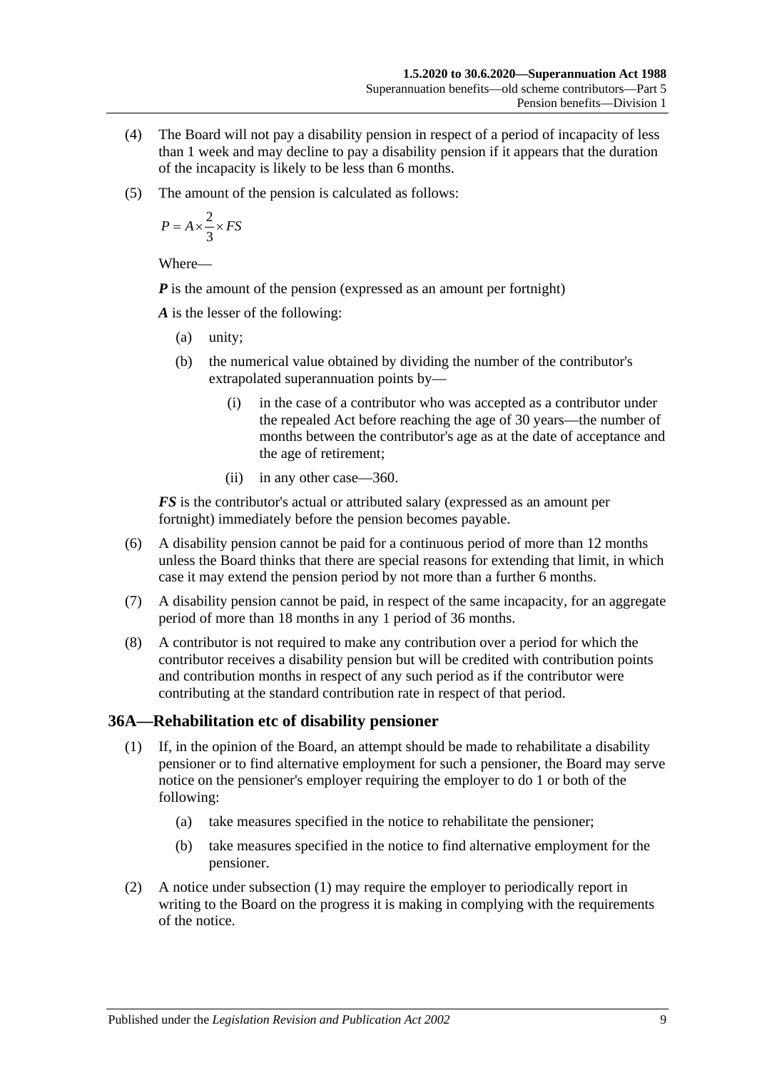(4) The Board will not pay a disability pension in respect of a period of incapacity of less than 1 week and may decline to pay a disability pension if it appears that the duration of the incapacity is likely to be less than 6 months.

(5) The amount of the pension is calculated as follows:

$$P = A \times \frac{2}{3} \times FS$$

Where—

***P*** is the amount of the pension (expressed as an amount per fortnight)

***A*** is the lesser of the following:

- (a) unity;
- (b) the numerical value obtained by dividing the number of the contributor's extrapolated superannuation points by—
  - (i) in the case of a contributor who was accepted as a contributor under the repealed Act before reaching the age of 30 years—the number of months between the contributor's age as at the date of acceptance and the age of retirement;
  - (ii) in any other case—360.

***FS*** is the contributor's actual or attributed salary (expressed as an amount per fortnight) immediately before the pension becomes payable.

(6) A disability pension cannot be paid for a continuous period of more than 12 months unless the Board thinks that there are special reasons for extending that limit, in which case it may extend the pension period by not more than a further 6 months.

(7) A disability pension cannot be paid, in respect of the same incapacity, for an aggregate period of more than 18 months in any 1 period of 36 months.

(8) A contributor is not required to make any contribution over a period for which the contributor receives a disability pension but will be credited with contribution points and contribution months in respect of any such period as if the contributor were contributing at the standard contribution rate in respect of that period.

## 36A—Rehabilitation etc of disability pensioner

(1) If, in the opinion of the Board, an attempt should be made to rehabilitate a disability pensioner or to find alternative employment for such a pensioner, the Board may serve notice on the pensioner's employer requiring the employer to do 1 or both of the following:

- (a) take measures specified in the notice to rehabilitate the pensioner;
- (b) take measures specified in the notice to find alternative employment for the pensioner.

(2) A notice under subsection (1) may require the employer to periodically report in writing to the Board on the progress it is making in complying with the requirements of the notice.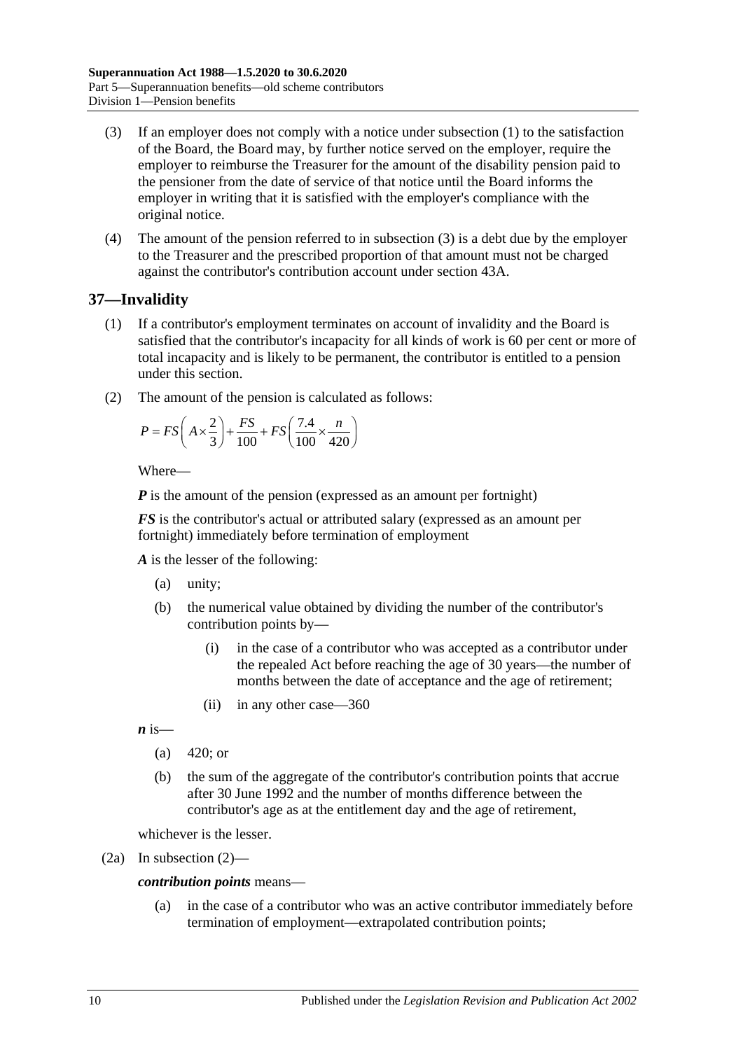(3) If an employer does not comply with a notice under subsection (1) to the satisfaction of the Board, the Board may, by further notice served on the employer, require the employer to reimburse the Treasurer for the amount of the disability pension paid to the pensioner from the date of service of that notice until the Board informs the employer in writing that it is satisfied with the employer's compliance with the original notice.

(4) The amount of the pension referred to in subsection (3) is a debt due by the employer to the Treasurer and the prescribed proportion of that amount must not be charged against the contributor's contribution account under section 43A.

## 37—Invalidity

(1) If a contributor's employment terminates on account of invalidity and the Board is satisfied that the contributor's incapacity for all kinds of work is 60 per cent or more of total incapacity and is likely to be permanent, the contributor is entitled to a pension under this section.

(2) The amount of the pension is calculated as follows:

$$P = FS\left(A \times \frac{2}{3}\right) + \frac{FS}{100} + FS\left(\frac{7.4}{100} \times \frac{n}{420}\right)$$

Where—

***P*** is the amount of the pension (expressed as an amount per fortnight)

***FS*** is the contributor's actual or attributed salary (expressed as an amount per fortnight) immediately before termination of employment

***A*** is the lesser of the following:

(a) unity;

(b) the numerical value obtained by dividing the number of the contributor's contribution points by—

(i) in the case of a contributor who was accepted as a contributor under the repealed Act before reaching the age of 30 years—the number of months between the date of acceptance and the age of retirement;

(ii) in any other case—360

***n*** is—

(a) 420; or

(b) the sum of the aggregate of the contributor's contribution points that accrue after 30 June 1992 and the number of months difference between the contributor's age as at the entitlement day and the age of retirement,

whichever is the lesser.

(2a) In subsection (2)—

***contribution points*** means—

(a) in the case of a contributor who was an active contributor immediately before termination of employment—extrapolated contribution points;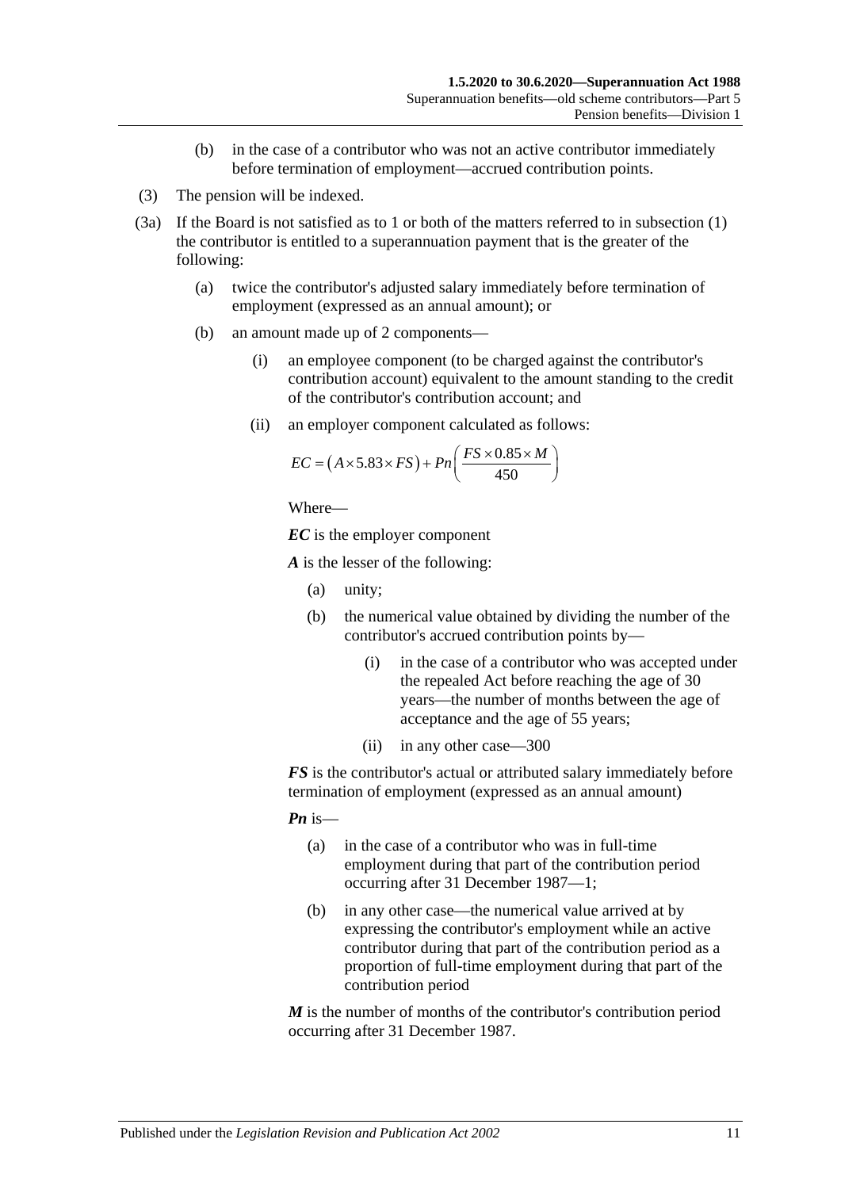(b) in the case of a contributor who was not an active contributor immediately before termination of employment—accrued contribution points.

(3) The pension will be indexed.

(3a) If the Board is not satisfied as to 1 or both of the matters referred to in subsection (1) the contributor is entitled to a superannuation payment that is the greater of the following:

(a) twice the contributor's adjusted salary immediately before termination of employment (expressed as an annual amount); or

(b) an amount made up of 2 components—

(i) an employee component (to be charged against the contributor's contribution account) equivalent to the amount standing to the credit of the contributor's contribution account; and

(ii) an employer component calculated as follows:

$$EC = \left(A \times 5.83 \times FS\right) + Pn\left(\frac{FS \times 0.85 \times M}{450}\right)$$

Where—

***EC*** is the employer component

***A*** is the lesser of the following:

(a) unity;

(b) the numerical value obtained by dividing the number of the contributor's accrued contribution points by—

(i) in the case of a contributor who was accepted under the repealed Act before reaching the age of 30 years—the number of months between the age of acceptance and the age of 55 years;

(ii) in any other case—300

***FS*** is the contributor's actual or attributed salary immediately before termination of employment (expressed as an annual amount)

***Pn*** is—

(a) in the case of a contributor who was in full-time employment during that part of the contribution period occurring after 31 December 1987—1;

(b) in any other case—the numerical value arrived at by expressing the contributor's employment while an active contributor during that part of the contribution period as a proportion of full-time employment during that part of the contribution period

***M*** is the number of months of the contributor's contribution period occurring after 31 December 1987.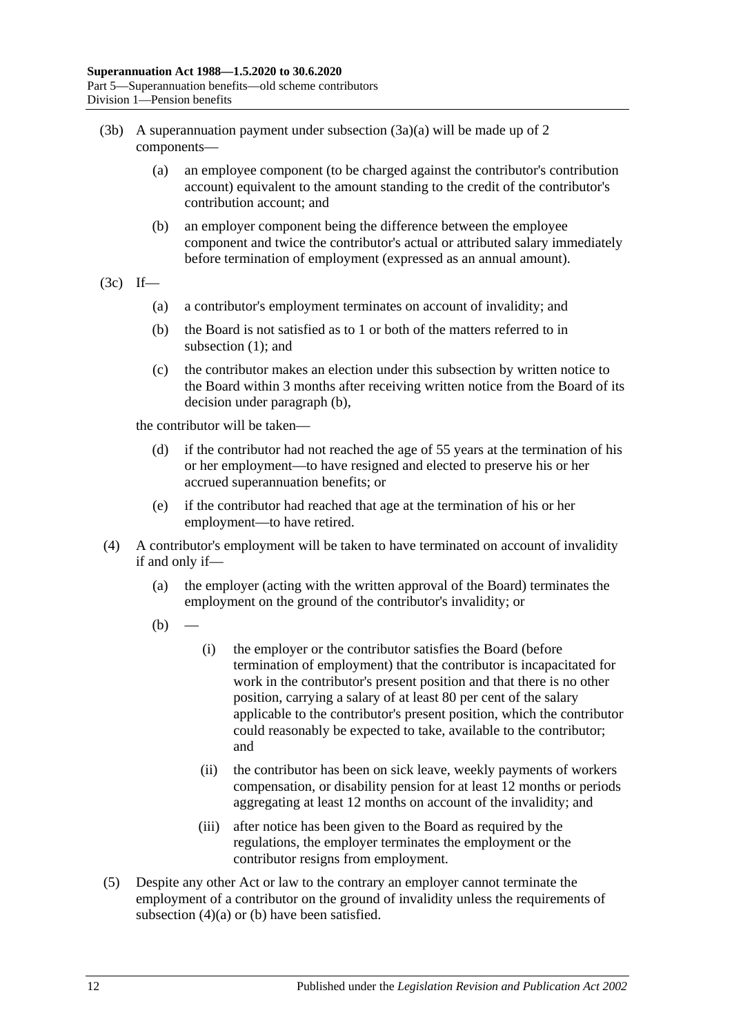(3b) A superannuation payment under subsection (3a)(a) will be made up of 2 components—

(a) an employee component (to be charged against the contributor's contribution account) equivalent to the amount standing to the credit of the contributor's contribution account; and

(b) an employer component being the difference between the employee component and twice the contributor's actual or attributed salary immediately before termination of employment (expressed as an annual amount).

(3c) If—

(a) a contributor's employment terminates on account of invalidity; and

(b) the Board is not satisfied as to 1 or both of the matters referred to in subsection (1); and

(c) the contributor makes an election under this subsection by written notice to the Board within 3 months after receiving written notice from the Board of its decision under paragraph (b),

the contributor will be taken—

(d) if the contributor had not reached the age of 55 years at the termination of his or her employment—to have resigned and elected to preserve his or her accrued superannuation benefits; or

(e) if the contributor had reached that age at the termination of his or her employment—to have retired.

(4) A contributor's employment will be taken to have terminated on account of invalidity if and only if—

(a) the employer (acting with the written approval of the Board) terminates the employment on the ground of the contributor's invalidity; or

(b) —

(i) the employer or the contributor satisfies the Board (before termination of employment) that the contributor is incapacitated for work in the contributor's present position and that there is no other position, carrying a salary of at least 80 per cent of the salary applicable to the contributor's present position, which the contributor could reasonably be expected to take, available to the contributor; and

(ii) the contributor has been on sick leave, weekly payments of workers compensation, or disability pension for at least 12 months or periods aggregating at least 12 months on account of the invalidity; and

(iii) after notice has been given to the Board as required by the regulations, the employer terminates the employment or the contributor resigns from employment.

(5) Despite any other Act or law to the contrary an employer cannot terminate the employment of a contributor on the ground of invalidity unless the requirements of subsection (4)(a) or (b) have been satisfied.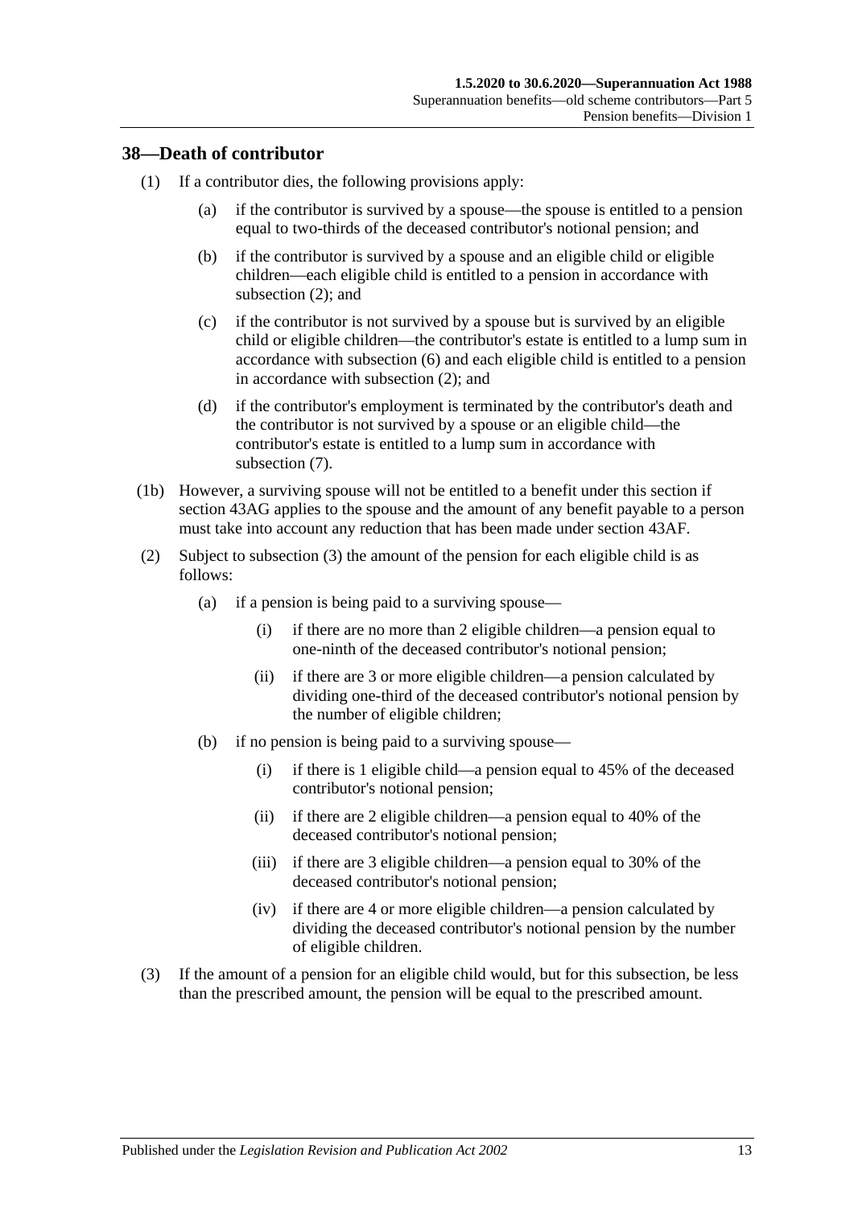## 38—Death of contributor

(1) If a contributor dies, the following provisions apply:

(a) if the contributor is survived by a spouse—the spouse is entitled to a pension equal to two-thirds of the deceased contributor's notional pension; and

(b) if the contributor is survived by a spouse and an eligible child or eligible children—each eligible child is entitled to a pension in accordance with subsection (2); and

(c) if the contributor is not survived by a spouse but is survived by an eligible child or eligible children—the contributor's estate is entitled to a lump sum in accordance with subsection (6) and each eligible child is entitled to a pension in accordance with subsection (2); and

(d) if the contributor's employment is terminated by the contributor's death and the contributor is not survived by a spouse or an eligible child—the contributor's estate is entitled to a lump sum in accordance with subsection (7).

(1b) However, a surviving spouse will not be entitled to a benefit under this section if section 43AG applies to the spouse and the amount of any benefit payable to a person must take into account any reduction that has been made under section 43AF.

(2) Subject to subsection (3) the amount of the pension for each eligible child is as follows:

(a) if a pension is being paid to a surviving spouse—

(i) if there are no more than 2 eligible children—a pension equal to one-ninth of the deceased contributor's notional pension;

(ii) if there are 3 or more eligible children—a pension calculated by dividing one-third of the deceased contributor's notional pension by the number of eligible children;

(b) if no pension is being paid to a surviving spouse—

(i) if there is 1 eligible child—a pension equal to 45% of the deceased contributor's notional pension;

(ii) if there are 2 eligible children—a pension equal to 40% of the deceased contributor's notional pension;

(iii) if there are 3 eligible children—a pension equal to 30% of the deceased contributor's notional pension;

(iv) if there are 4 or more eligible children—a pension calculated by dividing the deceased contributor's notional pension by the number of eligible children.

(3) If the amount of a pension for an eligible child would, but for this subsection, be less than the prescribed amount, the pension will be equal to the prescribed amount.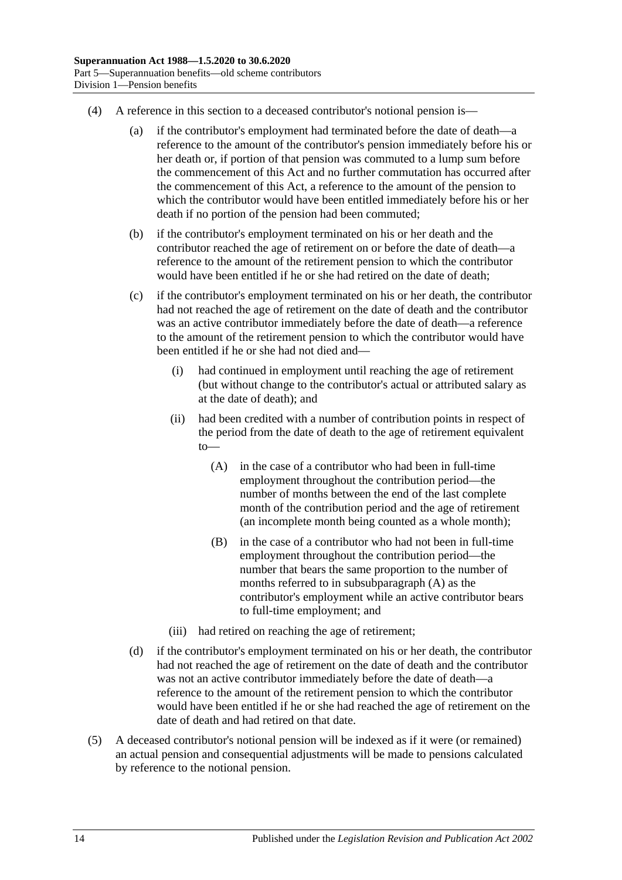(4) A reference in this section to a deceased contributor's notional pension is—

(a) if the contributor's employment had terminated before the date of death—a reference to the amount of the contributor's pension immediately before his or her death or, if portion of that pension was commuted to a lump sum before the commencement of this Act and no further commutation has occurred after the commencement of this Act, a reference to the amount of the pension to which the contributor would have been entitled immediately before his or her death if no portion of the pension had been commuted;

(b) if the contributor's employment terminated on his or her death and the contributor reached the age of retirement on or before the date of death—a reference to the amount of the retirement pension to which the contributor would have been entitled if he or she had retired on the date of death;

(c) if the contributor's employment terminated on his or her death, the contributor had not reached the age of retirement on the date of death and the contributor was an active contributor immediately before the date of death—a reference to the amount of the retirement pension to which the contributor would have been entitled if he or she had not died and—

(i) had continued in employment until reaching the age of retirement (but without change to the contributor's actual or attributed salary as at the date of death); and

(ii) had been credited with a number of contribution points in respect of the period from the date of death to the age of retirement equivalent to—

(A) in the case of a contributor who had been in full-time employment throughout the contribution period—the number of months between the end of the last complete month of the contribution period and the age of retirement (an incomplete month being counted as a whole month);

(B) in the case of a contributor who had not been in full-time employment throughout the contribution period—the number that bears the same proportion to the number of months referred to in subsubparagraph (A) as the contributor's employment while an active contributor bears to full-time employment; and

(iii) had retired on reaching the age of retirement;

(d) if the contributor's employment terminated on his or her death, the contributor had not reached the age of retirement on the date of death and the contributor was not an active contributor immediately before the date of death—a reference to the amount of the retirement pension to which the contributor would have been entitled if he or she had reached the age of retirement on the date of death and had retired on that date.

(5) A deceased contributor's notional pension will be indexed as if it were (or remained) an actual pension and consequential adjustments will be made to pensions calculated by reference to the notional pension.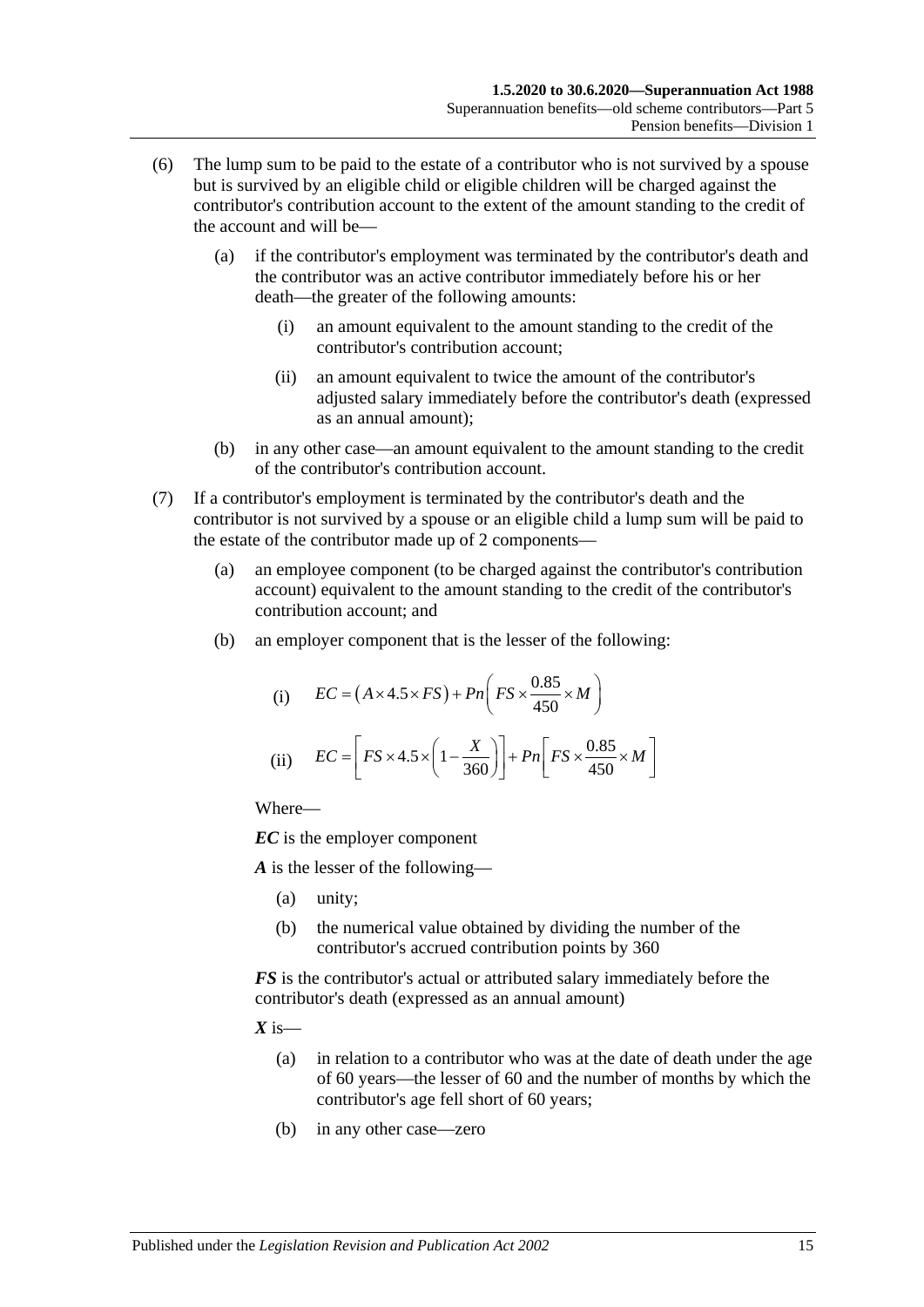(6) The lump sum to be paid to the estate of a contributor who is not survived by a spouse but is survived by an eligible child or eligible children will be charged against the contributor's contribution account to the extent of the amount standing to the credit of the account and will be—

  (a) if the contributor's employment was terminated by the contributor's death and the contributor was an active contributor immediately before his or her death—the greater of the following amounts:

    (i) an amount equivalent to the amount standing to the credit of the contributor's contribution account;

    (ii) an amount equivalent to twice the amount of the contributor's adjusted salary immediately before the contributor's death (expressed as an annual amount);

  (b) in any other case—an amount equivalent to the amount standing to the credit of the contributor's contribution account.

(7) If a contributor's employment is terminated by the contributor's death and the contributor is not survived by a spouse or an eligible child a lump sum will be paid to the estate of the contributor made up of 2 components—

  (a) an employee component (to be charged against the contributor's contribution account) equivalent to the amount standing to the credit of the contributor's contribution account; and

  (b) an employer component that is the lesser of the following:

    (i) $$EC = \left(A \times 4.5 \times FS\right) + Pn\left(FS \times \frac{0.85}{450} \times M\right)$$

    (ii) $$EC = \left[FS \times 4.5 \times \left(1 - \frac{X}{360}\right)\right] + Pn\left[FS \times \frac{0.85}{450} \times M\right]$$

  Where—

  ***EC*** is the employer component

  ***A*** is the lesser of the following—

    (a) unity;

    (b) the numerical value obtained by dividing the number of the contributor's accrued contribution points by 360

  ***FS*** is the contributor's actual or attributed salary immediately before the contributor's death (expressed as an annual amount)

  ***X*** is—

    (a) in relation to a contributor who was at the date of death under the age of 60 years—the lesser of 60 and the number of months by which the contributor's age fell short of 60 years;

    (b) in any other case—zero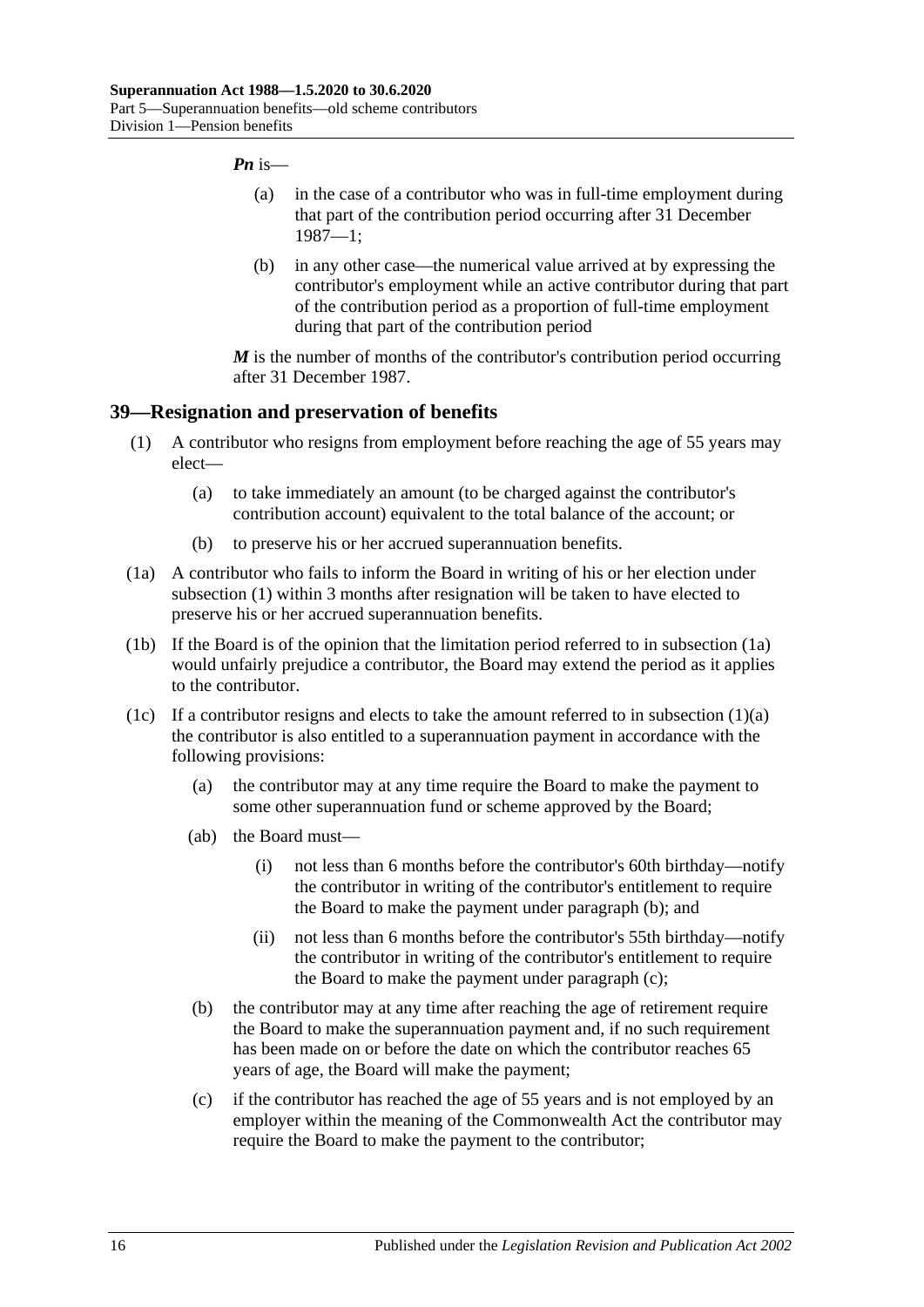***Pn*** is—

(a) in the case of a contributor who was in full-time employment during that part of the contribution period occurring after 31 December 1987—1;

(b) in any other case—the numerical value arrived at by expressing the contributor's employment while an active contributor during that part of the contribution period as a proportion of full-time employment during that part of the contribution period

***M*** is the number of months of the contributor's contribution period occurring after 31 December 1987.

## 39—Resignation and preservation of benefits

(1) A contributor who resigns from employment before reaching the age of 55 years may elect—

(a) to take immediately an amount (to be charged against the contributor's contribution account) equivalent to the total balance of the account; or

(b) to preserve his or her accrued superannuation benefits.

(1a) A contributor who fails to inform the Board in writing of his or her election under subsection (1) within 3 months after resignation will be taken to have elected to preserve his or her accrued superannuation benefits.

(1b) If the Board is of the opinion that the limitation period referred to in subsection (1a) would unfairly prejudice a contributor, the Board may extend the period as it applies to the contributor.

(1c) If a contributor resigns and elects to take the amount referred to in subsection (1)(a) the contributor is also entitled to a superannuation payment in accordance with the following provisions:

(a) the contributor may at any time require the Board to make the payment to some other superannuation fund or scheme approved by the Board;

(ab) the Board must—

(i) not less than 6 months before the contributor's 60th birthday—notify the contributor in writing of the contributor's entitlement to require the Board to make the payment under paragraph (b); and

(ii) not less than 6 months before the contributor's 55th birthday—notify the contributor in writing of the contributor's entitlement to require the Board to make the payment under paragraph (c);

(b) the contributor may at any time after reaching the age of retirement require the Board to make the superannuation payment and, if no such requirement has been made on or before the date on which the contributor reaches 65 years of age, the Board will make the payment;

(c) if the contributor has reached the age of 55 years and is not employed by an employer within the meaning of the Commonwealth Act the contributor may require the Board to make the payment to the contributor;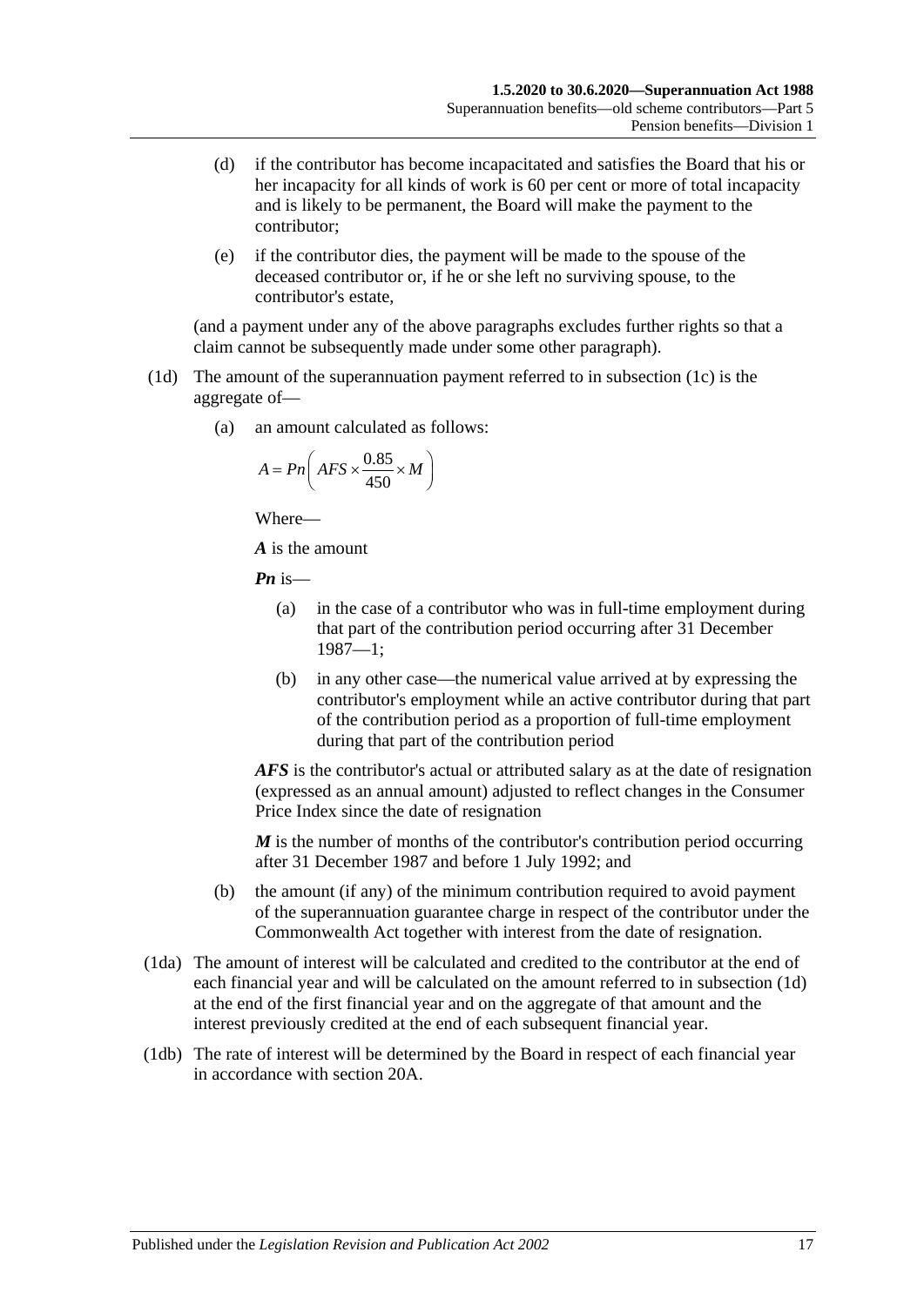(d) if the contributor has become incapacitated and satisfies the Board that his or her incapacity for all kinds of work is 60 per cent or more of total incapacity and is likely to be permanent, the Board will make the payment to the contributor;

(e) if the contributor dies, the payment will be made to the spouse of the deceased contributor or, if he or she left no surviving spouse, to the contributor's estate,

(and a payment under any of the above paragraphs excludes further rights so that a claim cannot be subsequently made under some other paragraph).

(1d) The amount of the superannuation payment referred to in subsection (1c) is the aggregate of—

(a) an amount calculated as follows:

$$A = Pn\left( AFS \times \frac{0.85}{450} \times M \right)$$

Where—

***A*** is the amount

***Pn*** is—

(a) in the case of a contributor who was in full-time employment during that part of the contribution period occurring after 31 December 1987—1;

(b) in any other case—the numerical value arrived at by expressing the contributor's employment while an active contributor during that part of the contribution period as a proportion of full-time employment during that part of the contribution period

***AFS*** is the contributor's actual or attributed salary as at the date of resignation (expressed as an annual amount) adjusted to reflect changes in the Consumer Price Index since the date of resignation

***M*** is the number of months of the contributor's contribution period occurring after 31 December 1987 and before 1 July 1992; and

(b) the amount (if any) of the minimum contribution required to avoid payment of the superannuation guarantee charge in respect of the contributor under the Commonwealth Act together with interest from the date of resignation.

(1da) The amount of interest will be calculated and credited to the contributor at the end of each financial year and will be calculated on the amount referred to in subsection (1d) at the end of the first financial year and on the aggregate of that amount and the interest previously credited at the end of each subsequent financial year.

(1db) The rate of interest will be determined by the Board in respect of each financial year in accordance with section 20A.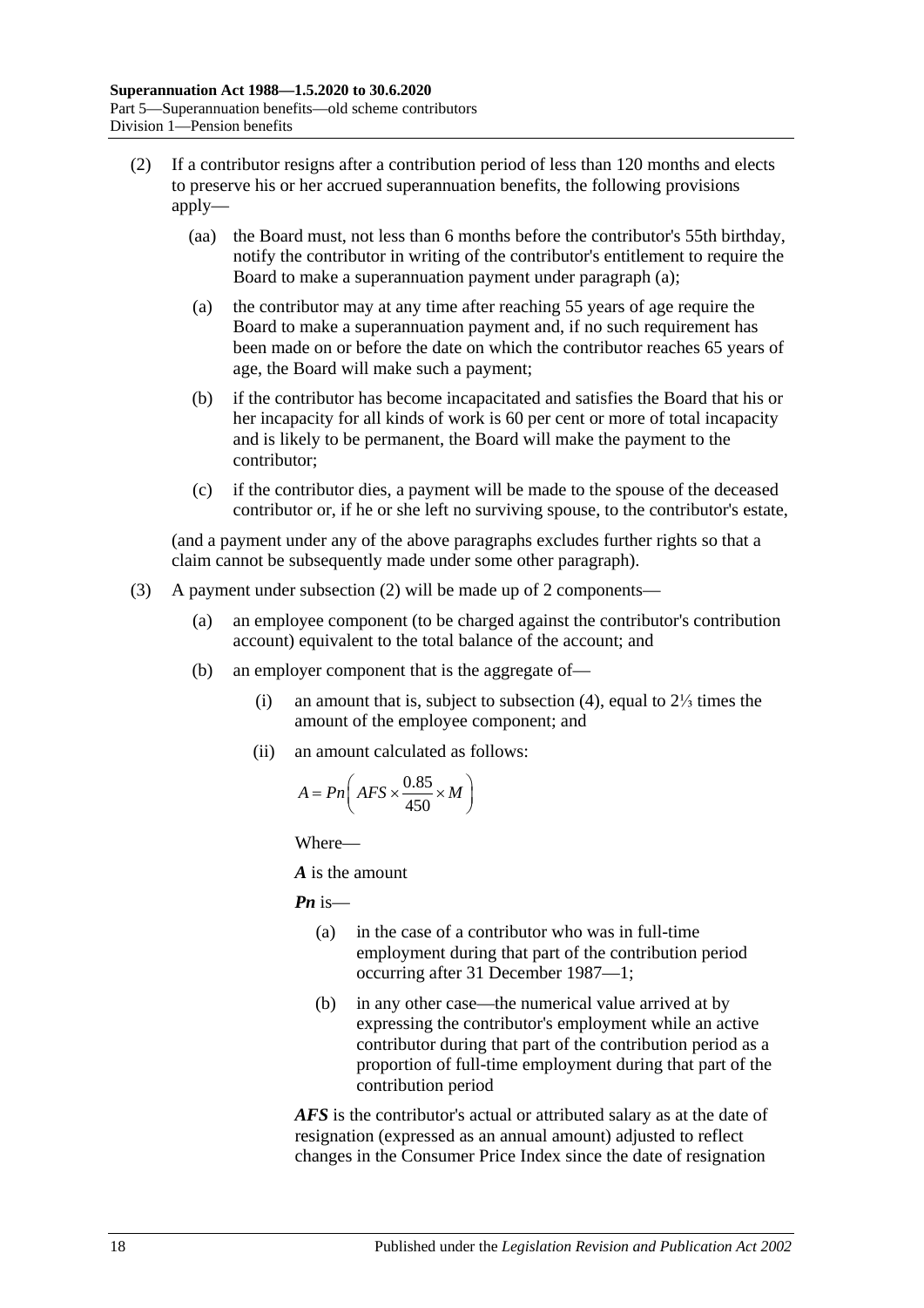(2) If a contributor resigns after a contribution period of less than 120 months and elects to preserve his or her accrued superannuation benefits, the following provisions apply—

(aa) the Board must, not less than 6 months before the contributor's 55th birthday, notify the contributor in writing of the contributor's entitlement to require the Board to make a superannuation payment under paragraph (a);

(a) the contributor may at any time after reaching 55 years of age require the Board to make a superannuation payment and, if no such requirement has been made on or before the date on which the contributor reaches 65 years of age, the Board will make such a payment;

(b) if the contributor has become incapacitated and satisfies the Board that his or her incapacity for all kinds of work is 60 per cent or more of total incapacity and is likely to be permanent, the Board will make the payment to the contributor;

(c) if the contributor dies, a payment will be made to the spouse of the deceased contributor or, if he or she left no surviving spouse, to the contributor's estate,

(and a payment under any of the above paragraphs excludes further rights so that a claim cannot be subsequently made under some other paragraph).

(3) A payment under subsection (2) will be made up of 2 components—

(a) an employee component (to be charged against the contributor's contribution account) equivalent to the total balance of the account; and

(b) an employer component that is the aggregate of—

(i) an amount that is, subject to subsection (4), equal to 2⅓ times the amount of the employee component; and

(ii) an amount calculated as follows:

$$A = Pn\left(AFS \times \frac{0.85}{450} \times M\right)$$

Where—

***A*** is the amount

***Pn*** is—

(a) in the case of a contributor who was in full-time employment during that part of the contribution period occurring after 31 December 1987—1;

(b) in any other case—the numerical value arrived at by expressing the contributor's employment while an active contributor during that part of the contribution period as a proportion of full-time employment during that part of the contribution period

***AFS*** is the contributor's actual or attributed salary as at the date of resignation (expressed as an annual amount) adjusted to reflect changes in the Consumer Price Index since the date of resignation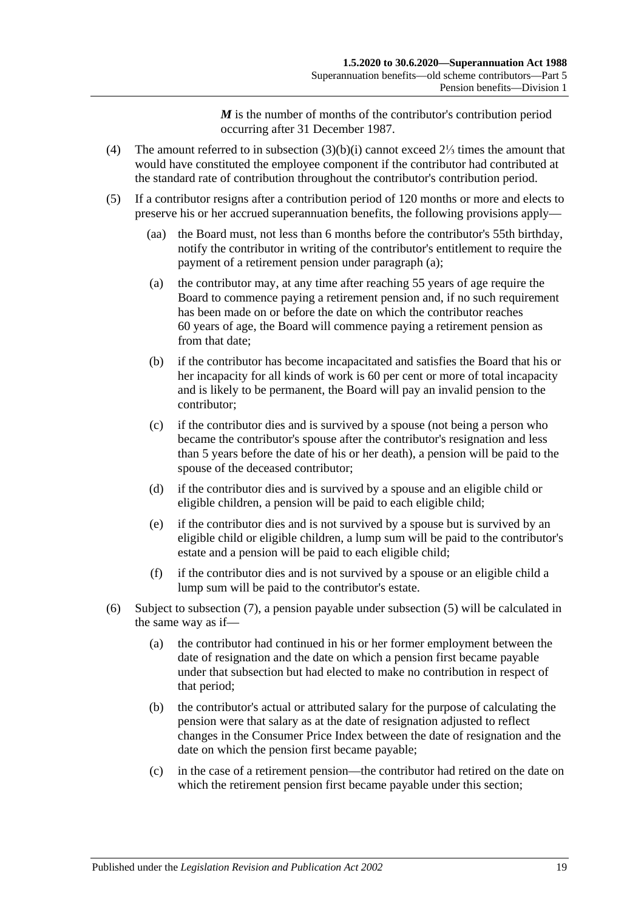***M*** is the number of months of the contributor's contribution period occurring after 31 December 1987.

(4) The amount referred to in subsection (3)(b)(i) cannot exceed 2⅓ times the amount that would have constituted the employee component if the contributor had contributed at the standard rate of contribution throughout the contributor's contribution period.

(5) If a contributor resigns after a contribution period of 120 months or more and elects to preserve his or her accrued superannuation benefits, the following provisions apply—

(aa) the Board must, not less than 6 months before the contributor's 55th birthday, notify the contributor in writing of the contributor's entitlement to require the payment of a retirement pension under paragraph (a);

(a) the contributor may, at any time after reaching 55 years of age require the Board to commence paying a retirement pension and, if no such requirement has been made on or before the date on which the contributor reaches 60 years of age, the Board will commence paying a retirement pension as from that date;

(b) if the contributor has become incapacitated and satisfies the Board that his or her incapacity for all kinds of work is 60 per cent or more of total incapacity and is likely to be permanent, the Board will pay an invalid pension to the contributor;

(c) if the contributor dies and is survived by a spouse (not being a person who became the contributor's spouse after the contributor's resignation and less than 5 years before the date of his or her death), a pension will be paid to the spouse of the deceased contributor;

(d) if the contributor dies and is survived by a spouse and an eligible child or eligible children, a pension will be paid to each eligible child;

(e) if the contributor dies and is not survived by a spouse but is survived by an eligible child or eligible children, a lump sum will be paid to the contributor's estate and a pension will be paid to each eligible child;

(f) if the contributor dies and is not survived by a spouse or an eligible child a lump sum will be paid to the contributor's estate.

(6) Subject to subsection (7), a pension payable under subsection (5) will be calculated in the same way as if—

(a) the contributor had continued in his or her former employment between the date of resignation and the date on which a pension first became payable under that subsection but had elected to make no contribution in respect of that period;

(b) the contributor's actual or attributed salary for the purpose of calculating the pension were that salary as at the date of resignation adjusted to reflect changes in the Consumer Price Index between the date of resignation and the date on which the pension first became payable;

(c) in the case of a retirement pension—the contributor had retired on the date on which the retirement pension first became payable under this section;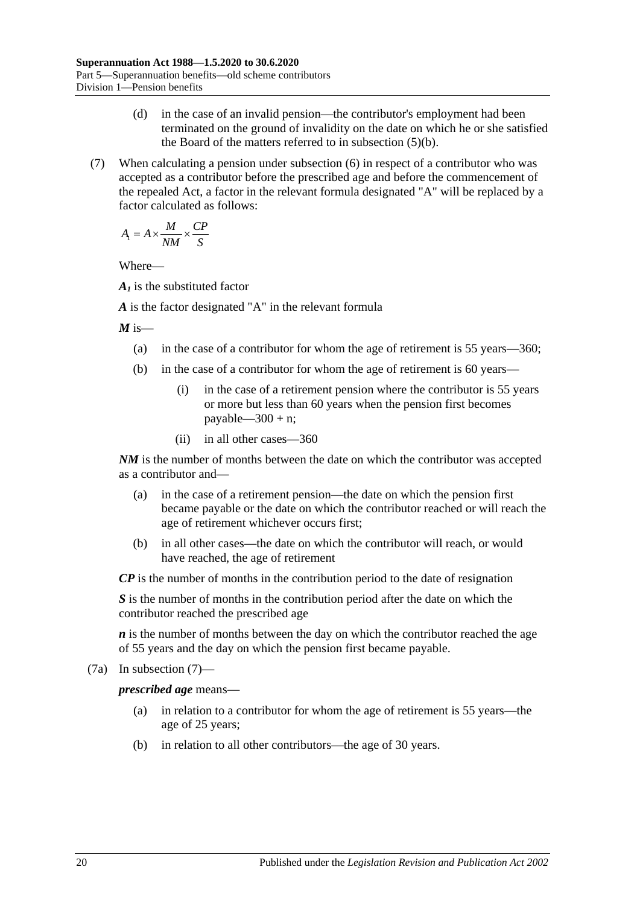(d) in the case of an invalid pension—the contributor's employment had been terminated on the ground of invalidity on the date on which he or she satisfied the Board of the matters referred to in subsection (5)(b).

(7) When calculating a pension under subsection (6) in respect of a contributor who was accepted as a contributor before the prescribed age and before the commencement of the repealed Act, a factor in the relevant formula designated "A" will be replaced by a factor calculated as follows:

$$A_1 = A \times \frac{M}{NM} \times \frac{CP}{S}$$

Where—

$A_1$ is the substituted factor

$A$ is the factor designated "A" in the relevant formula

$M$ is—

(a) in the case of a contributor for whom the age of retirement is 55 years—360;

(b) in the case of a contributor for whom the age of retirement is 60 years—

(i) in the case of a retirement pension where the contributor is 55 years or more but less than 60 years when the pension first becomes payable—300 + n;

(ii) in all other cases—360

$NM$ is the number of months between the date on which the contributor was accepted as a contributor and—

(a) in the case of a retirement pension—the date on which the pension first became payable or the date on which the contributor reached or will reach the age of retirement whichever occurs first;

(b) in all other cases—the date on which the contributor will reach, or would have reached, the age of retirement

$CP$ is the number of months in the contribution period to the date of resignation

$S$ is the number of months in the contribution period after the date on which the contributor reached the prescribed age

$n$ is the number of months between the day on which the contributor reached the age of 55 years and the day on which the pension first became payable.

(7a) In subsection (7)—

***prescribed age*** means—

(a) in relation to a contributor for whom the age of retirement is 55 years—the age of 25 years;

(b) in relation to all other contributors—the age of 30 years.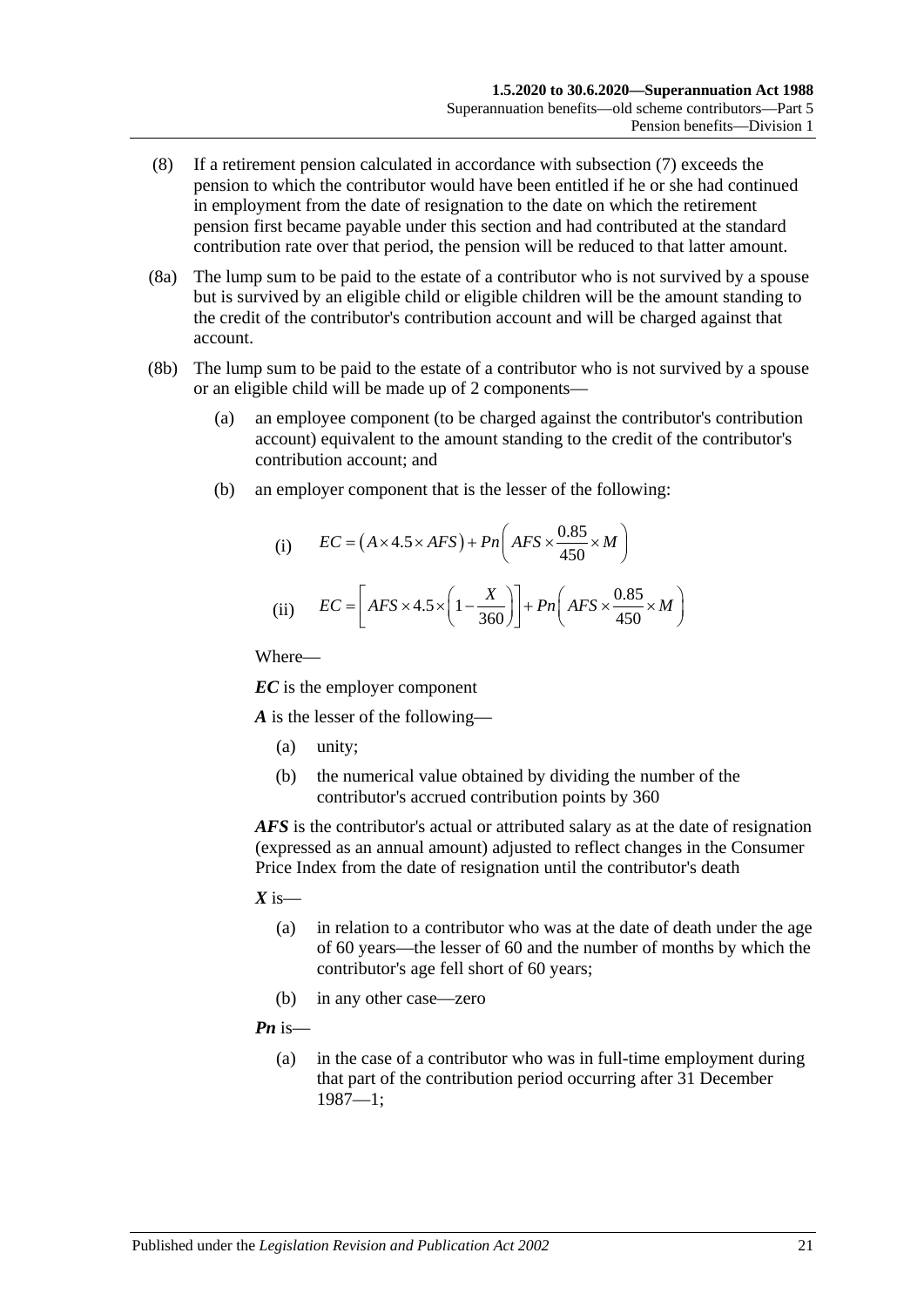(8) If a retirement pension calculated in accordance with subsection (7) exceeds the pension to which the contributor would have been entitled if he or she had continued in employment from the date of resignation to the date on which the retirement pension first became payable under this section and had contributed at the standard contribution rate over that period, the pension will be reduced to that latter amount.

(8a) The lump sum to be paid to the estate of a contributor who is not survived by a spouse but is survived by an eligible child or eligible children will be the amount standing to the credit of the contributor's contribution account and will be charged against that account.

(8b) The lump sum to be paid to the estate of a contributor who is not survived by a spouse or an eligible child will be made up of 2 components—

(a) an employee component (to be charged against the contributor's contribution account) equivalent to the amount standing to the credit of the contributor's contribution account; and

(b) an employer component that is the lesser of the following:

(i) $$EC = \left(A \times 4.5 \times AFS\right) + Pn\left(AFS \times \frac{0.85}{450} \times M\right)$$

(ii) $$EC = \left[AFS \times 4.5 \times \left(1 - \frac{X}{360}\right)\right] + Pn\left(AFS \times \frac{0.85}{450} \times M\right)$$

Where—

***EC*** is the employer component

***A*** is the lesser of the following—

(a) unity;

(b) the numerical value obtained by dividing the number of the contributor's accrued contribution points by 360

***AFS*** is the contributor's actual or attributed salary as at the date of resignation (expressed as an annual amount) adjusted to reflect changes in the Consumer Price Index from the date of resignation until the contributor's death

***X*** is—

(a) in relation to a contributor who was at the date of death under the age of 60 years—the lesser of 60 and the number of months by which the contributor's age fell short of 60 years;

(b) in any other case—zero

***Pn*** is—

(a) in the case of a contributor who was in full-time employment during that part of the contribution period occurring after 31 December 1987—1;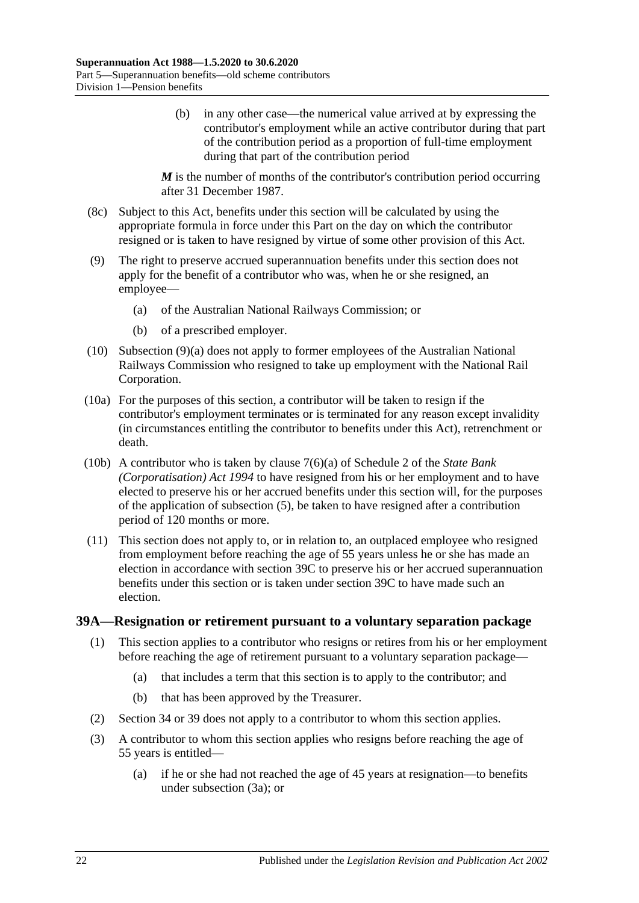(b) in any other case—the numerical value arrived at by expressing the contributor's employment while an active contributor during that part of the contribution period as a proportion of full-time employment during that part of the contribution period

***M*** is the number of months of the contributor's contribution period occurring after 31 December 1987.

(8c) Subject to this Act, benefits under this section will be calculated by using the appropriate formula in force under this Part on the day on which the contributor resigned or is taken to have resigned by virtue of some other provision of this Act.

(9) The right to preserve accrued superannuation benefits under this section does not apply for the benefit of a contributor who was, when he or she resigned, an employee—

(a) of the Australian National Railways Commission; or

(b) of a prescribed employer.

(10) Subsection (9)(a) does not apply to former employees of the Australian National Railways Commission who resigned to take up employment with the National Rail Corporation.

(10a) For the purposes of this section, a contributor will be taken to resign if the contributor's employment terminates or is terminated for any reason except invalidity (in circumstances entitling the contributor to benefits under this Act), retrenchment or death.

(10b) A contributor who is taken by clause 7(6)(a) of Schedule 2 of the *State Bank (Corporatisation) Act 1994* to have resigned from his or her employment and to have elected to preserve his or her accrued benefits under this section will, for the purposes of the application of subsection (5), be taken to have resigned after a contribution period of 120 months or more.

(11) This section does not apply to, or in relation to, an outplaced employee who resigned from employment before reaching the age of 55 years unless he or she has made an election in accordance with section 39C to preserve his or her accrued superannuation benefits under this section or is taken under section 39C to have made such an election.

### 39A—Resignation or retirement pursuant to a voluntary separation package

(1) This section applies to a contributor who resigns or retires from his or her employment before reaching the age of retirement pursuant to a voluntary separation package—

(a) that includes a term that this section is to apply to the contributor; and

(b) that has been approved by the Treasurer.

(2) Section 34 or 39 does not apply to a contributor to whom this section applies.

(3) A contributor to whom this section applies who resigns before reaching the age of 55 years is entitled—

(a) if he or she had not reached the age of 45 years at resignation—to benefits under subsection (3a); or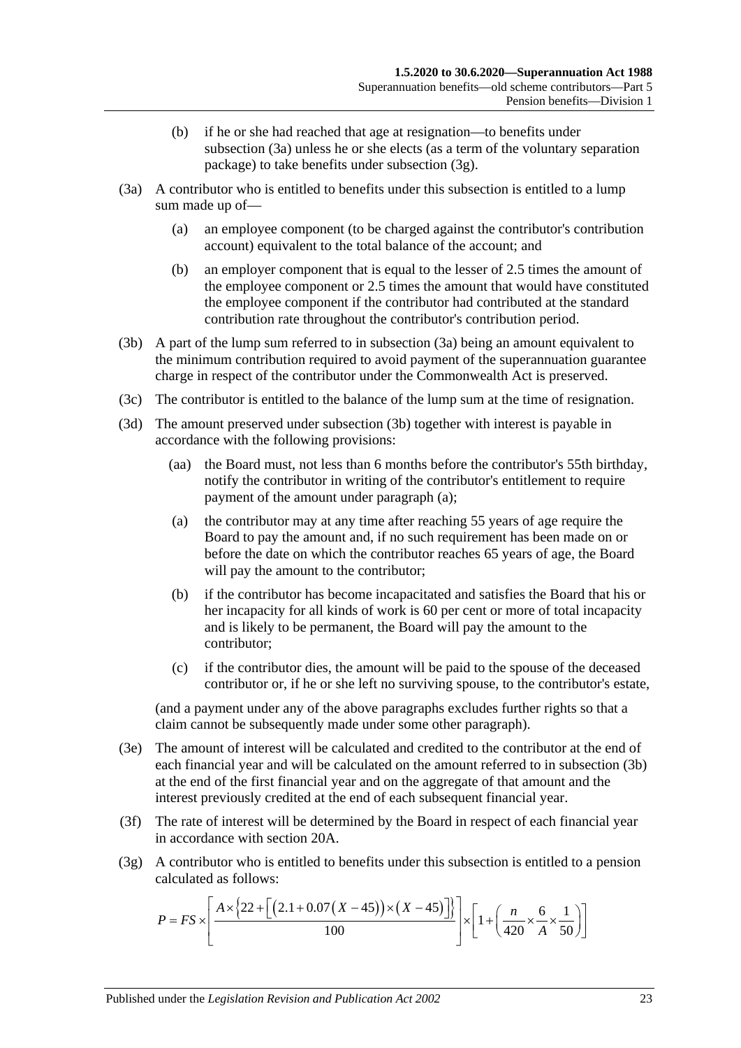(b) if he or she had reached that age at resignation—to benefits under subsection (3a) unless he or she elects (as a term of the voluntary separation package) to take benefits under subsection (3g).

(3a) A contributor who is entitled to benefits under this subsection is entitled to a lump sum made up of—

(a) an employee component (to be charged against the contributor's contribution account) equivalent to the total balance of the account; and

(b) an employer component that is equal to the lesser of 2.5 times the amount of the employee component or 2.5 times the amount that would have constituted the employee component if the contributor had contributed at the standard contribution rate throughout the contributor's contribution period.

(3b) A part of the lump sum referred to in subsection (3a) being an amount equivalent to the minimum contribution required to avoid payment of the superannuation guarantee charge in respect of the contributor under the Commonwealth Act is preserved.

(3c) The contributor is entitled to the balance of the lump sum at the time of resignation.

(3d) The amount preserved under subsection (3b) together with interest is payable in accordance with the following provisions:

(aa) the Board must, not less than 6 months before the contributor's 55th birthday, notify the contributor in writing of the contributor's entitlement to require payment of the amount under paragraph (a);

(a) the contributor may at any time after reaching 55 years of age require the Board to pay the amount and, if no such requirement has been made on or before the date on which the contributor reaches 65 years of age, the Board will pay the amount to the contributor;

(b) if the contributor has become incapacitated and satisfies the Board that his or her incapacity for all kinds of work is 60 per cent or more of total incapacity and is likely to be permanent, the Board will pay the amount to the contributor;

(c) if the contributor dies, the amount will be paid to the spouse of the deceased contributor or, if he or she left no surviving spouse, to the contributor's estate,

(and a payment under any of the above paragraphs excludes further rights so that a claim cannot be subsequently made under some other paragraph).

(3e) The amount of interest will be calculated and credited to the contributor at the end of each financial year and will be calculated on the amount referred to in subsection (3b) at the end of the first financial year and on the aggregate of that amount and the interest previously credited at the end of each subsequent financial year.

(3f) The rate of interest will be determined by the Board in respect of each financial year in accordance with section 20A.

(3g) A contributor who is entitled to benefits under this subsection is entitled to a pension calculated as follows:

$$P = FS \times \left[ \frac{A \times \left\{ 22 + \left[ \left( 2.1 + 0.07\left( X - 45 \right) \right) \times \left( X - 45 \right) \right] \right\}}{100} \right] \times \left[ 1 + \left( \frac{n}{420} \times \frac{6}{A} \times \frac{1}{50} \right) \right]$$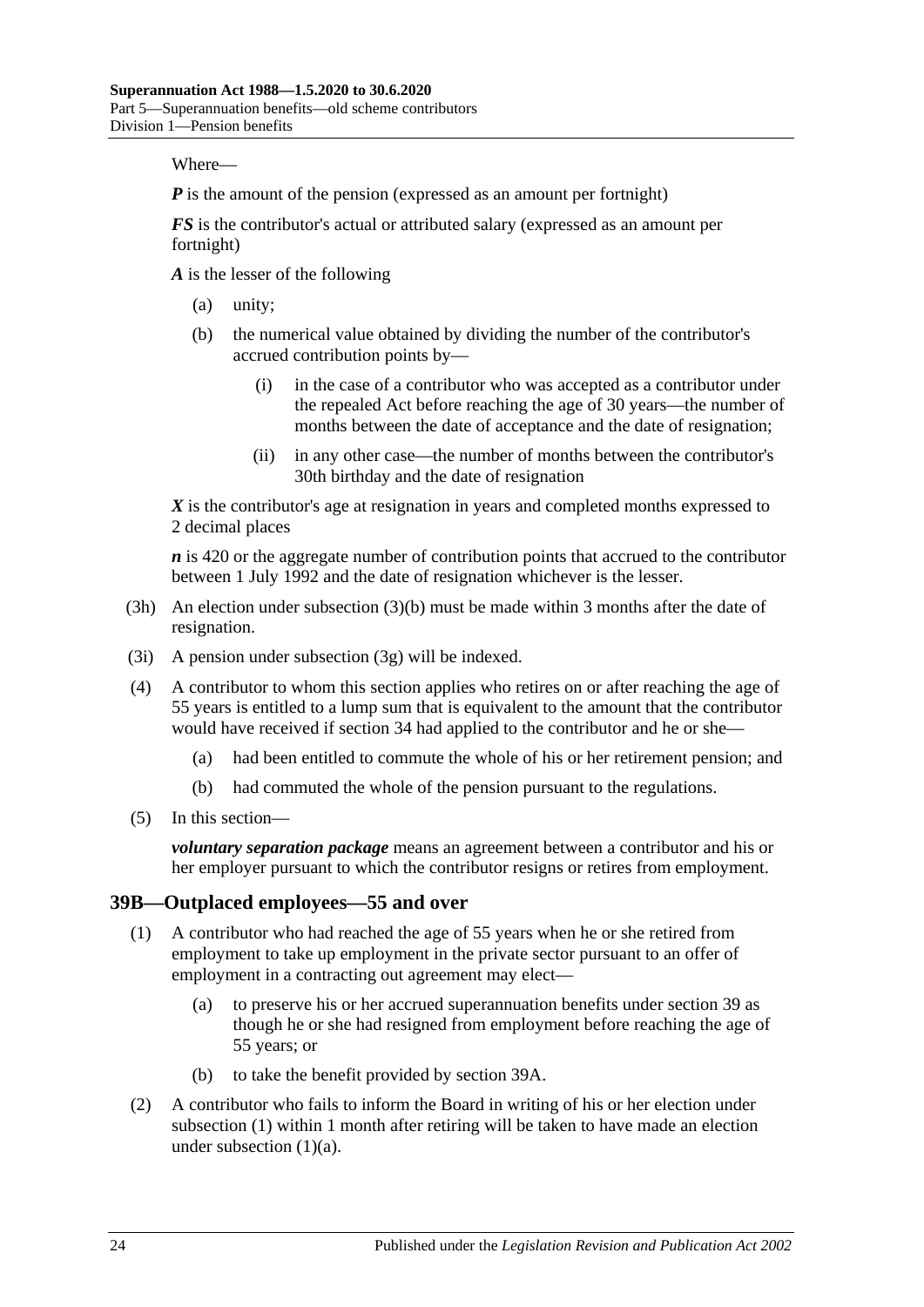Where—

***P*** is the amount of the pension (expressed as an amount per fortnight)

***FS*** is the contributor's actual or attributed salary (expressed as an amount per fortnight)

***A*** is the lesser of the following

- (a) unity;
- (b) the numerical value obtained by dividing the number of the contributor's accrued contribution points by—
    - (i) in the case of a contributor who was accepted as a contributor under the repealed Act before reaching the age of 30 years—the number of months between the date of acceptance and the date of resignation;
    - (ii) in any other case—the number of months between the contributor's 30th birthday and the date of resignation

***X*** is the contributor's age at resignation in years and completed months expressed to 2 decimal places

***n*** is 420 or the aggregate number of contribution points that accrued to the contributor between 1 July 1992 and the date of resignation whichever is the lesser.

(3h) An election under subsection (3)(b) must be made within 3 months after the date of resignation.

(3i) A pension under subsection (3g) will be indexed.

(4) A contributor to whom this section applies who retires on or after reaching the age of 55 years is entitled to a lump sum that is equivalent to the amount that the contributor would have received if section 34 had applied to the contributor and he or she—

- (a) had been entitled to commute the whole of his or her retirement pension; and
- (b) had commuted the whole of the pension pursuant to the regulations.

(5) In this section—

***voluntary separation package*** means an agreement between a contributor and his or her employer pursuant to which the contributor resigns or retires from employment.

## 39B—Outplaced employees—55 and over

(1) A contributor who had reached the age of 55 years when he or she retired from employment to take up employment in the private sector pursuant to an offer of employment in a contracting out agreement may elect—

- (a) to preserve his or her accrued superannuation benefits under section 39 as though he or she had resigned from employment before reaching the age of 55 years; or
- (b) to take the benefit provided by section 39A.

(2) A contributor who fails to inform the Board in writing of his or her election under subsection (1) within 1 month after retiring will be taken to have made an election under subsection (1)(a).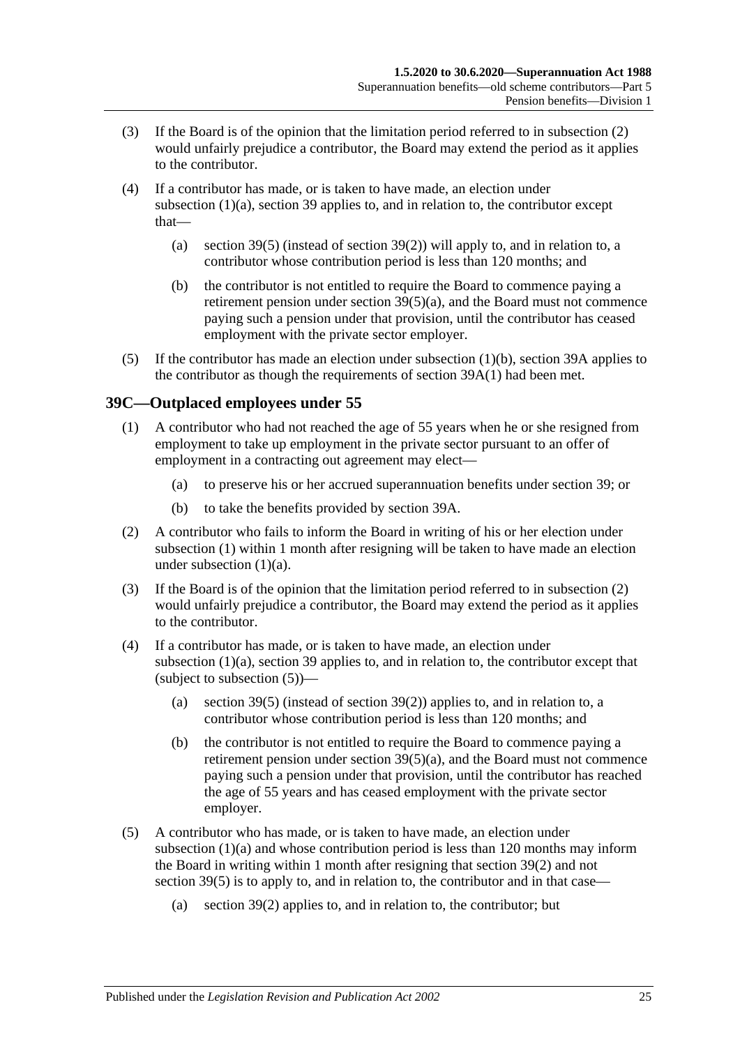(3) If the Board is of the opinion that the limitation period referred to in subsection (2) would unfairly prejudice a contributor, the Board may extend the period as it applies to the contributor.

(4) If a contributor has made, or is taken to have made, an election under subsection (1)(a), section 39 applies to, and in relation to, the contributor except that—

(a) section 39(5) (instead of section 39(2)) will apply to, and in relation to, a contributor whose contribution period is less than 120 months; and

(b) the contributor is not entitled to require the Board to commence paying a retirement pension under section 39(5)(a), and the Board must not commence paying such a pension under that provision, until the contributor has ceased employment with the private sector employer.

(5) If the contributor has made an election under subsection (1)(b), section 39A applies to the contributor as though the requirements of section 39A(1) had been met.

## 39C—Outplaced employees under 55

(1) A contributor who had not reached the age of 55 years when he or she resigned from employment to take up employment in the private sector pursuant to an offer of employment in a contracting out agreement may elect—

(a) to preserve his or her accrued superannuation benefits under section 39; or

(b) to take the benefits provided by section 39A.

(2) A contributor who fails to inform the Board in writing of his or her election under subsection (1) within 1 month after resigning will be taken to have made an election under subsection (1)(a).

(3) If the Board is of the opinion that the limitation period referred to in subsection (2) would unfairly prejudice a contributor, the Board may extend the period as it applies to the contributor.

(4) If a contributor has made, or is taken to have made, an election under subsection (1)(a), section 39 applies to, and in relation to, the contributor except that (subject to subsection (5))—

(a) section 39(5) (instead of section 39(2)) applies to, and in relation to, a contributor whose contribution period is less than 120 months; and

(b) the contributor is not entitled to require the Board to commence paying a retirement pension under section 39(5)(a), and the Board must not commence paying such a pension under that provision, until the contributor has reached the age of 55 years and has ceased employment with the private sector employer.

(5) A contributor who has made, or is taken to have made, an election under subsection (1)(a) and whose contribution period is less than 120 months may inform the Board in writing within 1 month after resigning that section 39(2) and not section 39(5) is to apply to, and in relation to, the contributor and in that case—

(a) section 39(2) applies to, and in relation to, the contributor; but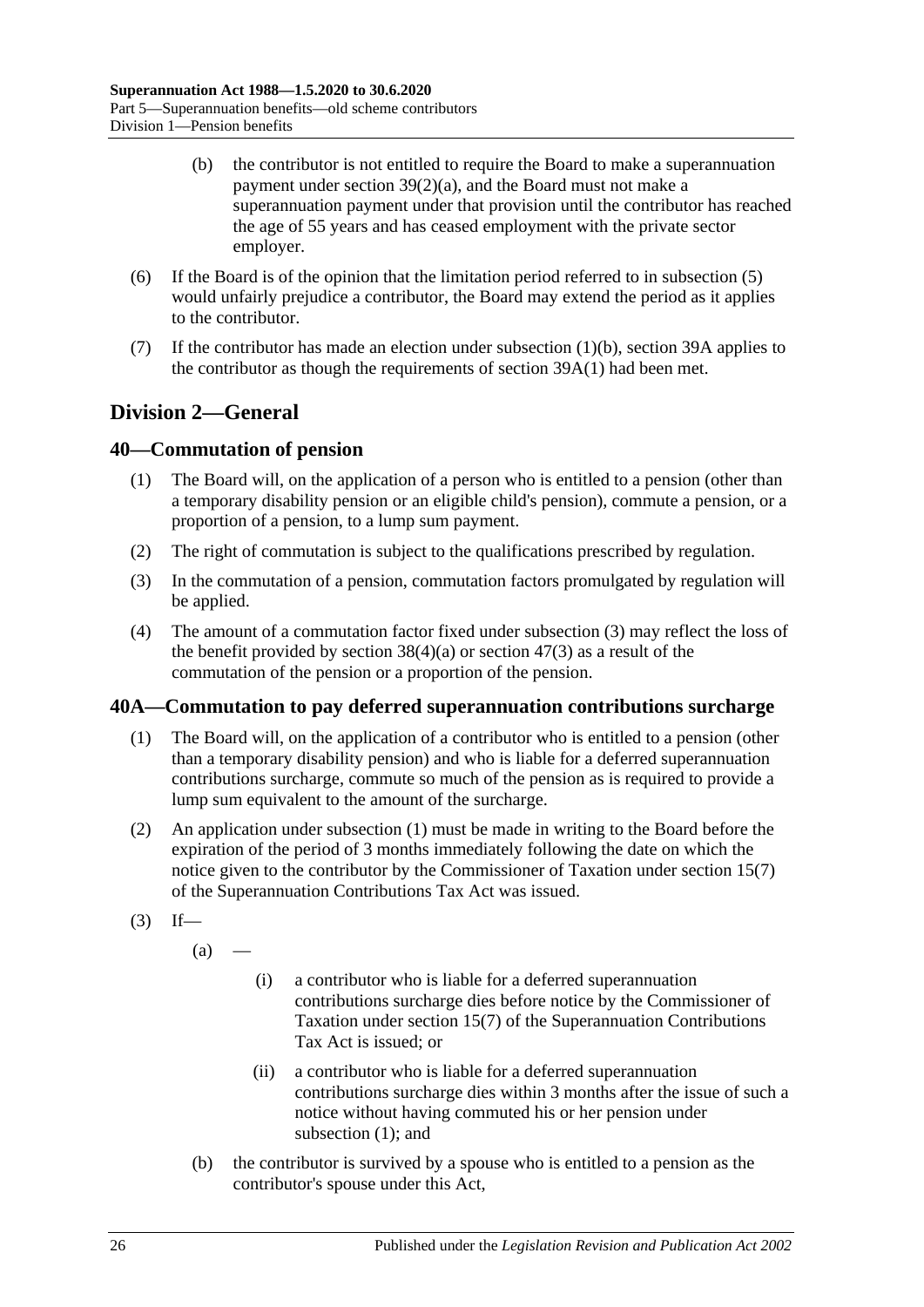(b) the contributor is not entitled to require the Board to make a superannuation payment under section 39(2)(a), and the Board must not make a superannuation payment under that provision until the contributor has reached the age of 55 years and has ceased employment with the private sector employer.

(6) If the Board is of the opinion that the limitation period referred to in subsection (5) would unfairly prejudice a contributor, the Board may extend the period as it applies to the contributor.

(7) If the contributor has made an election under subsection (1)(b), section 39A applies to the contributor as though the requirements of section 39A(1) had been met.

## Division 2—General

### 40—Commutation of pension

(1) The Board will, on the application of a person who is entitled to a pension (other than a temporary disability pension or an eligible child's pension), commute a pension, or a proportion of a pension, to a lump sum payment.

(2) The right of commutation is subject to the qualifications prescribed by regulation.

(3) In the commutation of a pension, commutation factors promulgated by regulation will be applied.

(4) The amount of a commutation factor fixed under subsection (3) may reflect the loss of the benefit provided by section 38(4)(a) or section 47(3) as a result of the commutation of the pension or a proportion of the pension.

### 40A—Commutation to pay deferred superannuation contributions surcharge

(1) The Board will, on the application of a contributor who is entitled to a pension (other than a temporary disability pension) and who is liable for a deferred superannuation contributions surcharge, commute so much of the pension as is required to provide a lump sum equivalent to the amount of the surcharge.

(2) An application under subsection (1) must be made in writing to the Board before the expiration of the period of 3 months immediately following the date on which the notice given to the contributor by the Commissioner of Taxation under section 15(7) of the Superannuation Contributions Tax Act was issued.

(3) If—

(a) —

(i) a contributor who is liable for a deferred superannuation contributions surcharge dies before notice by the Commissioner of Taxation under section 15(7) of the Superannuation Contributions Tax Act is issued; or

(ii) a contributor who is liable for a deferred superannuation contributions surcharge dies within 3 months after the issue of such a notice without having commuted his or her pension under subsection (1); and

(b) the contributor is survived by a spouse who is entitled to a pension as the contributor's spouse under this Act,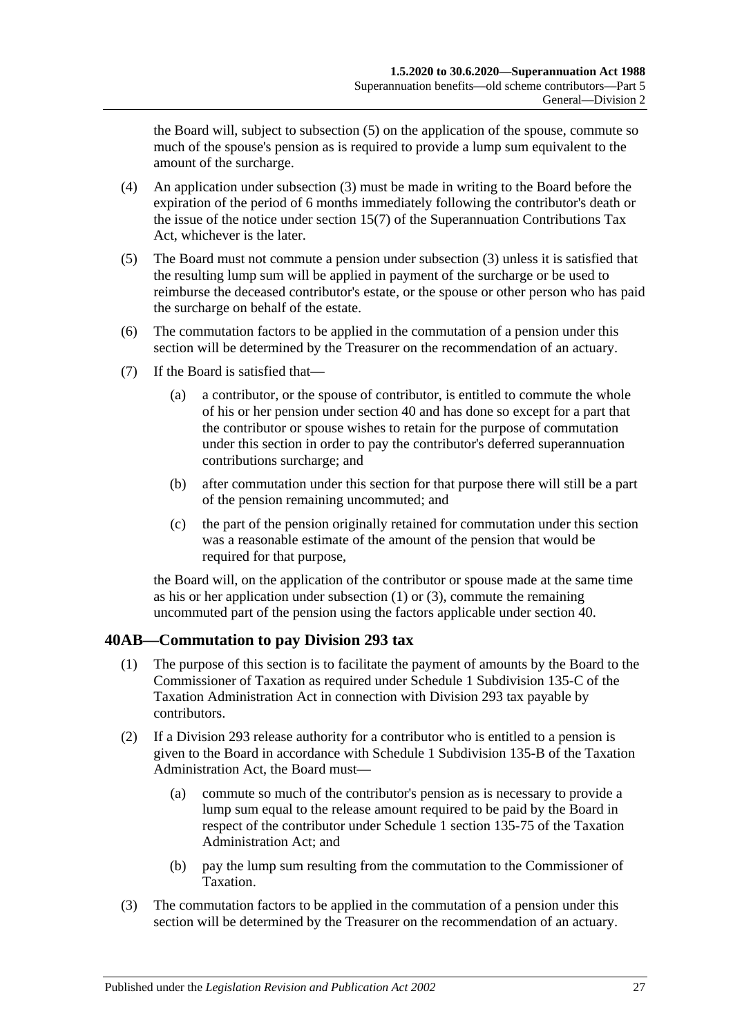the Board will, subject to subsection (5) on the application of the spouse, commute so much of the spouse's pension as is required to provide a lump sum equivalent to the amount of the surcharge.

(4) An application under subsection (3) must be made in writing to the Board before the expiration of the period of 6 months immediately following the contributor's death or the issue of the notice under section 15(7) of the Superannuation Contributions Tax Act, whichever is the later.

(5) The Board must not commute a pension under subsection (3) unless it is satisfied that the resulting lump sum will be applied in payment of the surcharge or be used to reimburse the deceased contributor's estate, or the spouse or other person who has paid the surcharge on behalf of the estate.

(6) The commutation factors to be applied in the commutation of a pension under this section will be determined by the Treasurer on the recommendation of an actuary.

(7) If the Board is satisfied that—

(a) a contributor, or the spouse of contributor, is entitled to commute the whole of his or her pension under section 40 and has done so except for a part that the contributor or spouse wishes to retain for the purpose of commutation under this section in order to pay the contributor's deferred superannuation contributions surcharge; and

(b) after commutation under this section for that purpose there will still be a part of the pension remaining uncommuted; and

(c) the part of the pension originally retained for commutation under this section was a reasonable estimate of the amount of the pension that would be required for that purpose,

the Board will, on the application of the contributor or spouse made at the same time as his or her application under subsection (1) or (3), commute the remaining uncommuted part of the pension using the factors applicable under section 40.

## 40AB—Commutation to pay Division 293 tax

(1) The purpose of this section is to facilitate the payment of amounts by the Board to the Commissioner of Taxation as required under Schedule 1 Subdivision 135-C of the Taxation Administration Act in connection with Division 293 tax payable by contributors.

(2) If a Division 293 release authority for a contributor who is entitled to a pension is given to the Board in accordance with Schedule 1 Subdivision 135-B of the Taxation Administration Act, the Board must—

(a) commute so much of the contributor's pension as is necessary to provide a lump sum equal to the release amount required to be paid by the Board in respect of the contributor under Schedule 1 section 135-75 of the Taxation Administration Act; and

(b) pay the lump sum resulting from the commutation to the Commissioner of Taxation.

(3) The commutation factors to be applied in the commutation of a pension under this section will be determined by the Treasurer on the recommendation of an actuary.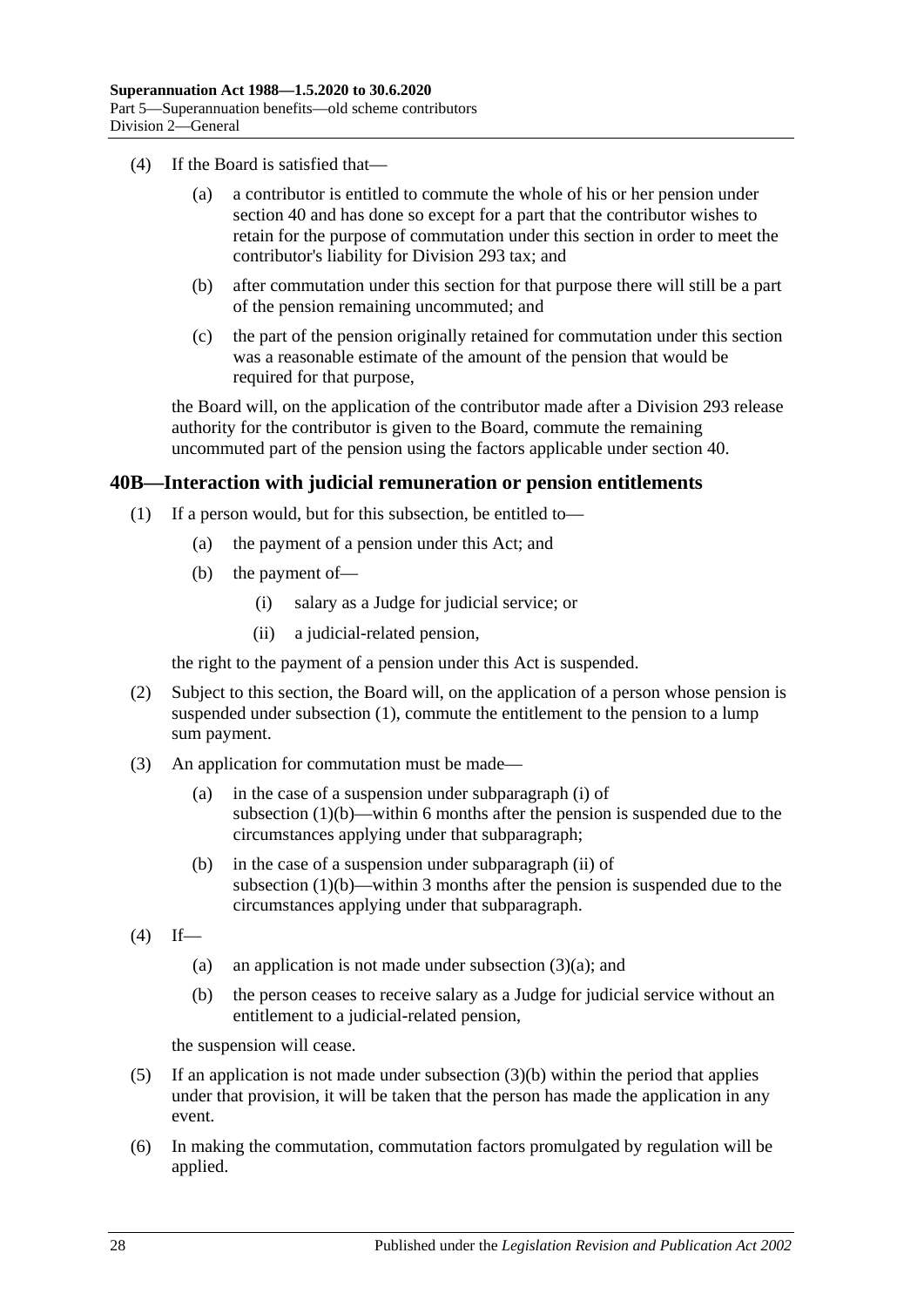(4) If the Board is satisfied that—

(a) a contributor is entitled to commute the whole of his or her pension under section 40 and has done so except for a part that the contributor wishes to retain for the purpose of commutation under this section in order to meet the contributor's liability for Division 293 tax; and

(b) after commutation under this section for that purpose there will still be a part of the pension remaining uncommuted; and

(c) the part of the pension originally retained for commutation under this section was a reasonable estimate of the amount of the pension that would be required for that purpose,

the Board will, on the application of the contributor made after a Division 293 release authority for the contributor is given to the Board, commute the remaining uncommuted part of the pension using the factors applicable under section 40.

## 40B—Interaction with judicial remuneration or pension entitlements

(1) If a person would, but for this subsection, be entitled to—

(a) the payment of a pension under this Act; and

(b) the payment of—

(i) salary as a Judge for judicial service; or

(ii) a judicial-related pension,

the right to the payment of a pension under this Act is suspended.

(2) Subject to this section, the Board will, on the application of a person whose pension is suspended under subsection (1), commute the entitlement to the pension to a lump sum payment.

(3) An application for commutation must be made—

(a) in the case of a suspension under subparagraph (i) of subsection (1)(b)—within 6 months after the pension is suspended due to the circumstances applying under that subparagraph;

(b) in the case of a suspension under subparagraph (ii) of subsection (1)(b)—within 3 months after the pension is suspended due to the circumstances applying under that subparagraph.

(4) If—

(a) an application is not made under subsection (3)(a); and

(b) the person ceases to receive salary as a Judge for judicial service without an entitlement to a judicial-related pension,

the suspension will cease.

(5) If an application is not made under subsection (3)(b) within the period that applies under that provision, it will be taken that the person has made the application in any event.

(6) In making the commutation, commutation factors promulgated by regulation will be applied.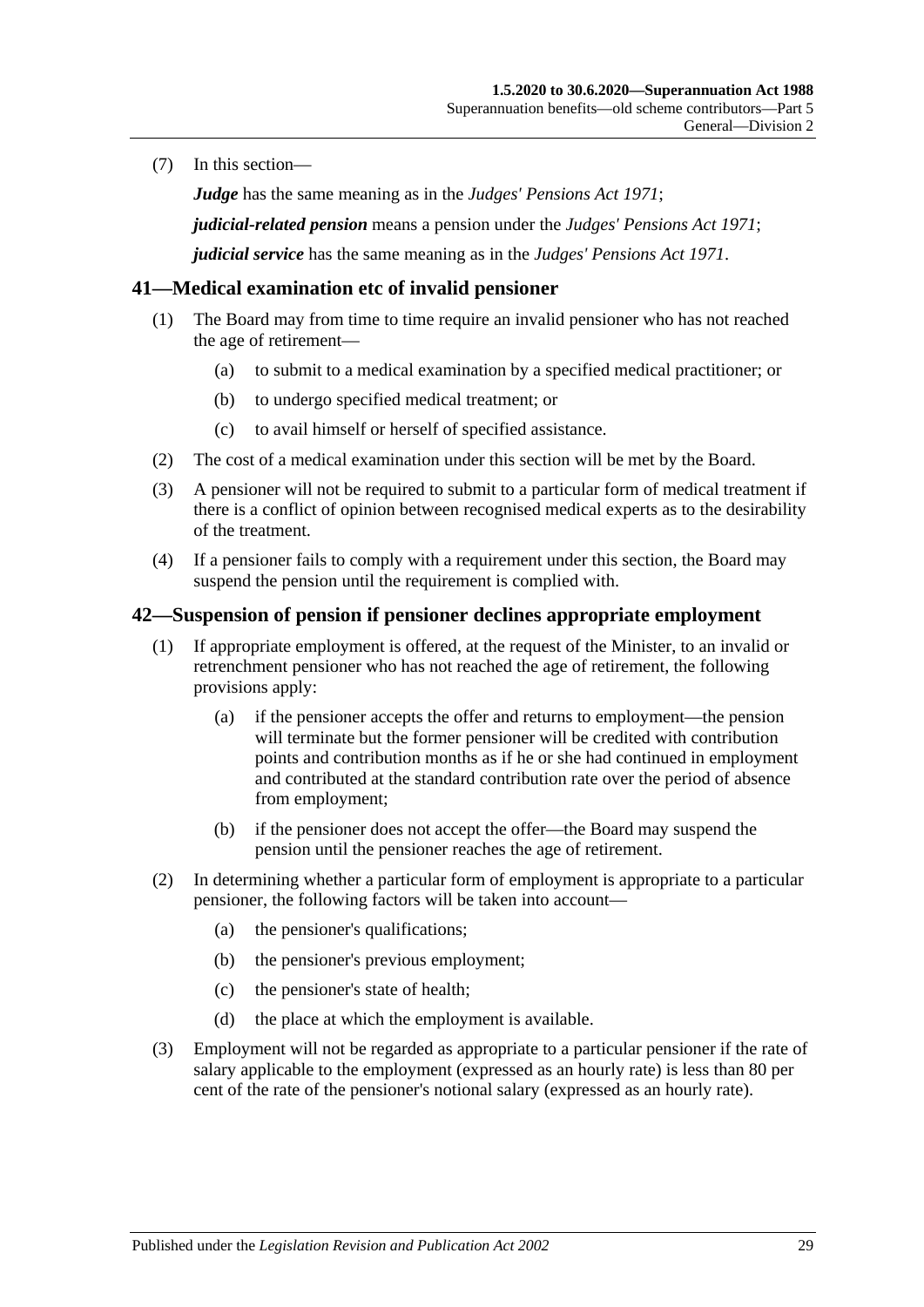(7) In this section—

***Judge*** has the same meaning as in the *Judges' Pensions Act 1971*;

***judicial-related pension*** means a pension under the *Judges' Pensions Act 1971*;

***judicial service*** has the same meaning as in the *Judges' Pensions Act 1971*.

## 41—Medical examination etc of invalid pensioner

(1) The Board may from time to time require an invalid pensioner who has not reached the age of retirement—

   (a) to submit to a medical examination by a specified medical practitioner; or

   (b) to undergo specified medical treatment; or

   (c) to avail himself or herself of specified assistance.

(2) The cost of a medical examination under this section will be met by the Board.

(3) A pensioner will not be required to submit to a particular form of medical treatment if there is a conflict of opinion between recognised medical experts as to the desirability of the treatment.

(4) If a pensioner fails to comply with a requirement under this section, the Board may suspend the pension until the requirement is complied with.

## 42—Suspension of pension if pensioner declines appropriate employment

(1) If appropriate employment is offered, at the request of the Minister, to an invalid or retrenchment pensioner who has not reached the age of retirement, the following provisions apply:

   (a) if the pensioner accepts the offer and returns to employment—the pension will terminate but the former pensioner will be credited with contribution points and contribution months as if he or she had continued in employment and contributed at the standard contribution rate over the period of absence from employment;

   (b) if the pensioner does not accept the offer—the Board may suspend the pension until the pensioner reaches the age of retirement.

(2) In determining whether a particular form of employment is appropriate to a particular pensioner, the following factors will be taken into account—

   (a) the pensioner's qualifications;

   (b) the pensioner's previous employment;

   (c) the pensioner's state of health;

   (d) the place at which the employment is available.

(3) Employment will not be regarded as appropriate to a particular pensioner if the rate of salary applicable to the employment (expressed as an hourly rate) is less than 80 per cent of the rate of the pensioner's notional salary (expressed as an hourly rate).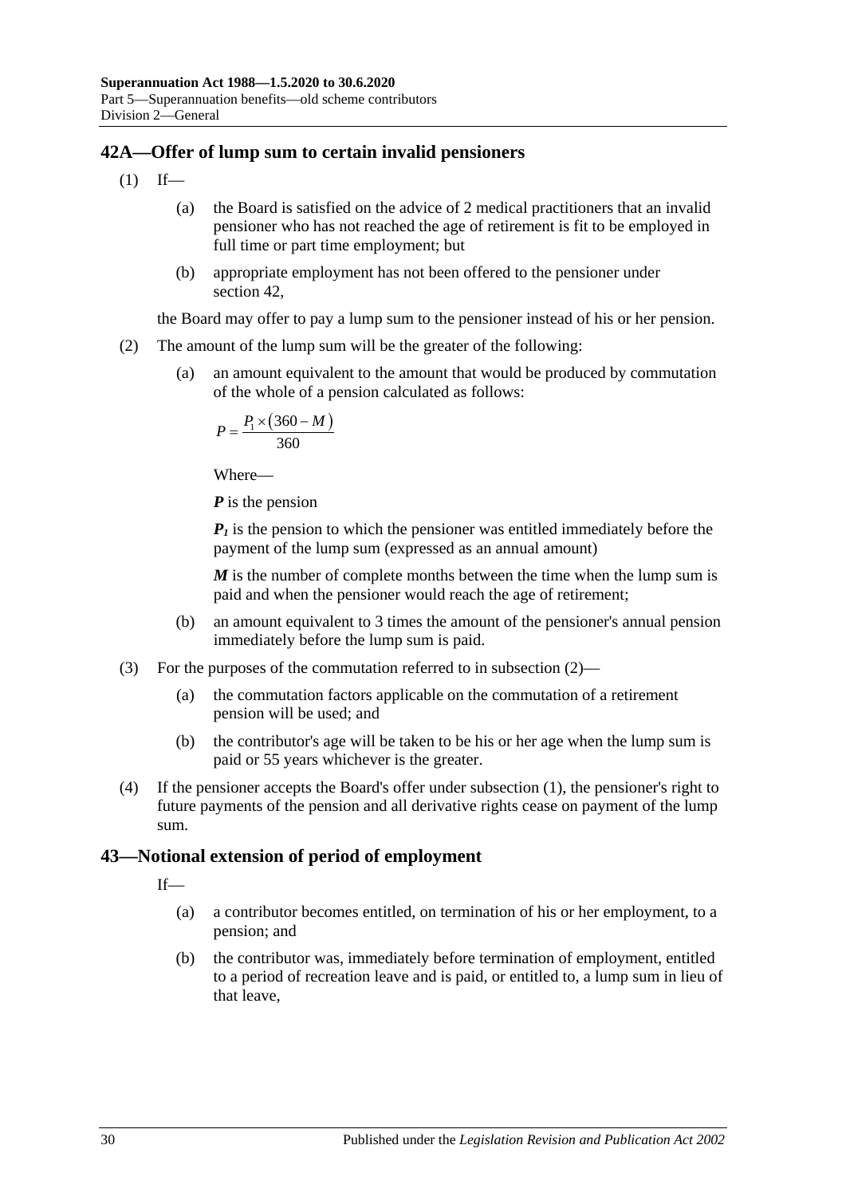## 42A—Offer of lump sum to certain invalid pensioners

(1) If—

(a) the Board is satisfied on the advice of 2 medical practitioners that an invalid pensioner who has not reached the age of retirement is fit to be employed in full time or part time employment; but

(b) appropriate employment has not been offered to the pensioner under section 42,

the Board may offer to pay a lump sum to the pensioner instead of his or her pension.

(2) The amount of the lump sum will be the greater of the following:

(a) an amount equivalent to the amount that would be produced by commutation of the whole of a pension calculated as follows:

$$P = \frac{P_1 \times (360 - M)}{360}$$

Where—

***P*** is the pension

$\boldsymbol{P_1}$ is the pension to which the pensioner was entitled immediately before the payment of the lump sum (expressed as an annual amount)

***M*** is the number of complete months between the time when the lump sum is paid and when the pensioner would reach the age of retirement;

(b) an amount equivalent to 3 times the amount of the pensioner's annual pension immediately before the lump sum is paid.

(3) For the purposes of the commutation referred to in subsection (2)—

(a) the commutation factors applicable on the commutation of a retirement pension will be used; and

(b) the contributor's age will be taken to be his or her age when the lump sum is paid or 55 years whichever is the greater.

(4) If the pensioner accepts the Board's offer under subsection (1), the pensioner's right to future payments of the pension and all derivative rights cease on payment of the lump sum.

## 43—Notional extension of period of employment

If—

(a) a contributor becomes entitled, on termination of his or her employment, to a pension; and

(b) the contributor was, immediately before termination of employment, entitled to a period of recreation leave and is paid, or entitled to, a lump sum in lieu of that leave,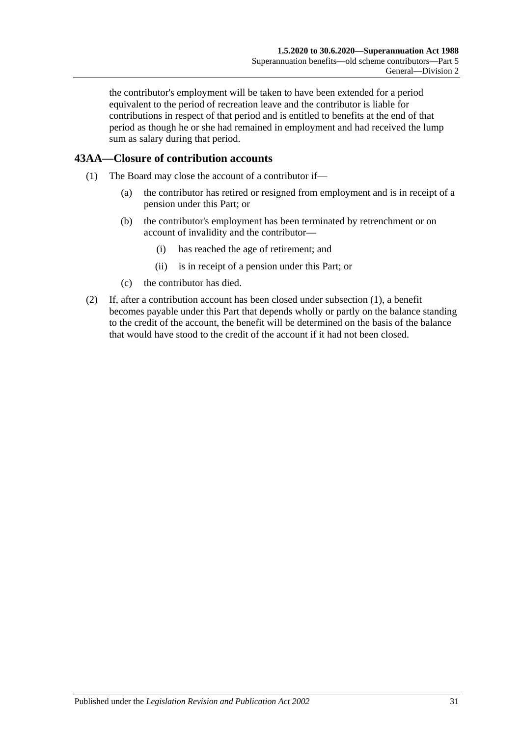the contributor's employment will be taken to have been extended for a period equivalent to the period of recreation leave and the contributor is liable for contributions in respect of that period and is entitled to benefits at the end of that period as though he or she had remained in employment and had received the lump sum as salary during that period.

## 43AA—Closure of contribution accounts

(1) The Board may close the account of a contributor if—

(a) the contributor has retired or resigned from employment and is in receipt of a pension under this Part; or

(b) the contributor's employment has been terminated by retrenchment or on account of invalidity and the contributor—

(i) has reached the age of retirement; and

(ii) is in receipt of a pension under this Part; or

(c) the contributor has died.

(2) If, after a contribution account has been closed under subsection (1), a benefit becomes payable under this Part that depends wholly or partly on the balance standing to the credit of the account, the benefit will be determined on the basis of the balance that would have stood to the credit of the account if it had not been closed.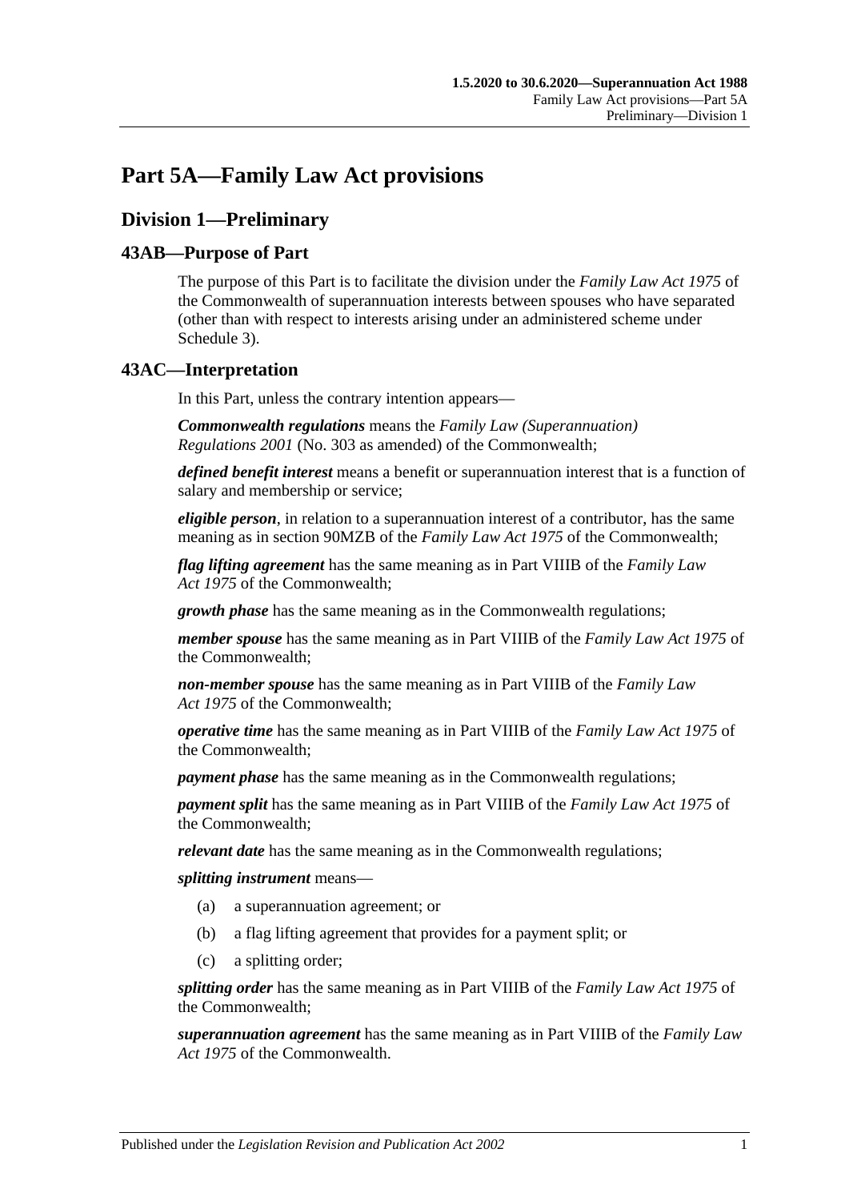# Part 5A—Family Law Act provisions

## Division 1—Preliminary

### 43AB—Purpose of Part

The purpose of this Part is to facilitate the division under the *Family Law Act 1975* of the Commonwealth of superannuation interests between spouses who have separated (other than with respect to interests arising under an administered scheme under Schedule 3).

### 43AC—Interpretation

In this Part, unless the contrary intention appears—

***Commonwealth regulations*** means the *Family Law (Superannuation) Regulations 2001* (No. 303 as amended) of the Commonwealth;

***defined benefit interest*** means a benefit or superannuation interest that is a function of salary and membership or service;

***eligible person***, in relation to a superannuation interest of a contributor, has the same meaning as in section 90MZB of the *Family Law Act 1975* of the Commonwealth;

***flag lifting agreement*** has the same meaning as in Part VIIIB of the *Family Law Act 1975* of the Commonwealth;

***growth phase*** has the same meaning as in the Commonwealth regulations;

***member spouse*** has the same meaning as in Part VIIIB of the *Family Law Act 1975* of the Commonwealth;

***non-member spouse*** has the same meaning as in Part VIIIB of the *Family Law Act 1975* of the Commonwealth;

***operative time*** has the same meaning as in Part VIIIB of the *Family Law Act 1975* of the Commonwealth;

***payment phase*** has the same meaning as in the Commonwealth regulations;

***payment split*** has the same meaning as in Part VIIIB of the *Family Law Act 1975* of the Commonwealth;

***relevant date*** has the same meaning as in the Commonwealth regulations;

***splitting instrument*** means—

(a) a superannuation agreement; or

(b) a flag lifting agreement that provides for a payment split; or

(c) a splitting order;

***splitting order*** has the same meaning as in Part VIIIB of the *Family Law Act 1975* of the Commonwealth;

***superannuation agreement*** has the same meaning as in Part VIIIB of the *Family Law Act 1975* of the Commonwealth.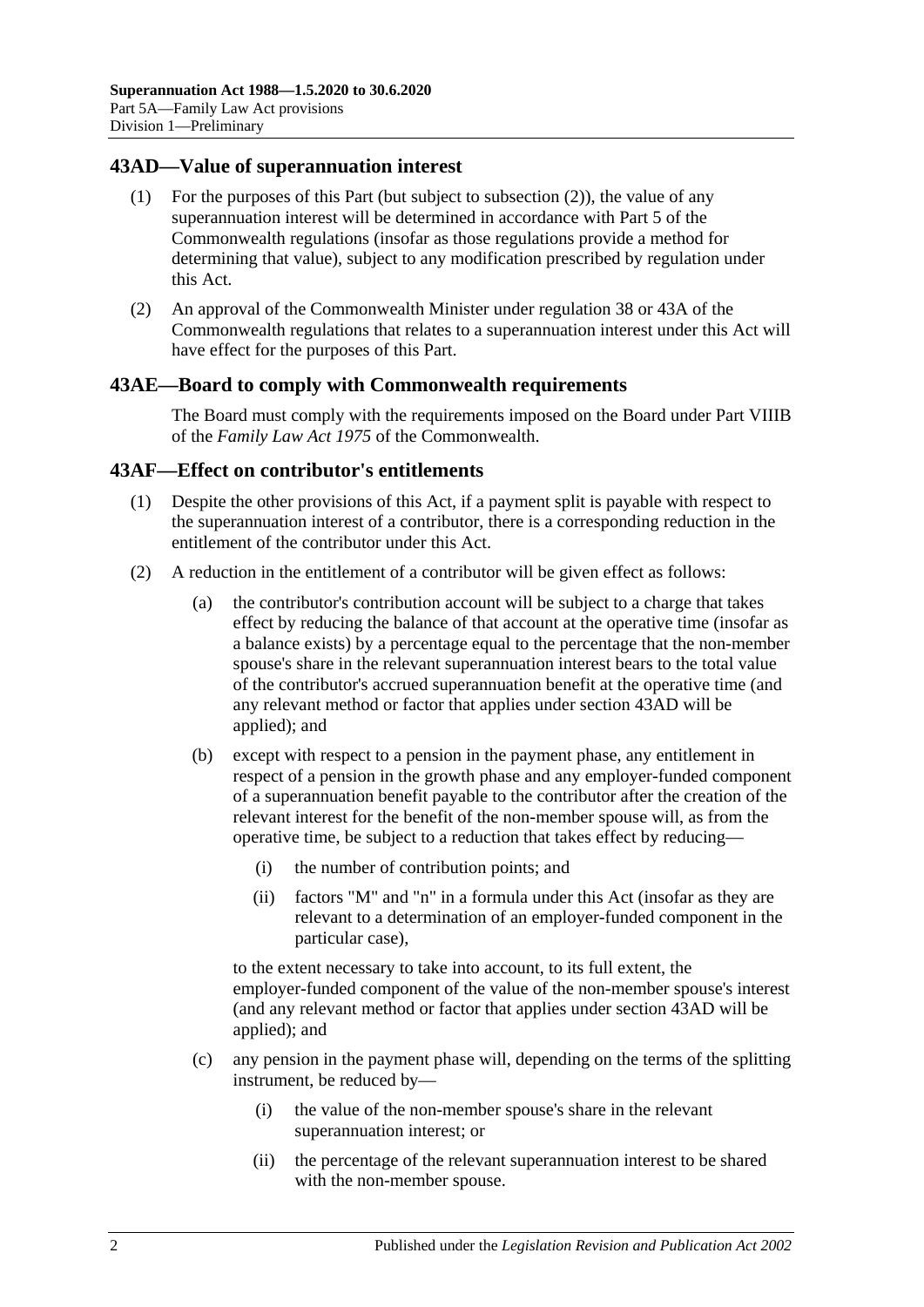## 43AD—Value of superannuation interest

(1) For the purposes of this Part (but subject to subsection (2)), the value of any superannuation interest will be determined in accordance with Part 5 of the Commonwealth regulations (insofar as those regulations provide a method for determining that value), subject to any modification prescribed by regulation under this Act.

(2) An approval of the Commonwealth Minister under regulation 38 or 43A of the Commonwealth regulations that relates to a superannuation interest under this Act will have effect for the purposes of this Part.

## 43AE—Board to comply with Commonwealth requirements

The Board must comply with the requirements imposed on the Board under Part VIIIB of the *Family Law Act 1975* of the Commonwealth.

## 43AF—Effect on contributor's entitlements

(1) Despite the other provisions of this Act, if a payment split is payable with respect to the superannuation interest of a contributor, there is a corresponding reduction in the entitlement of the contributor under this Act.

(2) A reduction in the entitlement of a contributor will be given effect as follows:

(a) the contributor's contribution account will be subject to a charge that takes effect by reducing the balance of that account at the operative time (insofar as a balance exists) by a percentage equal to the percentage that the non-member spouse's share in the relevant superannuation interest bears to the total value of the contributor's accrued superannuation benefit at the operative time (and any relevant method or factor that applies under section 43AD will be applied); and

(b) except with respect to a pension in the payment phase, any entitlement in respect of a pension in the growth phase and any employer-funded component of a superannuation benefit payable to the contributor after the creation of the relevant interest for the benefit of the non-member spouse will, as from the operative time, be subject to a reduction that takes effect by reducing—

(i) the number of contribution points; and

(ii) factors "M" and "n" in a formula under this Act (insofar as they are relevant to a determination of an employer-funded component in the particular case),

to the extent necessary to take into account, to its full extent, the employer-funded component of the value of the non-member spouse's interest (and any relevant method or factor that applies under section 43AD will be applied); and

(c) any pension in the payment phase will, depending on the terms of the splitting instrument, be reduced by—

(i) the value of the non-member spouse's share in the relevant superannuation interest; or

(ii) the percentage of the relevant superannuation interest to be shared with the non-member spouse.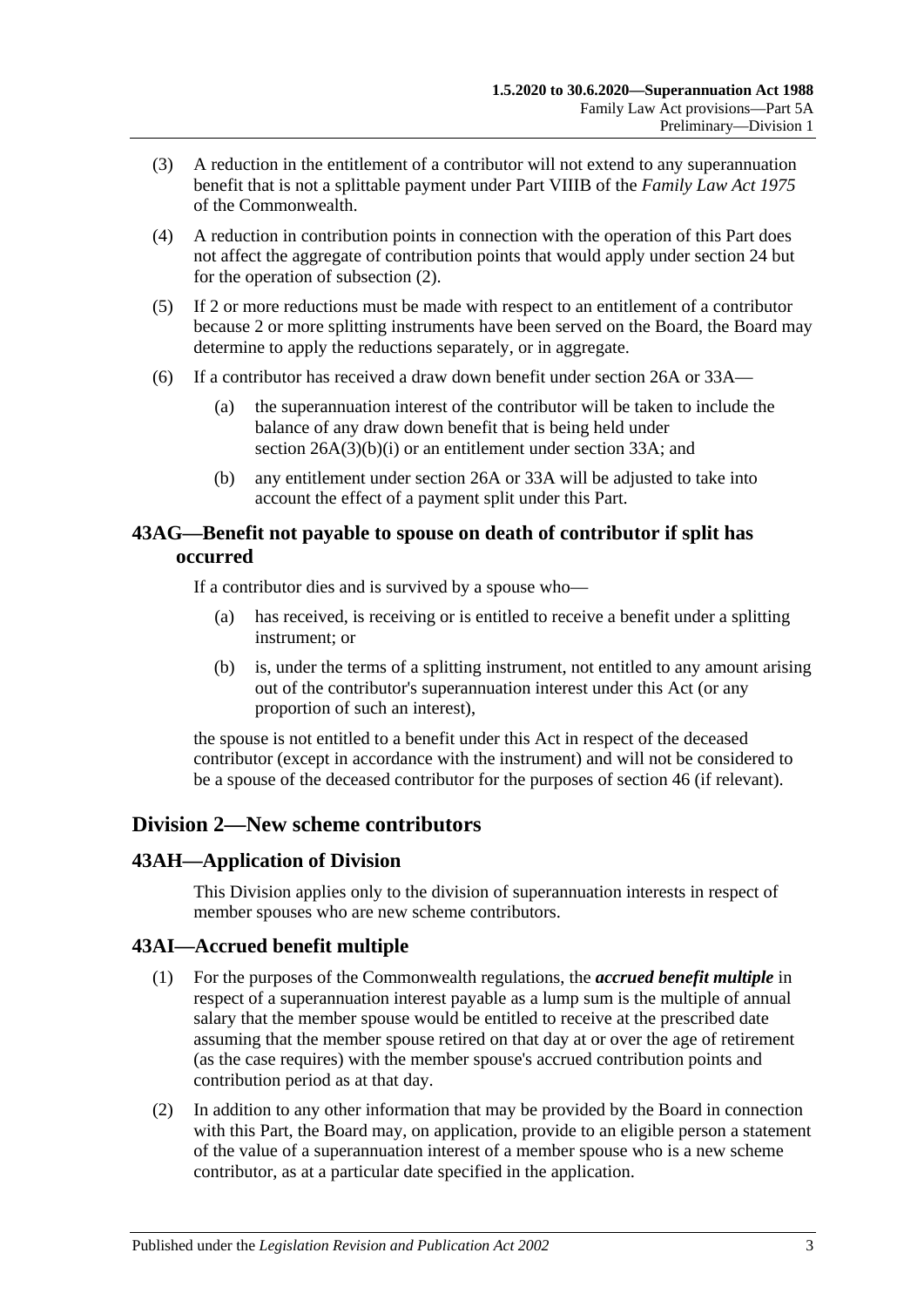(3) A reduction in the entitlement of a contributor will not extend to any superannuation benefit that is not a splittable payment under Part VIIIB of the *Family Law Act 1975* of the Commonwealth.

(4) A reduction in contribution points in connection with the operation of this Part does not affect the aggregate of contribution points that would apply under section 24 but for the operation of subsection (2).

(5) If 2 or more reductions must be made with respect to an entitlement of a contributor because 2 or more splitting instruments have been served on the Board, the Board may determine to apply the reductions separately, or in aggregate.

(6) If a contributor has received a draw down benefit under section 26A or 33A—

(a) the superannuation interest of the contributor will be taken to include the balance of any draw down benefit that is being held under section 26A(3)(b)(i) or an entitlement under section 33A; and

(b) any entitlement under section 26A or 33A will be adjusted to take into account the effect of a payment split under this Part.

## 43AG—Benefit not payable to spouse on death of contributor if split has occurred

If a contributor dies and is survived by a spouse who—

(a) has received, is receiving or is entitled to receive a benefit under a splitting instrument; or

(b) is, under the terms of a splitting instrument, not entitled to any amount arising out of the contributor's superannuation interest under this Act (or any proportion of such an interest),

the spouse is not entitled to a benefit under this Act in respect of the deceased contributor (except in accordance with the instrument) and will not be considered to be a spouse of the deceased contributor for the purposes of section 46 (if relevant).

# Division 2—New scheme contributors

## 43AH—Application of Division

This Division applies only to the division of superannuation interests in respect of member spouses who are new scheme contributors.

## 43AI—Accrued benefit multiple

(1) For the purposes of the Commonwealth regulations, the ***accrued benefit multiple*** in respect of a superannuation interest payable as a lump sum is the multiple of annual salary that the member spouse would be entitled to receive at the prescribed date assuming that the member spouse retired on that day at or over the age of retirement (as the case requires) with the member spouse's accrued contribution points and contribution period as at that day.

(2) In addition to any other information that may be provided by the Board in connection with this Part, the Board may, on application, provide to an eligible person a statement of the value of a superannuation interest of a member spouse who is a new scheme contributor, as at a particular date specified in the application.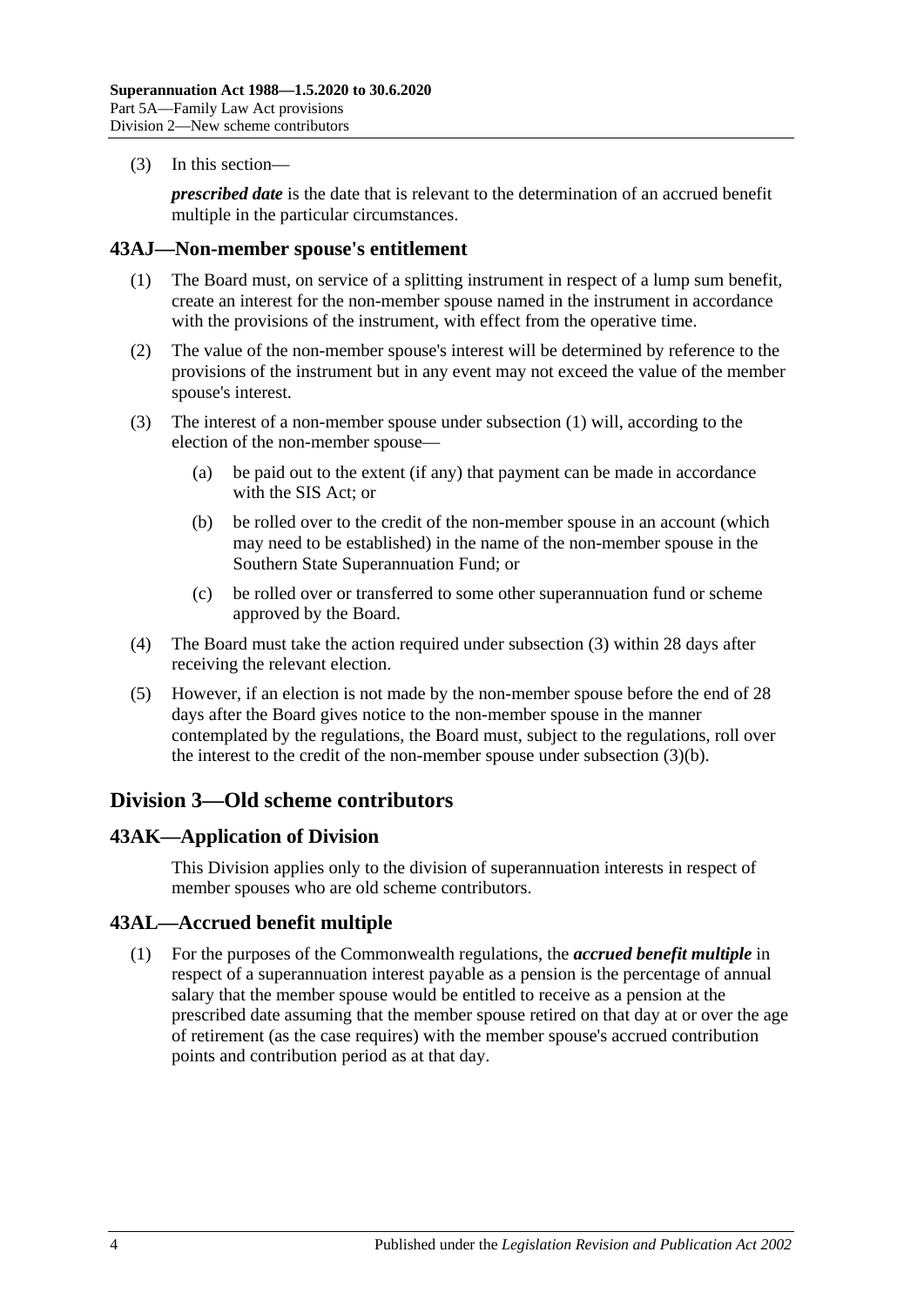(3) In this section—

***prescribed date*** is the date that is relevant to the determination of an accrued benefit multiple in the particular circumstances.

## 43AJ—Non-member spouse's entitlement

(1) The Board must, on service of a splitting instrument in respect of a lump sum benefit, create an interest for the non-member spouse named in the instrument in accordance with the provisions of the instrument, with effect from the operative time.

(2) The value of the non-member spouse's interest will be determined by reference to the provisions of the instrument but in any event may not exceed the value of the member spouse's interest.

(3) The interest of a non-member spouse under subsection (1) will, according to the election of the non-member spouse—

(a) be paid out to the extent (if any) that payment can be made in accordance with the SIS Act; or

(b) be rolled over to the credit of the non-member spouse in an account (which may need to be established) in the name of the non-member spouse in the Southern State Superannuation Fund; or

(c) be rolled over or transferred to some other superannuation fund or scheme approved by the Board.

(4) The Board must take the action required under subsection (3) within 28 days after receiving the relevant election.

(5) However, if an election is not made by the non-member spouse before the end of 28 days after the Board gives notice to the non-member spouse in the manner contemplated by the regulations, the Board must, subject to the regulations, roll over the interest to the credit of the non-member spouse under subsection (3)(b).

# Division 3—Old scheme contributors

## 43AK—Application of Division

This Division applies only to the division of superannuation interests in respect of member spouses who are old scheme contributors.

## 43AL—Accrued benefit multiple

(1) For the purposes of the Commonwealth regulations, the ***accrued benefit multiple*** in respect of a superannuation interest payable as a pension is the percentage of annual salary that the member spouse would be entitled to receive as a pension at the prescribed date assuming that the member spouse retired on that day at or over the age of retirement (as the case requires) with the member spouse's accrued contribution points and contribution period as at that day.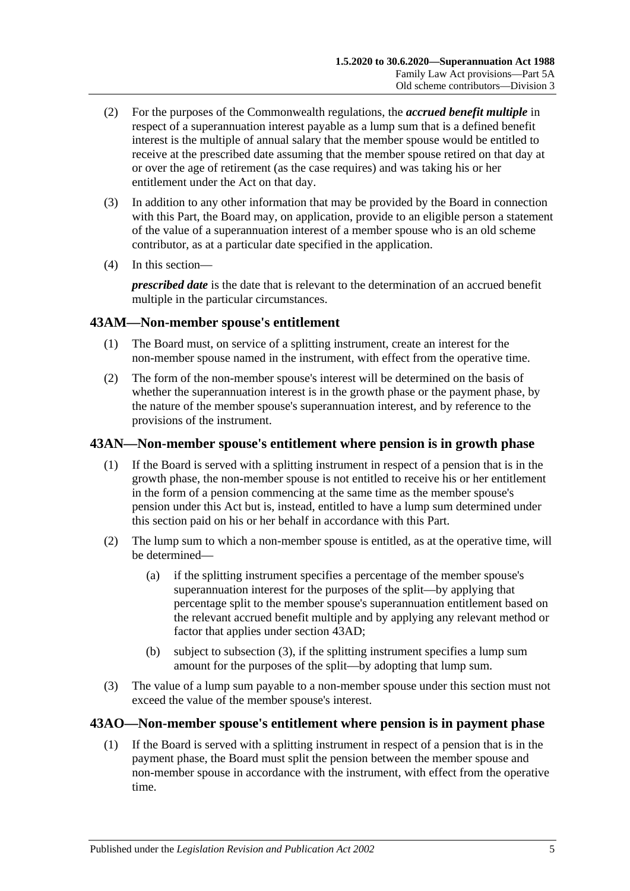(2) For the purposes of the Commonwealth regulations, the ***accrued benefit multiple*** in respect of a superannuation interest payable as a lump sum that is a defined benefit interest is the multiple of annual salary that the member spouse would be entitled to receive at the prescribed date assuming that the member spouse retired on that day at or over the age of retirement (as the case requires) and was taking his or her entitlement under the Act on that day.

(3) In addition to any other information that may be provided by the Board in connection with this Part, the Board may, on application, provide to an eligible person a statement of the value of a superannuation interest of a member spouse who is an old scheme contributor, as at a particular date specified in the application.

(4) In this section—

***prescribed date*** is the date that is relevant to the determination of an accrued benefit multiple in the particular circumstances.

## 43AM—Non-member spouse's entitlement

(1) The Board must, on service of a splitting instrument, create an interest for the non-member spouse named in the instrument, with effect from the operative time.

(2) The form of the non-member spouse's interest will be determined on the basis of whether the superannuation interest is in the growth phase or the payment phase, by the nature of the member spouse's superannuation interest, and by reference to the provisions of the instrument.

## 43AN—Non-member spouse's entitlement where pension is in growth phase

(1) If the Board is served with a splitting instrument in respect of a pension that is in the growth phase, the non-member spouse is not entitled to receive his or her entitlement in the form of a pension commencing at the same time as the member spouse's pension under this Act but is, instead, entitled to have a lump sum determined under this section paid on his or her behalf in accordance with this Part.

(2) The lump sum to which a non-member spouse is entitled, as at the operative time, will be determined—

(a) if the splitting instrument specifies a percentage of the member spouse's superannuation interest for the purposes of the split—by applying that percentage split to the member spouse's superannuation entitlement based on the relevant accrued benefit multiple and by applying any relevant method or factor that applies under section 43AD;

(b) subject to subsection (3), if the splitting instrument specifies a lump sum amount for the purposes of the split—by adopting that lump sum.

(3) The value of a lump sum payable to a non-member spouse under this section must not exceed the value of the member spouse's interest.

## 43AO—Non-member spouse's entitlement where pension is in payment phase

(1) If the Board is served with a splitting instrument in respect of a pension that is in the payment phase, the Board must split the pension between the member spouse and non-member spouse in accordance with the instrument, with effect from the operative time.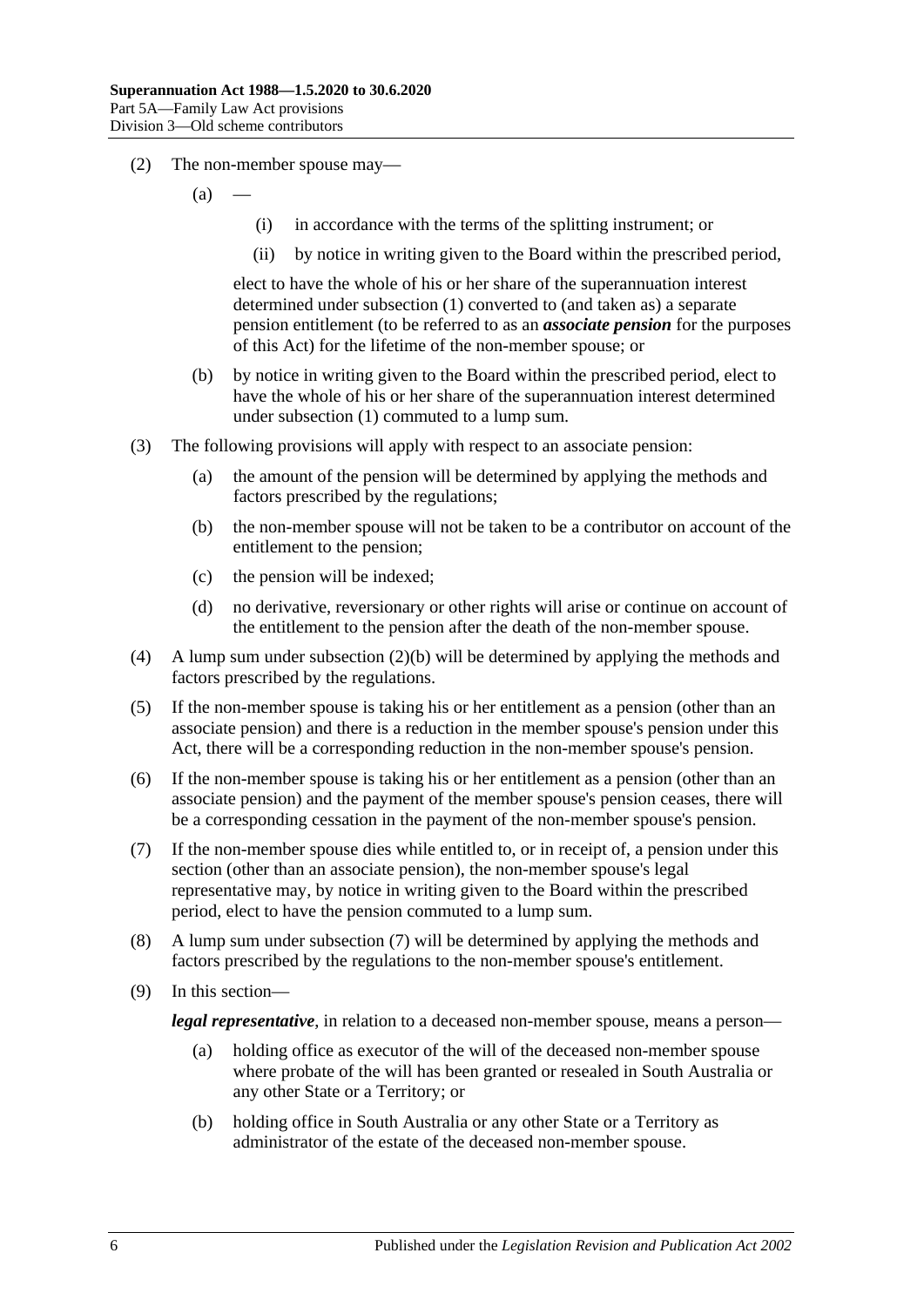(2) The non-member spouse may—

(a) —

(i) in accordance with the terms of the splitting instrument; or

(ii) by notice in writing given to the Board within the prescribed period,

elect to have the whole of his or her share of the superannuation interest determined under subsection (1) converted to (and taken as) a separate pension entitlement (to be referred to as an ***associate pension*** for the purposes of this Act) for the lifetime of the non-member spouse; or

(b) by notice in writing given to the Board within the prescribed period, elect to have the whole of his or her share of the superannuation interest determined under subsection (1) commuted to a lump sum.

(3) The following provisions will apply with respect to an associate pension:

(a) the amount of the pension will be determined by applying the methods and factors prescribed by the regulations;

(b) the non-member spouse will not be taken to be a contributor on account of the entitlement to the pension;

(c) the pension will be indexed;

(d) no derivative, reversionary or other rights will arise or continue on account of the entitlement to the pension after the death of the non-member spouse.

(4) A lump sum under subsection (2)(b) will be determined by applying the methods and factors prescribed by the regulations.

(5) If the non-member spouse is taking his or her entitlement as a pension (other than an associate pension) and there is a reduction in the member spouse's pension under this Act, there will be a corresponding reduction in the non-member spouse's pension.

(6) If the non-member spouse is taking his or her entitlement as a pension (other than an associate pension) and the payment of the member spouse's pension ceases, there will be a corresponding cessation in the payment of the non-member spouse's pension.

(7) If the non-member spouse dies while entitled to, or in receipt of, a pension under this section (other than an associate pension), the non-member spouse's legal representative may, by notice in writing given to the Board within the prescribed period, elect to have the pension commuted to a lump sum.

(8) A lump sum under subsection (7) will be determined by applying the methods and factors prescribed by the regulations to the non-member spouse's entitlement.

(9) In this section—

***legal representative***, in relation to a deceased non-member spouse, means a person—

(a) holding office as executor of the will of the deceased non-member spouse where probate of the will has been granted or resealed in South Australia or any other State or a Territory; or

(b) holding office in South Australia or any other State or a Territory as administrator of the estate of the deceased non-member spouse.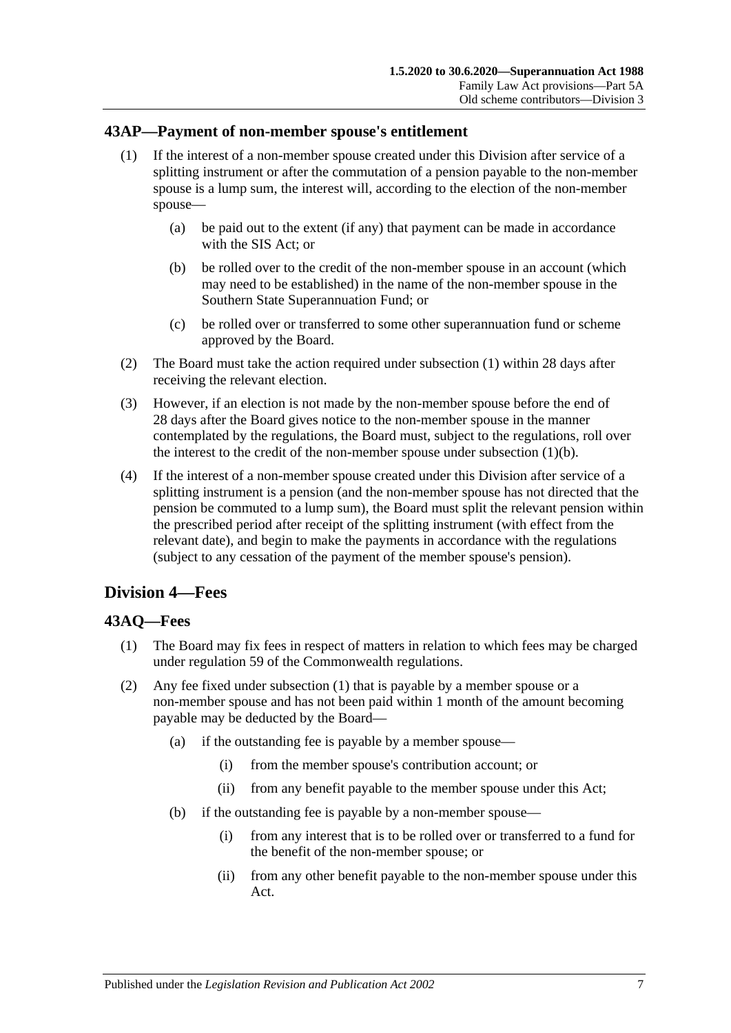## 43AP—Payment of non-member spouse's entitlement

(1) If the interest of a non-member spouse created under this Division after service of a splitting instrument or after the commutation of a pension payable to the non-member spouse is a lump sum, the interest will, according to the election of the non-member spouse—

(a) be paid out to the extent (if any) that payment can be made in accordance with the SIS Act; or

(b) be rolled over to the credit of the non-member spouse in an account (which may need to be established) in the name of the non-member spouse in the Southern State Superannuation Fund; or

(c) be rolled over or transferred to some other superannuation fund or scheme approved by the Board.

(2) The Board must take the action required under subsection (1) within 28 days after receiving the relevant election.

(3) However, if an election is not made by the non-member spouse before the end of 28 days after the Board gives notice to the non-member spouse in the manner contemplated by the regulations, the Board must, subject to the regulations, roll over the interest to the credit of the non-member spouse under subsection (1)(b).

(4) If the interest of a non-member spouse created under this Division after service of a splitting instrument is a pension (and the non-member spouse has not directed that the pension be commuted to a lump sum), the Board must split the relevant pension within the prescribed period after receipt of the splitting instrument (with effect from the relevant date), and begin to make the payments in accordance with the regulations (subject to any cessation of the payment of the member spouse's pension).

# Division 4—Fees

## 43AQ—Fees

(1) The Board may fix fees in respect of matters in relation to which fees may be charged under regulation 59 of the Commonwealth regulations.

(2) Any fee fixed under subsection (1) that is payable by a member spouse or a non-member spouse and has not been paid within 1 month of the amount becoming payable may be deducted by the Board—

(a) if the outstanding fee is payable by a member spouse—

(i) from the member spouse's contribution account; or

(ii) from any benefit payable to the member spouse under this Act;

(b) if the outstanding fee is payable by a non-member spouse—

(i) from any interest that is to be rolled over or transferred to a fund for the benefit of the non-member spouse; or

(ii) from any other benefit payable to the non-member spouse under this Act.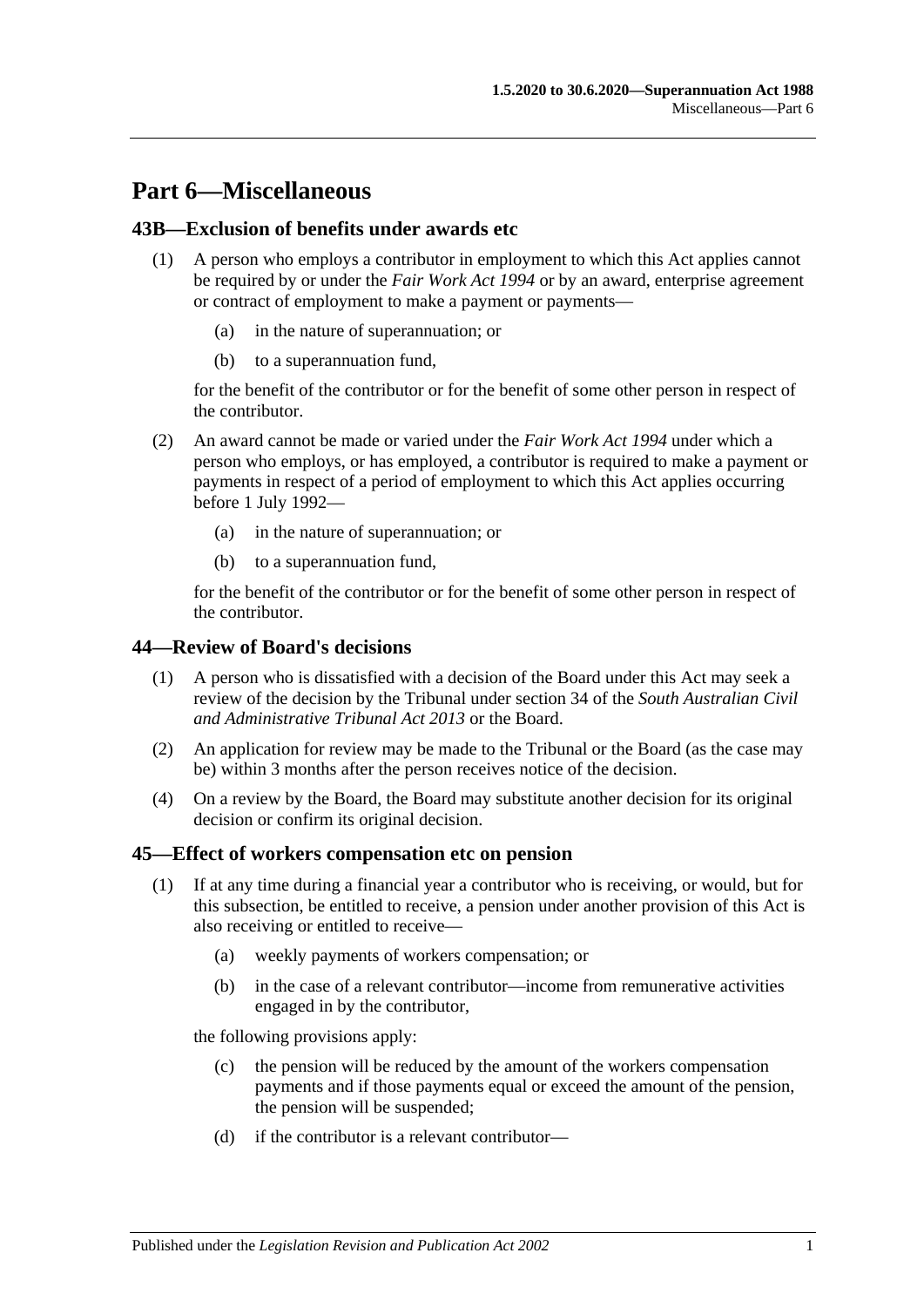# Part 6—Miscellaneous

## 43B—Exclusion of benefits under awards etc

(1) A person who employs a contributor in employment to which this Act applies cannot be required by or under the *Fair Work Act 1994* or by an award, enterprise agreement or contract of employment to make a payment or payments—

(a) in the nature of superannuation; or

(b) to a superannuation fund,

for the benefit of the contributor or for the benefit of some other person in respect of the contributor.

(2) An award cannot be made or varied under the *Fair Work Act 1994* under which a person who employs, or has employed, a contributor is required to make a payment or payments in respect of a period of employment to which this Act applies occurring before 1 July 1992—

(a) in the nature of superannuation; or

(b) to a superannuation fund,

for the benefit of the contributor or for the benefit of some other person in respect of the contributor.

## 44—Review of Board's decisions

(1) A person who is dissatisfied with a decision of the Board under this Act may seek a review of the decision by the Tribunal under section 34 of the *South Australian Civil and Administrative Tribunal Act 2013* or the Board.

(2) An application for review may be made to the Tribunal or the Board (as the case may be) within 3 months after the person receives notice of the decision.

(4) On a review by the Board, the Board may substitute another decision for its original decision or confirm its original decision.

## 45—Effect of workers compensation etc on pension

(1) If at any time during a financial year a contributor who is receiving, or would, but for this subsection, be entitled to receive, a pension under another provision of this Act is also receiving or entitled to receive—

(a) weekly payments of workers compensation; or

(b) in the case of a relevant contributor—income from remunerative activities engaged in by the contributor,

the following provisions apply:

(c) the pension will be reduced by the amount of the workers compensation payments and if those payments equal or exceed the amount of the pension, the pension will be suspended;

(d) if the contributor is a relevant contributor—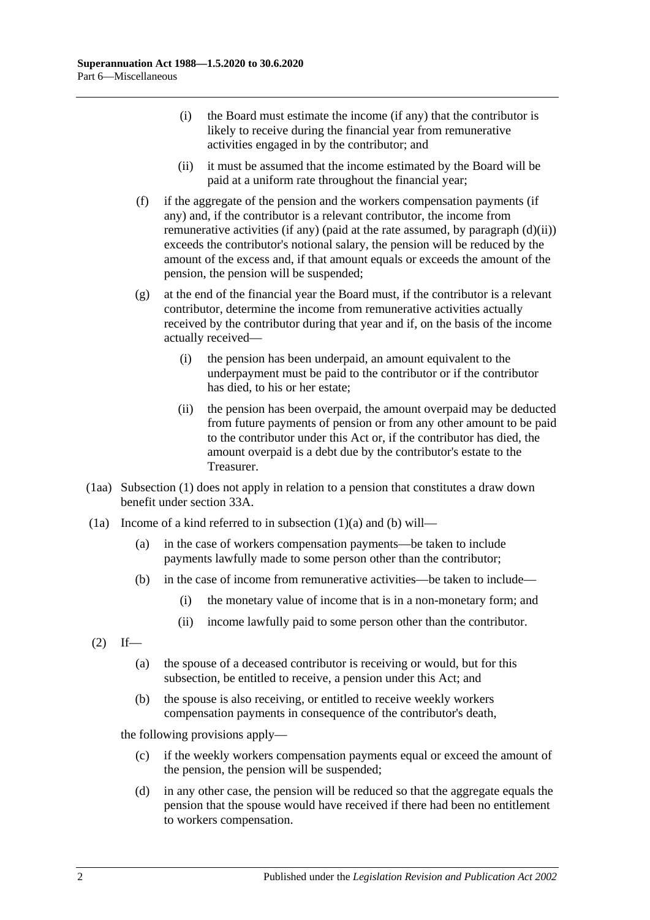(i) the Board must estimate the income (if any) that the contributor is likely to receive during the financial year from remunerative activities engaged in by the contributor; and

(ii) it must be assumed that the income estimated by the Board will be paid at a uniform rate throughout the financial year;

(f) if the aggregate of the pension and the workers compensation payments (if any) and, if the contributor is a relevant contributor, the income from remunerative activities (if any) (paid at the rate assumed, by paragraph (d)(ii)) exceeds the contributor's notional salary, the pension will be reduced by the amount of the excess and, if that amount equals or exceeds the amount of the pension, the pension will be suspended;

(g) at the end of the financial year the Board must, if the contributor is a relevant contributor, determine the income from remunerative activities actually received by the contributor during that year and if, on the basis of the income actually received—

(i) the pension has been underpaid, an amount equivalent to the underpayment must be paid to the contributor or if the contributor has died, to his or her estate;

(ii) the pension has been overpaid, the amount overpaid may be deducted from future payments of pension or from any other amount to be paid to the contributor under this Act or, if the contributor has died, the amount overpaid is a debt due by the contributor's estate to the Treasurer.

(1aa) Subsection (1) does not apply in relation to a pension that constitutes a draw down benefit under section 33A.

(1a) Income of a kind referred to in subsection (1)(a) and (b) will—

(a) in the case of workers compensation payments—be taken to include payments lawfully made to some person other than the contributor;

(b) in the case of income from remunerative activities—be taken to include—

(i) the monetary value of income that is in a non-monetary form; and

(ii) income lawfully paid to some person other than the contributor.

(2) If—

(a) the spouse of a deceased contributor is receiving or would, but for this subsection, be entitled to receive, a pension under this Act; and

(b) the spouse is also receiving, or entitled to receive weekly workers compensation payments in consequence of the contributor's death,

the following provisions apply—

(c) if the weekly workers compensation payments equal or exceed the amount of the pension, the pension will be suspended;

(d) in any other case, the pension will be reduced so that the aggregate equals the pension that the spouse would have received if there had been no entitlement to workers compensation.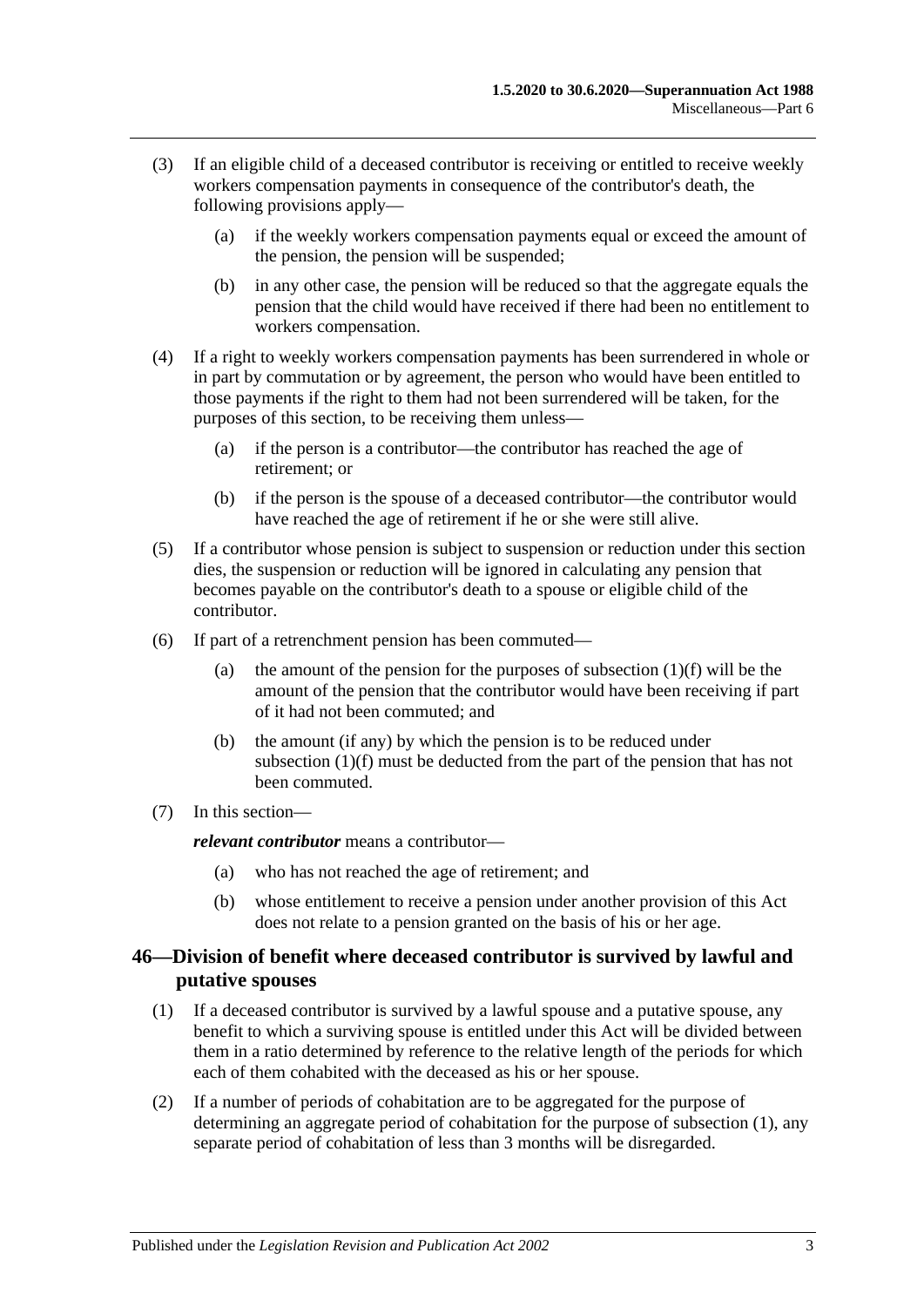(3) If an eligible child of a deceased contributor is receiving or entitled to receive weekly workers compensation payments in consequence of the contributor's death, the following provisions apply—

(a) if the weekly workers compensation payments equal or exceed the amount of the pension, the pension will be suspended;

(b) in any other case, the pension will be reduced so that the aggregate equals the pension that the child would have received if there had been no entitlement to workers compensation.

(4) If a right to weekly workers compensation payments has been surrendered in whole or in part by commutation or by agreement, the person who would have been entitled to those payments if the right to them had not been surrendered will be taken, for the purposes of this section, to be receiving them unless—

(a) if the person is a contributor—the contributor has reached the age of retirement; or

(b) if the person is the spouse of a deceased contributor—the contributor would have reached the age of retirement if he or she were still alive.

(5) If a contributor whose pension is subject to suspension or reduction under this section dies, the suspension or reduction will be ignored in calculating any pension that becomes payable on the contributor's death to a spouse or eligible child of the contributor.

(6) If part of a retrenchment pension has been commuted—

(a) the amount of the pension for the purposes of subsection (1)(f) will be the amount of the pension that the contributor would have been receiving if part of it had not been commuted; and

(b) the amount (if any) by which the pension is to be reduced under subsection (1)(f) must be deducted from the part of the pension that has not been commuted.

(7) In this section—

***relevant contributor*** means a contributor—

(a) who has not reached the age of retirement; and

(b) whose entitlement to receive a pension under another provision of this Act does not relate to a pension granted on the basis of his or her age.

## 46—Division of benefit where deceased contributor is survived by lawful and putative spouses

(1) If a deceased contributor is survived by a lawful spouse and a putative spouse, any benefit to which a surviving spouse is entitled under this Act will be divided between them in a ratio determined by reference to the relative length of the periods for which each of them cohabited with the deceased as his or her spouse.

(2) If a number of periods of cohabitation are to be aggregated for the purpose of determining an aggregate period of cohabitation for the purpose of subsection (1), any separate period of cohabitation of less than 3 months will be disregarded.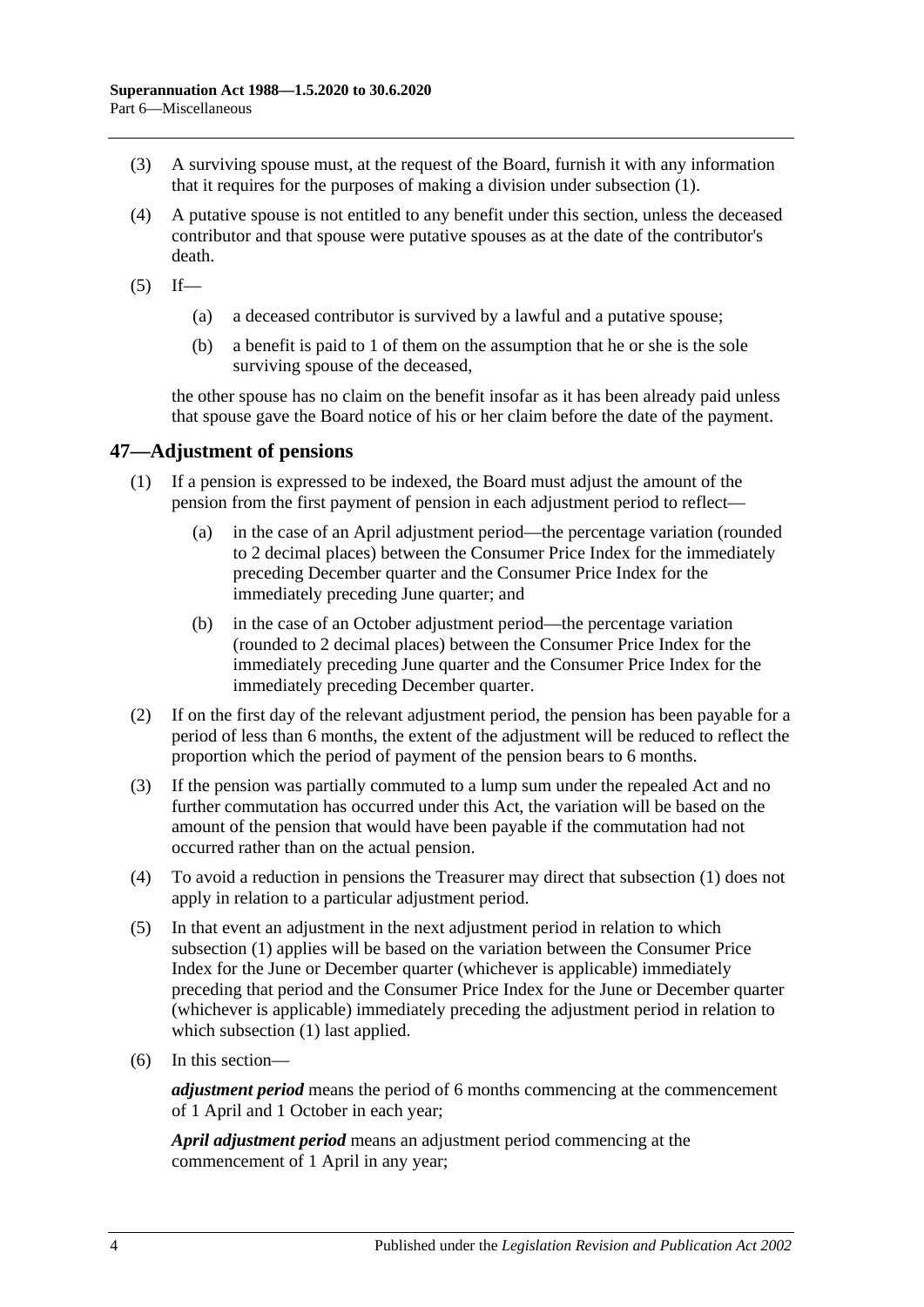(3) A surviving spouse must, at the request of the Board, furnish it with any information that it requires for the purposes of making a division under subsection (1).

(4) A putative spouse is not entitled to any benefit under this section, unless the deceased contributor and that spouse were putative spouses as at the date of the contributor's death.

(5) If—

(a) a deceased contributor is survived by a lawful and a putative spouse;

(b) a benefit is paid to 1 of them on the assumption that he or she is the sole surviving spouse of the deceased,

the other spouse has no claim on the benefit insofar as it has been already paid unless that spouse gave the Board notice of his or her claim before the date of the payment.

## 47—Adjustment of pensions

(1) If a pension is expressed to be indexed, the Board must adjust the amount of the pension from the first payment of pension in each adjustment period to reflect—

(a) in the case of an April adjustment period—the percentage variation (rounded to 2 decimal places) between the Consumer Price Index for the immediately preceding December quarter and the Consumer Price Index for the immediately preceding June quarter; and

(b) in the case of an October adjustment period—the percentage variation (rounded to 2 decimal places) between the Consumer Price Index for the immediately preceding June quarter and the Consumer Price Index for the immediately preceding December quarter.

(2) If on the first day of the relevant adjustment period, the pension has been payable for a period of less than 6 months, the extent of the adjustment will be reduced to reflect the proportion which the period of payment of the pension bears to 6 months.

(3) If the pension was partially commuted to a lump sum under the repealed Act and no further commutation has occurred under this Act, the variation will be based on the amount of the pension that would have been payable if the commutation had not occurred rather than on the actual pension.

(4) To avoid a reduction in pensions the Treasurer may direct that subsection (1) does not apply in relation to a particular adjustment period.

(5) In that event an adjustment in the next adjustment period in relation to which subsection (1) applies will be based on the variation between the Consumer Price Index for the June or December quarter (whichever is applicable) immediately preceding that period and the Consumer Price Index for the June or December quarter (whichever is applicable) immediately preceding the adjustment period in relation to which subsection (1) last applied.

(6) In this section—

***adjustment period*** means the period of 6 months commencing at the commencement of 1 April and 1 October in each year;

***April adjustment period*** means an adjustment period commencing at the commencement of 1 April in any year;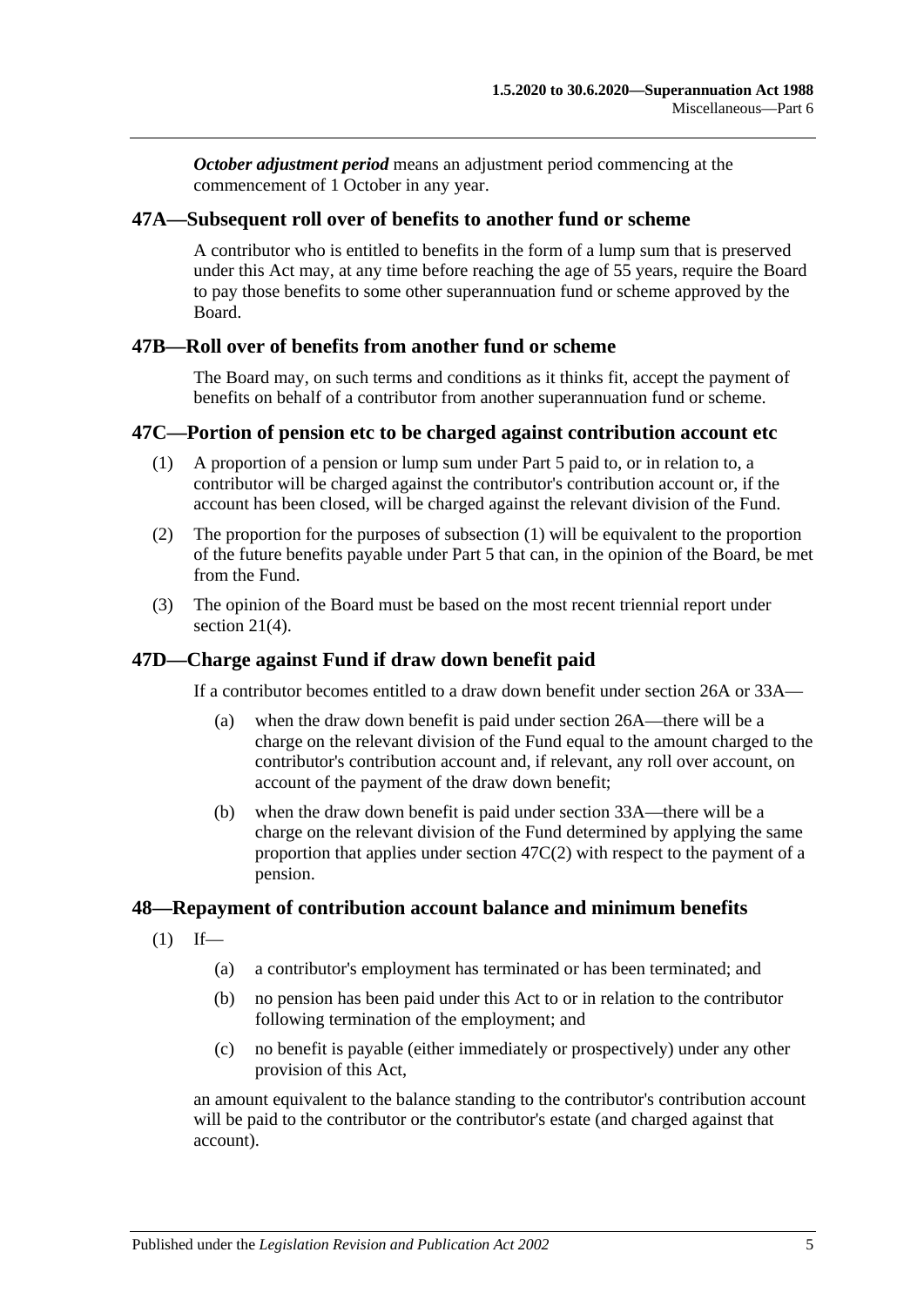***October adjustment period*** means an adjustment period commencing at the commencement of 1 October in any year.

## 47A—Subsequent roll over of benefits to another fund or scheme

A contributor who is entitled to benefits in the form of a lump sum that is preserved under this Act may, at any time before reaching the age of 55 years, require the Board to pay those benefits to some other superannuation fund or scheme approved by the Board.

## 47B—Roll over of benefits from another fund or scheme

The Board may, on such terms and conditions as it thinks fit, accept the payment of benefits on behalf of a contributor from another superannuation fund or scheme.

## 47C—Portion of pension etc to be charged against contribution account etc

(1) A proportion of a pension or lump sum under Part 5 paid to, or in relation to, a contributor will be charged against the contributor's contribution account or, if the account has been closed, will be charged against the relevant division of the Fund.

(2) The proportion for the purposes of subsection (1) will be equivalent to the proportion of the future benefits payable under Part 5 that can, in the opinion of the Board, be met from the Fund.

(3) The opinion of the Board must be based on the most recent triennial report under section 21(4).

## 47D—Charge against Fund if draw down benefit paid

If a contributor becomes entitled to a draw down benefit under section 26A or 33A—

(a) when the draw down benefit is paid under section 26A—there will be a charge on the relevant division of the Fund equal to the amount charged to the contributor's contribution account and, if relevant, any roll over account, on account of the payment of the draw down benefit;

(b) when the draw down benefit is paid under section 33A—there will be a charge on the relevant division of the Fund determined by applying the same proportion that applies under section 47C(2) with respect to the payment of a pension.

## 48—Repayment of contribution account balance and minimum benefits

(1) If—

(a) a contributor's employment has terminated or has been terminated; and

(b) no pension has been paid under this Act to or in relation to the contributor following termination of the employment; and

(c) no benefit is payable (either immediately or prospectively) under any other provision of this Act,

an amount equivalent to the balance standing to the contributor's contribution account will be paid to the contributor or the contributor's estate (and charged against that account).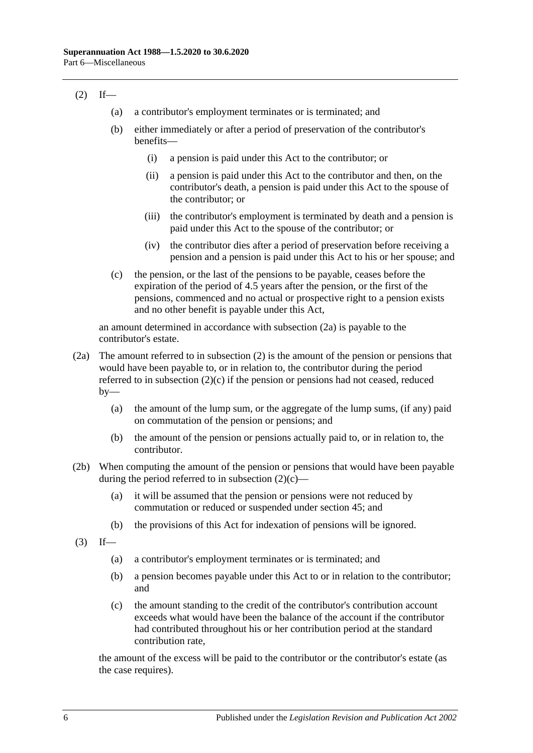(2) If—

  (a) a contributor's employment terminates or is terminated; and

  (b) either immediately or after a period of preservation of the contributor's benefits—

    (i) a pension is paid under this Act to the contributor; or

    (ii) a pension is paid under this Act to the contributor and then, on the contributor's death, a pension is paid under this Act to the spouse of the contributor; or

    (iii) the contributor's employment is terminated by death and a pension is paid under this Act to the spouse of the contributor; or

    (iv) the contributor dies after a period of preservation before receiving a pension and a pension is paid under this Act to his or her spouse; and

  (c) the pension, or the last of the pensions to be payable, ceases before the expiration of the period of 4.5 years after the pension, or the first of the pensions, commenced and no actual or prospective right to a pension exists and no other benefit is payable under this Act,

an amount determined in accordance with subsection (2a) is payable to the contributor's estate.

(2a) The amount referred to in subsection (2) is the amount of the pension or pensions that would have been payable to, or in relation to, the contributor during the period referred to in subsection (2)(c) if the pension or pensions had not ceased, reduced by—

  (a) the amount of the lump sum, or the aggregate of the lump sums, (if any) paid on commutation of the pension or pensions; and

  (b) the amount of the pension or pensions actually paid to, or in relation to, the contributor.

(2b) When computing the amount of the pension or pensions that would have been payable during the period referred to in subsection (2)(c)—

  (a) it will be assumed that the pension or pensions were not reduced by commutation or reduced or suspended under section 45; and

  (b) the provisions of this Act for indexation of pensions will be ignored.

(3) If—

  (a) a contributor's employment terminates or is terminated; and

  (b) a pension becomes payable under this Act to or in relation to the contributor; and

  (c) the amount standing to the credit of the contributor's contribution account exceeds what would have been the balance of the account if the contributor had contributed throughout his or her contribution period at the standard contribution rate,

the amount of the excess will be paid to the contributor or the contributor's estate (as the case requires).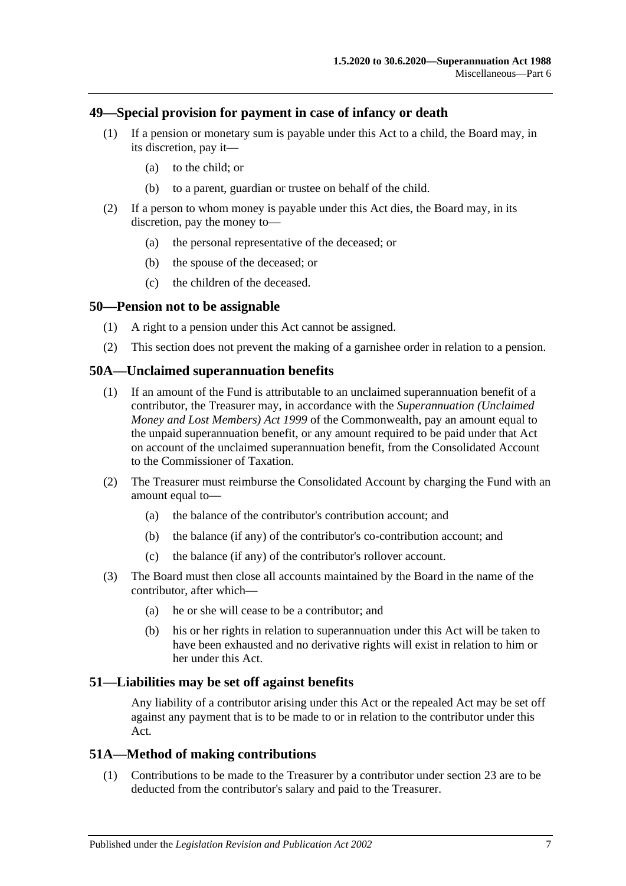## 49—Special provision for payment in case of infancy or death

(1) If a pension or monetary sum is payable under this Act to a child, the Board may, in its discretion, pay it—

(a) to the child; or

(b) to a parent, guardian or trustee on behalf of the child.

(2) If a person to whom money is payable under this Act dies, the Board may, in its discretion, pay the money to—

(a) the personal representative of the deceased; or

(b) the spouse of the deceased; or

(c) the children of the deceased.

## 50—Pension not to be assignable

(1) A right to a pension under this Act cannot be assigned.

(2) This section does not prevent the making of a garnishee order in relation to a pension.

## 50A—Unclaimed superannuation benefits

(1) If an amount of the Fund is attributable to an unclaimed superannuation benefit of a contributor, the Treasurer may, in accordance with the *Superannuation (Unclaimed Money and Lost Members) Act 1999* of the Commonwealth, pay an amount equal to the unpaid superannuation benefit, or any amount required to be paid under that Act on account of the unclaimed superannuation benefit, from the Consolidated Account to the Commissioner of Taxation.

(2) The Treasurer must reimburse the Consolidated Account by charging the Fund with an amount equal to—

(a) the balance of the contributor's contribution account; and

(b) the balance (if any) of the contributor's co-contribution account; and

(c) the balance (if any) of the contributor's rollover account.

(3) The Board must then close all accounts maintained by the Board in the name of the contributor, after which—

(a) he or she will cease to be a contributor; and

(b) his or her rights in relation to superannuation under this Act will be taken to have been exhausted and no derivative rights will exist in relation to him or her under this Act.

## 51—Liabilities may be set off against benefits

Any liability of a contributor arising under this Act or the repealed Act may be set off against any payment that is to be made to or in relation to the contributor under this Act.

## 51A—Method of making contributions

(1) Contributions to be made to the Treasurer by a contributor under section 23 are to be deducted from the contributor's salary and paid to the Treasurer.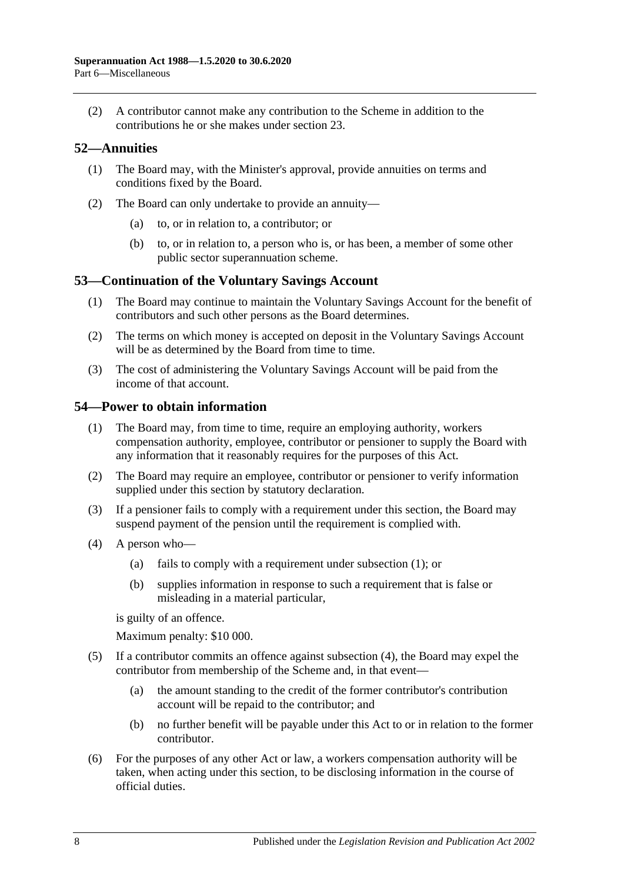(2) A contributor cannot make any contribution to the Scheme in addition to the contributions he or she makes under section 23.

## 52—Annuities

(1) The Board may, with the Minister's approval, provide annuities on terms and conditions fixed by the Board.

(2) The Board can only undertake to provide an annuity—

(a) to, or in relation to, a contributor; or

(b) to, or in relation to, a person who is, or has been, a member of some other public sector superannuation scheme.

## 53—Continuation of the Voluntary Savings Account

(1) The Board may continue to maintain the Voluntary Savings Account for the benefit of contributors and such other persons as the Board determines.

(2) The terms on which money is accepted on deposit in the Voluntary Savings Account will be as determined by the Board from time to time.

(3) The cost of administering the Voluntary Savings Account will be paid from the income of that account.

## 54—Power to obtain information

(1) The Board may, from time to time, require an employing authority, workers compensation authority, employee, contributor or pensioner to supply the Board with any information that it reasonably requires for the purposes of this Act.

(2) The Board may require an employee, contributor or pensioner to verify information supplied under this section by statutory declaration.

(3) If a pensioner fails to comply with a requirement under this section, the Board may suspend payment of the pension until the requirement is complied with.

(4) A person who—

(a) fails to comply with a requirement under subsection (1); or

(b) supplies information in response to such a requirement that is false or misleading in a material particular,

is guilty of an offence.

Maximum penalty: $10 000.

(5) If a contributor commits an offence against subsection (4), the Board may expel the contributor from membership of the Scheme and, in that event—

(a) the amount standing to the credit of the former contributor's contribution account will be repaid to the contributor; and

(b) no further benefit will be payable under this Act to or in relation to the former contributor.

(6) For the purposes of any other Act or law, a workers compensation authority will be taken, when acting under this section, to be disclosing information in the course of official duties.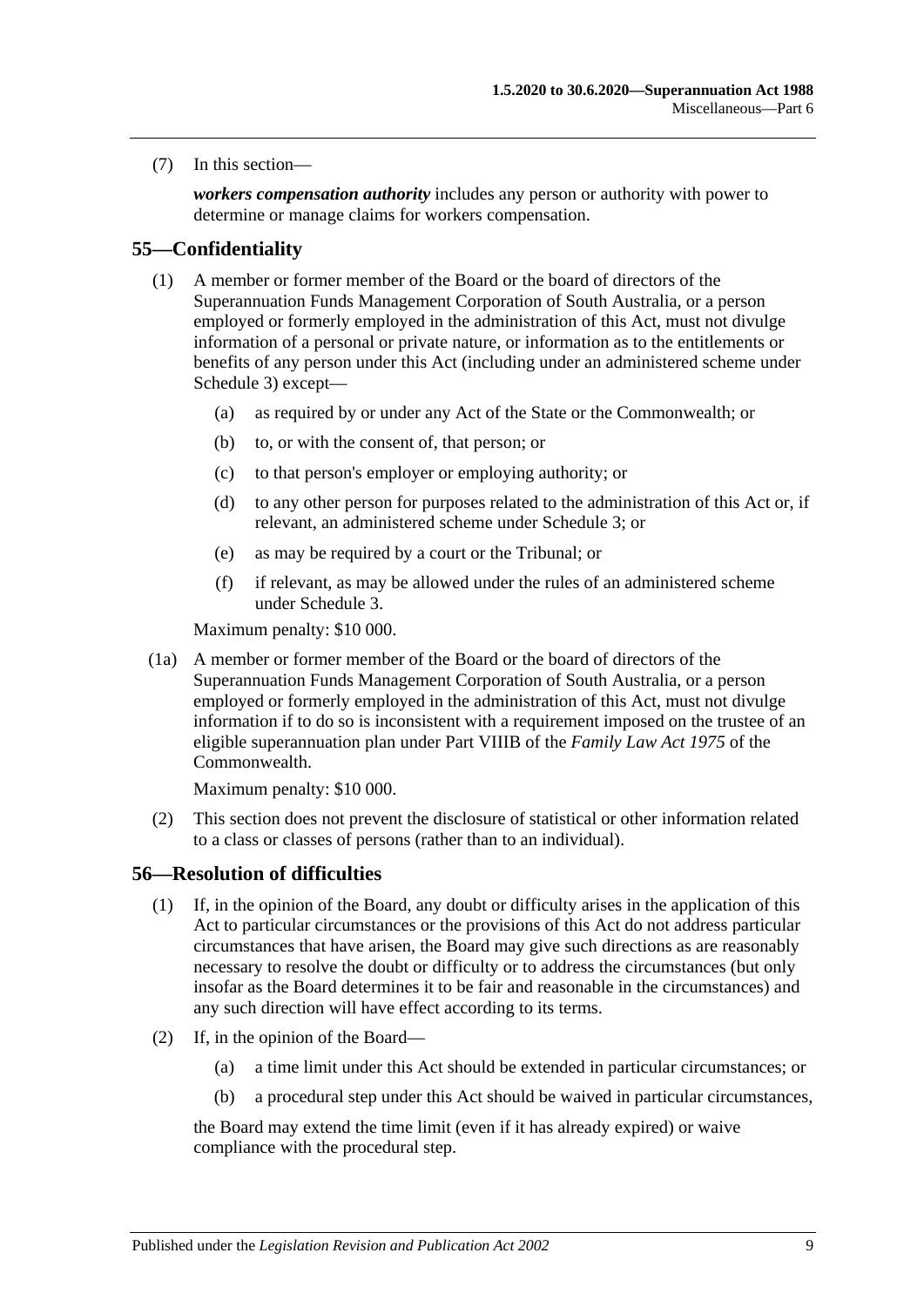(7) In this section—

***workers compensation authority*** includes any person or authority with power to determine or manage claims for workers compensation.

## 55—Confidentiality

(1) A member or former member of the Board or the board of directors of the Superannuation Funds Management Corporation of South Australia, or a person employed or formerly employed in the administration of this Act, must not divulge information of a personal or private nature, or information as to the entitlements or benefits of any person under this Act (including under an administered scheme under Schedule 3) except—

- (a) as required by or under any Act of the State or the Commonwealth; or
- (b) to, or with the consent of, that person; or
- (c) to that person's employer or employing authority; or
- (d) to any other person for purposes related to the administration of this Act or, if relevant, an administered scheme under Schedule 3; or
- (e) as may be required by a court or the Tribunal; or
- (f) if relevant, as may be allowed under the rules of an administered scheme under Schedule 3.

Maximum penalty: $10 000.

(1a) A member or former member of the Board or the board of directors of the Superannuation Funds Management Corporation of South Australia, or a person employed or formerly employed in the administration of this Act, must not divulge information if to do so is inconsistent with a requirement imposed on the trustee of an eligible superannuation plan under Part VIIIB of the *Family Law Act 1975* of the Commonwealth.

Maximum penalty: $10 000.

(2) This section does not prevent the disclosure of statistical or other information related to a class or classes of persons (rather than to an individual).

## 56—Resolution of difficulties

(1) If, in the opinion of the Board, any doubt or difficulty arises in the application of this Act to particular circumstances or the provisions of this Act do not address particular circumstances that have arisen, the Board may give such directions as are reasonably necessary to resolve the doubt or difficulty or to address the circumstances (but only insofar as the Board determines it to be fair and reasonable in the circumstances) and any such direction will have effect according to its terms.

(2) If, in the opinion of the Board—

- (a) a time limit under this Act should be extended in particular circumstances; or
- (b) a procedural step under this Act should be waived in particular circumstances,

the Board may extend the time limit (even if it has already expired) or waive compliance with the procedural step.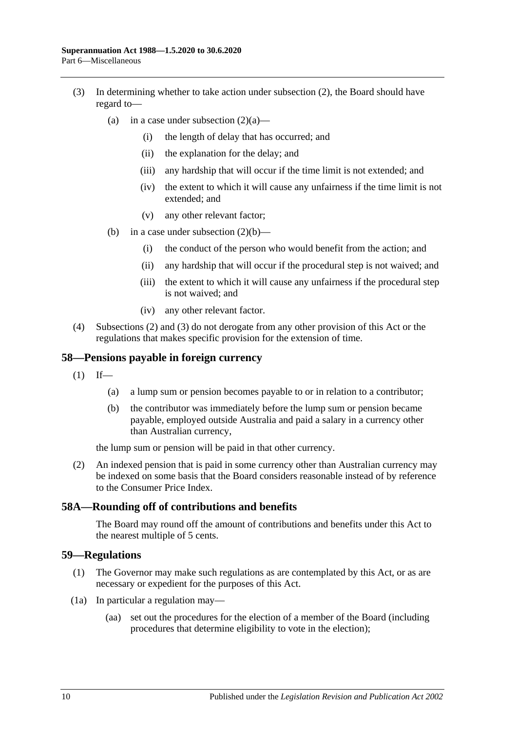(3) In determining whether to take action under subsection (2), the Board should have regard to—

(a) in a case under subsection (2)(a)—

(i) the length of delay that has occurred; and

(ii) the explanation for the delay; and

(iii) any hardship that will occur if the time limit is not extended; and

(iv) the extent to which it will cause any unfairness if the time limit is not extended; and

(v) any other relevant factor;

(b) in a case under subsection (2)(b)—

(i) the conduct of the person who would benefit from the action; and

(ii) any hardship that will occur if the procedural step is not waived; and

(iii) the extent to which it will cause any unfairness if the procedural step is not waived; and

(iv) any other relevant factor.

(4) Subsections (2) and (3) do not derogate from any other provision of this Act or the regulations that makes specific provision for the extension of time.

## 58—Pensions payable in foreign currency

(1) If—

(a) a lump sum or pension becomes payable to or in relation to a contributor;

(b) the contributor was immediately before the lump sum or pension became payable, employed outside Australia and paid a salary in a currency other than Australian currency,

the lump sum or pension will be paid in that other currency.

(2) An indexed pension that is paid in some currency other than Australian currency may be indexed on some basis that the Board considers reasonable instead of by reference to the Consumer Price Index.

## 58A—Rounding off of contributions and benefits

The Board may round off the amount of contributions and benefits under this Act to the nearest multiple of 5 cents.

## 59—Regulations

(1) The Governor may make such regulations as are contemplated by this Act, or as are necessary or expedient for the purposes of this Act.

(1a) In particular a regulation may—

(aa) set out the procedures for the election of a member of the Board (including procedures that determine eligibility to vote in the election);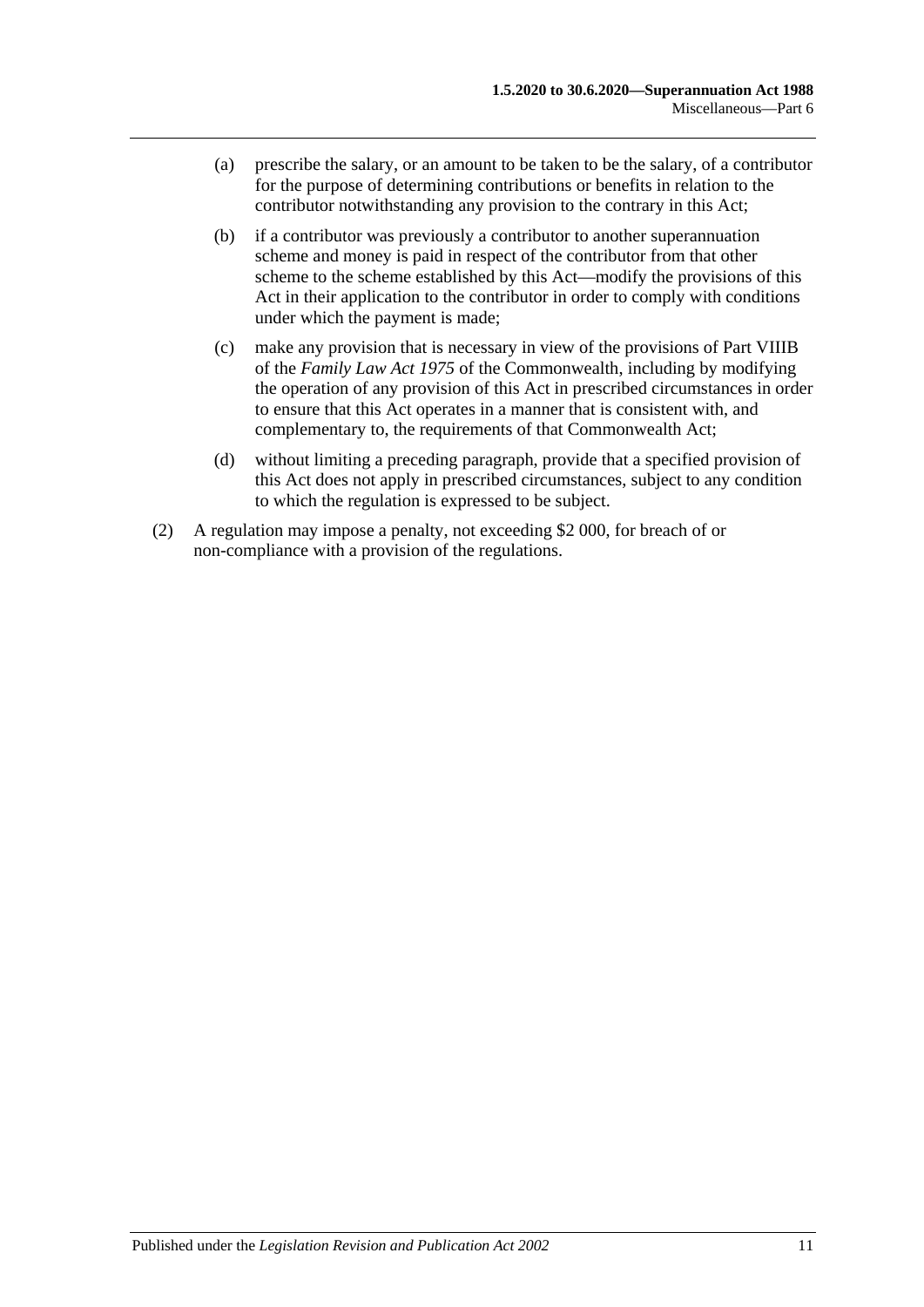(a) prescribe the salary, or an amount to be taken to be the salary, of a contributor for the purpose of determining contributions or benefits in relation to the contributor notwithstanding any provision to the contrary in this Act;

(b) if a contributor was previously a contributor to another superannuation scheme and money is paid in respect of the contributor from that other scheme to the scheme established by this Act—modify the provisions of this Act in their application to the contributor in order to comply with conditions under which the payment is made;

(c) make any provision that is necessary in view of the provisions of Part VIIIB of the *Family Law Act 1975* of the Commonwealth, including by modifying the operation of any provision of this Act in prescribed circumstances in order to ensure that this Act operates in a manner that is consistent with, and complementary to, the requirements of that Commonwealth Act;

(d) without limiting a preceding paragraph, provide that a specified provision of this Act does not apply in prescribed circumstances, subject to any condition to which the regulation is expressed to be subject.

(2) A regulation may impose a penalty, not exceeding $2 000, for breach of or non-compliance with a provision of the regulations.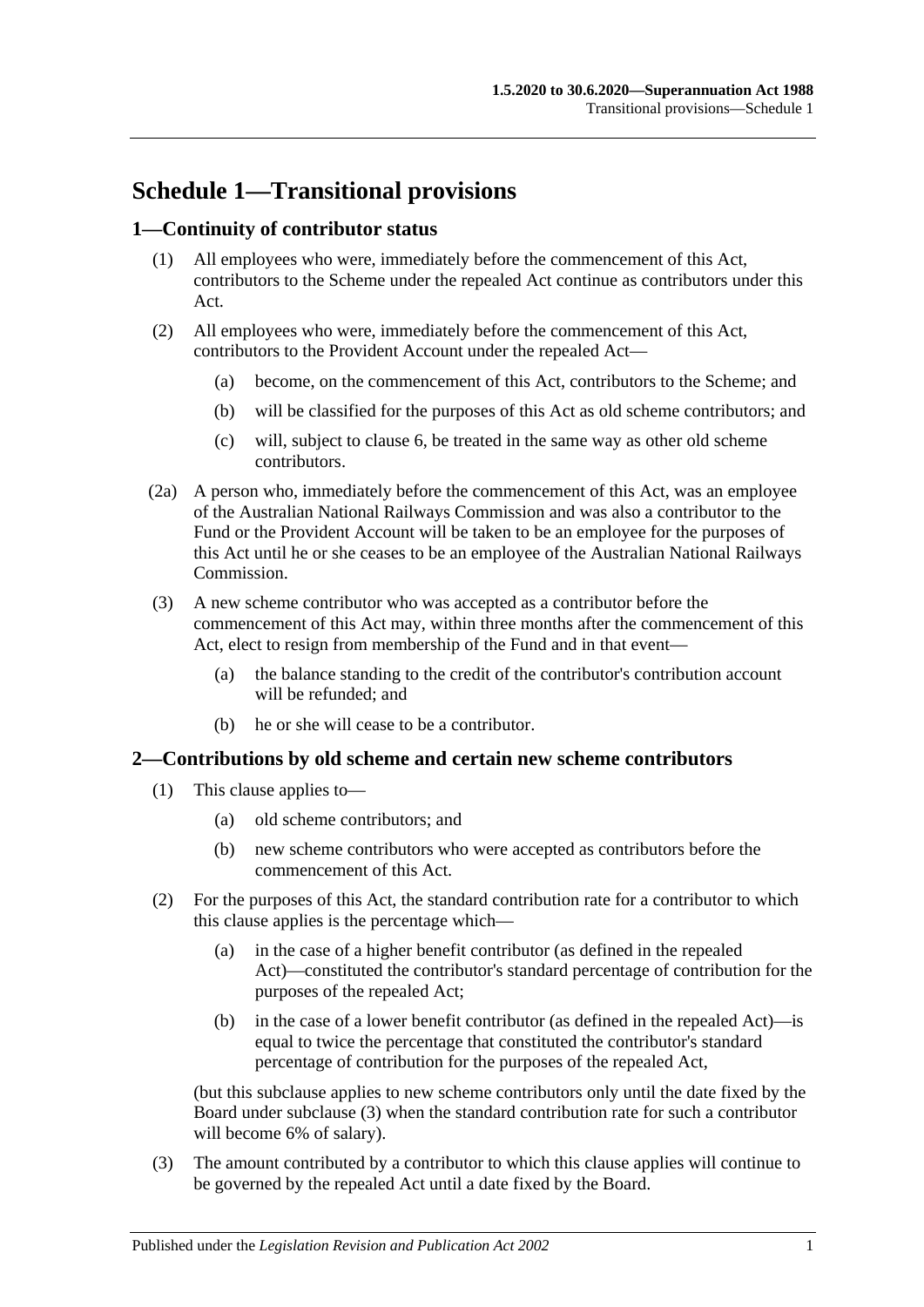# Schedule 1—Transitional provisions

## 1—Continuity of contributor status

(1) All employees who were, immediately before the commencement of this Act, contributors to the Scheme under the repealed Act continue as contributors under this Act.

(2) All employees who were, immediately before the commencement of this Act, contributors to the Provident Account under the repealed Act—

(a) become, on the commencement of this Act, contributors to the Scheme; and

(b) will be classified for the purposes of this Act as old scheme contributors; and

(c) will, subject to clause 6, be treated in the same way as other old scheme contributors.

(2a) A person who, immediately before the commencement of this Act, was an employee of the Australian National Railways Commission and was also a contributor to the Fund or the Provident Account will be taken to be an employee for the purposes of this Act until he or she ceases to be an employee of the Australian National Railways Commission.

(3) A new scheme contributor who was accepted as a contributor before the commencement of this Act may, within three months after the commencement of this Act, elect to resign from membership of the Fund and in that event—

(a) the balance standing to the credit of the contributor's contribution account will be refunded; and

(b) he or she will cease to be a contributor.

## 2—Contributions by old scheme and certain new scheme contributors

(1) This clause applies to—

(a) old scheme contributors; and

(b) new scheme contributors who were accepted as contributors before the commencement of this Act.

(2) For the purposes of this Act, the standard contribution rate for a contributor to which this clause applies is the percentage which—

(a) in the case of a higher benefit contributor (as defined in the repealed Act)—constituted the contributor's standard percentage of contribution for the purposes of the repealed Act;

(b) in the case of a lower benefit contributor (as defined in the repealed Act)—is equal to twice the percentage that constituted the contributor's standard percentage of contribution for the purposes of the repealed Act,

(but this subclause applies to new scheme contributors only until the date fixed by the Board under subclause (3) when the standard contribution rate for such a contributor will become 6% of salary).

(3) The amount contributed by a contributor to which this clause applies will continue to be governed by the repealed Act until a date fixed by the Board.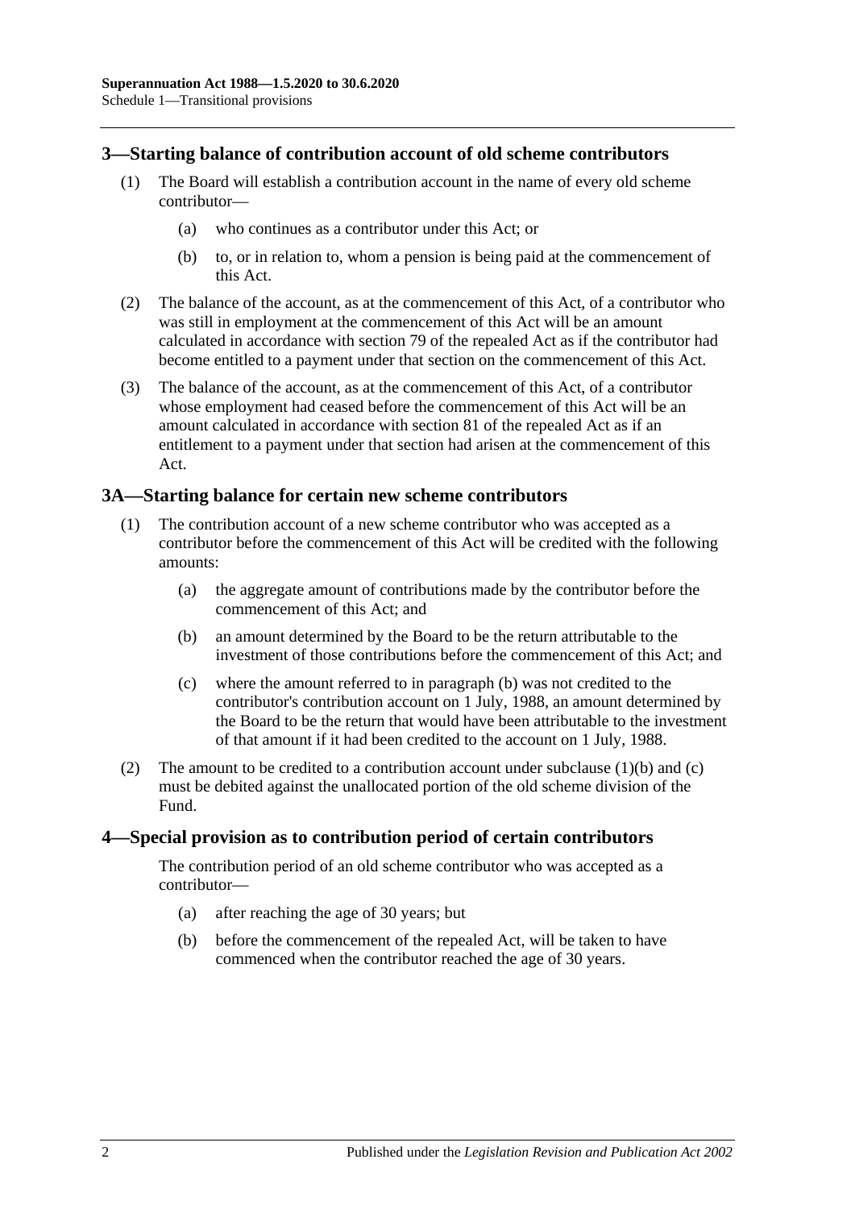## 3—Starting balance of contribution account of old scheme contributors

(1) The Board will establish a contribution account in the name of every old scheme contributor—

(a) who continues as a contributor under this Act; or

(b) to, or in relation to, whom a pension is being paid at the commencement of this Act.

(2) The balance of the account, as at the commencement of this Act, of a contributor who was still in employment at the commencement of this Act will be an amount calculated in accordance with section 79 of the repealed Act as if the contributor had become entitled to a payment under that section on the commencement of this Act.

(3) The balance of the account, as at the commencement of this Act, of a contributor whose employment had ceased before the commencement of this Act will be an amount calculated in accordance with section 81 of the repealed Act as if an entitlement to a payment under that section had arisen at the commencement of this Act.

## 3A—Starting balance for certain new scheme contributors

(1) The contribution account of a new scheme contributor who was accepted as a contributor before the commencement of this Act will be credited with the following amounts:

(a) the aggregate amount of contributions made by the contributor before the commencement of this Act; and

(b) an amount determined by the Board to be the return attributable to the investment of those contributions before the commencement of this Act; and

(c) where the amount referred to in paragraph (b) was not credited to the contributor's contribution account on 1 July, 1988, an amount determined by the Board to be the return that would have been attributable to the investment of that amount if it had been credited to the account on 1 July, 1988.

(2) The amount to be credited to a contribution account under subclause (1)(b) and (c) must be debited against the unallocated portion of the old scheme division of the Fund.

## 4—Special provision as to contribution period of certain contributors

The contribution period of an old scheme contributor who was accepted as a contributor—

(a) after reaching the age of 30 years; but

(b) before the commencement of the repealed Act, will be taken to have commenced when the contributor reached the age of 30 years.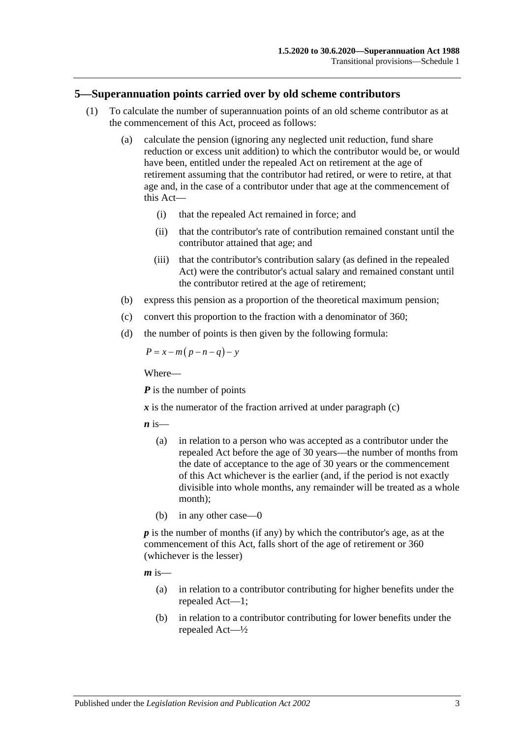## 5—Superannuation points carried over by old scheme contributors

(1) To calculate the number of superannuation points of an old scheme contributor as at the commencement of this Act, proceed as follows:

(a) calculate the pension (ignoring any neglected unit reduction, fund share reduction or excess unit addition) to which the contributor would be, or would have been, entitled under the repealed Act on retirement at the age of retirement assuming that the contributor had retired, or were to retire, at that age and, in the case of a contributor under that age at the commencement of this Act—

(i) that the repealed Act remained in force; and

(ii) that the contributor's rate of contribution remained constant until the contributor attained that age; and

(iii) that the contributor's contribution salary (as defined in the repealed Act) were the contributor's actual salary and remained constant until the contributor retired at the age of retirement;

(b) express this pension as a proportion of the theoretical maximum pension;

(c) convert this proportion to the fraction with a denominator of 360;

(d) the number of points is then given by the following formula:

$$P = x - m(p - n - q) - y$$

Where—

***P*** is the number of points

***x*** is the numerator of the fraction arrived at under paragraph (c)

***n*** is—

(a) in relation to a person who was accepted as a contributor under the repealed Act before the age of 30 years—the number of months from the date of acceptance to the age of 30 years or the commencement of this Act whichever is the earlier (and, if the period is not exactly divisible into whole months, any remainder will be treated as a whole month);

(b) in any other case—0

***p*** is the number of months (if any) by which the contributor's age, as at the commencement of this Act, falls short of the age of retirement or 360 (whichever is the lesser)

***m*** is—

(a) in relation to a contributor contributing for higher benefits under the repealed Act—1;

(b) in relation to a contributor contributing for lower benefits under the repealed Act—½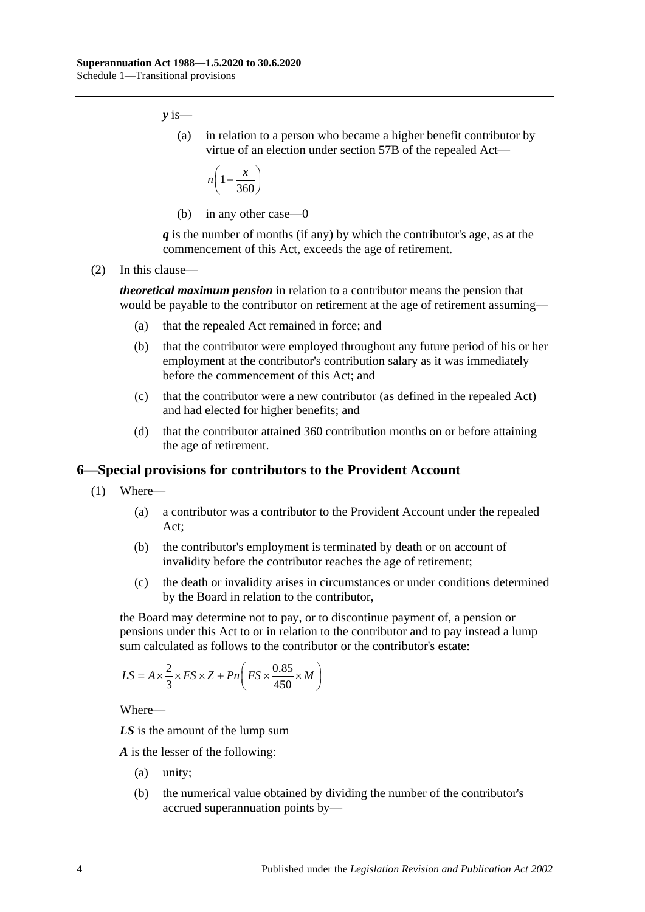***y*** is—

(a) in relation to a person who became a higher benefit contributor by virtue of an election under section 57B of the repealed Act—

$$n\left(1-\frac{x}{360}\right)$$

(b) in any other case—0

***q*** is the number of months (if any) by which the contributor's age, as at the commencement of this Act, exceeds the age of retirement.

(2) In this clause—

***theoretical maximum pension*** in relation to a contributor means the pension that would be payable to the contributor on retirement at the age of retirement assuming—

(a) that the repealed Act remained in force; and

(b) that the contributor were employed throughout any future period of his or her employment at the contributor's contribution salary as it was immediately before the commencement of this Act; and

(c) that the contributor were a new contributor (as defined in the repealed Act) and had elected for higher benefits; and

(d) that the contributor attained 360 contribution months on or before attaining the age of retirement.

## 6—Special provisions for contributors to the Provident Account

(1) Where—

(a) a contributor was a contributor to the Provident Account under the repealed Act;

(b) the contributor's employment is terminated by death or on account of invalidity before the contributor reaches the age of retirement;

(c) the death or invalidity arises in circumstances or under conditions determined by the Board in relation to the contributor,

the Board may determine not to pay, or to discontinue payment of, a pension or pensions under this Act to or in relation to the contributor and to pay instead a lump sum calculated as follows to the contributor or the contributor's estate:

$$LS = A\times\frac{2}{3}\times FS\times Z + Pn\left(FS\times\frac{0.85}{450}\times M\right)$$

Where—

***LS*** is the amount of the lump sum

***A*** is the lesser of the following:

(a) unity;

(b) the numerical value obtained by dividing the number of the contributor's accrued superannuation points by—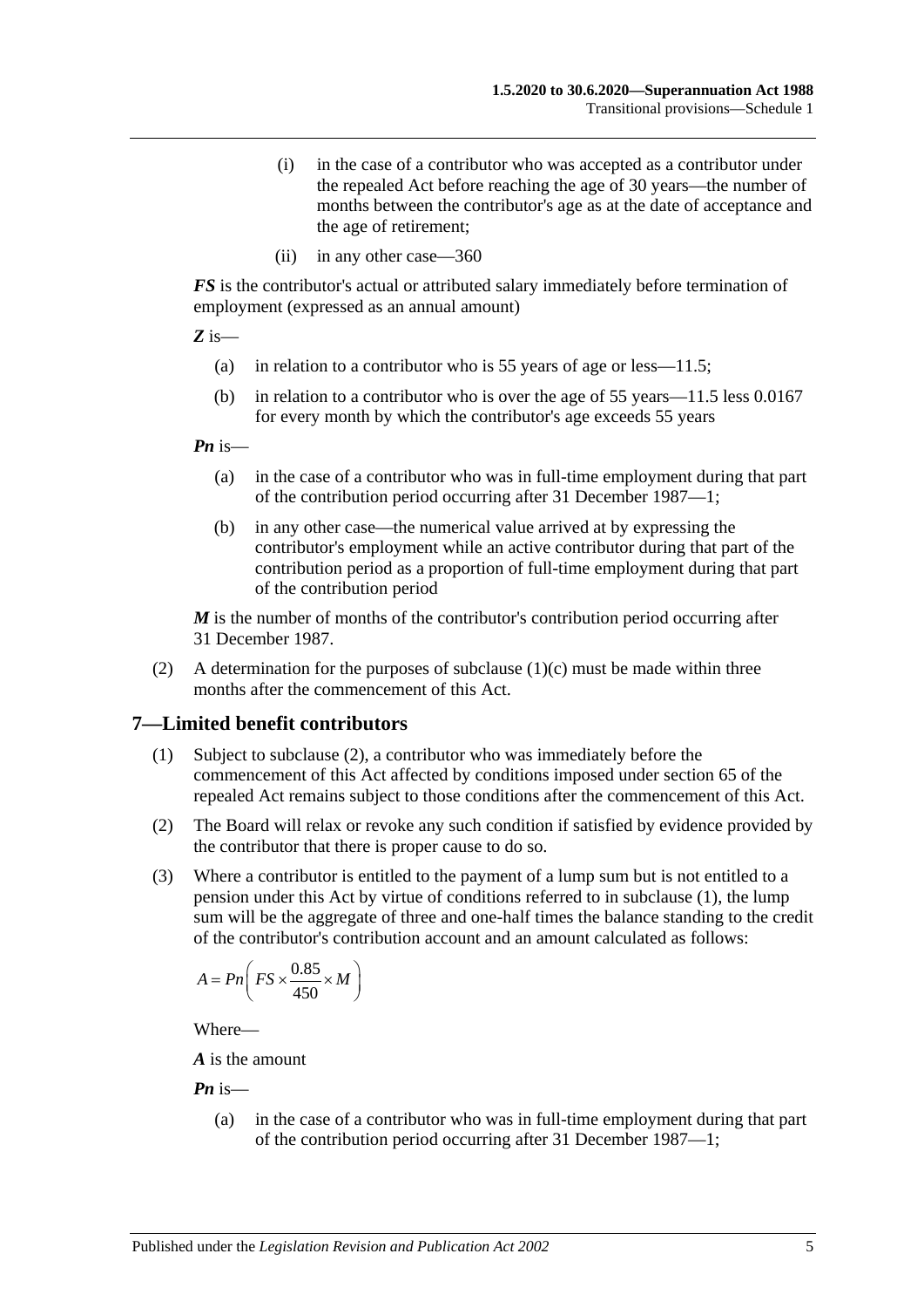(i) in the case of a contributor who was accepted as a contributor under the repealed Act before reaching the age of 30 years—the number of months between the contributor's age as at the date of acceptance and the age of retirement;

(ii) in any other case—360

***FS*** is the contributor's actual or attributed salary immediately before termination of employment (expressed as an annual amount)

***Z*** is—

(a) in relation to a contributor who is 55 years of age or less—11.5;

(b) in relation to a contributor who is over the age of 55 years—11.5 less 0.0167 for every month by which the contributor's age exceeds 55 years

***Pn*** is—

(a) in the case of a contributor who was in full-time employment during that part of the contribution period occurring after 31 December 1987—1;

(b) in any other case—the numerical value arrived at by expressing the contributor's employment while an active contributor during that part of the contribution period as a proportion of full-time employment during that part of the contribution period

***M*** is the number of months of the contributor's contribution period occurring after 31 December 1987.

(2) A determination for the purposes of subclause (1)(c) must be made within three months after the commencement of this Act.

## 7—Limited benefit contributors

(1) Subject to subclause (2), a contributor who was immediately before the commencement of this Act affected by conditions imposed under section 65 of the repealed Act remains subject to those conditions after the commencement of this Act.

(2) The Board will relax or revoke any such condition if satisfied by evidence provided by the contributor that there is proper cause to do so.

(3) Where a contributor is entitled to the payment of a lump sum but is not entitled to a pension under this Act by virtue of conditions referred to in subclause (1), the lump sum will be the aggregate of three and one-half times the balance standing to the credit of the contributor's contribution account and an amount calculated as follows:

$$A = Pn\left(FS \times \frac{0.85}{450} \times M\right)$$

Where—

***A*** is the amount

***Pn*** is—

(a) in the case of a contributor who was in full-time employment during that part of the contribution period occurring after 31 December 1987—1;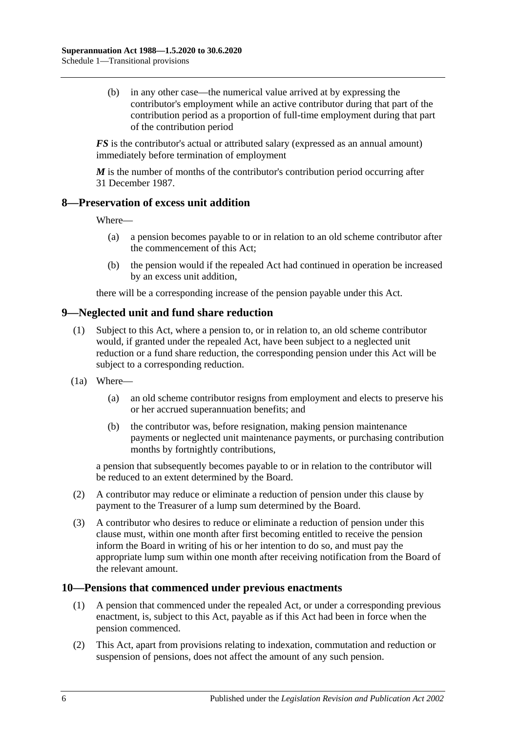(b) in any other case—the numerical value arrived at by expressing the contributor's employment while an active contributor during that part of the contribution period as a proportion of full-time employment during that part of the contribution period

***FS*** is the contributor's actual or attributed salary (expressed as an annual amount) immediately before termination of employment

***M*** is the number of months of the contributor's contribution period occurring after 31 December 1987.

## 8—Preservation of excess unit addition

Where—

(a) a pension becomes payable to or in relation to an old scheme contributor after the commencement of this Act;

(b) the pension would if the repealed Act had continued in operation be increased by an excess unit addition,

there will be a corresponding increase of the pension payable under this Act.

## 9—Neglected unit and fund share reduction

(1) Subject to this Act, where a pension to, or in relation to, an old scheme contributor would, if granted under the repealed Act, have been subject to a neglected unit reduction or a fund share reduction, the corresponding pension under this Act will be subject to a corresponding reduction.

(1a) Where—

(a) an old scheme contributor resigns from employment and elects to preserve his or her accrued superannuation benefits; and

(b) the contributor was, before resignation, making pension maintenance payments or neglected unit maintenance payments, or purchasing contribution months by fortnightly contributions,

a pension that subsequently becomes payable to or in relation to the contributor will be reduced to an extent determined by the Board.

(2) A contributor may reduce or eliminate a reduction of pension under this clause by payment to the Treasurer of a lump sum determined by the Board.

(3) A contributor who desires to reduce or eliminate a reduction of pension under this clause must, within one month after first becoming entitled to receive the pension inform the Board in writing of his or her intention to do so, and must pay the appropriate lump sum within one month after receiving notification from the Board of the relevant amount.

## 10—Pensions that commenced under previous enactments

(1) A pension that commenced under the repealed Act, or under a corresponding previous enactment, is, subject to this Act, payable as if this Act had been in force when the pension commenced.

(2) This Act, apart from provisions relating to indexation, commutation and reduction or suspension of pensions, does not affect the amount of any such pension.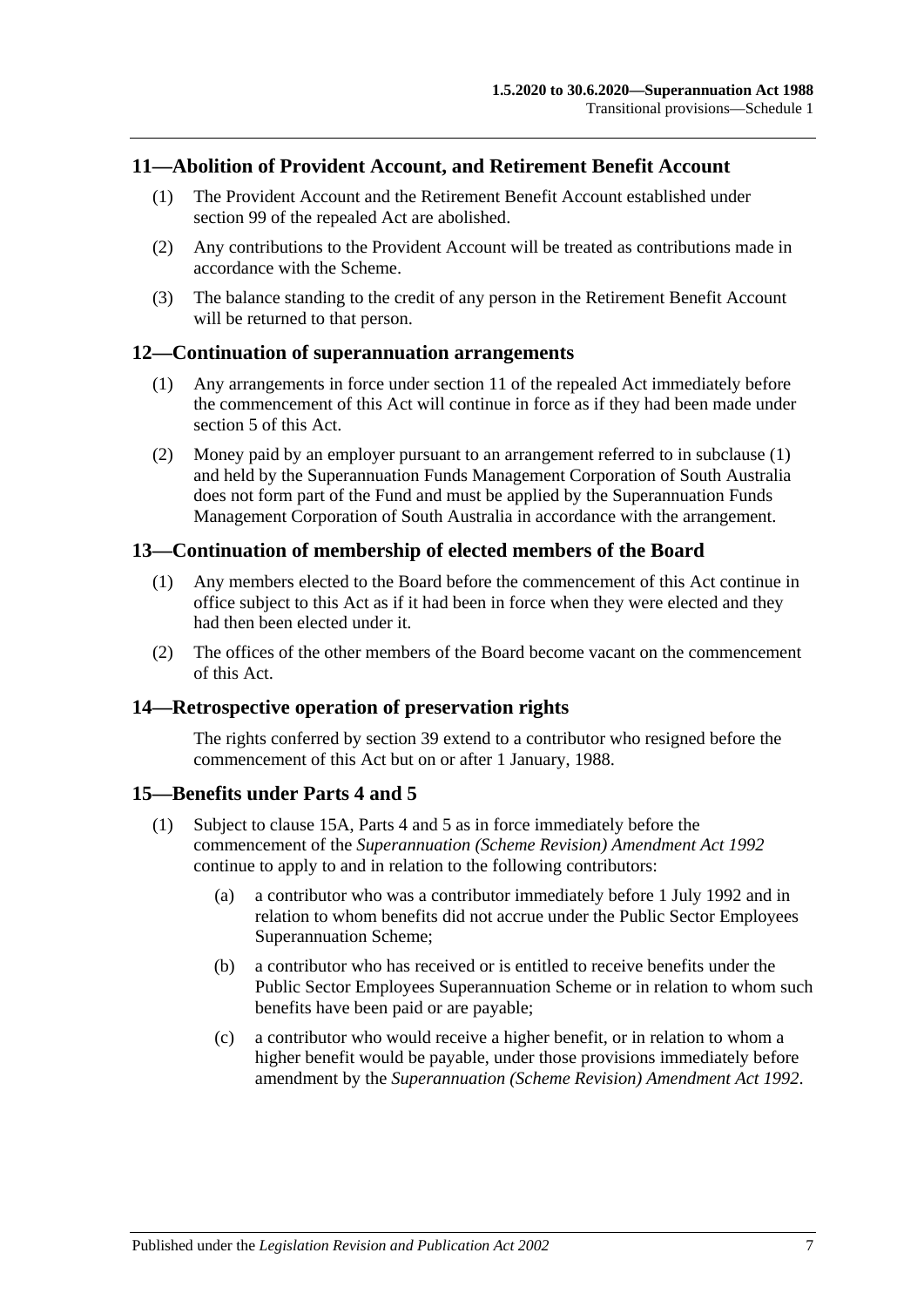## 11—Abolition of Provident Account, and Retirement Benefit Account

(1) The Provident Account and the Retirement Benefit Account established under section 99 of the repealed Act are abolished.

(2) Any contributions to the Provident Account will be treated as contributions made in accordance with the Scheme.

(3) The balance standing to the credit of any person in the Retirement Benefit Account will be returned to that person.

## 12—Continuation of superannuation arrangements

(1) Any arrangements in force under section 11 of the repealed Act immediately before the commencement of this Act will continue in force as if they had been made under section 5 of this Act.

(2) Money paid by an employer pursuant to an arrangement referred to in subclause (1) and held by the Superannuation Funds Management Corporation of South Australia does not form part of the Fund and must be applied by the Superannuation Funds Management Corporation of South Australia in accordance with the arrangement.

## 13—Continuation of membership of elected members of the Board

(1) Any members elected to the Board before the commencement of this Act continue in office subject to this Act as if it had been in force when they were elected and they had then been elected under it.

(2) The offices of the other members of the Board become vacant on the commencement of this Act.

## 14—Retrospective operation of preservation rights

The rights conferred by section 39 extend to a contributor who resigned before the commencement of this Act but on or after 1 January, 1988.

## 15—Benefits under Parts 4 and 5

(1) Subject to clause 15A, Parts 4 and 5 as in force immediately before the commencement of the *Superannuation (Scheme Revision) Amendment Act 1992* continue to apply to and in relation to the following contributors:

(a) a contributor who was a contributor immediately before 1 July 1992 and in relation to whom benefits did not accrue under the Public Sector Employees Superannuation Scheme;

(b) a contributor who has received or is entitled to receive benefits under the Public Sector Employees Superannuation Scheme or in relation to whom such benefits have been paid or are payable;

(c) a contributor who would receive a higher benefit, or in relation to whom a higher benefit would be payable, under those provisions immediately before amendment by the *Superannuation (Scheme Revision) Amendment Act 1992*.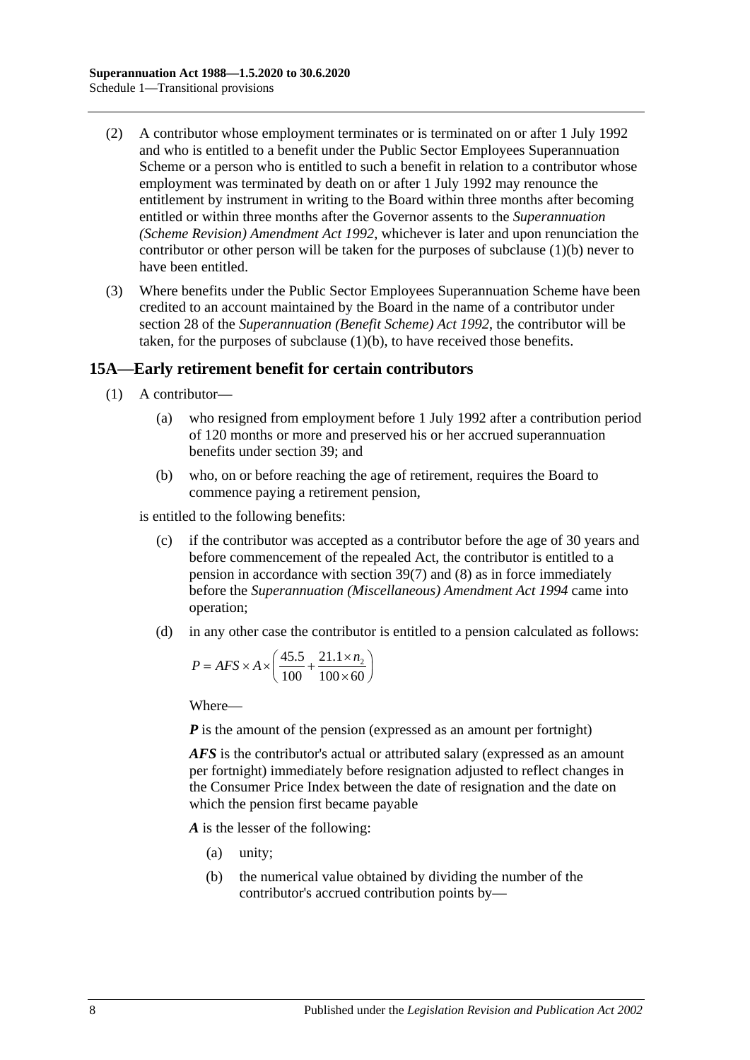(2) A contributor whose employment terminates or is terminated on or after 1 July 1992 and who is entitled to a benefit under the Public Sector Employees Superannuation Scheme or a person who is entitled to such a benefit in relation to a contributor whose employment was terminated by death on or after 1 July 1992 may renounce the entitlement by instrument in writing to the Board within three months after becoming entitled or within three months after the Governor assents to the *Superannuation (Scheme Revision) Amendment Act 1992*, whichever is later and upon renunciation the contributor or other person will be taken for the purposes of subclause (1)(b) never to have been entitled.

(3) Where benefits under the Public Sector Employees Superannuation Scheme have been credited to an account maintained by the Board in the name of a contributor under section 28 of the *Superannuation (Benefit Scheme) Act 1992*, the contributor will be taken, for the purposes of subclause (1)(b), to have received those benefits.

## 15A—Early retirement benefit for certain contributors

(1) A contributor—

(a) who resigned from employment before 1 July 1992 after a contribution period of 120 months or more and preserved his or her accrued superannuation benefits under section 39; and

(b) who, on or before reaching the age of retirement, requires the Board to commence paying a retirement pension,

is entitled to the following benefits:

(c) if the contributor was accepted as a contributor before the age of 30 years and before commencement of the repealed Act, the contributor is entitled to a pension in accordance with section 39(7) and (8) as in force immediately before the *Superannuation (Miscellaneous) Amendment Act 1994* came into operation;

(d) in any other case the contributor is entitled to a pension calculated as follows:

$$P = AFS \times A \times \left( \frac{45.5}{100} + \frac{21.1 \times n_2}{100 \times 60} \right)$$

Where—

***P*** is the amount of the pension (expressed as an amount per fortnight)

***AFS*** is the contributor's actual or attributed salary (expressed as an amount per fortnight) immediately before resignation adjusted to reflect changes in the Consumer Price Index between the date of resignation and the date on which the pension first became payable

***A*** is the lesser of the following:

(a) unity;

(b) the numerical value obtained by dividing the number of the contributor's accrued contribution points by—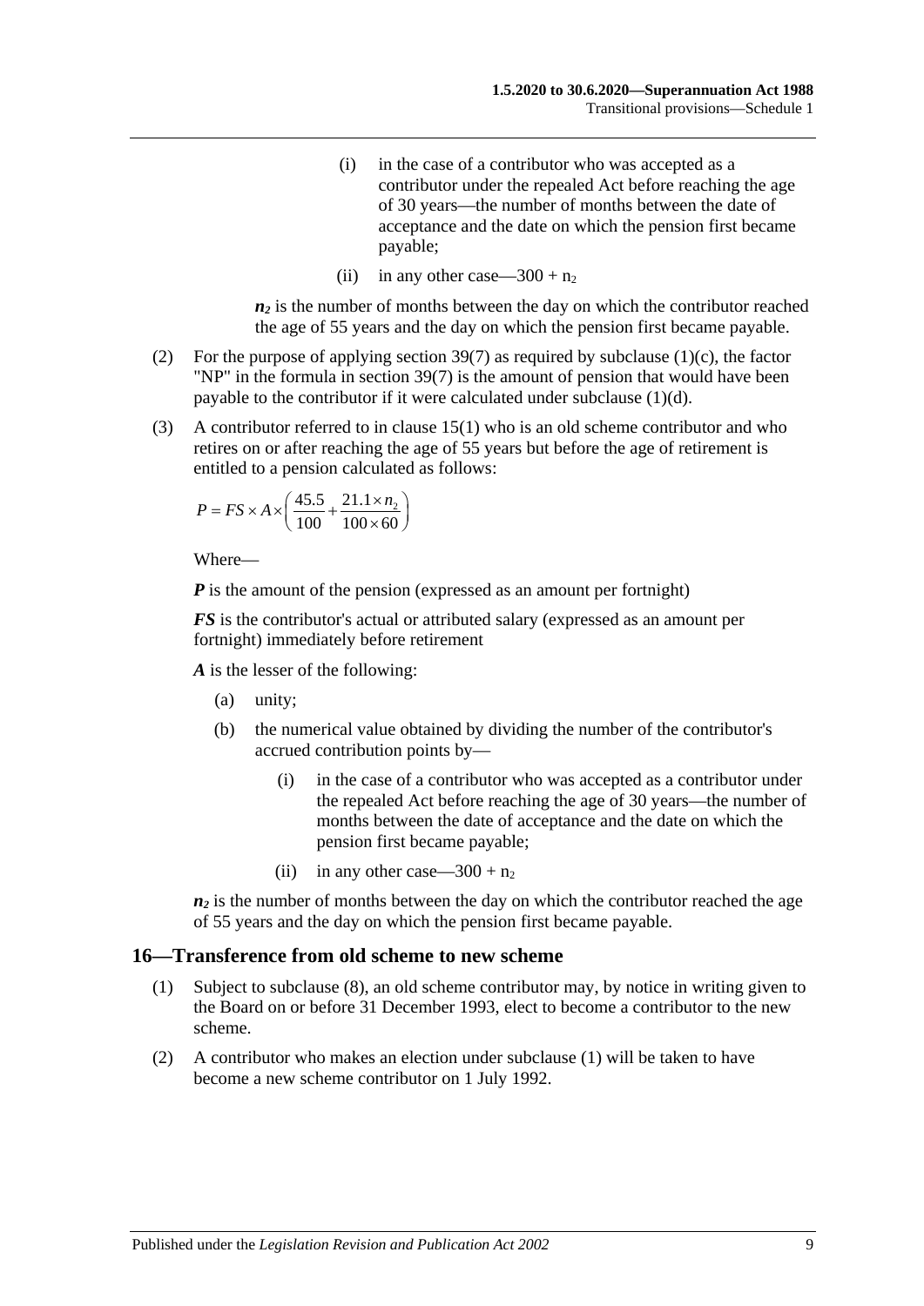(i) in the case of a contributor who was accepted as a contributor under the repealed Act before reaching the age of 30 years—the number of months between the date of acceptance and the date on which the pension first became payable;

(ii) in any other case—$300 + n_2$

$n_2$ is the number of months between the day on which the contributor reached the age of 55 years and the day on which the pension first became payable.

(2) For the purpose of applying section 39(7) as required by subclause (1)(c), the factor "NP" in the formula in section 39(7) is the amount of pension that would have been payable to the contributor if it were calculated under subclause (1)(d).

(3) A contributor referred to in clause 15(1) who is an old scheme contributor and who retires on or after reaching the age of 55 years but before the age of retirement is entitled to a pension calculated as follows:

$$P = FS \times A \times \left( \frac{45.5}{100} + \frac{21.1 \times n_2}{100 \times 60} \right)$$

Where—

***P*** is the amount of the pension (expressed as an amount per fortnight)

***FS*** is the contributor's actual or attributed salary (expressed as an amount per fortnight) immediately before retirement

***A*** is the lesser of the following:

(a) unity;

(b) the numerical value obtained by dividing the number of the contributor's accrued contribution points by—

(i) in the case of a contributor who was accepted as a contributor under the repealed Act before reaching the age of 30 years—the number of months between the date of acceptance and the date on which the pension first became payable;

(ii) in any other case—$300 + n_2$

$n_2$ is the number of months between the day on which the contributor reached the age of 55 years and the day on which the pension first became payable.

## 16—Transference from old scheme to new scheme

(1) Subject to subclause (8), an old scheme contributor may, by notice in writing given to the Board on or before 31 December 1993, elect to become a contributor to the new scheme.

(2) A contributor who makes an election under subclause (1) will be taken to have become a new scheme contributor on 1 July 1992.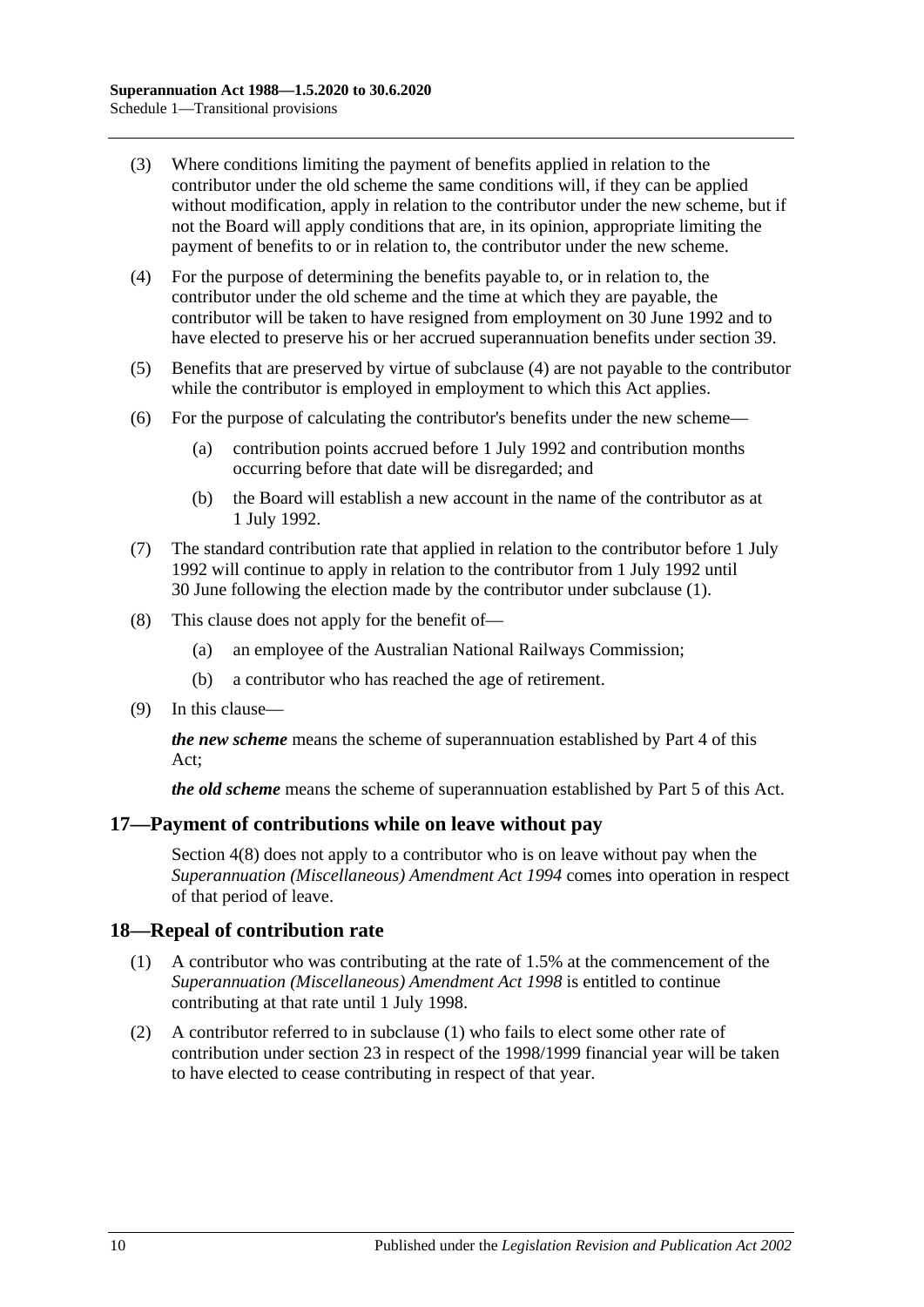(3) Where conditions limiting the payment of benefits applied in relation to the contributor under the old scheme the same conditions will, if they can be applied without modification, apply in relation to the contributor under the new scheme, but if not the Board will apply conditions that are, in its opinion, appropriate limiting the payment of benefits to or in relation to, the contributor under the new scheme.

(4) For the purpose of determining the benefits payable to, or in relation to, the contributor under the old scheme and the time at which they are payable, the contributor will be taken to have resigned from employment on 30 June 1992 and to have elected to preserve his or her accrued superannuation benefits under section 39.

(5) Benefits that are preserved by virtue of subclause (4) are not payable to the contributor while the contributor is employed in employment to which this Act applies.

(6) For the purpose of calculating the contributor's benefits under the new scheme—

(a) contribution points accrued before 1 July 1992 and contribution months occurring before that date will be disregarded; and

(b) the Board will establish a new account in the name of the contributor as at 1 July 1992.

(7) The standard contribution rate that applied in relation to the contributor before 1 July 1992 will continue to apply in relation to the contributor from 1 July 1992 until 30 June following the election made by the contributor under subclause (1).

(8) This clause does not apply for the benefit of—

(a) an employee of the Australian National Railways Commission;

(b) a contributor who has reached the age of retirement.

(9) In this clause—

***the new scheme*** means the scheme of superannuation established by Part 4 of this Act;

***the old scheme*** means the scheme of superannuation established by Part 5 of this Act.

## 17—Payment of contributions while on leave without pay

Section 4(8) does not apply to a contributor who is on leave without pay when the *Superannuation (Miscellaneous) Amendment Act 1994* comes into operation in respect of that period of leave.

## 18—Repeal of contribution rate

(1) A contributor who was contributing at the rate of 1.5% at the commencement of the *Superannuation (Miscellaneous) Amendment Act 1998* is entitled to continue contributing at that rate until 1 July 1998.

(2) A contributor referred to in subclause (1) who fails to elect some other rate of contribution under section 23 in respect of the 1998/1999 financial year will be taken to have elected to cease contributing in respect of that year.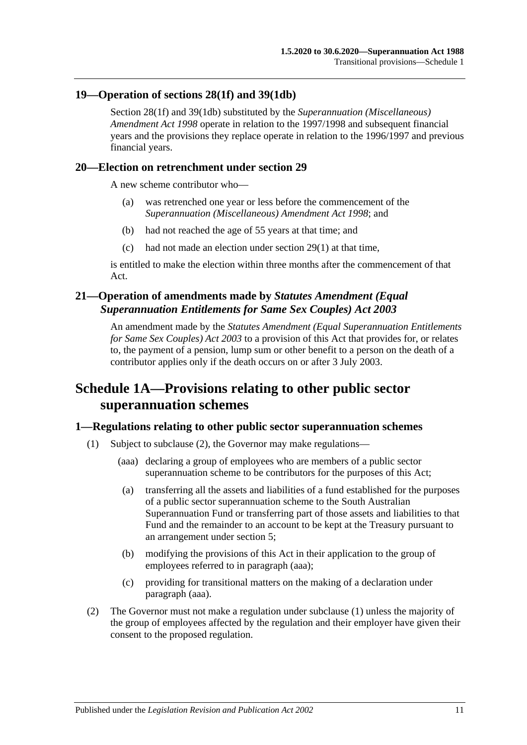## 19—Operation of sections 28(1f) and 39(1db)

Section 28(1f) and 39(1db) substituted by the *Superannuation (Miscellaneous) Amendment Act 1998* operate in relation to the 1997/1998 and subsequent financial years and the provisions they replace operate in relation to the 1996/1997 and previous financial years.

## 20—Election on retrenchment under section 29

A new scheme contributor who—

(a) was retrenched one year or less before the commencement of the *Superannuation (Miscellaneous) Amendment Act 1998*; and

(b) had not reached the age of 55 years at that time; and

(c) had not made an election under section 29(1) at that time,

is entitled to make the election within three months after the commencement of that Act.

## 21—Operation of amendments made by *Statutes Amendment (Equal Superannuation Entitlements for Same Sex Couples) Act 2003*

An amendment made by the *Statutes Amendment (Equal Superannuation Entitlements for Same Sex Couples) Act 2003* to a provision of this Act that provides for, or relates to, the payment of a pension, lump sum or other benefit to a person on the death of a contributor applies only if the death occurs on or after 3 July 2003.

# Schedule 1A—Provisions relating to other public sector superannuation schemes

## 1—Regulations relating to other public sector superannuation schemes

(1) Subject to subclause (2), the Governor may make regulations—

(aaa) declaring a group of employees who are members of a public sector superannuation scheme to be contributors for the purposes of this Act;

(a) transferring all the assets and liabilities of a fund established for the purposes of a public sector superannuation scheme to the South Australian Superannuation Fund or transferring part of those assets and liabilities to that Fund and the remainder to an account to be kept at the Treasury pursuant to an arrangement under section 5;

(b) modifying the provisions of this Act in their application to the group of employees referred to in paragraph (aaa);

(c) providing for transitional matters on the making of a declaration under paragraph (aaa).

(2) The Governor must not make a regulation under subclause (1) unless the majority of the group of employees affected by the regulation and their employer have given their consent to the proposed regulation.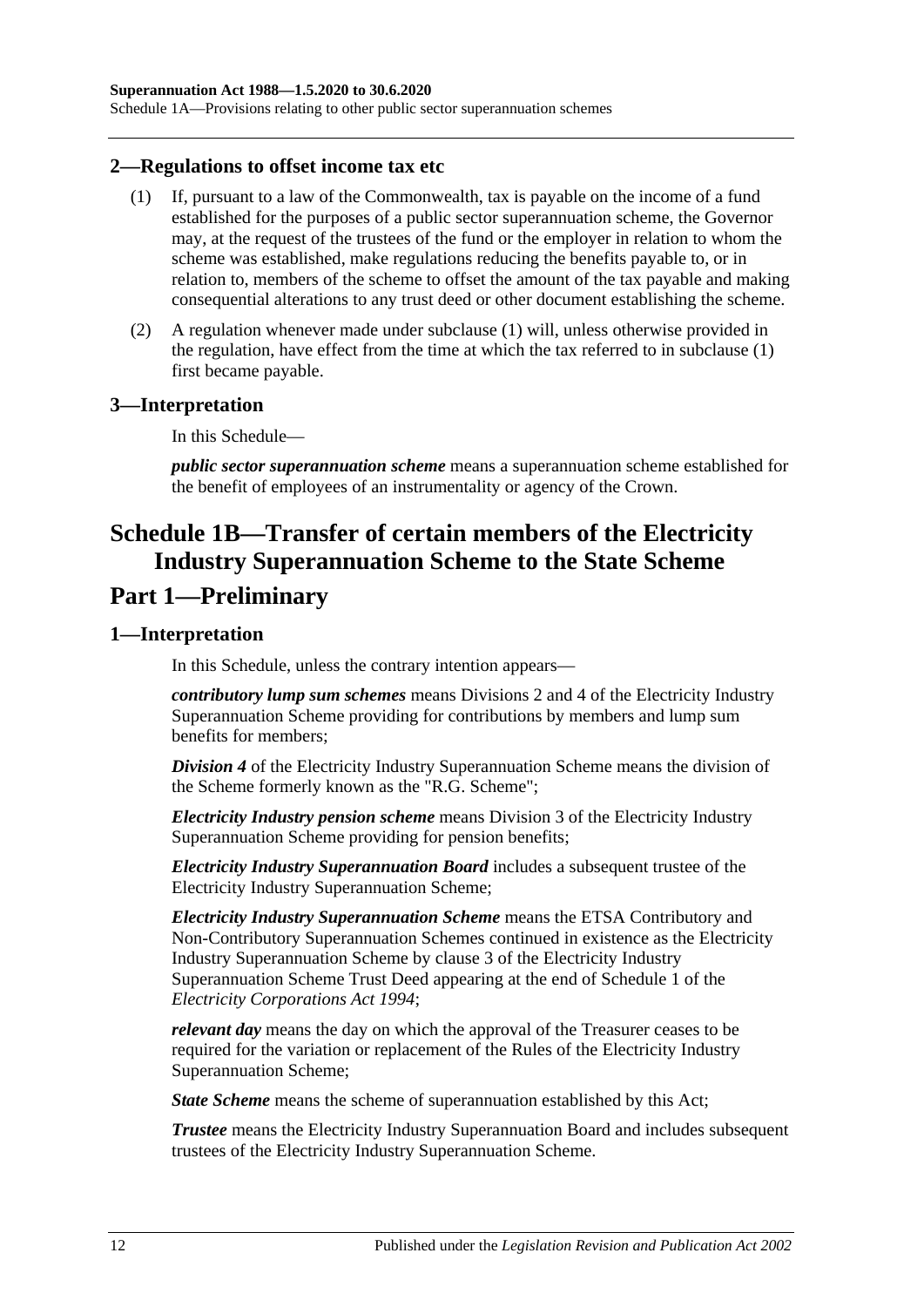## 2—Regulations to offset income tax etc

(1) If, pursuant to a law of the Commonwealth, tax is payable on the income of a fund established for the purposes of a public sector superannuation scheme, the Governor may, at the request of the trustees of the fund or the employer in relation to whom the scheme was established, make regulations reducing the benefits payable to, or in relation to, members of the scheme to offset the amount of the tax payable and making consequential alterations to any trust deed or other document establishing the scheme.

(2) A regulation whenever made under subclause (1) will, unless otherwise provided in the regulation, have effect from the time at which the tax referred to in subclause (1) first became payable.

## 3—Interpretation

In this Schedule—

***public sector superannuation scheme*** means a superannuation scheme established for the benefit of employees of an instrumentality or agency of the Crown.

# Schedule 1B—Transfer of certain members of the Electricity Industry Superannuation Scheme to the State Scheme

# Part 1—Preliminary

## 1—Interpretation

In this Schedule, unless the contrary intention appears—

***contributory lump sum schemes*** means Divisions 2 and 4 of the Electricity Industry Superannuation Scheme providing for contributions by members and lump sum benefits for members;

***Division 4*** of the Electricity Industry Superannuation Scheme means the division of the Scheme formerly known as the "R.G. Scheme";

***Electricity Industry pension scheme*** means Division 3 of the Electricity Industry Superannuation Scheme providing for pension benefits;

***Electricity Industry Superannuation Board*** includes a subsequent trustee of the Electricity Industry Superannuation Scheme;

***Electricity Industry Superannuation Scheme*** means the ETSA Contributory and Non-Contributory Superannuation Schemes continued in existence as the Electricity Industry Superannuation Scheme by clause 3 of the Electricity Industry Superannuation Scheme Trust Deed appearing at the end of Schedule 1 of the *Electricity Corporations Act 1994*;

***relevant day*** means the day on which the approval of the Treasurer ceases to be required for the variation or replacement of the Rules of the Electricity Industry Superannuation Scheme;

***State Scheme*** means the scheme of superannuation established by this Act;

***Trustee*** means the Electricity Industry Superannuation Board and includes subsequent trustees of the Electricity Industry Superannuation Scheme.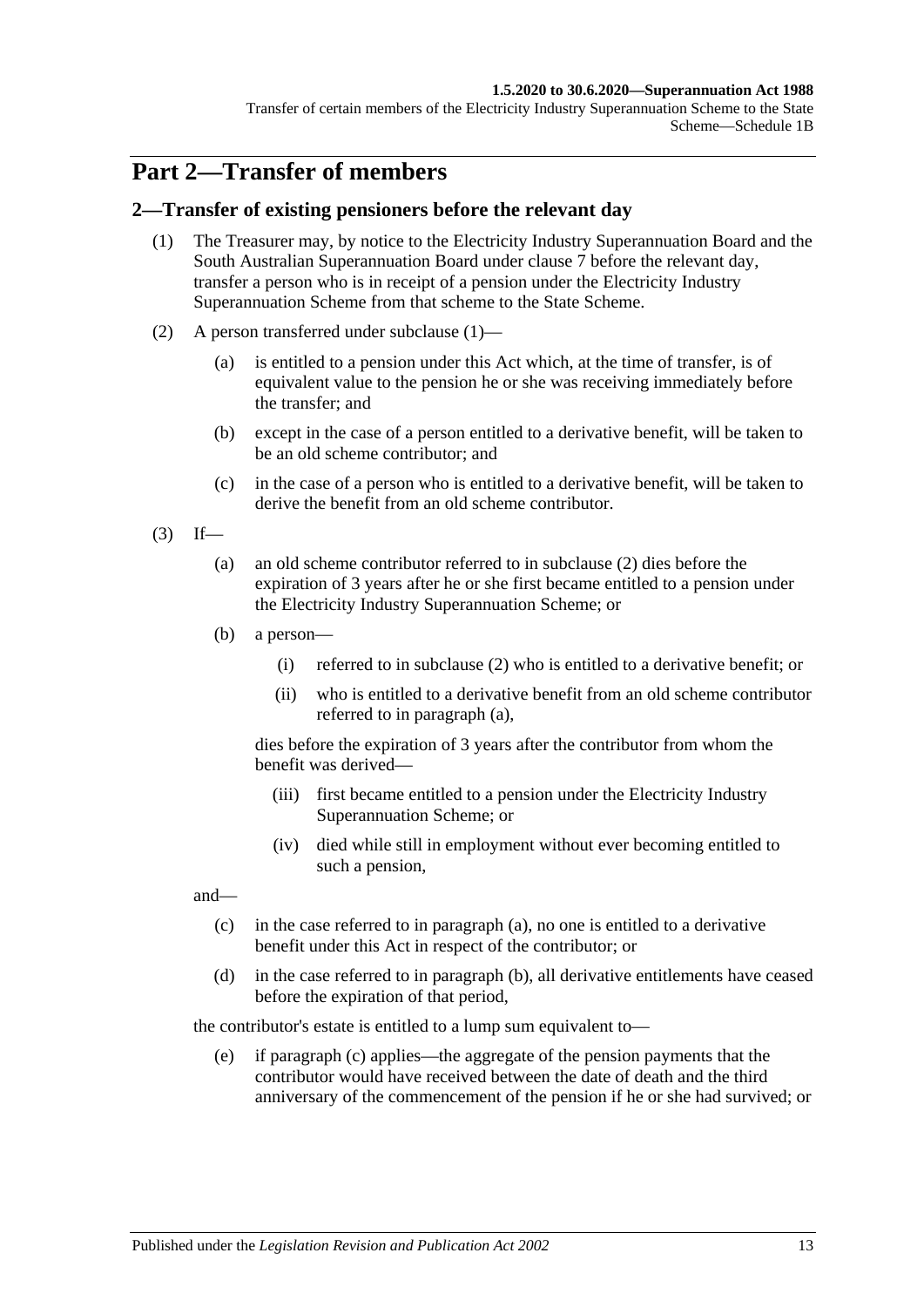# Part 2—Transfer of members

## 2—Transfer of existing pensioners before the relevant day

(1) The Treasurer may, by notice to the Electricity Industry Superannuation Board and the South Australian Superannuation Board under clause 7 before the relevant day, transfer a person who is in receipt of a pension under the Electricity Industry Superannuation Scheme from that scheme to the State Scheme.

(2) A person transferred under subclause (1)—

(a) is entitled to a pension under this Act which, at the time of transfer, is of equivalent value to the pension he or she was receiving immediately before the transfer; and

(b) except in the case of a person entitled to a derivative benefit, will be taken to be an old scheme contributor; and

(c) in the case of a person who is entitled to a derivative benefit, will be taken to derive the benefit from an old scheme contributor.

(3) If—

(a) an old scheme contributor referred to in subclause (2) dies before the expiration of 3 years after he or she first became entitled to a pension under the Electricity Industry Superannuation Scheme; or

(b) a person—

(i) referred to in subclause (2) who is entitled to a derivative benefit; or

(ii) who is entitled to a derivative benefit from an old scheme contributor referred to in paragraph (a),

dies before the expiration of 3 years after the contributor from whom the benefit was derived—

(iii) first became entitled to a pension under the Electricity Industry Superannuation Scheme; or

(iv) died while still in employment without ever becoming entitled to such a pension,

and—

(c) in the case referred to in paragraph (a), no one is entitled to a derivative benefit under this Act in respect of the contributor; or

(d) in the case referred to in paragraph (b), all derivative entitlements have ceased before the expiration of that period,

the contributor's estate is entitled to a lump sum equivalent to—

(e) if paragraph (c) applies—the aggregate of the pension payments that the contributor would have received between the date of death and the third anniversary of the commencement of the pension if he or she had survived; or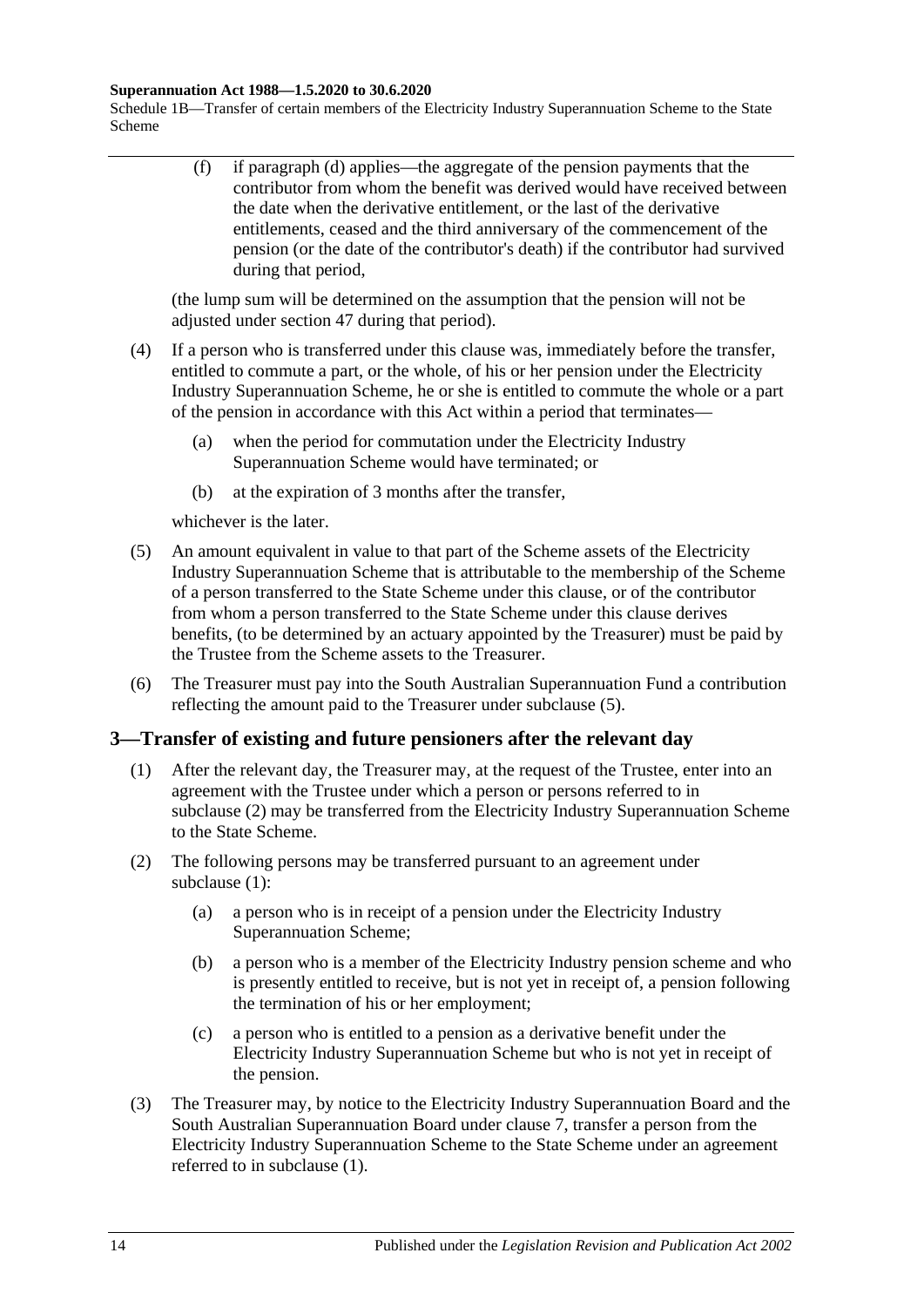(f) if paragraph (d) applies—the aggregate of the pension payments that the contributor from whom the benefit was derived would have received between the date when the derivative entitlement, or the last of the derivative entitlements, ceased and the third anniversary of the commencement of the pension (or the date of the contributor's death) if the contributor had survived during that period,

(the lump sum will be determined on the assumption that the pension will not be adjusted under section 47 during that period).

(4) If a person who is transferred under this clause was, immediately before the transfer, entitled to commute a part, or the whole, of his or her pension under the Electricity Industry Superannuation Scheme, he or she is entitled to commute the whole or a part of the pension in accordance with this Act within a period that terminates—

(a) when the period for commutation under the Electricity Industry Superannuation Scheme would have terminated; or

(b) at the expiration of 3 months after the transfer,

whichever is the later.

(5) An amount equivalent in value to that part of the Scheme assets of the Electricity Industry Superannuation Scheme that is attributable to the membership of the Scheme of a person transferred to the State Scheme under this clause, or of the contributor from whom a person transferred to the State Scheme under this clause derives benefits, (to be determined by an actuary appointed by the Treasurer) must be paid by the Trustee from the Scheme assets to the Treasurer.

(6) The Treasurer must pay into the South Australian Superannuation Fund a contribution reflecting the amount paid to the Treasurer under subclause (5).

## 3—Transfer of existing and future pensioners after the relevant day

(1) After the relevant day, the Treasurer may, at the request of the Trustee, enter into an agreement with the Trustee under which a person or persons referred to in subclause (2) may be transferred from the Electricity Industry Superannuation Scheme to the State Scheme.

(2) The following persons may be transferred pursuant to an agreement under subclause (1):

(a) a person who is in receipt of a pension under the Electricity Industry Superannuation Scheme;

(b) a person who is a member of the Electricity Industry pension scheme and who is presently entitled to receive, but is not yet in receipt of, a pension following the termination of his or her employment;

(c) a person who is entitled to a pension as a derivative benefit under the Electricity Industry Superannuation Scheme but who is not yet in receipt of the pension.

(3) The Treasurer may, by notice to the Electricity Industry Superannuation Board and the South Australian Superannuation Board under clause 7, transfer a person from the Electricity Industry Superannuation Scheme to the State Scheme under an agreement referred to in subclause (1).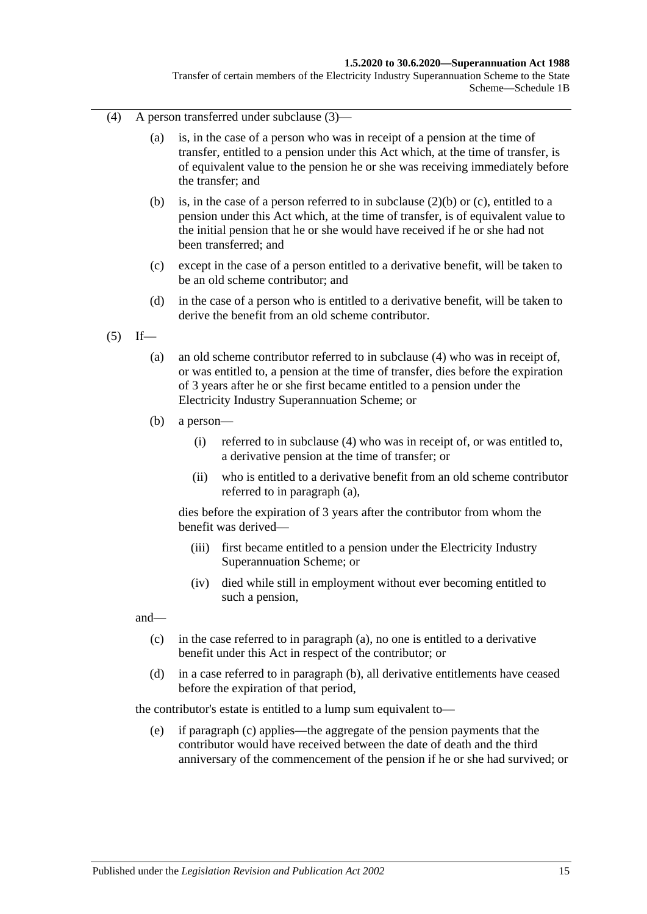(4) A person transferred under subclause (3)—

(a) is, in the case of a person who was in receipt of a pension at the time of transfer, entitled to a pension under this Act which, at the time of transfer, is of equivalent value to the pension he or she was receiving immediately before the transfer; and

(b) is, in the case of a person referred to in subclause (2)(b) or (c), entitled to a pension under this Act which, at the time of transfer, is of equivalent value to the initial pension that he or she would have received if he or she had not been transferred; and

(c) except in the case of a person entitled to a derivative benefit, will be taken to be an old scheme contributor; and

(d) in the case of a person who is entitled to a derivative benefit, will be taken to derive the benefit from an old scheme contributor.

(5) If—

(a) an old scheme contributor referred to in subclause (4) who was in receipt of, or was entitled to, a pension at the time of transfer, dies before the expiration of 3 years after he or she first became entitled to a pension under the Electricity Industry Superannuation Scheme; or

(b) a person—

(i) referred to in subclause (4) who was in receipt of, or was entitled to, a derivative pension at the time of transfer; or

(ii) who is entitled to a derivative benefit from an old scheme contributor referred to in paragraph (a),

dies before the expiration of 3 years after the contributor from whom the benefit was derived—

(iii) first became entitled to a pension under the Electricity Industry Superannuation Scheme; or

(iv) died while still in employment without ever becoming entitled to such a pension,

and—

(c) in the case referred to in paragraph (a), no one is entitled to a derivative benefit under this Act in respect of the contributor; or

(d) in a case referred to in paragraph (b), all derivative entitlements have ceased before the expiration of that period,

the contributor's estate is entitled to a lump sum equivalent to—

(e) if paragraph (c) applies—the aggregate of the pension payments that the contributor would have received between the date of death and the third anniversary of the commencement of the pension if he or she had survived; or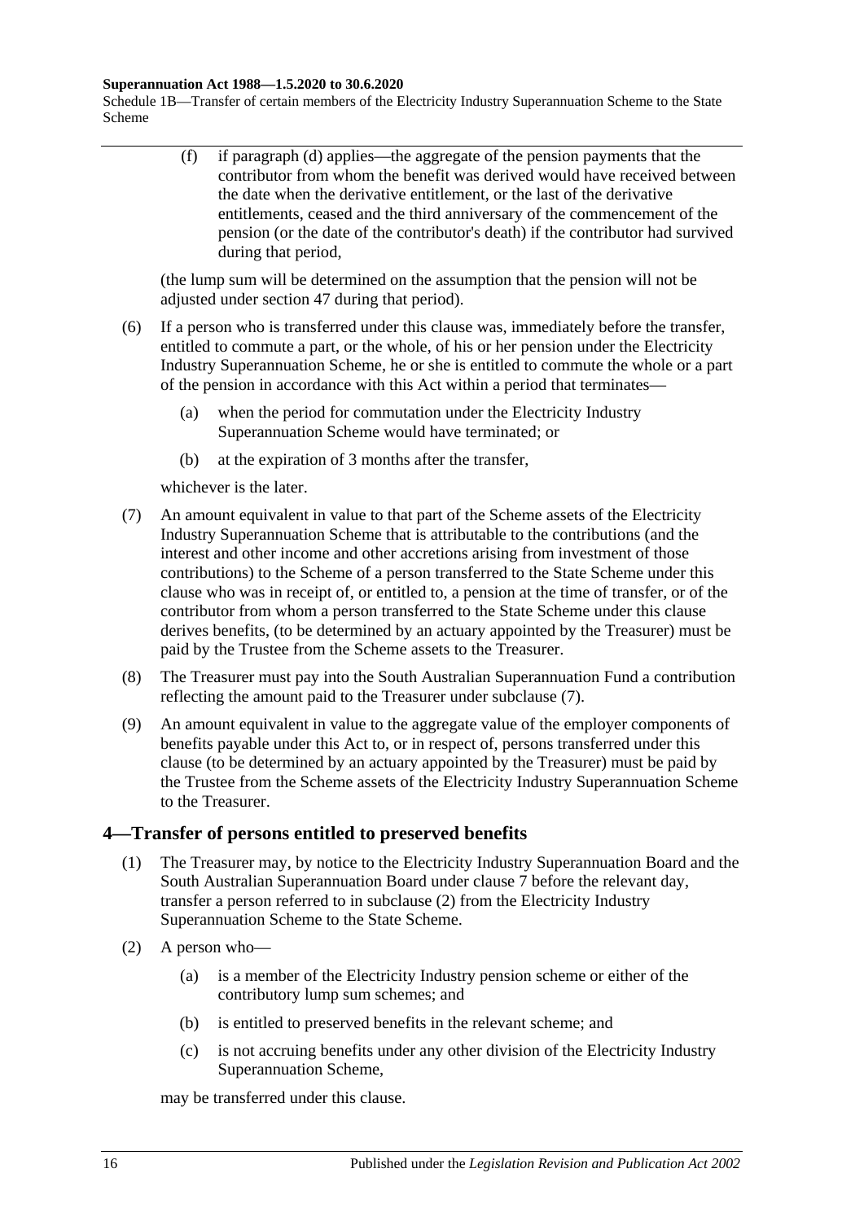(f) if paragraph (d) applies—the aggregate of the pension payments that the contributor from whom the benefit was derived would have received between the date when the derivative entitlement, or the last of the derivative entitlements, ceased and the third anniversary of the commencement of the pension (or the date of the contributor's death) if the contributor had survived during that period,

(the lump sum will be determined on the assumption that the pension will not be adjusted under section 47 during that period).

(6) If a person who is transferred under this clause was, immediately before the transfer, entitled to commute a part, or the whole, of his or her pension under the Electricity Industry Superannuation Scheme, he or she is entitled to commute the whole or a part of the pension in accordance with this Act within a period that terminates—

(a) when the period for commutation under the Electricity Industry Superannuation Scheme would have terminated; or

(b) at the expiration of 3 months after the transfer,

whichever is the later.

(7) An amount equivalent in value to that part of the Scheme assets of the Electricity Industry Superannuation Scheme that is attributable to the contributions (and the interest and other income and other accretions arising from investment of those contributions) to the Scheme of a person transferred to the State Scheme under this clause who was in receipt of, or entitled to, a pension at the time of transfer, or of the contributor from whom a person transferred to the State Scheme under this clause derives benefits, (to be determined by an actuary appointed by the Treasurer) must be paid by the Trustee from the Scheme assets to the Treasurer.

(8) The Treasurer must pay into the South Australian Superannuation Fund a contribution reflecting the amount paid to the Treasurer under subclause (7).

(9) An amount equivalent in value to the aggregate value of the employer components of benefits payable under this Act to, or in respect of, persons transferred under this clause (to be determined by an actuary appointed by the Treasurer) must be paid by the Trustee from the Scheme assets of the Electricity Industry Superannuation Scheme to the Treasurer.

## 4—Transfer of persons entitled to preserved benefits

(1) The Treasurer may, by notice to the Electricity Industry Superannuation Board and the South Australian Superannuation Board under clause 7 before the relevant day, transfer a person referred to in subclause (2) from the Electricity Industry Superannuation Scheme to the State Scheme.

(2) A person who—

(a) is a member of the Electricity Industry pension scheme or either of the contributory lump sum schemes; and

(b) is entitled to preserved benefits in the relevant scheme; and

(c) is not accruing benefits under any other division of the Electricity Industry Superannuation Scheme,

may be transferred under this clause.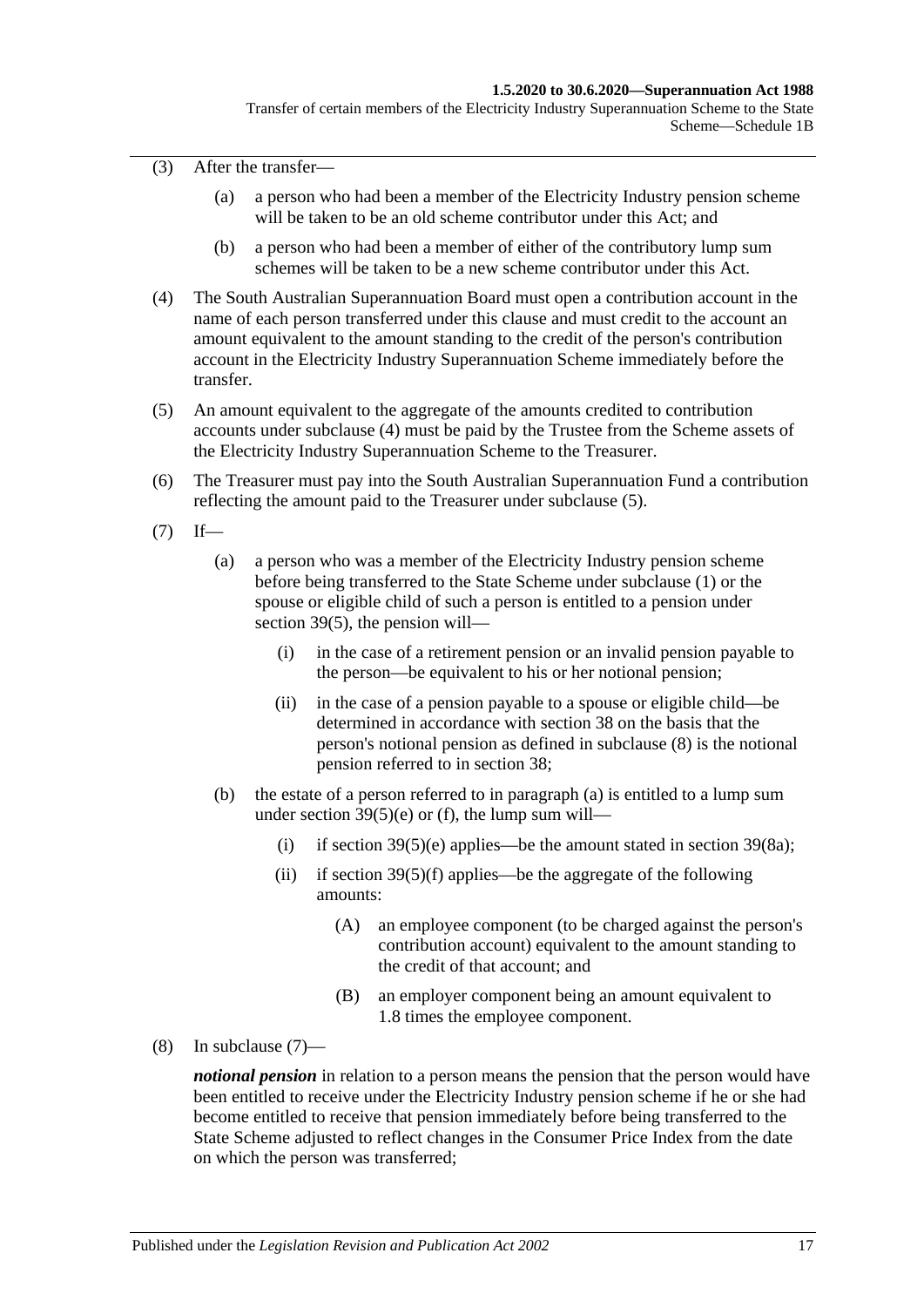(3) After the transfer—

(a) a person who had been a member of the Electricity Industry pension scheme will be taken to be an old scheme contributor under this Act; and

(b) a person who had been a member of either of the contributory lump sum schemes will be taken to be a new scheme contributor under this Act.

(4) The South Australian Superannuation Board must open a contribution account in the name of each person transferred under this clause and must credit to the account an amount equivalent to the amount standing to the credit of the person's contribution account in the Electricity Industry Superannuation Scheme immediately before the transfer.

(5) An amount equivalent to the aggregate of the amounts credited to contribution accounts under subclause (4) must be paid by the Trustee from the Scheme assets of the Electricity Industry Superannuation Scheme to the Treasurer.

(6) The Treasurer must pay into the South Australian Superannuation Fund a contribution reflecting the amount paid to the Treasurer under subclause (5).

(7) If—

(a) a person who was a member of the Electricity Industry pension scheme before being transferred to the State Scheme under subclause (1) or the spouse or eligible child of such a person is entitled to a pension under section 39(5), the pension will—

(i) in the case of a retirement pension or an invalid pension payable to the person—be equivalent to his or her notional pension;

(ii) in the case of a pension payable to a spouse or eligible child—be determined in accordance with section 38 on the basis that the person's notional pension as defined in subclause (8) is the notional pension referred to in section 38;

(b) the estate of a person referred to in paragraph (a) is entitled to a lump sum under section 39(5)(e) or (f), the lump sum will—

(i) if section 39(5)(e) applies—be the amount stated in section 39(8a);

(ii) if section 39(5)(f) applies—be the aggregate of the following amounts:

(A) an employee component (to be charged against the person's contribution account) equivalent to the amount standing to the credit of that account; and

(B) an employer component being an amount equivalent to 1.8 times the employee component.

(8) In subclause (7)—

***notional pension*** in relation to a person means the pension that the person would have been entitled to receive under the Electricity Industry pension scheme if he or she had become entitled to receive that pension immediately before being transferred to the State Scheme adjusted to reflect changes in the Consumer Price Index from the date on which the person was transferred;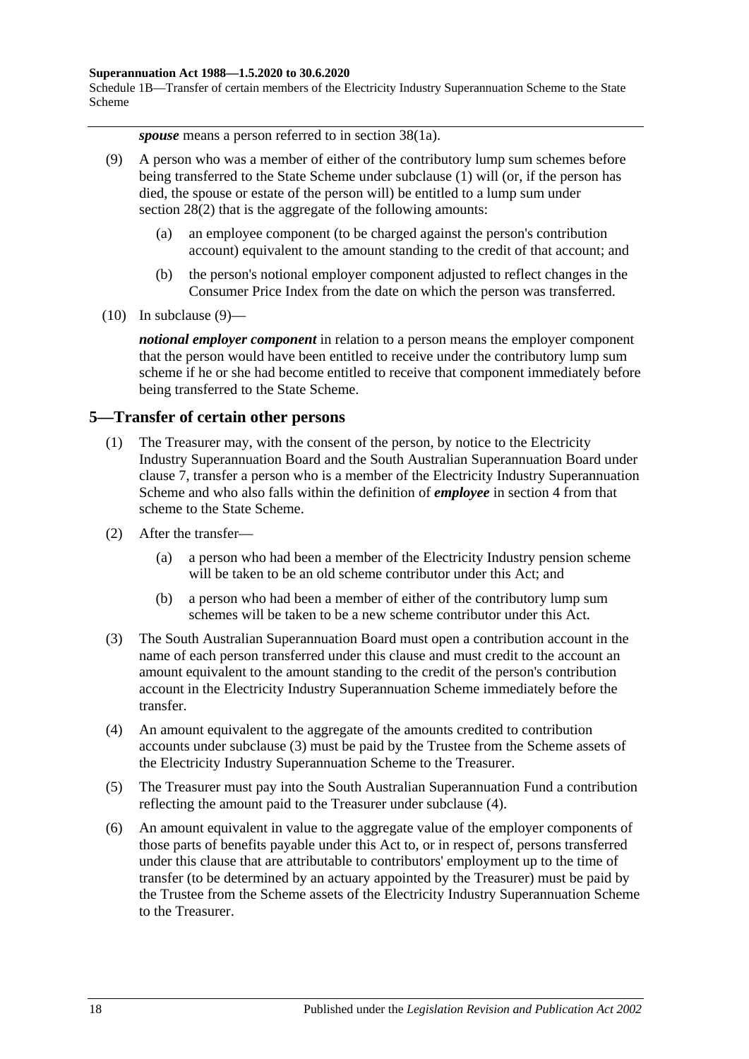***spouse*** means a person referred to in section 38(1a).

(9) A person who was a member of either of the contributory lump sum schemes before being transferred to the State Scheme under subclause (1) will (or, if the person has died, the spouse or estate of the person will) be entitled to a lump sum under section 28(2) that is the aggregate of the following amounts:

(a) an employee component (to be charged against the person's contribution account) equivalent to the amount standing to the credit of that account; and

(b) the person's notional employer component adjusted to reflect changes in the Consumer Price Index from the date on which the person was transferred.

(10) In subclause (9)—

***notional employer component*** in relation to a person means the employer component that the person would have been entitled to receive under the contributory lump sum scheme if he or she had become entitled to receive that component immediately before being transferred to the State Scheme.

## 5—Transfer of certain other persons

(1) The Treasurer may, with the consent of the person, by notice to the Electricity Industry Superannuation Board and the South Australian Superannuation Board under clause 7, transfer a person who is a member of the Electricity Industry Superannuation Scheme and who also falls within the definition of ***employee*** in section 4 from that scheme to the State Scheme.

(2) After the transfer—

(a) a person who had been a member of the Electricity Industry pension scheme will be taken to be an old scheme contributor under this Act; and

(b) a person who had been a member of either of the contributory lump sum schemes will be taken to be a new scheme contributor under this Act.

(3) The South Australian Superannuation Board must open a contribution account in the name of each person transferred under this clause and must credit to the account an amount equivalent to the amount standing to the credit of the person's contribution account in the Electricity Industry Superannuation Scheme immediately before the transfer.

(4) An amount equivalent to the aggregate of the amounts credited to contribution accounts under subclause (3) must be paid by the Trustee from the Scheme assets of the Electricity Industry Superannuation Scheme to the Treasurer.

(5) The Treasurer must pay into the South Australian Superannuation Fund a contribution reflecting the amount paid to the Treasurer under subclause (4).

(6) An amount equivalent in value to the aggregate value of the employer components of those parts of benefits payable under this Act to, or in respect of, persons transferred under this clause that are attributable to contributors' employment up to the time of transfer (to be determined by an actuary appointed by the Treasurer) must be paid by the Trustee from the Scheme assets of the Electricity Industry Superannuation Scheme to the Treasurer.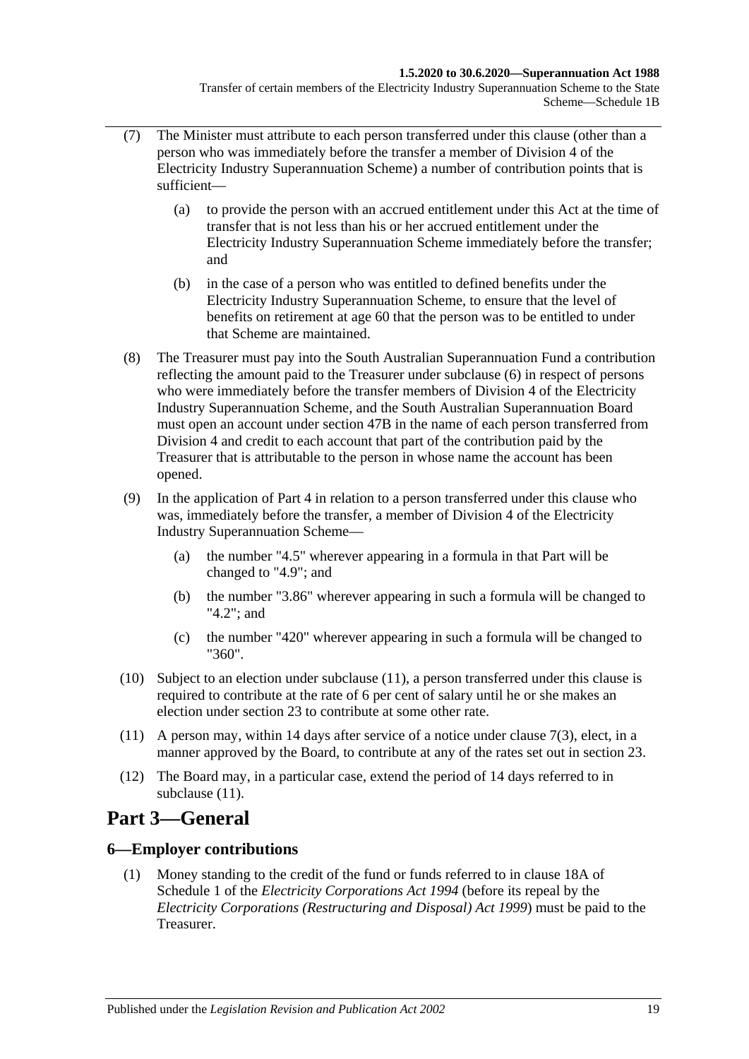(7) The Minister must attribute to each person transferred under this clause (other than a person who was immediately before the transfer a member of Division 4 of the Electricity Industry Superannuation Scheme) a number of contribution points that is sufficient—

(a) to provide the person with an accrued entitlement under this Act at the time of transfer that is not less than his or her accrued entitlement under the Electricity Industry Superannuation Scheme immediately before the transfer; and

(b) in the case of a person who was entitled to defined benefits under the Electricity Industry Superannuation Scheme, to ensure that the level of benefits on retirement at age 60 that the person was to be entitled to under that Scheme are maintained.

(8) The Treasurer must pay into the South Australian Superannuation Fund a contribution reflecting the amount paid to the Treasurer under subclause (6) in respect of persons who were immediately before the transfer members of Division 4 of the Electricity Industry Superannuation Scheme, and the South Australian Superannuation Board must open an account under section 47B in the name of each person transferred from Division 4 and credit to each account that part of the contribution paid by the Treasurer that is attributable to the person in whose name the account has been opened.

(9) In the application of Part 4 in relation to a person transferred under this clause who was, immediately before the transfer, a member of Division 4 of the Electricity Industry Superannuation Scheme—

(a) the number "4.5" wherever appearing in a formula in that Part will be changed to "4.9"; and

(b) the number "3.86" wherever appearing in such a formula will be changed to "4.2"; and

(c) the number "420" wherever appearing in such a formula will be changed to "360".

(10) Subject to an election under subclause (11), a person transferred under this clause is required to contribute at the rate of 6 per cent of salary until he or she makes an election under section 23 to contribute at some other rate.

(11) A person may, within 14 days after service of a notice under clause 7(3), elect, in a manner approved by the Board, to contribute at any of the rates set out in section 23.

(12) The Board may, in a particular case, extend the period of 14 days referred to in subclause (11).

# Part 3—General

## 6—Employer contributions

(1) Money standing to the credit of the fund or funds referred to in clause 18A of Schedule 1 of the *Electricity Corporations Act 1994* (before its repeal by the *Electricity Corporations (Restructuring and Disposal) Act 1999*) must be paid to the Treasurer.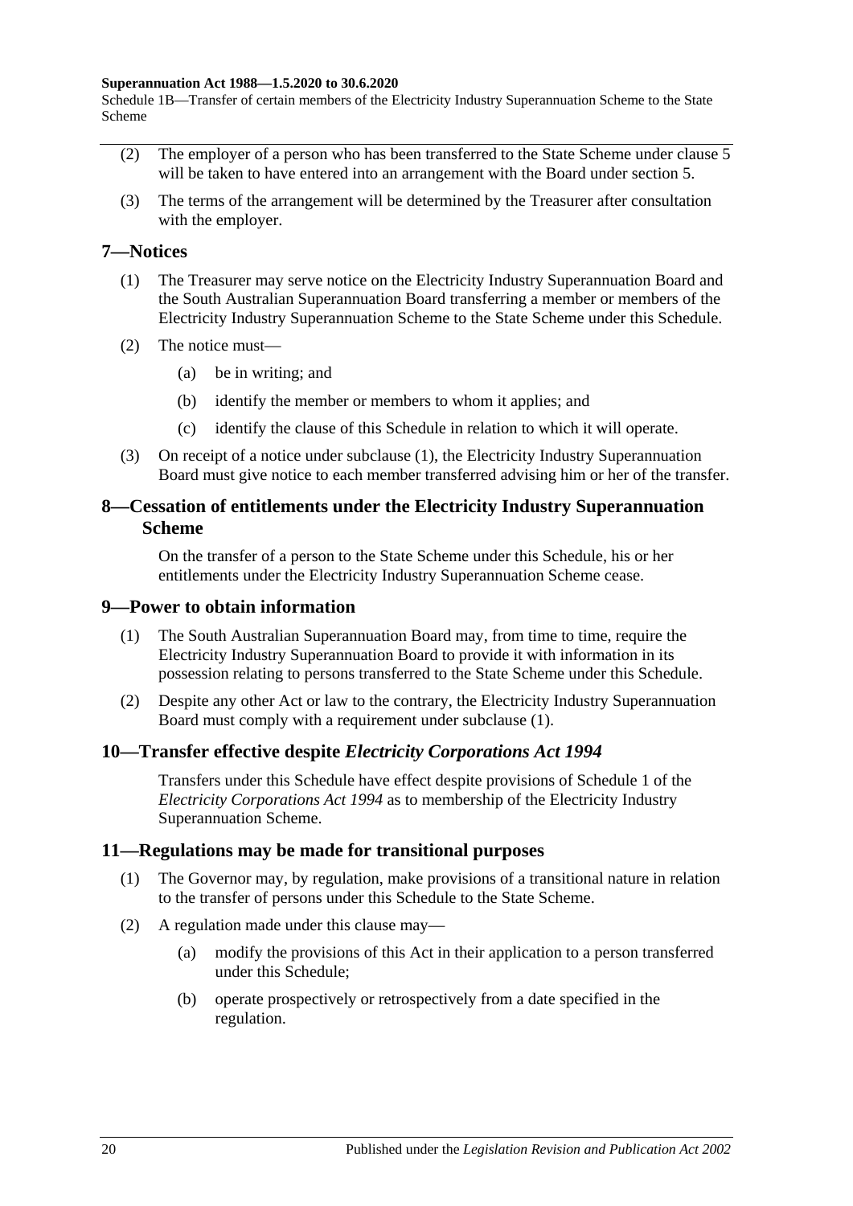(2) The employer of a person who has been transferred to the State Scheme under clause 5 will be taken to have entered into an arrangement with the Board under section 5.

(3) The terms of the arrangement will be determined by the Treasurer after consultation with the employer.

## 7—Notices

(1) The Treasurer may serve notice on the Electricity Industry Superannuation Board and the South Australian Superannuation Board transferring a member or members of the Electricity Industry Superannuation Scheme to the State Scheme under this Schedule.

(2) The notice must—

- (a) be in writing; and
- (b) identify the member or members to whom it applies; and
- (c) identify the clause of this Schedule in relation to which it will operate.

(3) On receipt of a notice under subclause (1), the Electricity Industry Superannuation Board must give notice to each member transferred advising him or her of the transfer.

## 8—Cessation of entitlements under the Electricity Industry Superannuation Scheme

On the transfer of a person to the State Scheme under this Schedule, his or her entitlements under the Electricity Industry Superannuation Scheme cease.

## 9—Power to obtain information

(1) The South Australian Superannuation Board may, from time to time, require the Electricity Industry Superannuation Board to provide it with information in its possession relating to persons transferred to the State Scheme under this Schedule.

(2) Despite any other Act or law to the contrary, the Electricity Industry Superannuation Board must comply with a requirement under subclause (1).

## 10—Transfer effective despite *Electricity Corporations Act 1994*

Transfers under this Schedule have effect despite provisions of Schedule 1 of the *Electricity Corporations Act 1994* as to membership of the Electricity Industry Superannuation Scheme.

## 11—Regulations may be made for transitional purposes

(1) The Governor may, by regulation, make provisions of a transitional nature in relation to the transfer of persons under this Schedule to the State Scheme.

(2) A regulation made under this clause may—

- (a) modify the provisions of this Act in their application to a person transferred under this Schedule;
- (b) operate prospectively or retrospectively from a date specified in the regulation.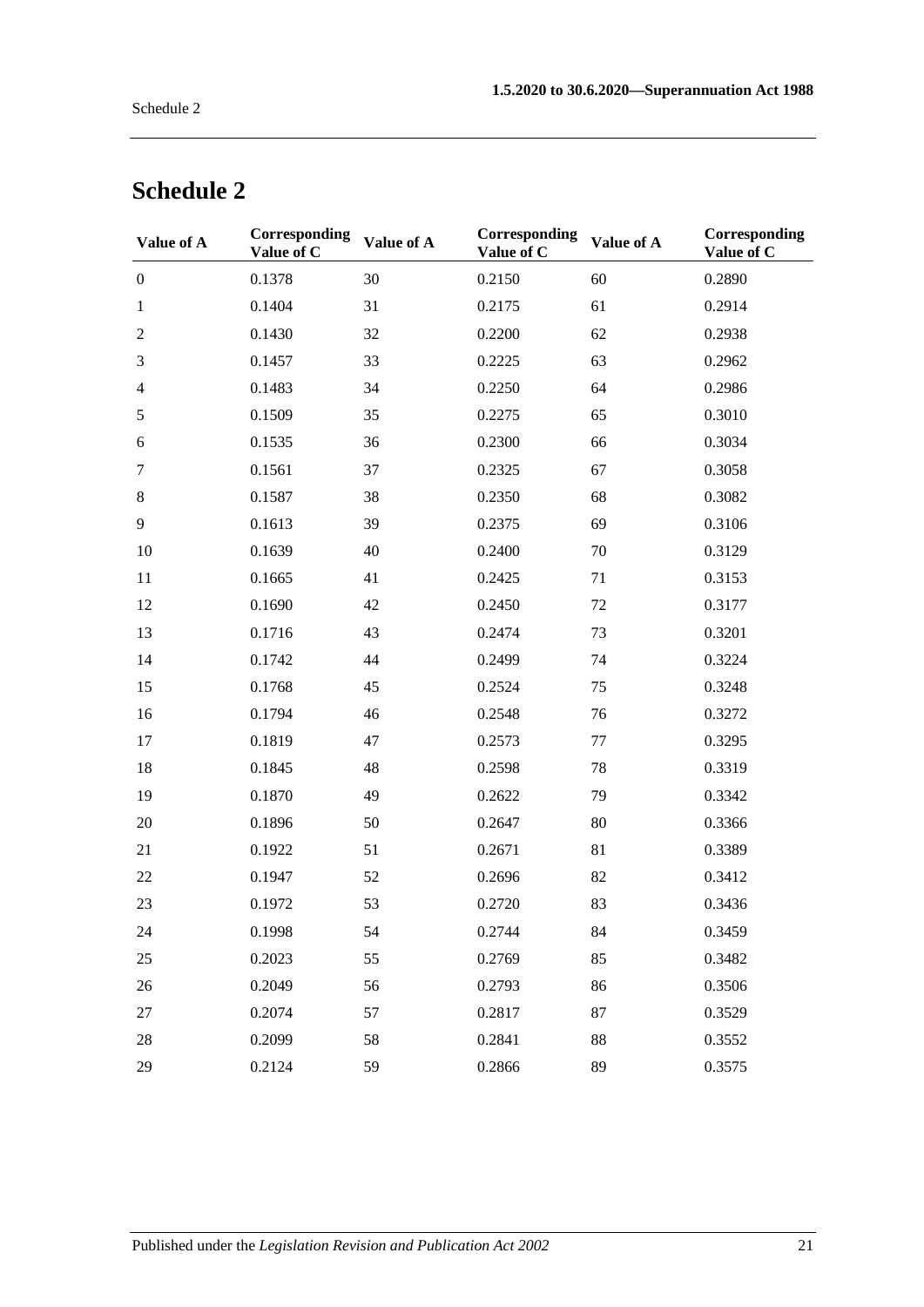# Schedule 2

| Value of A | Corresponding Value of C | Value of A | Corresponding Value of C | Value of A | Corresponding Value of C |
|---|---|---|---|---|---|
| 0 | 0.1378 | 30 | 0.2150 | 60 | 0.2890 |
| 1 | 0.1404 | 31 | 0.2175 | 61 | 0.2914 |
| 2 | 0.1430 | 32 | 0.2200 | 62 | 0.2938 |
| 3 | 0.1457 | 33 | 0.2225 | 63 | 0.2962 |
| 4 | 0.1483 | 34 | 0.2250 | 64 | 0.2986 |
| 5 | 0.1509 | 35 | 0.2275 | 65 | 0.3010 |
| 6 | 0.1535 | 36 | 0.2300 | 66 | 0.3034 |
| 7 | 0.1561 | 37 | 0.2325 | 67 | 0.3058 |
| 8 | 0.1587 | 38 | 0.2350 | 68 | 0.3082 |
| 9 | 0.1613 | 39 | 0.2375 | 69 | 0.3106 |
| 10 | 0.1639 | 40 | 0.2400 | 70 | 0.3129 |
| 11 | 0.1665 | 41 | 0.2425 | 71 | 0.3153 |
| 12 | 0.1690 | 42 | 0.2450 | 72 | 0.3177 |
| 13 | 0.1716 | 43 | 0.2474 | 73 | 0.3201 |
| 14 | 0.1742 | 44 | 0.2499 | 74 | 0.3224 |
| 15 | 0.1768 | 45 | 0.2524 | 75 | 0.3248 |
| 16 | 0.1794 | 46 | 0.2548 | 76 | 0.3272 |
| 17 | 0.1819 | 47 | 0.2573 | 77 | 0.3295 |
| 18 | 0.1845 | 48 | 0.2598 | 78 | 0.3319 |
| 19 | 0.1870 | 49 | 0.2622 | 79 | 0.3342 |
| 20 | 0.1896 | 50 | 0.2647 | 80 | 0.3366 |
| 21 | 0.1922 | 51 | 0.2671 | 81 | 0.3389 |
| 22 | 0.1947 | 52 | 0.2696 | 82 | 0.3412 |
| 23 | 0.1972 | 53 | 0.2720 | 83 | 0.3436 |
| 24 | 0.1998 | 54 | 0.2744 | 84 | 0.3459 |
| 25 | 0.2023 | 55 | 0.2769 | 85 | 0.3482 |
| 26 | 0.2049 | 56 | 0.2793 | 86 | 0.3506 |
| 27 | 0.2074 | 57 | 0.2817 | 87 | 0.3529 |
| 28 | 0.2099 | 58 | 0.2841 | 88 | 0.3552 |
| 29 | 0.2124 | 59 | 0.2866 | 89 | 0.3575 |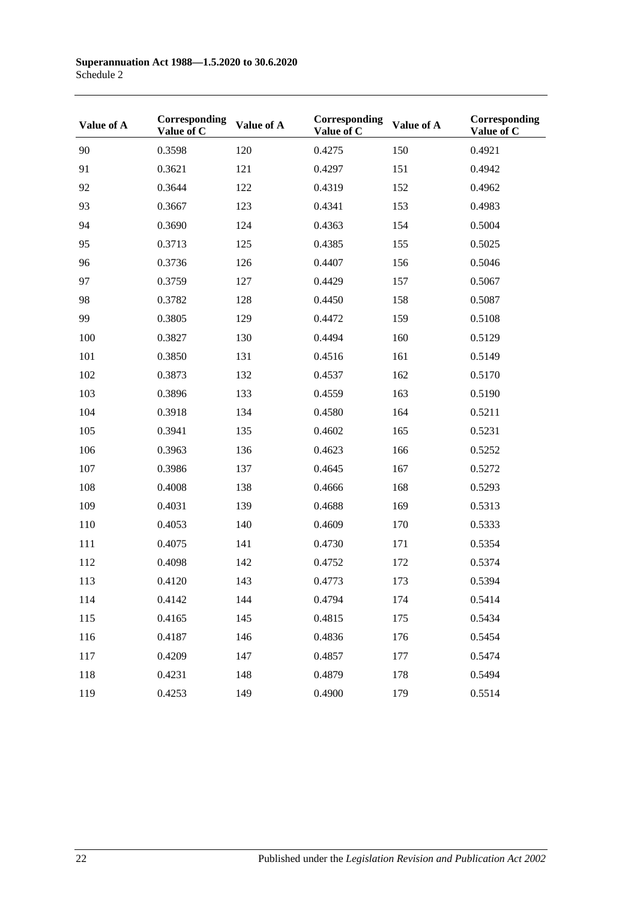| Value of A | Corresponding Value of C | Value of A | Corresponding Value of C | Value of A | Corresponding Value of C |
|---|---|---|---|---|---|
| 90 | 0.3598 | 120 | 0.4275 | 150 | 0.4921 |
| 91 | 0.3621 | 121 | 0.4297 | 151 | 0.4942 |
| 92 | 0.3644 | 122 | 0.4319 | 152 | 0.4962 |
| 93 | 0.3667 | 123 | 0.4341 | 153 | 0.4983 |
| 94 | 0.3690 | 124 | 0.4363 | 154 | 0.5004 |
| 95 | 0.3713 | 125 | 0.4385 | 155 | 0.5025 |
| 96 | 0.3736 | 126 | 0.4407 | 156 | 0.5046 |
| 97 | 0.3759 | 127 | 0.4429 | 157 | 0.5067 |
| 98 | 0.3782 | 128 | 0.4450 | 158 | 0.5087 |
| 99 | 0.3805 | 129 | 0.4472 | 159 | 0.5108 |
| 100 | 0.3827 | 130 | 0.4494 | 160 | 0.5129 |
| 101 | 0.3850 | 131 | 0.4516 | 161 | 0.5149 |
| 102 | 0.3873 | 132 | 0.4537 | 162 | 0.5170 |
| 103 | 0.3896 | 133 | 0.4559 | 163 | 0.5190 |
| 104 | 0.3918 | 134 | 0.4580 | 164 | 0.5211 |
| 105 | 0.3941 | 135 | 0.4602 | 165 | 0.5231 |
| 106 | 0.3963 | 136 | 0.4623 | 166 | 0.5252 |
| 107 | 0.3986 | 137 | 0.4645 | 167 | 0.5272 |
| 108 | 0.4008 | 138 | 0.4666 | 168 | 0.5293 |
| 109 | 0.4031 | 139 | 0.4688 | 169 | 0.5313 |
| 110 | 0.4053 | 140 | 0.4609 | 170 | 0.5333 |
| 111 | 0.4075 | 141 | 0.4730 | 171 | 0.5354 |
| 112 | 0.4098 | 142 | 0.4752 | 172 | 0.5374 |
| 113 | 0.4120 | 143 | 0.4773 | 173 | 0.5394 |
| 114 | 0.4142 | 144 | 0.4794 | 174 | 0.5414 |
| 115 | 0.4165 | 145 | 0.4815 | 175 | 0.5434 |
| 116 | 0.4187 | 146 | 0.4836 | 176 | 0.5454 |
| 117 | 0.4209 | 147 | 0.4857 | 177 | 0.5474 |
| 118 | 0.4231 | 148 | 0.4879 | 178 | 0.5494 |
| 119 | 0.4253 | 149 | 0.4900 | 179 | 0.5514 |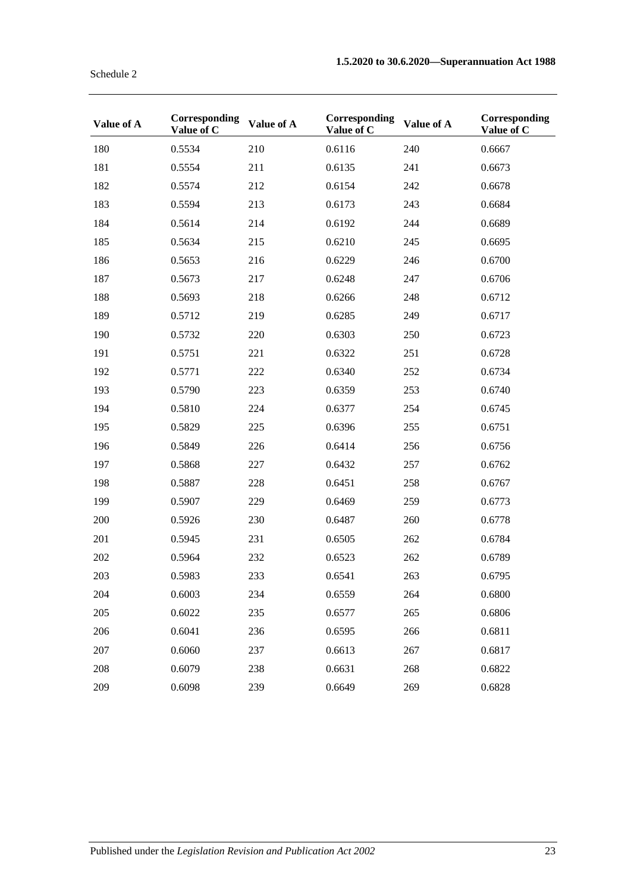| Value of A | Corresponding Value of C | Value of A | Corresponding Value of C | Value of A | Corresponding Value of C |
|---|---|---|---|---|---|
| 180 | 0.5534 | 210 | 0.6116 | 240 | 0.6667 |
| 181 | 0.5554 | 211 | 0.6135 | 241 | 0.6673 |
| 182 | 0.5574 | 212 | 0.6154 | 242 | 0.6678 |
| 183 | 0.5594 | 213 | 0.6173 | 243 | 0.6684 |
| 184 | 0.5614 | 214 | 0.6192 | 244 | 0.6689 |
| 185 | 0.5634 | 215 | 0.6210 | 245 | 0.6695 |
| 186 | 0.5653 | 216 | 0.6229 | 246 | 0.6700 |
| 187 | 0.5673 | 217 | 0.6248 | 247 | 0.6706 |
| 188 | 0.5693 | 218 | 0.6266 | 248 | 0.6712 |
| 189 | 0.5712 | 219 | 0.6285 | 249 | 0.6717 |
| 190 | 0.5732 | 220 | 0.6303 | 250 | 0.6723 |
| 191 | 0.5751 | 221 | 0.6322 | 251 | 0.6728 |
| 192 | 0.5771 | 222 | 0.6340 | 252 | 0.6734 |
| 193 | 0.5790 | 223 | 0.6359 | 253 | 0.6740 |
| 194 | 0.5810 | 224 | 0.6377 | 254 | 0.6745 |
| 195 | 0.5829 | 225 | 0.6396 | 255 | 0.6751 |
| 196 | 0.5849 | 226 | 0.6414 | 256 | 0.6756 |
| 197 | 0.5868 | 227 | 0.6432 | 257 | 0.6762 |
| 198 | 0.5887 | 228 | 0.6451 | 258 | 0.6767 |
| 199 | 0.5907 | 229 | 0.6469 | 259 | 0.6773 |
| 200 | 0.5926 | 230 | 0.6487 | 260 | 0.6778 |
| 201 | 0.5945 | 231 | 0.6505 | 262 | 0.6784 |
| 202 | 0.5964 | 232 | 0.6523 | 262 | 0.6789 |
| 203 | 0.5983 | 233 | 0.6541 | 263 | 0.6795 |
| 204 | 0.6003 | 234 | 0.6559 | 264 | 0.6800 |
| 205 | 0.6022 | 235 | 0.6577 | 265 | 0.6806 |
| 206 | 0.6041 | 236 | 0.6595 | 266 | 0.6811 |
| 207 | 0.6060 | 237 | 0.6613 | 267 | 0.6817 |
| 208 | 0.6079 | 238 | 0.6631 | 268 | 0.6822 |
| 209 | 0.6098 | 239 | 0.6649 | 269 | 0.6828 |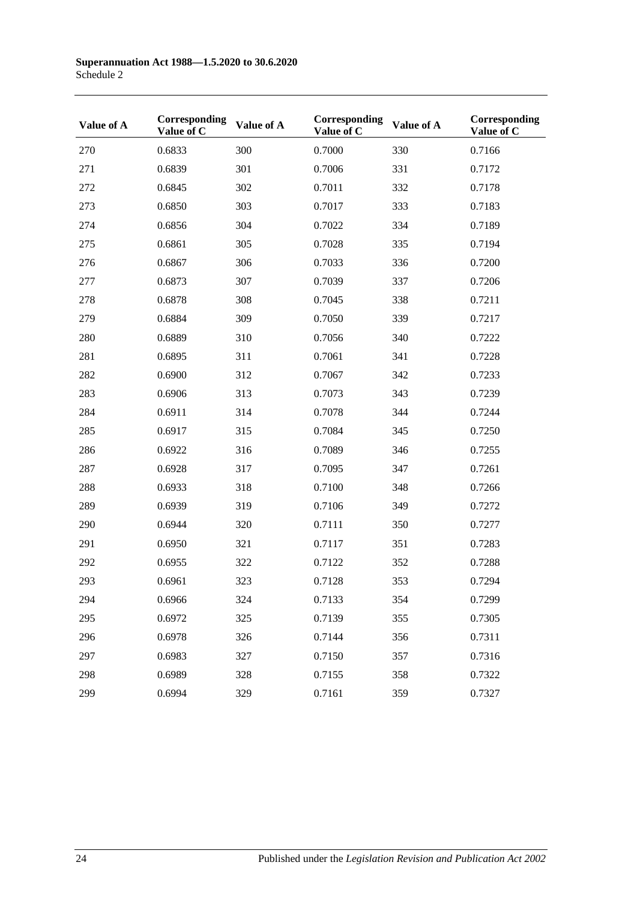| Value of A | Corresponding Value of C | Value of A | Corresponding Value of C | Value of A | Corresponding Value of C |
|---|---|---|---|---|---|
| 270 | 0.6833 | 300 | 0.7000 | 330 | 0.7166 |
| 271 | 0.6839 | 301 | 0.7006 | 331 | 0.7172 |
| 272 | 0.6845 | 302 | 0.7011 | 332 | 0.7178 |
| 273 | 0.6850 | 303 | 0.7017 | 333 | 0.7183 |
| 274 | 0.6856 | 304 | 0.7022 | 334 | 0.7189 |
| 275 | 0.6861 | 305 | 0.7028 | 335 | 0.7194 |
| 276 | 0.6867 | 306 | 0.7033 | 336 | 0.7200 |
| 277 | 0.6873 | 307 | 0.7039 | 337 | 0.7206 |
| 278 | 0.6878 | 308 | 0.7045 | 338 | 0.7211 |
| 279 | 0.6884 | 309 | 0.7050 | 339 | 0.7217 |
| 280 | 0.6889 | 310 | 0.7056 | 340 | 0.7222 |
| 281 | 0.6895 | 311 | 0.7061 | 341 | 0.7228 |
| 282 | 0.6900 | 312 | 0.7067 | 342 | 0.7233 |
| 283 | 0.6906 | 313 | 0.7073 | 343 | 0.7239 |
| 284 | 0.6911 | 314 | 0.7078 | 344 | 0.7244 |
| 285 | 0.6917 | 315 | 0.7084 | 345 | 0.7250 |
| 286 | 0.6922 | 316 | 0.7089 | 346 | 0.7255 |
| 287 | 0.6928 | 317 | 0.7095 | 347 | 0.7261 |
| 288 | 0.6933 | 318 | 0.7100 | 348 | 0.7266 |
| 289 | 0.6939 | 319 | 0.7106 | 349 | 0.7272 |
| 290 | 0.6944 | 320 | 0.7111 | 350 | 0.7277 |
| 291 | 0.6950 | 321 | 0.7117 | 351 | 0.7283 |
| 292 | 0.6955 | 322 | 0.7122 | 352 | 0.7288 |
| 293 | 0.6961 | 323 | 0.7128 | 353 | 0.7294 |
| 294 | 0.6966 | 324 | 0.7133 | 354 | 0.7299 |
| 295 | 0.6972 | 325 | 0.7139 | 355 | 0.7305 |
| 296 | 0.6978 | 326 | 0.7144 | 356 | 0.7311 |
| 297 | 0.6983 | 327 | 0.7150 | 357 | 0.7316 |
| 298 | 0.6989 | 328 | 0.7155 | 358 | 0.7322 |
| 299 | 0.6994 | 329 | 0.7161 | 359 | 0.7327 |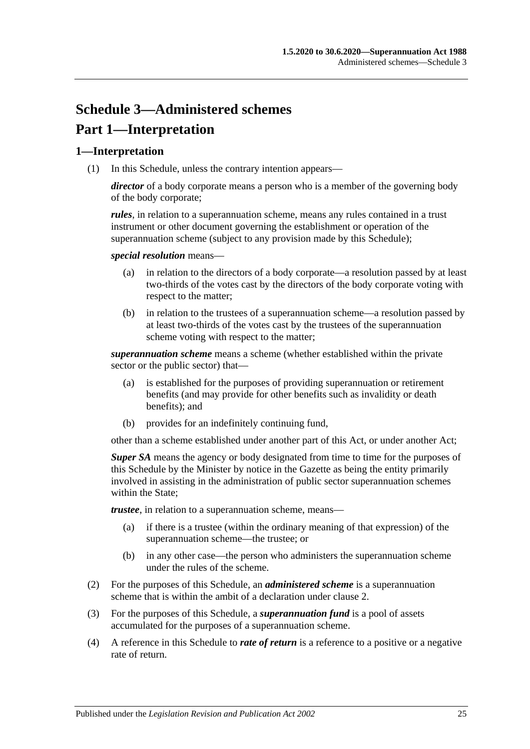# Schedule 3—Administered schemes

# Part 1—Interpretation

## 1—Interpretation

(1) In this Schedule, unless the contrary intention appears—

***director*** of a body corporate means a person who is a member of the governing body of the body corporate;

***rules***, in relation to a superannuation scheme, means any rules contained in a trust instrument or other document governing the establishment or operation of the superannuation scheme (subject to any provision made by this Schedule);

***special resolution*** means—

- (a) in relation to the directors of a body corporate—a resolution passed by at least two-thirds of the votes cast by the directors of the body corporate voting with respect to the matter;
- (b) in relation to the trustees of a superannuation scheme—a resolution passed by at least two-thirds of the votes cast by the trustees of the superannuation scheme voting with respect to the matter;

***superannuation scheme*** means a scheme (whether established within the private sector or the public sector) that—

- (a) is established for the purposes of providing superannuation or retirement benefits (and may provide for other benefits such as invalidity or death benefits); and
- (b) provides for an indefinitely continuing fund,

other than a scheme established under another part of this Act, or under another Act;

***Super SA*** means the agency or body designated from time to time for the purposes of this Schedule by the Minister by notice in the Gazette as being the entity primarily involved in assisting in the administration of public sector superannuation schemes within the State;

***trustee***, in relation to a superannuation scheme, means—

- (a) if there is a trustee (within the ordinary meaning of that expression) of the superannuation scheme—the trustee; or
- (b) in any other case—the person who administers the superannuation scheme under the rules of the scheme.

(2) For the purposes of this Schedule, an ***administered scheme*** is a superannuation scheme that is within the ambit of a declaration under clause 2.

(3) For the purposes of this Schedule, a ***superannuation fund*** is a pool of assets accumulated for the purposes of a superannuation scheme.

(4) A reference in this Schedule to ***rate of return*** is a reference to a positive or a negative rate of return.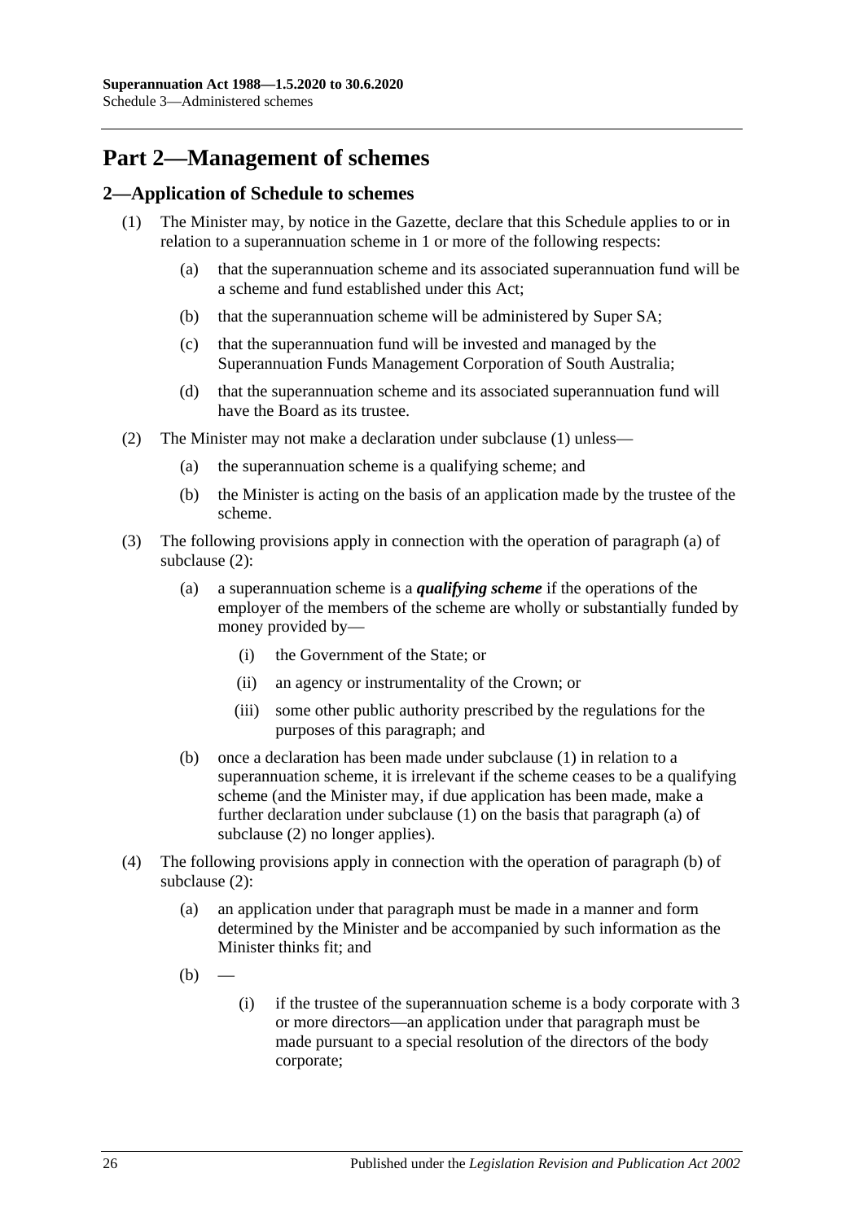# Part 2—Management of schemes

## 2—Application of Schedule to schemes

(1) The Minister may, by notice in the Gazette, declare that this Schedule applies to or in relation to a superannuation scheme in 1 or more of the following respects:

- (a) that the superannuation scheme and its associated superannuation fund will be a scheme and fund established under this Act;
- (b) that the superannuation scheme will be administered by Super SA;
- (c) that the superannuation fund will be invested and managed by the Superannuation Funds Management Corporation of South Australia;
- (d) that the superannuation scheme and its associated superannuation fund will have the Board as its trustee.

(2) The Minister may not make a declaration under subclause (1) unless—

- (a) the superannuation scheme is a qualifying scheme; and
- (b) the Minister is acting on the basis of an application made by the trustee of the scheme.

(3) The following provisions apply in connection with the operation of paragraph (a) of subclause (2):

- (a) a superannuation scheme is a ***qualifying scheme*** if the operations of the employer of the members of the scheme are wholly or substantially funded by money provided by—
  - (i) the Government of the State; or
  - (ii) an agency or instrumentality of the Crown; or
  - (iii) some other public authority prescribed by the regulations for the purposes of this paragraph; and
- (b) once a declaration has been made under subclause (1) in relation to a superannuation scheme, it is irrelevant if the scheme ceases to be a qualifying scheme (and the Minister may, if due application has been made, make a further declaration under subclause (1) on the basis that paragraph (a) of subclause (2) no longer applies).

(4) The following provisions apply in connection with the operation of paragraph (b) of subclause (2):

- (a) an application under that paragraph must be made in a manner and form determined by the Minister and be accompanied by such information as the Minister thinks fit; and
- (b) —
  - (i) if the trustee of the superannuation scheme is a body corporate with 3 or more directors—an application under that paragraph must be made pursuant to a special resolution of the directors of the body corporate;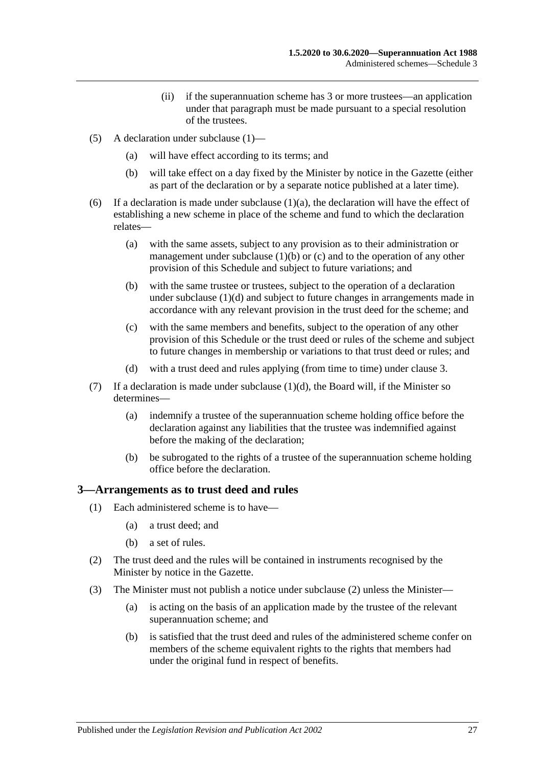(ii) if the superannuation scheme has 3 or more trustees—an application under that paragraph must be made pursuant to a special resolution of the trustees.

(5) A declaration under subclause (1)—

(a) will have effect according to its terms; and

(b) will take effect on a day fixed by the Minister by notice in the Gazette (either as part of the declaration or by a separate notice published at a later time).

(6) If a declaration is made under subclause (1)(a), the declaration will have the effect of establishing a new scheme in place of the scheme and fund to which the declaration relates—

(a) with the same assets, subject to any provision as to their administration or management under subclause (1)(b) or (c) and to the operation of any other provision of this Schedule and subject to future variations; and

(b) with the same trustee or trustees, subject to the operation of a declaration under subclause (1)(d) and subject to future changes in arrangements made in accordance with any relevant provision in the trust deed for the scheme; and

(c) with the same members and benefits, subject to the operation of any other provision of this Schedule or the trust deed or rules of the scheme and subject to future changes in membership or variations to that trust deed or rules; and

(d) with a trust deed and rules applying (from time to time) under clause 3.

(7) If a declaration is made under subclause (1)(d), the Board will, if the Minister so determines—

(a) indemnify a trustee of the superannuation scheme holding office before the declaration against any liabilities that the trustee was indemnified against before the making of the declaration;

(b) be subrogated to the rights of a trustee of the superannuation scheme holding office before the declaration.

## 3—Arrangements as to trust deed and rules

(1) Each administered scheme is to have—

(a) a trust deed; and

(b) a set of rules.

(2) The trust deed and the rules will be contained in instruments recognised by the Minister by notice in the Gazette.

(3) The Minister must not publish a notice under subclause (2) unless the Minister—

(a) is acting on the basis of an application made by the trustee of the relevant superannuation scheme; and

(b) is satisfied that the trust deed and rules of the administered scheme confer on members of the scheme equivalent rights to the rights that members had under the original fund in respect of benefits.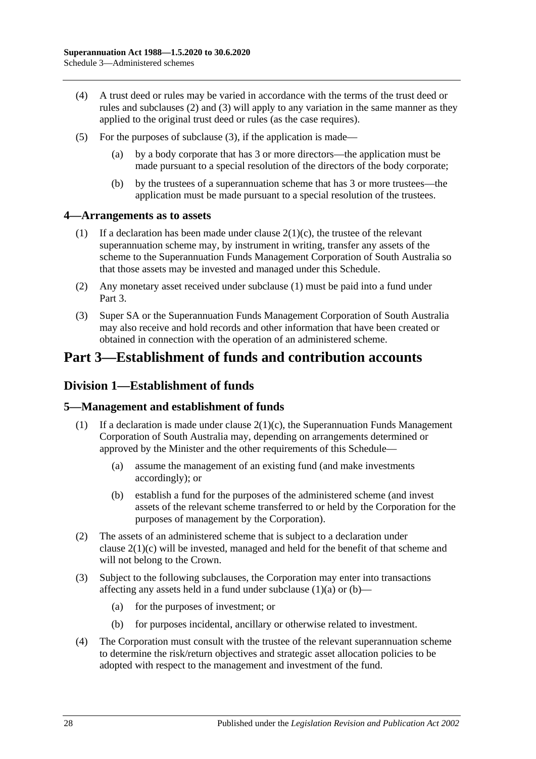(4) A trust deed or rules may be varied in accordance with the terms of the trust deed or rules and subclauses (2) and (3) will apply to any variation in the same manner as they applied to the original trust deed or rules (as the case requires).

(5) For the purposes of subclause (3), if the application is made—

(a) by a body corporate that has 3 or more directors—the application must be made pursuant to a special resolution of the directors of the body corporate;

(b) by the trustees of a superannuation scheme that has 3 or more trustees—the application must be made pursuant to a special resolution of the trustees.

### 4—Arrangements as to assets

(1) If a declaration has been made under clause 2(1)(c), the trustee of the relevant superannuation scheme may, by instrument in writing, transfer any assets of the scheme to the Superannuation Funds Management Corporation of South Australia so that those assets may be invested and managed under this Schedule.

(2) Any monetary asset received under subclause (1) must be paid into a fund under Part 3.

(3) Super SA or the Superannuation Funds Management Corporation of South Australia may also receive and hold records and other information that have been created or obtained in connection with the operation of an administered scheme.

# Part 3—Establishment of funds and contribution accounts

## Division 1—Establishment of funds

### 5—Management and establishment of funds

(1) If a declaration is made under clause 2(1)(c), the Superannuation Funds Management Corporation of South Australia may, depending on arrangements determined or approved by the Minister and the other requirements of this Schedule—

(a) assume the management of an existing fund (and make investments accordingly); or

(b) establish a fund for the purposes of the administered scheme (and invest assets of the relevant scheme transferred to or held by the Corporation for the purposes of management by the Corporation).

(2) The assets of an administered scheme that is subject to a declaration under clause 2(1)(c) will be invested, managed and held for the benefit of that scheme and will not belong to the Crown.

(3) Subject to the following subclauses, the Corporation may enter into transactions affecting any assets held in a fund under subclause (1)(a) or (b)—

(a) for the purposes of investment; or

(b) for purposes incidental, ancillary or otherwise related to investment.

(4) The Corporation must consult with the trustee of the relevant superannuation scheme to determine the risk/return objectives and strategic asset allocation policies to be adopted with respect to the management and investment of the fund.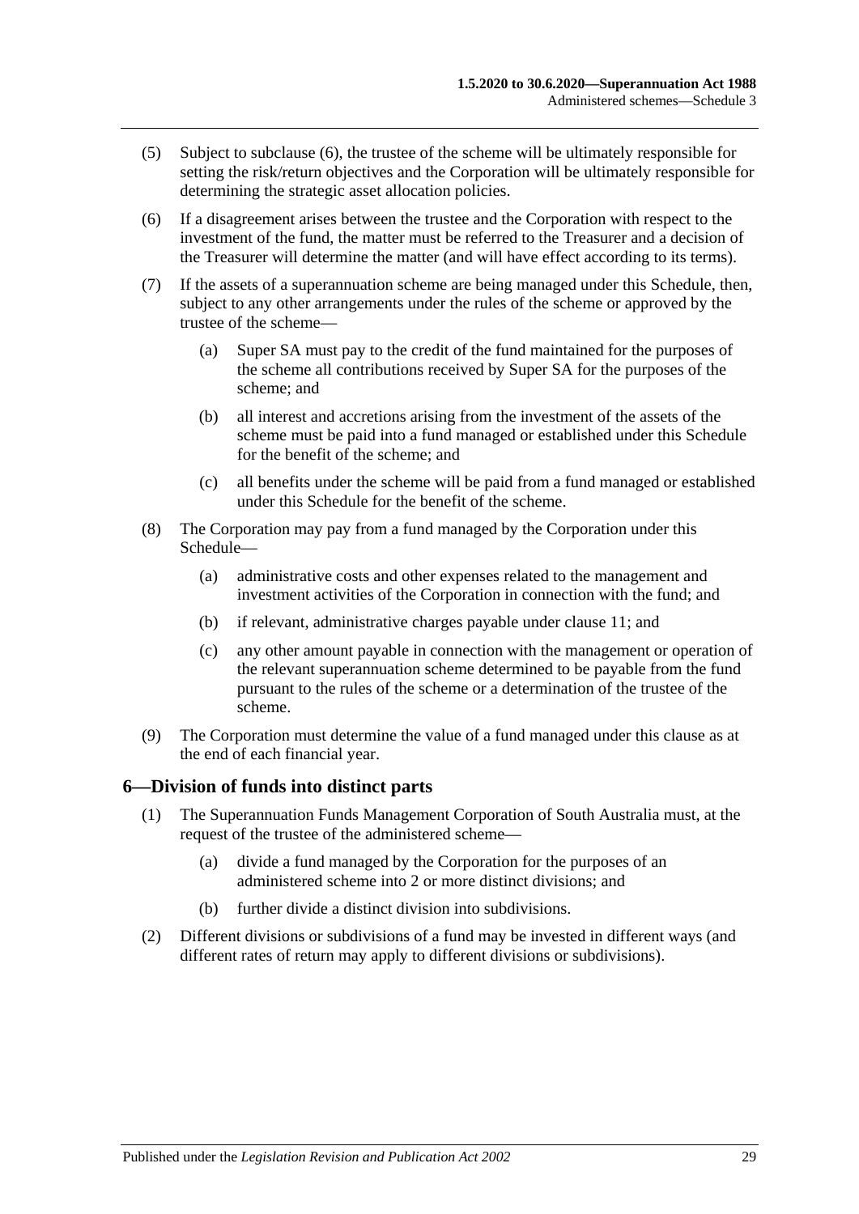(5) Subject to subclause (6), the trustee of the scheme will be ultimately responsible for setting the risk/return objectives and the Corporation will be ultimately responsible for determining the strategic asset allocation policies.

(6) If a disagreement arises between the trustee and the Corporation with respect to the investment of the fund, the matter must be referred to the Treasurer and a decision of the Treasurer will determine the matter (and will have effect according to its terms).

(7) If the assets of a superannuation scheme are being managed under this Schedule, then, subject to any other arrangements under the rules of the scheme or approved by the trustee of the scheme—

(a) Super SA must pay to the credit of the fund maintained for the purposes of the scheme all contributions received by Super SA for the purposes of the scheme; and

(b) all interest and accretions arising from the investment of the assets of the scheme must be paid into a fund managed or established under this Schedule for the benefit of the scheme; and

(c) all benefits under the scheme will be paid from a fund managed or established under this Schedule for the benefit of the scheme.

(8) The Corporation may pay from a fund managed by the Corporation under this Schedule—

(a) administrative costs and other expenses related to the management and investment activities of the Corporation in connection with the fund; and

(b) if relevant, administrative charges payable under clause 11; and

(c) any other amount payable in connection with the management or operation of the relevant superannuation scheme determined to be payable from the fund pursuant to the rules of the scheme or a determination of the trustee of the scheme.

(9) The Corporation must determine the value of a fund managed under this clause as at the end of each financial year.

## 6—Division of funds into distinct parts

(1) The Superannuation Funds Management Corporation of South Australia must, at the request of the trustee of the administered scheme—

(a) divide a fund managed by the Corporation for the purposes of an administered scheme into 2 or more distinct divisions; and

(b) further divide a distinct division into subdivisions.

(2) Different divisions or subdivisions of a fund may be invested in different ways (and different rates of return may apply to different divisions or subdivisions).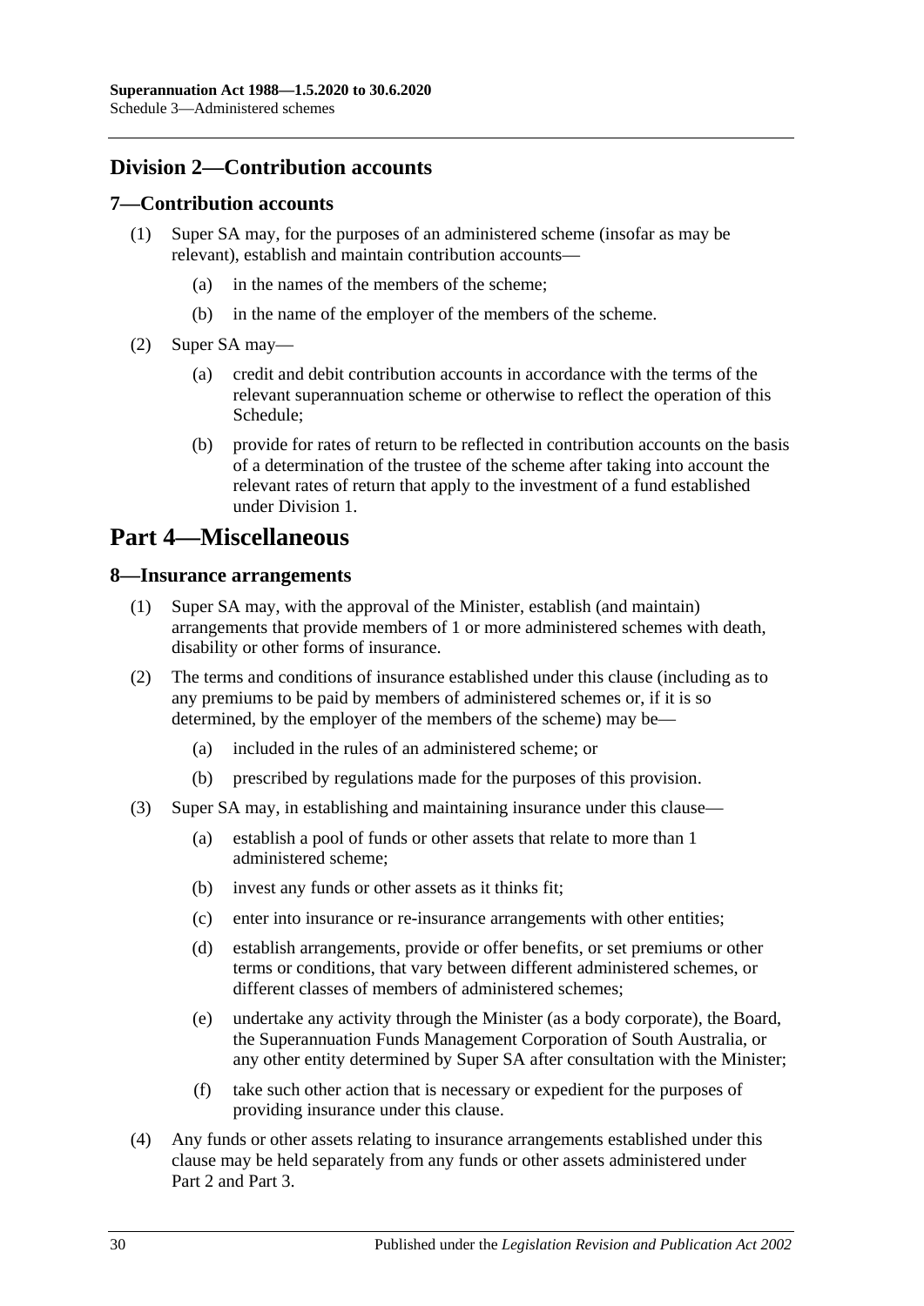## Division 2—Contribution accounts

### 7—Contribution accounts

(1) Super SA may, for the purposes of an administered scheme (insofar as may be relevant), establish and maintain contribution accounts—

- (a) in the names of the members of the scheme;
- (b) in the name of the employer of the members of the scheme.

(2) Super SA may—

- (a) credit and debit contribution accounts in accordance with the terms of the relevant superannuation scheme or otherwise to reflect the operation of this Schedule;
- (b) provide for rates of return to be reflected in contribution accounts on the basis of a determination of the trustee of the scheme after taking into account the relevant rates of return that apply to the investment of a fund established under Division 1.

# Part 4—Miscellaneous

### 8—Insurance arrangements

(1) Super SA may, with the approval of the Minister, establish (and maintain) arrangements that provide members of 1 or more administered schemes with death, disability or other forms of insurance.

(2) The terms and conditions of insurance established under this clause (including as to any premiums to be paid by members of administered schemes or, if it is so determined, by the employer of the members of the scheme) may be—

- (a) included in the rules of an administered scheme; or
- (b) prescribed by regulations made for the purposes of this provision.

(3) Super SA may, in establishing and maintaining insurance under this clause—

- (a) establish a pool of funds or other assets that relate to more than 1 administered scheme;
- (b) invest any funds or other assets as it thinks fit;
- (c) enter into insurance or re-insurance arrangements with other entities;
- (d) establish arrangements, provide or offer benefits, or set premiums or other terms or conditions, that vary between different administered schemes, or different classes of members of administered schemes;
- (e) undertake any activity through the Minister (as a body corporate), the Board, the Superannuation Funds Management Corporation of South Australia, or any other entity determined by Super SA after consultation with the Minister;
- (f) take such other action that is necessary or expedient for the purposes of providing insurance under this clause.

(4) Any funds or other assets relating to insurance arrangements established under this clause may be held separately from any funds or other assets administered under Part 2 and Part 3.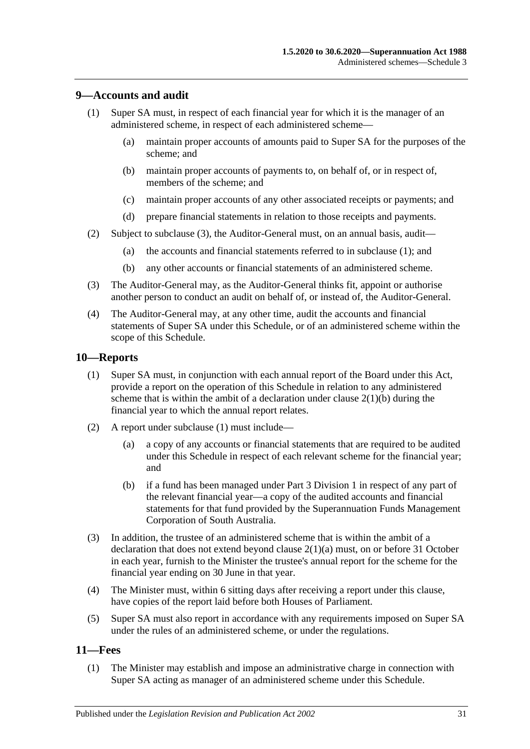## 9—Accounts and audit

(1) Super SA must, in respect of each financial year for which it is the manager of an administered scheme, in respect of each administered scheme—

(a) maintain proper accounts of amounts paid to Super SA for the purposes of the scheme; and

(b) maintain proper accounts of payments to, on behalf of, or in respect of, members of the scheme; and

(c) maintain proper accounts of any other associated receipts or payments; and

(d) prepare financial statements in relation to those receipts and payments.

(2) Subject to subclause (3), the Auditor-General must, on an annual basis, audit—

(a) the accounts and financial statements referred to in subclause (1); and

(b) any other accounts or financial statements of an administered scheme.

(3) The Auditor-General may, as the Auditor-General thinks fit, appoint or authorise another person to conduct an audit on behalf of, or instead of, the Auditor-General.

(4) The Auditor-General may, at any other time, audit the accounts and financial statements of Super SA under this Schedule, or of an administered scheme within the scope of this Schedule.

## 10—Reports

(1) Super SA must, in conjunction with each annual report of the Board under this Act, provide a report on the operation of this Schedule in relation to any administered scheme that is within the ambit of a declaration under clause 2(1)(b) during the financial year to which the annual report relates.

(2) A report under subclause (1) must include—

(a) a copy of any accounts or financial statements that are required to be audited under this Schedule in respect of each relevant scheme for the financial year; and

(b) if a fund has been managed under Part 3 Division 1 in respect of any part of the relevant financial year—a copy of the audited accounts and financial statements for that fund provided by the Superannuation Funds Management Corporation of South Australia.

(3) In addition, the trustee of an administered scheme that is within the ambit of a declaration that does not extend beyond clause 2(1)(a) must, on or before 31 October in each year, furnish to the Minister the trustee's annual report for the scheme for the financial year ending on 30 June in that year.

(4) The Minister must, within 6 sitting days after receiving a report under this clause, have copies of the report laid before both Houses of Parliament.

(5) Super SA must also report in accordance with any requirements imposed on Super SA under the rules of an administered scheme, or under the regulations.

## 11—Fees

(1) The Minister may establish and impose an administrative charge in connection with Super SA acting as manager of an administered scheme under this Schedule.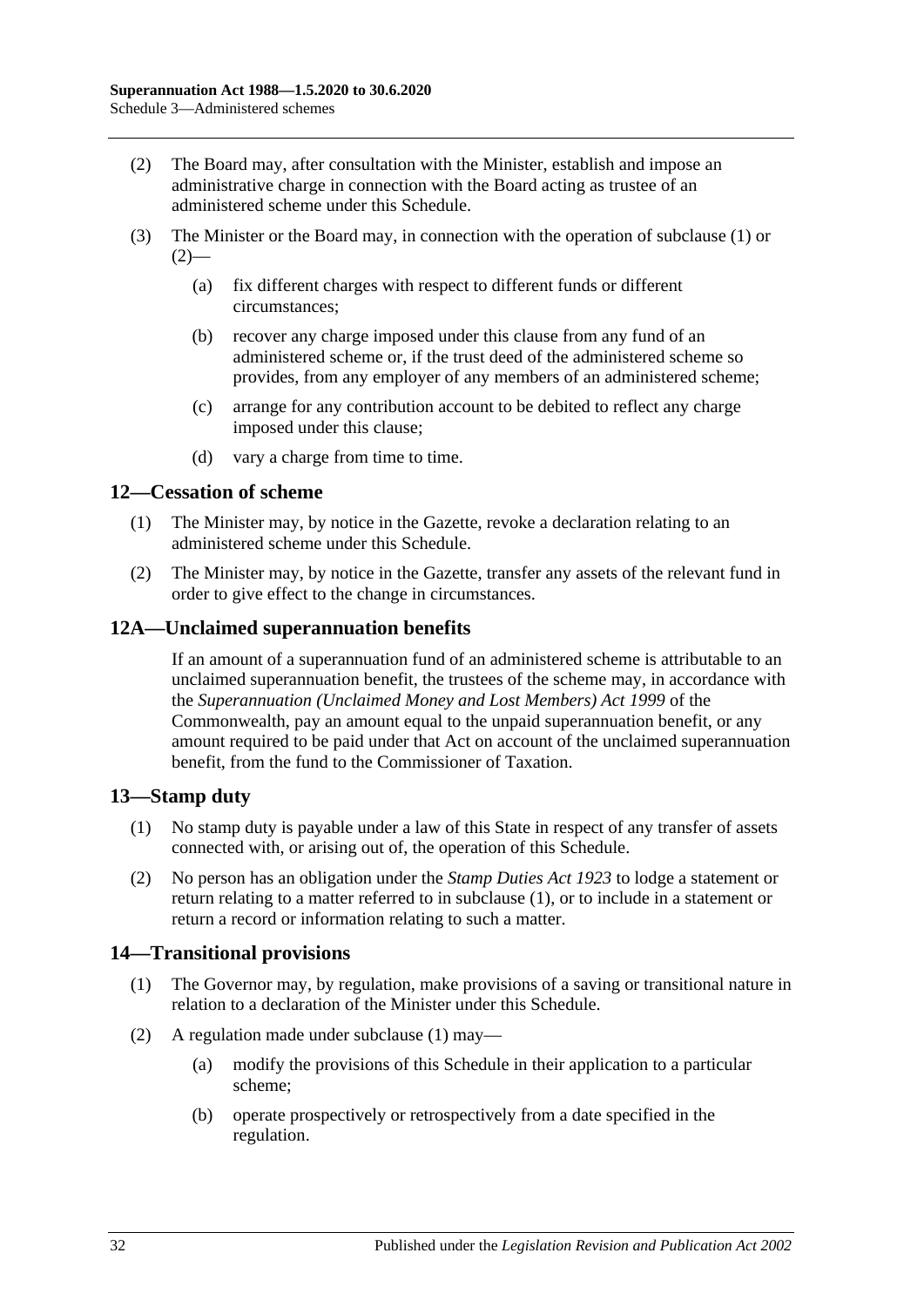(2) The Board may, after consultation with the Minister, establish and impose an administrative charge in connection with the Board acting as trustee of an administered scheme under this Schedule.

(3) The Minister or the Board may, in connection with the operation of subclause (1) or (2)—

(a) fix different charges with respect to different funds or different circumstances;

(b) recover any charge imposed under this clause from any fund of an administered scheme or, if the trust deed of the administered scheme so provides, from any employer of any members of an administered scheme;

(c) arrange for any contribution account to be debited to reflect any charge imposed under this clause;

(d) vary a charge from time to time.

## 12—Cessation of scheme

(1) The Minister may, by notice in the Gazette, revoke a declaration relating to an administered scheme under this Schedule.

(2) The Minister may, by notice in the Gazette, transfer any assets of the relevant fund in order to give effect to the change in circumstances.

## 12A—Unclaimed superannuation benefits

If an amount of a superannuation fund of an administered scheme is attributable to an unclaimed superannuation benefit, the trustees of the scheme may, in accordance with the *Superannuation (Unclaimed Money and Lost Members) Act 1999* of the Commonwealth, pay an amount equal to the unpaid superannuation benefit, or any amount required to be paid under that Act on account of the unclaimed superannuation benefit, from the fund to the Commissioner of Taxation.

## 13—Stamp duty

(1) No stamp duty is payable under a law of this State in respect of any transfer of assets connected with, or arising out of, the operation of this Schedule.

(2) No person has an obligation under the *Stamp Duties Act 1923* to lodge a statement or return relating to a matter referred to in subclause (1), or to include in a statement or return a record or information relating to such a matter.

## 14—Transitional provisions

(1) The Governor may, by regulation, make provisions of a saving or transitional nature in relation to a declaration of the Minister under this Schedule.

(2) A regulation made under subclause (1) may—

(a) modify the provisions of this Schedule in their application to a particular scheme;

(b) operate prospectively or retrospectively from a date specified in the regulation.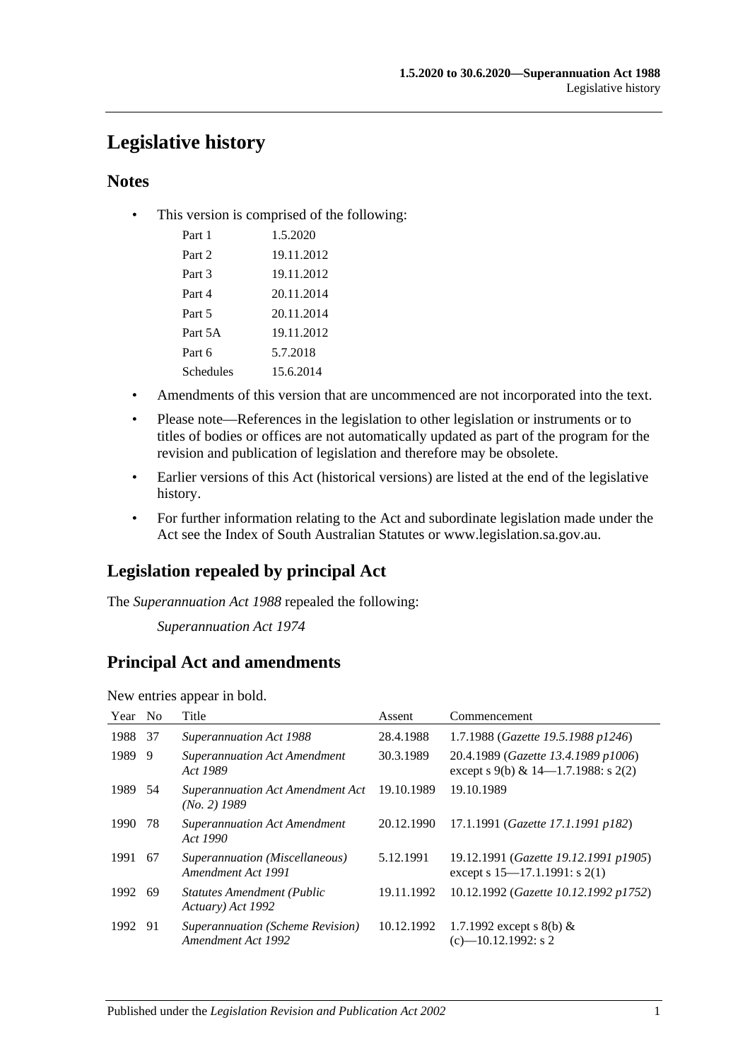# Legislative history

## Notes

- This version is comprised of the following:

| | |
|---|---|
| Part 1 | 1.5.2020 |
| Part 2 | 19.11.2012 |
| Part 3 | 19.11.2012 |
| Part 4 | 20.11.2014 |
| Part 5 | 20.11.2014 |
| Part 5A | 19.11.2012 |
| Part 6 | 5.7.2018 |
| Schedules | 15.6.2014 |

- Amendments of this version that are uncommenced are not incorporated into the text.
- Please note—References in the legislation to other legislation or instruments or to titles of bodies or offices are not automatically updated as part of the program for the revision and publication of legislation and therefore may be obsolete.
- Earlier versions of this Act (historical versions) are listed at the end of the legislative history.
- For further information relating to the Act and subordinate legislation made under the Act see the Index of South Australian Statutes or www.legislation.sa.gov.au.

## Legislation repealed by principal Act

The *Superannuation Act 1988* repealed the following:

*Superannuation Act 1974*

## Principal Act and amendments

New entries appear in bold.

| Year | No | Title | Assent | Commencement |
|---|---|---|---|---|
| 1988 | 37 | *Superannuation Act 1988* | 28.4.1988 | 1.7.1988 (*Gazette 19.5.1988 p1246*) |
| 1989 | 9 | *Superannuation Act Amendment Act 1989* | 30.3.1989 | 20.4.1989 (*Gazette 13.4.1989 p1006*) except s 9(b) & 14—1.7.1988: s 2(2) |
| 1989 | 54 | *Superannuation Act Amendment Act (No. 2) 1989* | 19.10.1989 | 19.10.1989 |
| 1990 | 78 | *Superannuation Act Amendment Act 1990* | 20.12.1990 | 17.1.1991 (*Gazette 17.1.1991 p182*) |
| 1991 | 67 | *Superannuation (Miscellaneous) Amendment Act 1991* | 5.12.1991 | 19.12.1991 (*Gazette 19.12.1991 p1905*) except s 15—17.1.1991: s 2(1) |
| 1992 | 69 | *Statutes Amendment (Public Actuary) Act 1992* | 19.11.1992 | 10.12.1992 (*Gazette 10.12.1992 p1752*) |
| 1992 | 91 | *Superannuation (Scheme Revision) Amendment Act 1992* | 10.12.1992 | 1.7.1992 except s 8(b) & (c)—10.12.1992: s 2 |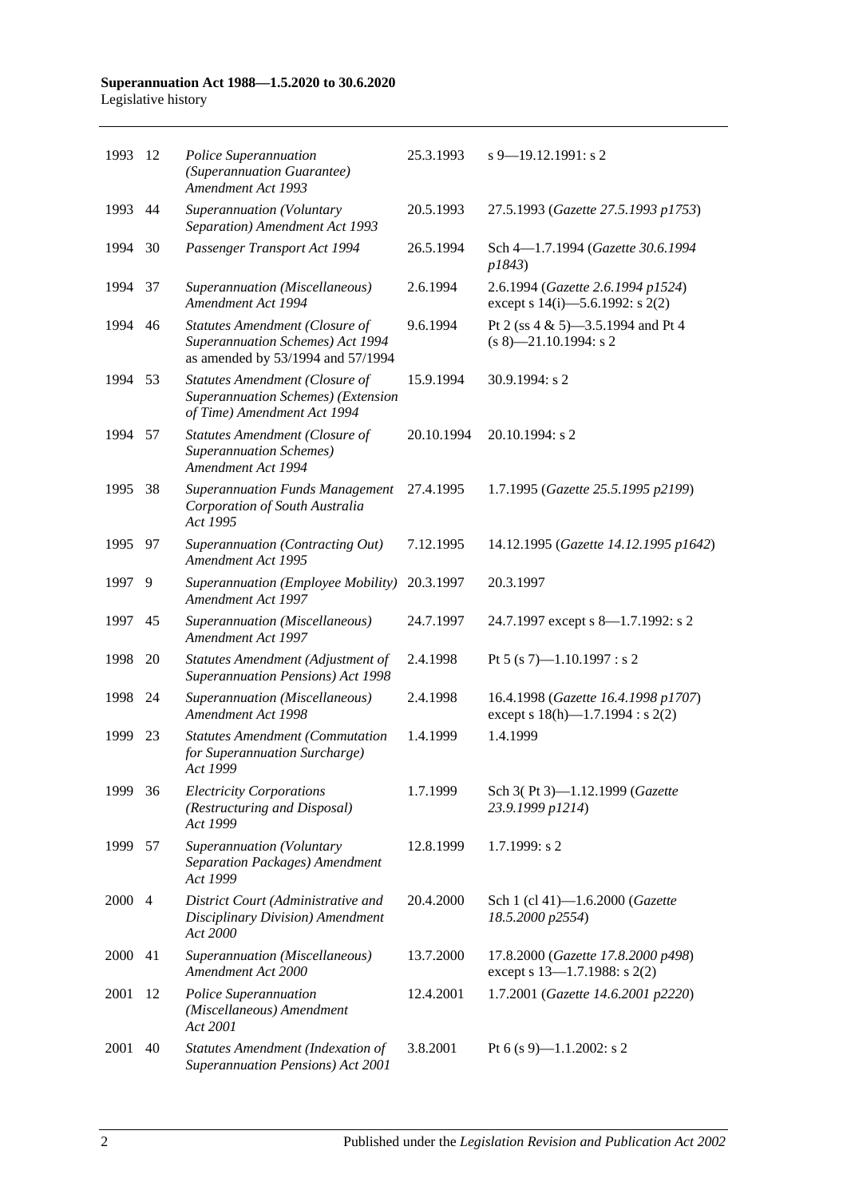| | | | | |
|---|---|---|---|---|
| 1993 | 12 | *Police Superannuation (Superannuation Guarantee) Amendment Act 1993* | 25.3.1993 | s 9—19.12.1991: s 2 |
| 1993 | 44 | *Superannuation (Voluntary Separation) Amendment Act 1993* | 20.5.1993 | 27.5.1993 (*Gazette 27.5.1993 p1753*) |
| 1994 | 30 | *Passenger Transport Act 1994* | 26.5.1994 | Sch 4—1.7.1994 (*Gazette 30.6.1994 p1843*) |
| 1994 | 37 | *Superannuation (Miscellaneous) Amendment Act 1994* | 2.6.1994 | 2.6.1994 (*Gazette 2.6.1994 p1524*) except s 14(i)—5.6.1992: s 2(2) |
| 1994 | 46 | *Statutes Amendment (Closure of Superannuation Schemes) Act 1994* as amended by 53/1994 and 57/1994 | 9.6.1994 | Pt 2 (ss 4 & 5)—3.5.1994 and Pt 4 (s 8)—21.10.1994: s 2 |
| 1994 | 53 | *Statutes Amendment (Closure of Superannuation Schemes) (Extension of Time) Amendment Act 1994* | 15.9.1994 | 30.9.1994: s 2 |
| 1994 | 57 | *Statutes Amendment (Closure of Superannuation Schemes) Amendment Act 1994* | 20.10.1994 | 20.10.1994: s 2 |
| 1995 | 38 | *Superannuation Funds Management Corporation of South Australia Act 1995* | 27.4.1995 | 1.7.1995 (*Gazette 25.5.1995 p2199*) |
| 1995 | 97 | *Superannuation (Contracting Out) Amendment Act 1995* | 7.12.1995 | 14.12.1995 (*Gazette 14.12.1995 p1642*) |
| 1997 | 9 | *Superannuation (Employee Mobility) Amendment Act 1997* | 20.3.1997 | 20.3.1997 |
| 1997 | 45 | *Superannuation (Miscellaneous) Amendment Act 1997* | 24.7.1997 | 24.7.1997 except s 8—1.7.1992: s 2 |
| 1998 | 20 | *Statutes Amendment (Adjustment of Superannuation Pensions) Act 1998* | 2.4.1998 | Pt 5 (s 7)—1.10.1997 : s 2 |
| 1998 | 24 | *Superannuation (Miscellaneous) Amendment Act 1998* | 2.4.1998 | 16.4.1998 (*Gazette 16.4.1998 p1707*) except s 18(h)—1.7.1994 : s 2(2) |
| 1999 | 23 | *Statutes Amendment (Commutation for Superannuation Surcharge) Act 1999* | 1.4.1999 | 1.4.1999 |
| 1999 | 36 | *Electricity Corporations (Restructuring and Disposal) Act 1999* | 1.7.1999 | Sch 3( Pt 3)—1.12.1999 (*Gazette 23.9.1999 p1214*) |
| 1999 | 57 | *Superannuation (Voluntary Separation Packages) Amendment Act 1999* | 12.8.1999 | 1.7.1999: s 2 |
| 2000 | 4 | *District Court (Administrative and Disciplinary Division) Amendment Act 2000* | 20.4.2000 | Sch 1 (cl 41)—1.6.2000 (*Gazette 18.5.2000 p2554*) |
| 2000 | 41 | *Superannuation (Miscellaneous) Amendment Act 2000* | 13.7.2000 | 17.8.2000 (*Gazette 17.8.2000 p498*) except s 13—1.7.1988: s 2(2) |
| 2001 | 12 | *Police Superannuation (Miscellaneous) Amendment Act 2001* | 12.4.2001 | 1.7.2001 (*Gazette 14.6.2001 p2220*) |
| 2001 | 40 | *Statutes Amendment (Indexation of Superannuation Pensions) Act 2001* | 3.8.2001 | Pt 6 (s 9)—1.1.2002: s 2 |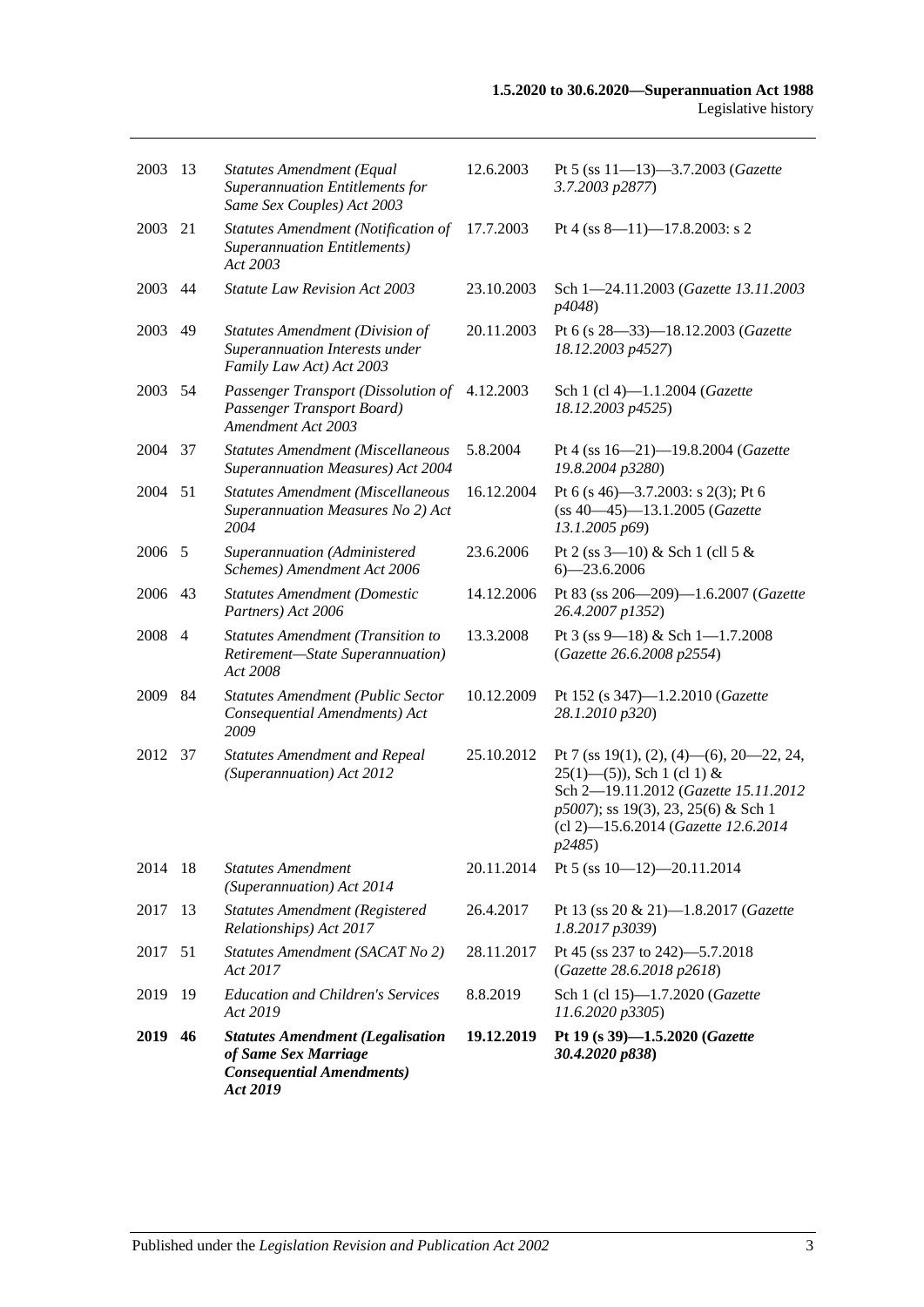| | | | | |
|---|---|---|---|---|
| 2003 | 13 | *Statutes Amendment (Equal Superannuation Entitlements for Same Sex Couples) Act 2003* | 12.6.2003 | Pt 5 (ss 11—13)—3.7.2003 (*Gazette 3.7.2003 p2877*) |
| 2003 | 21 | *Statutes Amendment (Notification of Superannuation Entitlements) Act 2003* | 17.7.2003 | Pt 4 (ss 8—11)—17.8.2003: s 2 |
| 2003 | 44 | *Statute Law Revision Act 2003* | 23.10.2003 | Sch 1—24.11.2003 (*Gazette 13.11.2003 p4048*) |
| 2003 | 49 | *Statutes Amendment (Division of Superannuation Interests under Family Law Act) Act 2003* | 20.11.2003 | Pt 6 (s 28—33)—18.12.2003 (*Gazette 18.12.2003 p4527*) |
| 2003 | 54 | *Passenger Transport (Dissolution of Passenger Transport Board) Amendment Act 2003* | 4.12.2003 | Sch 1 (cl 4)—1.1.2004 (*Gazette 18.12.2003 p4525*) |
| 2004 | 37 | *Statutes Amendment (Miscellaneous Superannuation Measures) Act 2004* | 5.8.2004 | Pt 4 (ss 16—21)—19.8.2004 (*Gazette 19.8.2004 p3280*) |
| 2004 | 51 | *Statutes Amendment (Miscellaneous Superannuation Measures No 2) Act 2004* | 16.12.2004 | Pt 6 (s 46)—3.7.2003: s 2(3); Pt 6 (ss 40—45)—13.1.2005 (*Gazette 13.1.2005 p69*) |
| 2006 | 5 | *Superannuation (Administered Schemes) Amendment Act 2006* | 23.6.2006 | Pt 2 (ss 3—10) & Sch 1 (cll 5 & 6)—23.6.2006 |
| 2006 | 43 | *Statutes Amendment (Domestic Partners) Act 2006* | 14.12.2006 | Pt 83 (ss 206—209)—1.6.2007 (*Gazette 26.4.2007 p1352*) |
| 2008 | 4 | *Statutes Amendment (Transition to Retirement—State Superannuation) Act 2008* | 13.3.2008 | Pt 3 (ss 9—18) & Sch 1—1.7.2008 (*Gazette 26.6.2008 p2554*) |
| 2009 | 84 | *Statutes Amendment (Public Sector Consequential Amendments) Act 2009* | 10.12.2009 | Pt 152 (s 347)—1.2.2010 (*Gazette 28.1.2010 p320*) |
| 2012 | 37 | *Statutes Amendment and Repeal (Superannuation) Act 2012* | 25.10.2012 | Pt 7 (ss 19(1), (2), (4)—(6), 20—22, 24, 25(1)—(5)), Sch 1 (cl 1) & Sch 2—19.11.2012 (*Gazette 15.11.2012 p5007*); ss 19(3), 23, 25(6) & Sch 1 (cl 2)—15.6.2014 (*Gazette 12.6.2014 p2485*) |
| 2014 | 18 | *Statutes Amendment (Superannuation) Act 2014* | 20.11.2014 | Pt 5 (ss 10—12)—20.11.2014 |
| 2017 | 13 | *Statutes Amendment (Registered Relationships) Act 2017* | 26.4.2017 | Pt 13 (ss 20 & 21)—1.8.2017 (*Gazette 1.8.2017 p3039*) |
| 2017 | 51 | *Statutes Amendment (SACAT No 2) Act 2017* | 28.11.2017 | Pt 45 (ss 237 to 242)—5.7.2018 (*Gazette 28.6.2018 p2618*) |
| 2019 | 19 | *Education and Children's Services Act 2019* | 8.8.2019 | Sch 1 (cl 15)—1.7.2020 (*Gazette 11.6.2020 p3305*) |
| **2019** | **46** | ***Statutes Amendment (Legalisation of Same Sex Marriage Consequential Amendments) Act 2019*** | **19.12.2019** | **Pt 19 (s 39)—1.5.2020 (*Gazette 30.4.2020 p838*)** |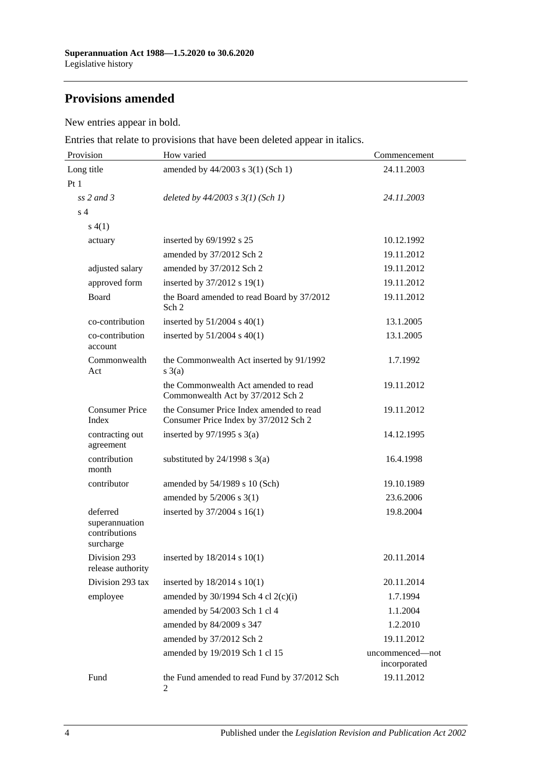## Provisions amended

New entries appear in bold.

Entries that relate to provisions that have been deleted appear in italics.

| Provision | How varied | Commencement |
|---|---|---|
| Long title | amended by 44/2003 s 3(1) (Sch 1) | 24.11.2003 |
| Pt 1 | | |
| *ss 2 and 3* | *deleted by 44/2003 s 3(1) (Sch 1)* | *24.11.2003* |
| s 4 | | |
| s 4(1) | | |
| actuary | inserted by 69/1992 s 25 | 10.12.1992 |
| | amended by 37/2012 Sch 2 | 19.11.2012 |
| adjusted salary | amended by 37/2012 Sch 2 | 19.11.2012 |
| approved form | inserted by 37/2012 s 19(1) | 19.11.2012 |
| Board | the Board amended to read Board by 37/2012 Sch 2 | 19.11.2012 |
| co-contribution | inserted by 51/2004 s 40(1) | 13.1.2005 |
| co-contribution account | inserted by 51/2004 s 40(1) | 13.1.2005 |
| Commonwealth Act | the Commonwealth Act inserted by 91/1992 s 3(a) | 1.7.1992 |
| | the Commonwealth Act amended to read Commonwealth Act by 37/2012 Sch 2 | 19.11.2012 |
| Consumer Price Index | the Consumer Price Index amended to read Consumer Price Index by 37/2012 Sch 2 | 19.11.2012 |
| contracting out agreement | inserted by 97/1995 s 3(a) | 14.12.1995 |
| contribution month | substituted by 24/1998 s 3(a) | 16.4.1998 |
| contributor | amended by 54/1989 s 10 (Sch) | 19.10.1989 |
| | amended by 5/2006 s 3(1) | 23.6.2006 |
| deferred superannuation contributions surcharge | inserted by 37/2004 s 16(1) | 19.8.2004 |
| Division 293 release authority | inserted by 18/2014 s 10(1) | 20.11.2014 |
| Division 293 tax | inserted by 18/2014 s 10(1) | 20.11.2014 |
| employee | amended by 30/1994 Sch 4 cl 2(c)(i) | 1.7.1994 |
| | amended by 54/2003 Sch 1 cl 4 | 1.1.2004 |
| | amended by 84/2009 s 347 | 1.2.2010 |
| | amended by 37/2012 Sch 2 | 19.11.2012 |
| | amended by 19/2019 Sch 1 cl 15 | uncommenced—not incorporated |
| Fund | the Fund amended to read Fund by 37/2012 Sch 2 | 19.11.2012 |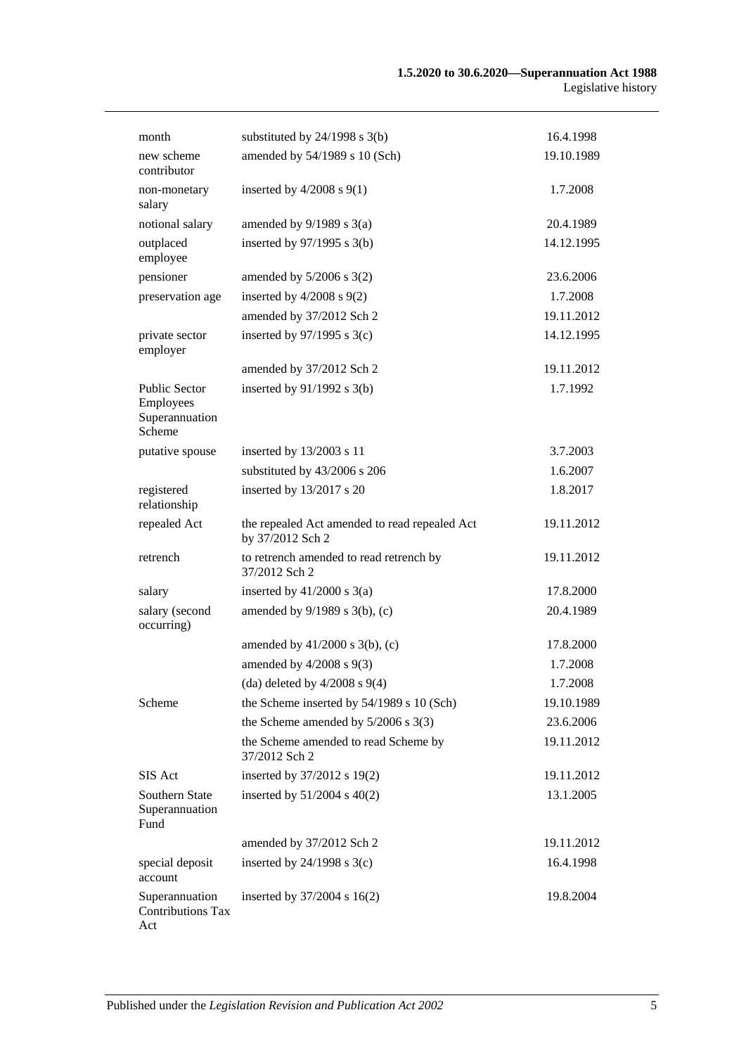| | | |
|---|---|---|
| month | substituted by 24/1998 s 3(b) | 16.4.1998 |
| new scheme contributor | amended by 54/1989 s 10 (Sch) | 19.10.1989 |
| non-monetary salary | inserted by 4/2008 s 9(1) | 1.7.2008 |
| notional salary | amended by 9/1989 s 3(a) | 20.4.1989 |
| outplaced employee | inserted by 97/1995 s 3(b) | 14.12.1995 |
| pensioner | amended by 5/2006 s 3(2) | 23.6.2006 |
| preservation age | inserted by 4/2008 s 9(2) | 1.7.2008 |
| | amended by 37/2012 Sch 2 | 19.11.2012 |
| private sector employer | inserted by 97/1995 s 3(c) | 14.12.1995 |
| | amended by 37/2012 Sch 2 | 19.11.2012 |
| Public Sector Employees Superannuation Scheme | inserted by 91/1992 s 3(b) | 1.7.1992 |
| putative spouse | inserted by 13/2003 s 11 | 3.7.2003 |
| | substituted by 43/2006 s 206 | 1.6.2007 |
| registered relationship | inserted by 13/2017 s 20 | 1.8.2017 |
| repealed Act | the repealed Act amended to read repealed Act by 37/2012 Sch 2 | 19.11.2012 |
| retrench | to retrench amended to read retrench by 37/2012 Sch 2 | 19.11.2012 |
| salary | inserted by 41/2000 s 3(a) | 17.8.2000 |
| salary (second occurring) | amended by 9/1989 s 3(b), (c) | 20.4.1989 |
| | amended by 41/2000 s 3(b), (c) | 17.8.2000 |
| | amended by 4/2008 s 9(3) | 1.7.2008 |
| | (da) deleted by 4/2008 s 9(4) | 1.7.2008 |
| Scheme | the Scheme inserted by 54/1989 s 10 (Sch) | 19.10.1989 |
| | the Scheme amended by 5/2006 s 3(3) | 23.6.2006 |
| | the Scheme amended to read Scheme by 37/2012 Sch 2 | 19.11.2012 |
| SIS Act | inserted by 37/2012 s 19(2) | 19.11.2012 |
| Southern State Superannuation Fund | inserted by 51/2004 s 40(2) | 13.1.2005 |
| | amended by 37/2012 Sch 2 | 19.11.2012 |
| special deposit account | inserted by 24/1998 s 3(c) | 16.4.1998 |
| Superannuation Contributions Tax Act | inserted by 37/2004 s 16(2) | 19.8.2004 |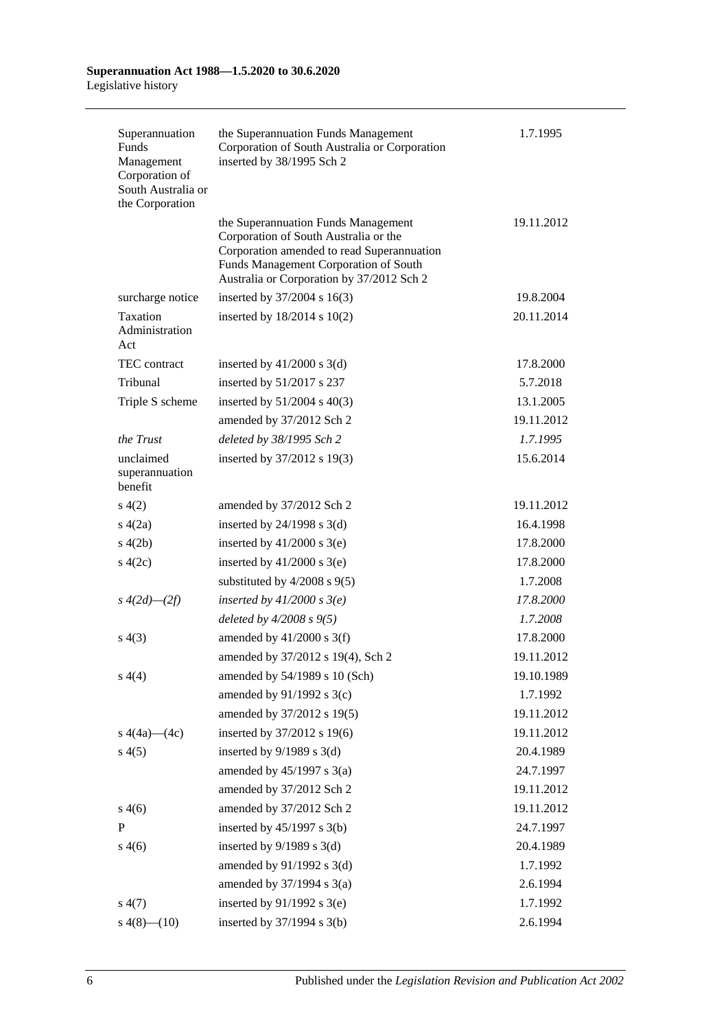| | | |
|---|---|---|
| Superannuation Funds Management Corporation of South Australia or the Corporation | the Superannuation Funds Management Corporation of South Australia or Corporation inserted by 38/1995 Sch 2 | 1.7.1995 |
| | the Superannuation Funds Management Corporation of South Australia or the Corporation amended to read Superannuation Funds Management Corporation of South Australia or Corporation by 37/2012 Sch 2 | 19.11.2012 |
| surcharge notice | inserted by 37/2004 s 16(3) | 19.8.2004 |
| Taxation Administration Act | inserted by 18/2014 s 10(2) | 20.11.2014 |
| TEC contract | inserted by 41/2000 s 3(d) | 17.8.2000 |
| Tribunal | inserted by 51/2017 s 237 | 5.7.2018 |
| Triple S scheme | inserted by 51/2004 s 40(3) | 13.1.2005 |
| | amended by 37/2012 Sch 2 | 19.11.2012 |
| *the Trust* | *deleted by 38/1995 Sch 2* | *1.7.1995* |
| unclaimed superannuation benefit | inserted by 37/2012 s 19(3) | 15.6.2014 |
| s 4(2) | amended by 37/2012 Sch 2 | 19.11.2012 |
| s 4(2a) | inserted by 24/1998 s 3(d) | 16.4.1998 |
| s 4(2b) | inserted by 41/2000 s 3(e) | 17.8.2000 |
| s 4(2c) | inserted by 41/2000 s 3(e) | 17.8.2000 |
| | substituted by 4/2008 s 9(5) | 1.7.2008 |
| *s 4(2d)—(2f)* | *inserted by 41/2000 s 3(e)* | *17.8.2000* |
| | *deleted by 4/2008 s 9(5)* | *1.7.2008* |
| s 4(3) | amended by 41/2000 s 3(f) | 17.8.2000 |
| | amended by 37/2012 s 19(4), Sch 2 | 19.11.2012 |
| s 4(4) | amended by 54/1989 s 10 (Sch) | 19.10.1989 |
| | amended by 91/1992 s 3(c) | 1.7.1992 |
| | amended by 37/2012 s 19(5) | 19.11.2012 |
| s 4(4a)—(4c) | inserted by 37/2012 s 19(6) | 19.11.2012 |
| s 4(5) | inserted by 9/1989 s 3(d) | 20.4.1989 |
| | amended by 45/1997 s 3(a) | 24.7.1997 |
| | amended by 37/2012 Sch 2 | 19.11.2012 |
| s 4(6) | amended by 37/2012 Sch 2 | 19.11.2012 |
| P | inserted by 45/1997 s 3(b) | 24.7.1997 |
| s 4(6) | inserted by 9/1989 s 3(d) | 20.4.1989 |
| | amended by 91/1992 s 3(d) | 1.7.1992 |
| | amended by 37/1994 s 3(a) | 2.6.1994 |
| s 4(7) | inserted by 91/1992 s 3(e) | 1.7.1992 |
| s 4(8)—(10) | inserted by 37/1994 s 3(b) | 2.6.1994 |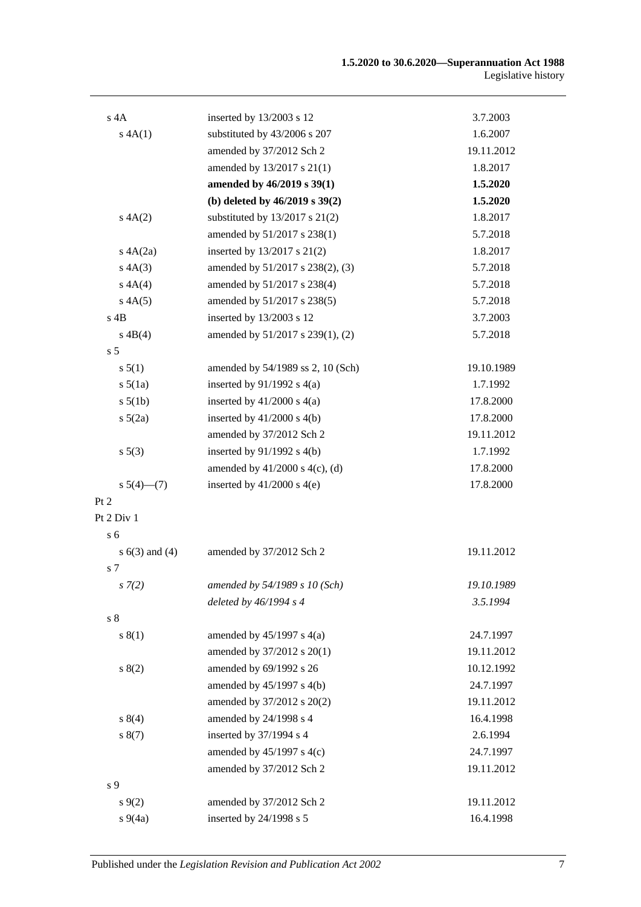| | | |
|---|---|---|
| s 4A | inserted by 13/2003 s 12 | 3.7.2003 |
| s 4A(1) | substituted by 43/2006 s 207 | 1.6.2007 |
| | amended by 37/2012 Sch 2 | 19.11.2012 |
| | amended by 13/2017 s 21(1) | 1.8.2017 |
| | **amended by 46/2019 s 39(1)** | **1.5.2020** |
| | **(b) deleted by 46/2019 s 39(2)** | **1.5.2020** |
| s 4A(2) | substituted by 13/2017 s 21(2) | 1.8.2017 |
| | amended by 51/2017 s 238(1) | 5.7.2018 |
| s 4A(2a) | inserted by 13/2017 s 21(2) | 1.8.2017 |
| s 4A(3) | amended by 51/2017 s 238(2), (3) | 5.7.2018 |
| s 4A(4) | amended by 51/2017 s 238(4) | 5.7.2018 |
| s 4A(5) | amended by 51/2017 s 238(5) | 5.7.2018 |
| s 4B | inserted by 13/2003 s 12 | 3.7.2003 |
| s 4B(4) | amended by 51/2017 s 239(1), (2) | 5.7.2018 |
| s 5 | | |
| s 5(1) | amended by 54/1989 ss 2, 10 (Sch) | 19.10.1989 |
| s 5(1a) | inserted by 91/1992 s 4(a) | 1.7.1992 |
| s 5(1b) | inserted by 41/2000 s 4(a) | 17.8.2000 |
| s 5(2a) | inserted by 41/2000 s 4(b) | 17.8.2000 |
| | amended by 37/2012 Sch 2 | 19.11.2012 |
| s 5(3) | inserted by 91/1992 s 4(b) | 1.7.1992 |
| | amended by 41/2000 s 4(c), (d) | 17.8.2000 |
| s 5(4)—(7) | inserted by 41/2000 s 4(e) | 17.8.2000 |
| Pt 2 | | |
| Pt 2 Div 1 | | |
| s 6 | | |
| s 6(3) and (4) | amended by 37/2012 Sch 2 | 19.11.2012 |
| s 7 | | |
| *s 7(2)* | *amended by 54/1989 s 10 (Sch)* | *19.10.1989* |
| | *deleted by 46/1994 s 4* | *3.5.1994* |
| s 8 | | |
| s 8(1) | amended by 45/1997 s 4(a) | 24.7.1997 |
| | amended by 37/2012 s 20(1) | 19.11.2012 |
| s 8(2) | amended by 69/1992 s 26 | 10.12.1992 |
| | amended by 45/1997 s 4(b) | 24.7.1997 |
| | amended by 37/2012 s 20(2) | 19.11.2012 |
| s 8(4) | amended by 24/1998 s 4 | 16.4.1998 |
| s 8(7) | inserted by 37/1994 s 4 | 2.6.1994 |
| | amended by 45/1997 s 4(c) | 24.7.1997 |
| | amended by 37/2012 Sch 2 | 19.11.2012 |
| s 9 | | |
| s 9(2) | amended by 37/2012 Sch 2 | 19.11.2012 |
| s 9(4a) | inserted by 24/1998 s 5 | 16.4.1998 |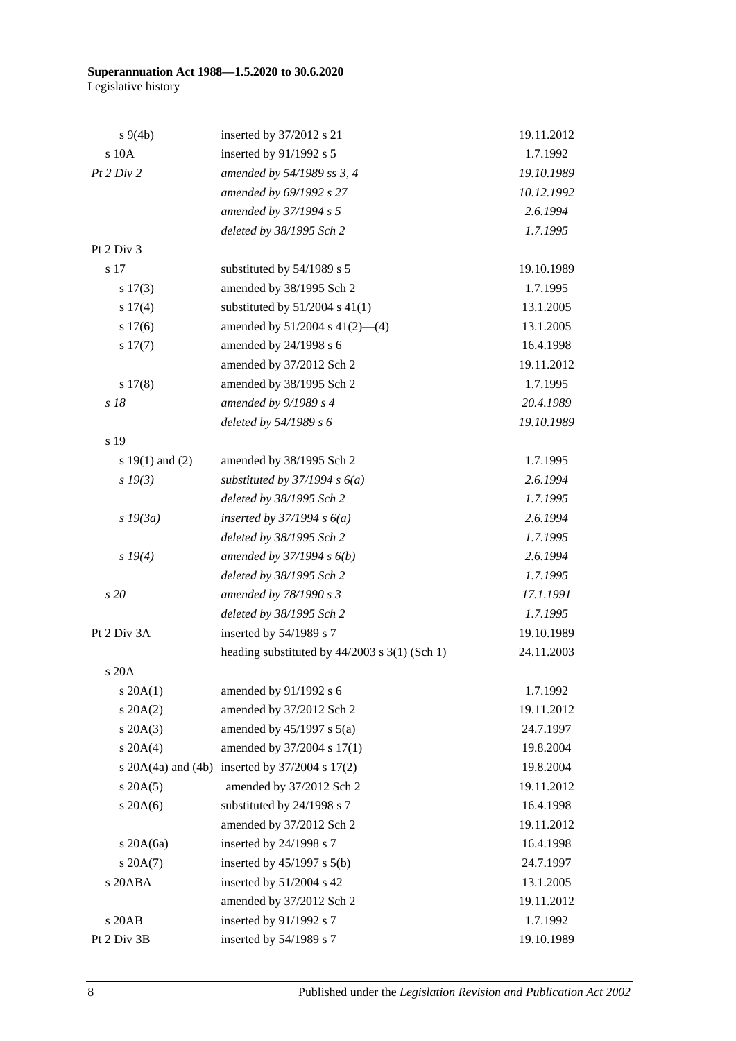| | | |
|---|---|---|
| s 9(4b) | inserted by 37/2012 s 21 | 19.11.2012 |
| s 10A | inserted by 91/1992 s 5 | 1.7.1992 |
| *Pt 2 Div 2* | *amended by 54/1989 ss 3, 4* | *19.10.1989* |
| | *amended by 69/1992 s 27* | *10.12.1992* |
| | *amended by 37/1994 s 5* | *2.6.1994* |
| | *deleted by 38/1995 Sch 2* | *1.7.1995* |
| Pt 2 Div 3 | | |
| s 17 | substituted by 54/1989 s 5 | 19.10.1989 |
| s 17(3) | amended by 38/1995 Sch 2 | 1.7.1995 |
| s 17(4) | substituted by 51/2004 s 41(1) | 13.1.2005 |
| s 17(6) | amended by 51/2004 s 41(2)—(4) | 13.1.2005 |
| s 17(7) | amended by 24/1998 s 6 | 16.4.1998 |
| | amended by 37/2012 Sch 2 | 19.11.2012 |
| s 17(8) | amended by 38/1995 Sch 2 | 1.7.1995 |
| *s 18* | *amended by 9/1989 s 4* | *20.4.1989* |
| | *deleted by 54/1989 s 6* | *19.10.1989* |
| s 19 | | |
| s 19(1) and (2) | amended by 38/1995 Sch 2 | 1.7.1995 |
| *s 19(3)* | *substituted by 37/1994 s 6(a)* | *2.6.1994* |
| | *deleted by 38/1995 Sch 2* | *1.7.1995* |
| *s 19(3a)* | *inserted by 37/1994 s 6(a)* | *2.6.1994* |
| | *deleted by 38/1995 Sch 2* | *1.7.1995* |
| *s 19(4)* | *amended by 37/1994 s 6(b)* | *2.6.1994* |
| | *deleted by 38/1995 Sch 2* | *1.7.1995* |
| *s 20* | *amended by 78/1990 s 3* | *17.1.1991* |
| | *deleted by 38/1995 Sch 2* | *1.7.1995* |
| Pt 2 Div 3A | inserted by 54/1989 s 7 | 19.10.1989 |
| | heading substituted by 44/2003 s 3(1) (Sch 1) | 24.11.2003 |
| s 20A | | |
| s 20A(1) | amended by 91/1992 s 6 | 1.7.1992 |
| s 20A(2) | amended by 37/2012 Sch 2 | 19.11.2012 |
| s 20A(3) | amended by 45/1997 s 5(a) | 24.7.1997 |
| s 20A(4) | amended by 37/2004 s 17(1) | 19.8.2004 |
| s 20A(4a) and (4b) | inserted by 37/2004 s 17(2) | 19.8.2004 |
| s 20A(5) | amended by 37/2012 Sch 2 | 19.11.2012 |
| s 20A(6) | substituted by 24/1998 s 7 | 16.4.1998 |
| | amended by 37/2012 Sch 2 | 19.11.2012 |
| s 20A(6a) | inserted by 24/1998 s 7 | 16.4.1998 |
| s 20A(7) | inserted by 45/1997 s 5(b) | 24.7.1997 |
| s 20ABA | inserted by 51/2004 s 42 | 13.1.2005 |
| | amended by 37/2012 Sch 2 | 19.11.2012 |
| s 20AB | inserted by 91/1992 s 7 | 1.7.1992 |
| Pt 2 Div 3B | inserted by 54/1989 s 7 | 19.10.1989 |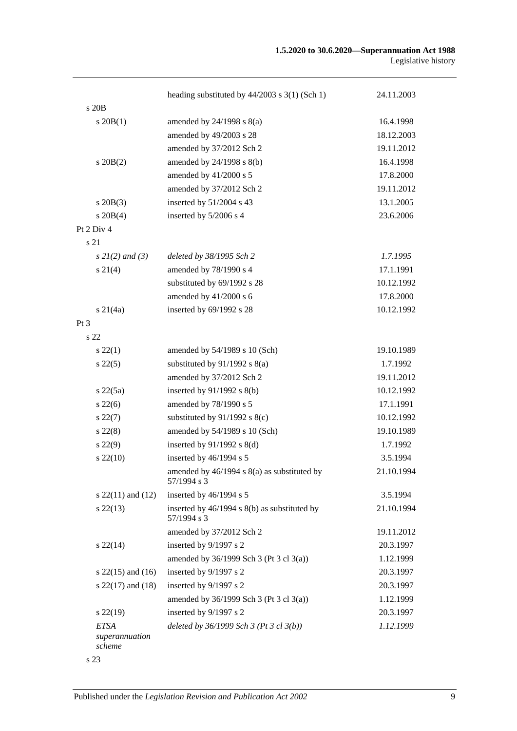| | | |
|---|---|---|
| | heading substituted by 44/2003 s 3(1) (Sch 1) | 24.11.2003 |
| s 20B | | |
| s 20B(1) | amended by 24/1998 s 8(a) | 16.4.1998 |
| | amended by 49/2003 s 28 | 18.12.2003 |
| | amended by 37/2012 Sch 2 | 19.11.2012 |
| s 20B(2) | amended by 24/1998 s 8(b) | 16.4.1998 |
| | amended by 41/2000 s 5 | 17.8.2000 |
| | amended by 37/2012 Sch 2 | 19.11.2012 |
| s 20B(3) | inserted by 51/2004 s 43 | 13.1.2005 |
| s 20B(4) | inserted by 5/2006 s 4 | 23.6.2006 |
| Pt 2 Div 4 | | |
| s 21 | | |
| *s 21(2) and (3)* | *deleted by 38/1995 Sch 2* | *1.7.1995* |
| s 21(4) | amended by 78/1990 s 4 | 17.1.1991 |
| | substituted by 69/1992 s 28 | 10.12.1992 |
| | amended by 41/2000 s 6 | 17.8.2000 |
| s 21(4a) | inserted by 69/1992 s 28 | 10.12.1992 |
| Pt 3 | | |
| s 22 | | |
| s 22(1) | amended by 54/1989 s 10 (Sch) | 19.10.1989 |
| s 22(5) | substituted by 91/1992 s 8(a) | 1.7.1992 |
| | amended by 37/2012 Sch 2 | 19.11.2012 |
| s 22(5a) | inserted by 91/1992 s 8(b) | 10.12.1992 |
| s 22(6) | amended by 78/1990 s 5 | 17.1.1991 |
| s 22(7) | substituted by 91/1992 s 8(c) | 10.12.1992 |
| s 22(8) | amended by 54/1989 s 10 (Sch) | 19.10.1989 |
| s 22(9) | inserted by 91/1992 s 8(d) | 1.7.1992 |
| s 22(10) | inserted by 46/1994 s 5 | 3.5.1994 |
| | amended by 46/1994 s 8(a) as substituted by 57/1994 s 3 | 21.10.1994 |
| s 22(11) and (12) | inserted by 46/1994 s 5 | 3.5.1994 |
| s 22(13) | inserted by 46/1994 s 8(b) as substituted by 57/1994 s 3 | 21.10.1994 |
| | amended by 37/2012 Sch 2 | 19.11.2012 |
| s 22(14) | inserted by 9/1997 s 2 | 20.3.1997 |
| | amended by 36/1999 Sch 3 (Pt 3 cl 3(a)) | 1.12.1999 |
| s 22(15) and (16) | inserted by 9/1997 s 2 | 20.3.1997 |
| s 22(17) and (18) | inserted by 9/1997 s 2 | 20.3.1997 |
| | amended by 36/1999 Sch 3 (Pt 3 cl 3(a)) | 1.12.1999 |
| s 22(19) | inserted by 9/1997 s 2 | 20.3.1997 |
| *ETSA superannuation scheme* | *deleted by 36/1999 Sch 3 (Pt 3 cl 3(b))* | *1.12.1999* |
| s 23 | | |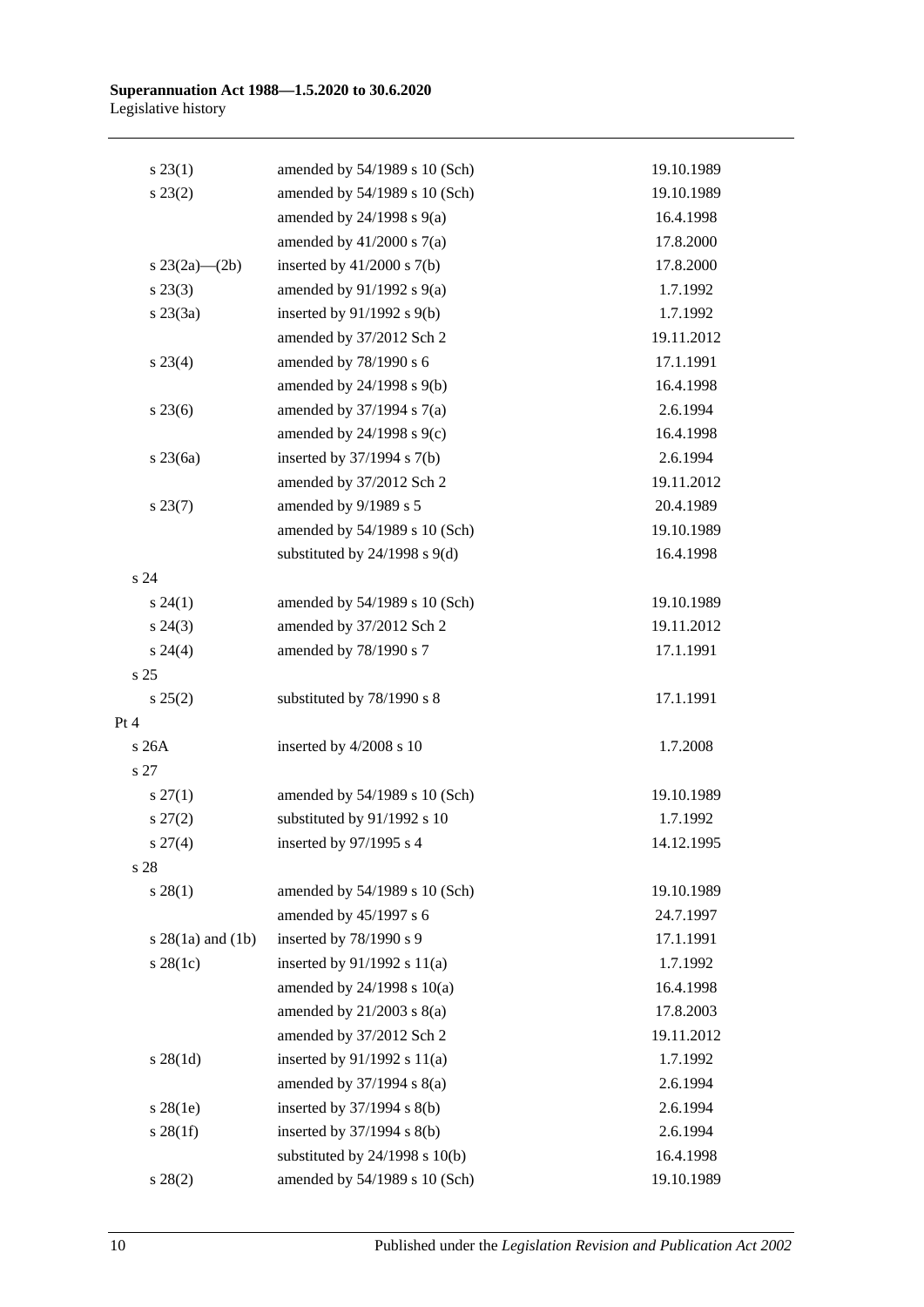| | | |
|---|---|---|
| s 23(1) | amended by 54/1989 s 10 (Sch) | 19.10.1989 |
| s 23(2) | amended by 54/1989 s 10 (Sch) | 19.10.1989 |
| | amended by 24/1998 s 9(a) | 16.4.1998 |
| | amended by 41/2000 s 7(a) | 17.8.2000 |
| s 23(2a)—(2b) | inserted by 41/2000 s 7(b) | 17.8.2000 |
| s 23(3) | amended by 91/1992 s 9(a) | 1.7.1992 |
| s 23(3a) | inserted by 91/1992 s 9(b) | 1.7.1992 |
| | amended by 37/2012 Sch 2 | 19.11.2012 |
| s 23(4) | amended by 78/1990 s 6 | 17.1.1991 |
| | amended by 24/1998 s 9(b) | 16.4.1998 |
| s 23(6) | amended by 37/1994 s 7(a) | 2.6.1994 |
| | amended by 24/1998 s 9(c) | 16.4.1998 |
| s 23(6a) | inserted by 37/1994 s 7(b) | 2.6.1994 |
| | amended by 37/2012 Sch 2 | 19.11.2012 |
| s 23(7) | amended by 9/1989 s 5 | 20.4.1989 |
| | amended by 54/1989 s 10 (Sch) | 19.10.1989 |
| | substituted by 24/1998 s 9(d) | 16.4.1998 |
| s 24 | | |
| s 24(1) | amended by 54/1989 s 10 (Sch) | 19.10.1989 |
| s 24(3) | amended by 37/2012 Sch 2 | 19.11.2012 |
| s 24(4) | amended by 78/1990 s 7 | 17.1.1991 |
| s 25 | | |
| s 25(2) | substituted by 78/1990 s 8 | 17.1.1991 |
| Pt 4 | | |
| s 26A | inserted by 4/2008 s 10 | 1.7.2008 |
| s 27 | | |
| s 27(1) | amended by 54/1989 s 10 (Sch) | 19.10.1989 |
| s 27(2) | substituted by 91/1992 s 10 | 1.7.1992 |
| s 27(4) | inserted by 97/1995 s 4 | 14.12.1995 |
| s 28 | | |
| s 28(1) | amended by 54/1989 s 10 (Sch) | 19.10.1989 |
| | amended by 45/1997 s 6 | 24.7.1997 |
| s 28(1a) and (1b) | inserted by 78/1990 s 9 | 17.1.1991 |
| s 28(1c) | inserted by 91/1992 s 11(a) | 1.7.1992 |
| | amended by 24/1998 s 10(a) | 16.4.1998 |
| | amended by 21/2003 s 8(a) | 17.8.2003 |
| | amended by 37/2012 Sch 2 | 19.11.2012 |
| s 28(1d) | inserted by 91/1992 s 11(a) | 1.7.1992 |
| | amended by 37/1994 s 8(a) | 2.6.1994 |
| s 28(1e) | inserted by 37/1994 s 8(b) | 2.6.1994 |
| s 28(1f) | inserted by 37/1994 s 8(b) | 2.6.1994 |
| | substituted by 24/1998 s 10(b) | 16.4.1998 |
| s 28(2) | amended by 54/1989 s 10 (Sch) | 19.10.1989 |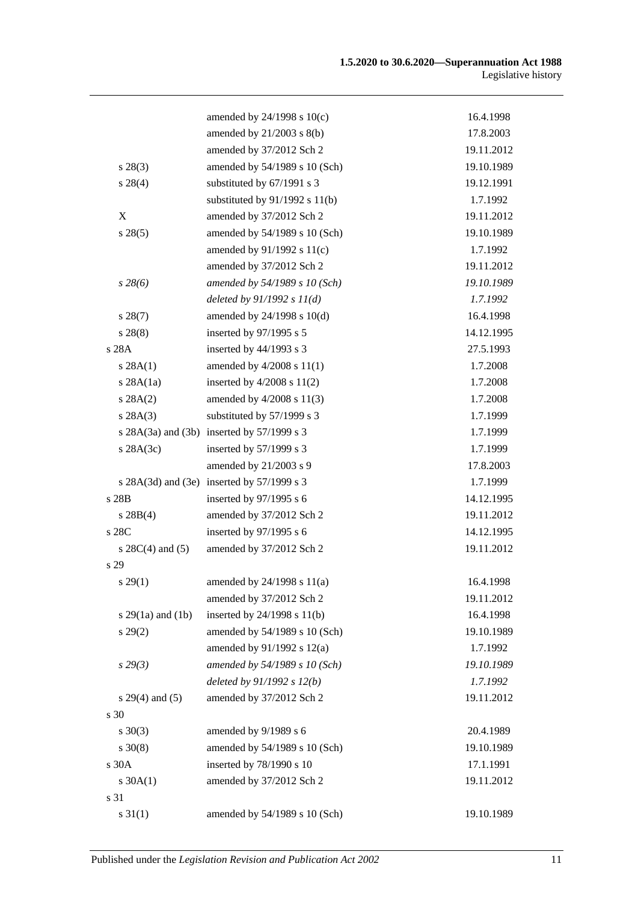| | | |
|---|---|---|
| | amended by 24/1998 s 10(c) | 16.4.1998 |
| | amended by 21/2003 s 8(b) | 17.8.2003 |
| | amended by 37/2012 Sch 2 | 19.11.2012 |
| s 28(3) | amended by 54/1989 s 10 (Sch) | 19.10.1989 |
| s 28(4) | substituted by 67/1991 s 3 | 19.12.1991 |
| | substituted by 91/1992 s 11(b) | 1.7.1992 |
| X | amended by 37/2012 Sch 2 | 19.11.2012 |
| s 28(5) | amended by 54/1989 s 10 (Sch) | 19.10.1989 |
| | amended by 91/1992 s 11(c) | 1.7.1992 |
| | amended by 37/2012 Sch 2 | 19.11.2012 |
| *s 28(6)* | *amended by 54/1989 s 10 (Sch)* | *19.10.1989* |
| | *deleted by 91/1992 s 11(d)* | *1.7.1992* |
| s 28(7) | amended by 24/1998 s 10(d) | 16.4.1998 |
| s 28(8) | inserted by 97/1995 s 5 | 14.12.1995 |
| s 28A | inserted by 44/1993 s 3 | 27.5.1993 |
| s 28A(1) | amended by 4/2008 s 11(1) | 1.7.2008 |
| s 28A(1a) | inserted by 4/2008 s 11(2) | 1.7.2008 |
| s 28A(2) | amended by 4/2008 s 11(3) | 1.7.2008 |
| s 28A(3) | substituted by 57/1999 s 3 | 1.7.1999 |
| s 28A(3a) and (3b) | inserted by 57/1999 s 3 | 1.7.1999 |
| s 28A(3c) | inserted by 57/1999 s 3 | 1.7.1999 |
| | amended by 21/2003 s 9 | 17.8.2003 |
| s 28A(3d) and (3e) | inserted by 57/1999 s 3 | 1.7.1999 |
| s 28B | inserted by 97/1995 s 6 | 14.12.1995 |
| s 28B(4) | amended by 37/2012 Sch 2 | 19.11.2012 |
| s 28C | inserted by 97/1995 s 6 | 14.12.1995 |
| s 28C(4) and (5) | amended by 37/2012 Sch 2 | 19.11.2012 |
| s 29 | | |
| s 29(1) | amended by 24/1998 s 11(a) | 16.4.1998 |
| | amended by 37/2012 Sch 2 | 19.11.2012 |
| s 29(1a) and (1b) | inserted by 24/1998 s 11(b) | 16.4.1998 |
| s 29(2) | amended by 54/1989 s 10 (Sch) | 19.10.1989 |
| | amended by 91/1992 s 12(a) | 1.7.1992 |
| *s 29(3)* | *amended by 54/1989 s 10 (Sch)* | *19.10.1989* |
| | *deleted by 91/1992 s 12(b)* | *1.7.1992* |
| s 29(4) and (5) | amended by 37/2012 Sch 2 | 19.11.2012 |
| s 30 | | |
| s 30(3) | amended by 9/1989 s 6 | 20.4.1989 |
| s 30(8) | amended by 54/1989 s 10 (Sch) | 19.10.1989 |
| s 30A | inserted by 78/1990 s 10 | 17.1.1991 |
| s 30A(1) | amended by 37/2012 Sch 2 | 19.11.2012 |
| s 31 | | |
| s 31(1) | amended by 54/1989 s 10 (Sch) | 19.10.1989 |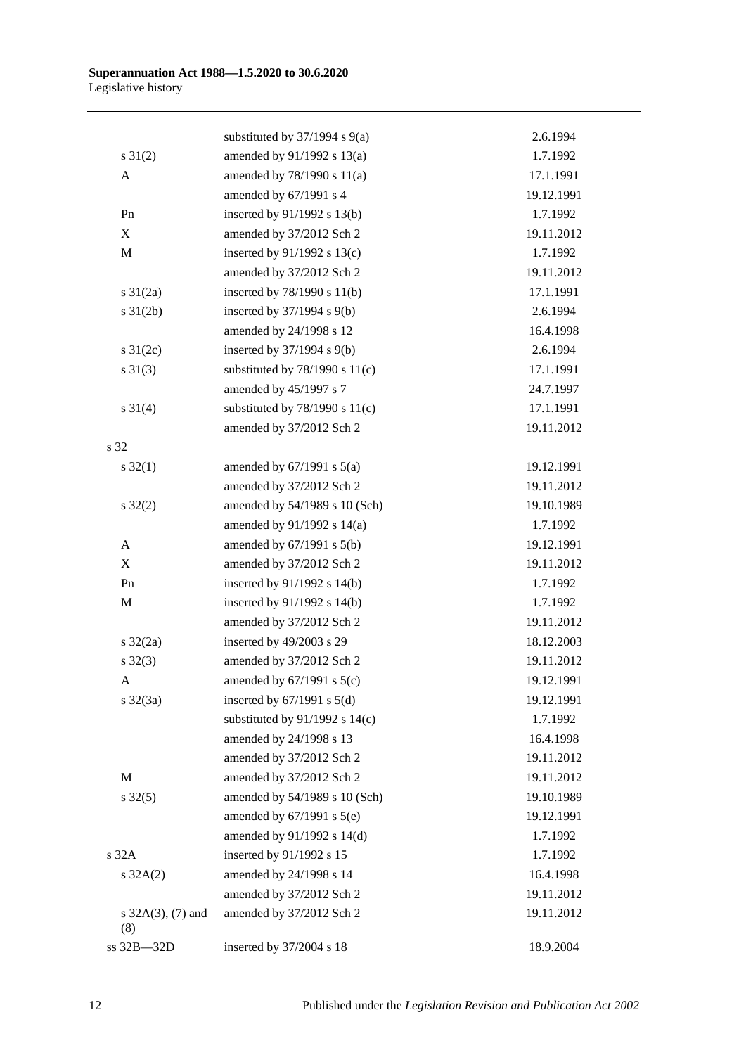| | | |
|---|---|---|
| | substituted by 37/1994 s 9(a) | 2.6.1994 |
| s 31(2) | amended by 91/1992 s 13(a) | 1.7.1992 |
| A | amended by 78/1990 s 11(a) | 17.1.1991 |
| | amended by 67/1991 s 4 | 19.12.1991 |
| Pn | inserted by 91/1992 s 13(b) | 1.7.1992 |
| X | amended by 37/2012 Sch 2 | 19.11.2012 |
| M | inserted by 91/1992 s 13(c) | 1.7.1992 |
| | amended by 37/2012 Sch 2 | 19.11.2012 |
| s 31(2a) | inserted by 78/1990 s 11(b) | 17.1.1991 |
| s 31(2b) | inserted by 37/1994 s 9(b) | 2.6.1994 |
| | amended by 24/1998 s 12 | 16.4.1998 |
| s 31(2c) | inserted by 37/1994 s 9(b) | 2.6.1994 |
| s 31(3) | substituted by 78/1990 s 11(c) | 17.1.1991 |
| | amended by 45/1997 s 7 | 24.7.1997 |
| s 31(4) | substituted by 78/1990 s 11(c) | 17.1.1991 |
| | amended by 37/2012 Sch 2 | 19.11.2012 |
| s 32 | | |
| s 32(1) | amended by 67/1991 s 5(a) | 19.12.1991 |
| | amended by 37/2012 Sch 2 | 19.11.2012 |
| s 32(2) | amended by 54/1989 s 10 (Sch) | 19.10.1989 |
| | amended by 91/1992 s 14(a) | 1.7.1992 |
| A | amended by 67/1991 s 5(b) | 19.12.1991 |
| X | amended by 37/2012 Sch 2 | 19.11.2012 |
| Pn | inserted by 91/1992 s 14(b) | 1.7.1992 |
| M | inserted by 91/1992 s 14(b) | 1.7.1992 |
| | amended by 37/2012 Sch 2 | 19.11.2012 |
| s 32(2a) | inserted by 49/2003 s 29 | 18.12.2003 |
| s 32(3) | amended by 37/2012 Sch 2 | 19.11.2012 |
| A | amended by 67/1991 s 5(c) | 19.12.1991 |
| s 32(3a) | inserted by 67/1991 s 5(d) | 19.12.1991 |
| | substituted by 91/1992 s 14(c) | 1.7.1992 |
| | amended by 24/1998 s 13 | 16.4.1998 |
| | amended by 37/2012 Sch 2 | 19.11.2012 |
| M | amended by 37/2012 Sch 2 | 19.11.2012 |
| s 32(5) | amended by 54/1989 s 10 (Sch) | 19.10.1989 |
| | amended by 67/1991 s 5(e) | 19.12.1991 |
| | amended by 91/1992 s 14(d) | 1.7.1992 |
| s 32A | inserted by 91/1992 s 15 | 1.7.1992 |
| s 32A(2) | amended by 24/1998 s 14 | 16.4.1998 |
| | amended by 37/2012 Sch 2 | 19.11.2012 |
| s 32A(3), (7) and (8) | amended by 37/2012 Sch 2 | 19.11.2012 |
| ss 32B—32D | inserted by 37/2004 s 18 | 18.9.2004 |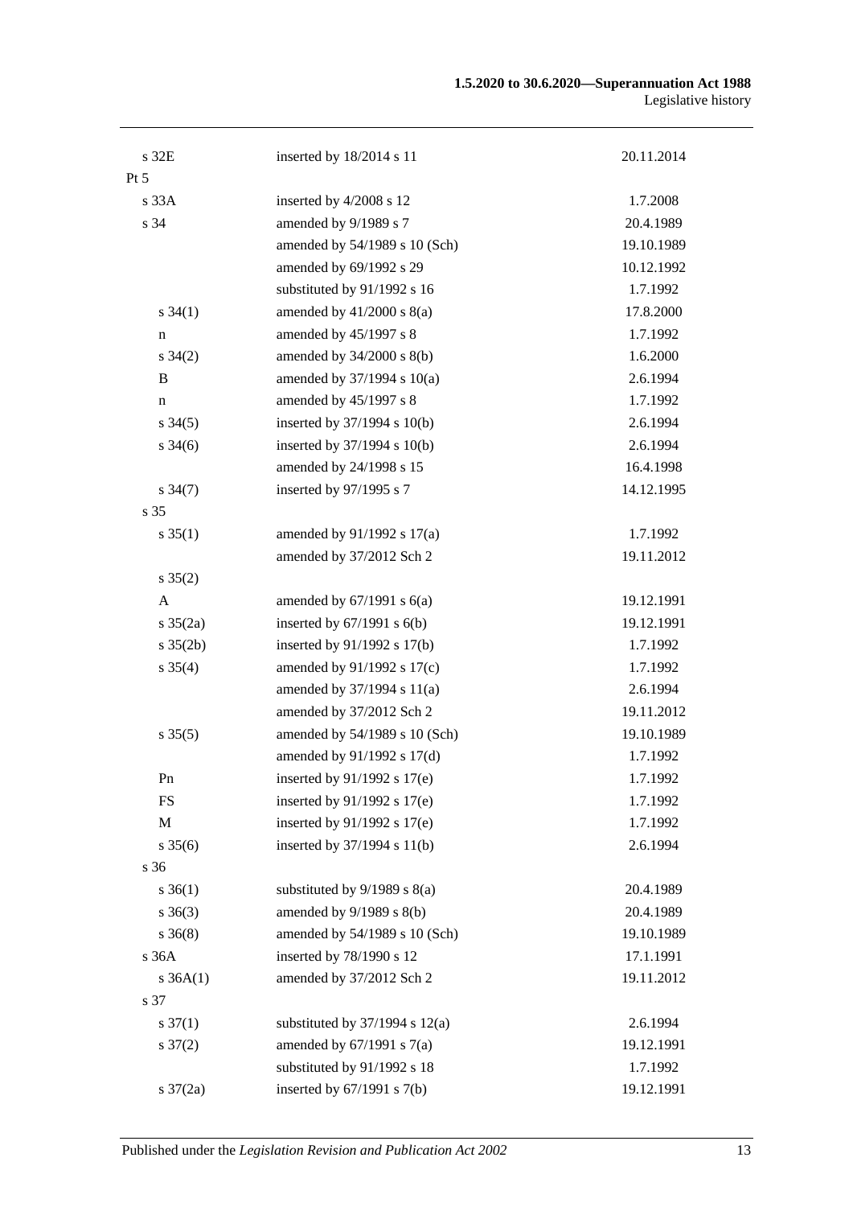| | | |
|---|---|---|
| s 32E | inserted by 18/2014 s 11 | 20.11.2014 |
| Pt 5 | | |
| s 33A | inserted by 4/2008 s 12 | 1.7.2008 |
| s 34 | amended by 9/1989 s 7 | 20.4.1989 |
| | amended by 54/1989 s 10 (Sch) | 19.10.1989 |
| | amended by 69/1992 s 29 | 10.12.1992 |
| | substituted by 91/1992 s 16 | 1.7.1992 |
| s 34(1) | amended by 41/2000 s 8(a) | 17.8.2000 |
| n | amended by 45/1997 s 8 | 1.7.1992 |
| s 34(2) | amended by 34/2000 s 8(b) | 1.6.2000 |
| B | amended by 37/1994 s 10(a) | 2.6.1994 |
| n | amended by 45/1997 s 8 | 1.7.1992 |
| s 34(5) | inserted by 37/1994 s 10(b) | 2.6.1994 |
| s 34(6) | inserted by 37/1994 s 10(b) | 2.6.1994 |
| | amended by 24/1998 s 15 | 16.4.1998 |
| s 34(7) | inserted by 97/1995 s 7 | 14.12.1995 |
| s 35 | | |
| s 35(1) | amended by 91/1992 s 17(a) | 1.7.1992 |
| | amended by 37/2012 Sch 2 | 19.11.2012 |
| s 35(2) | | |
| A | amended by 67/1991 s 6(a) | 19.12.1991 |
| s 35(2a) | inserted by 67/1991 s 6(b) | 19.12.1991 |
| s 35(2b) | inserted by 91/1992 s 17(b) | 1.7.1992 |
| s 35(4) | amended by 91/1992 s 17(c) | 1.7.1992 |
| | amended by 37/1994 s 11(a) | 2.6.1994 |
| | amended by 37/2012 Sch 2 | 19.11.2012 |
| s 35(5) | amended by 54/1989 s 10 (Sch) | 19.10.1989 |
| | amended by 91/1992 s 17(d) | 1.7.1992 |
| Pn | inserted by 91/1992 s 17(e) | 1.7.1992 |
| FS | inserted by 91/1992 s 17(e) | 1.7.1992 |
| M | inserted by 91/1992 s 17(e) | 1.7.1992 |
| s 35(6) | inserted by 37/1994 s 11(b) | 2.6.1994 |
| s 36 | | |
| s 36(1) | substituted by 9/1989 s 8(a) | 20.4.1989 |
| s 36(3) | amended by 9/1989 s 8(b) | 20.4.1989 |
| s 36(8) | amended by 54/1989 s 10 (Sch) | 19.10.1989 |
| s 36A | inserted by 78/1990 s 12 | 17.1.1991 |
| s 36A(1) | amended by 37/2012 Sch 2 | 19.11.2012 |
| s 37 | | |
| s 37(1) | substituted by 37/1994 s 12(a) | 2.6.1994 |
| s 37(2) | amended by 67/1991 s 7(a) | 19.12.1991 |
| | substituted by 91/1992 s 18 | 1.7.1992 |
| s 37(2a) | inserted by 67/1991 s 7(b) | 19.12.1991 |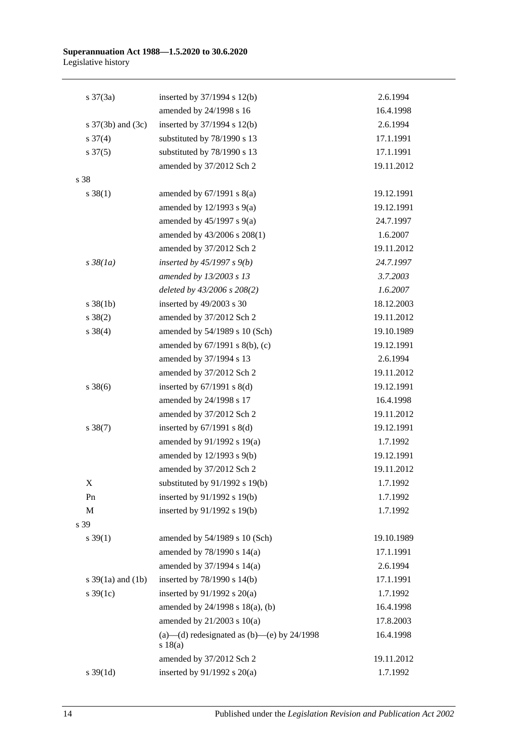| | | |
|---|---|---|
| s 37(3a) | inserted by 37/1994 s 12(b) | 2.6.1994 |
| | amended by 24/1998 s 16 | 16.4.1998 |
| s 37(3b) and (3c) | inserted by 37/1994 s 12(b) | 2.6.1994 |
| s 37(4) | substituted by 78/1990 s 13 | 17.1.1991 |
| s 37(5) | substituted by 78/1990 s 13 | 17.1.1991 |
| | amended by 37/2012 Sch 2 | 19.11.2012 |
| s 38 | | |
| s 38(1) | amended by 67/1991 s 8(a) | 19.12.1991 |
| | amended by 12/1993 s 9(a) | 19.12.1991 |
| | amended by 45/1997 s 9(a) | 24.7.1997 |
| | amended by 43/2006 s 208(1) | 1.6.2007 |
| | amended by 37/2012 Sch 2 | 19.11.2012 |
| *s 38(1a)* | *inserted by 45/1997 s 9(b)* | *24.7.1997* |
| | *amended by 13/2003 s 13* | *3.7.2003* |
| | *deleted by 43/2006 s 208(2)* | *1.6.2007* |
| s 38(1b) | inserted by 49/2003 s 30 | 18.12.2003 |
| s 38(2) | amended by 37/2012 Sch 2 | 19.11.2012 |
| s 38(4) | amended by 54/1989 s 10 (Sch) | 19.10.1989 |
| | amended by 67/1991 s 8(b), (c) | 19.12.1991 |
| | amended by 37/1994 s 13 | 2.6.1994 |
| | amended by 37/2012 Sch 2 | 19.11.2012 |
| s 38(6) | inserted by 67/1991 s 8(d) | 19.12.1991 |
| | amended by 24/1998 s 17 | 16.4.1998 |
| | amended by 37/2012 Sch 2 | 19.11.2012 |
| s 38(7) | inserted by 67/1991 s 8(d) | 19.12.1991 |
| | amended by 91/1992 s 19(a) | 1.7.1992 |
| | amended by 12/1993 s 9(b) | 19.12.1991 |
| | amended by 37/2012 Sch 2 | 19.11.2012 |
| X | substituted by 91/1992 s 19(b) | 1.7.1992 |
| Pn | inserted by 91/1992 s 19(b) | 1.7.1992 |
| M | inserted by 91/1992 s 19(b) | 1.7.1992 |
| s 39 | | |
| s 39(1) | amended by 54/1989 s 10 (Sch) | 19.10.1989 |
| | amended by 78/1990 s 14(a) | 17.1.1991 |
| | amended by 37/1994 s 14(a) | 2.6.1994 |
| s 39(1a) and (1b) | inserted by 78/1990 s 14(b) | 17.1.1991 |
| s 39(1c) | inserted by 91/1992 s 20(a) | 1.7.1992 |
| | amended by 24/1998 s 18(a), (b) | 16.4.1998 |
| | amended by 21/2003 s 10(a) | 17.8.2003 |
| | (a)—(d) redesignated as (b)—(e) by 24/1998 s 18(a) | 16.4.1998 |
| | amended by 37/2012 Sch 2 | 19.11.2012 |
| s 39(1d) | inserted by 91/1992 s 20(a) | 1.7.1992 |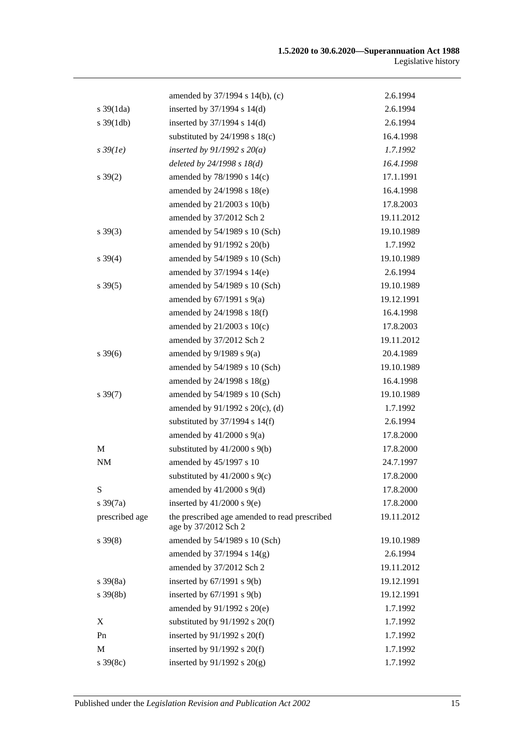| | | |
|---|---|---|
| | amended by 37/1994 s 14(b), (c) | 2.6.1994 |
| s 39(1da) | inserted by 37/1994 s 14(d) | 2.6.1994 |
| s 39(1db) | inserted by 37/1994 s 14(d) | 2.6.1994 |
| | substituted by 24/1998 s 18(c) | 16.4.1998 |
| *s 39(1e)* | *inserted by 91/1992 s 20(a)* | *1.7.1992* |
| | *deleted by 24/1998 s 18(d)* | *16.4.1998* |
| s 39(2) | amended by 78/1990 s 14(c) | 17.1.1991 |
| | amended by 24/1998 s 18(e) | 16.4.1998 |
| | amended by 21/2003 s 10(b) | 17.8.2003 |
| | amended by 37/2012 Sch 2 | 19.11.2012 |
| s 39(3) | amended by 54/1989 s 10 (Sch) | 19.10.1989 |
| | amended by 91/1992 s 20(b) | 1.7.1992 |
| s 39(4) | amended by 54/1989 s 10 (Sch) | 19.10.1989 |
| | amended by 37/1994 s 14(e) | 2.6.1994 |
| s 39(5) | amended by 54/1989 s 10 (Sch) | 19.10.1989 |
| | amended by 67/1991 s 9(a) | 19.12.1991 |
| | amended by 24/1998 s 18(f) | 16.4.1998 |
| | amended by 21/2003 s 10(c) | 17.8.2003 |
| | amended by 37/2012 Sch 2 | 19.11.2012 |
| s 39(6) | amended by 9/1989 s 9(a) | 20.4.1989 |
| | amended by 54/1989 s 10 (Sch) | 19.10.1989 |
| | amended by 24/1998 s 18(g) | 16.4.1998 |
| s 39(7) | amended by 54/1989 s 10 (Sch) | 19.10.1989 |
| | amended by 91/1992 s 20(c), (d) | 1.7.1992 |
| | substituted by 37/1994 s 14(f) | 2.6.1994 |
| | amended by 41/2000 s 9(a) | 17.8.2000 |
| M | substituted by 41/2000 s 9(b) | 17.8.2000 |
| NM | amended by 45/1997 s 10 | 24.7.1997 |
| | substituted by 41/2000 s 9(c) | 17.8.2000 |
| S | amended by 41/2000 s 9(d) | 17.8.2000 |
| s 39(7a) | inserted by 41/2000 s 9(e) | 17.8.2000 |
| prescribed age | the prescribed age amended to read prescribed age by 37/2012 Sch 2 | 19.11.2012 |
| s 39(8) | amended by 54/1989 s 10 (Sch) | 19.10.1989 |
| | amended by 37/1994 s 14(g) | 2.6.1994 |
| | amended by 37/2012 Sch 2 | 19.11.2012 |
| s 39(8a) | inserted by 67/1991 s 9(b) | 19.12.1991 |
| s 39(8b) | inserted by 67/1991 s 9(b) | 19.12.1991 |
| | amended by 91/1992 s 20(e) | 1.7.1992 |
| X | substituted by 91/1992 s 20(f) | 1.7.1992 |
| Pn | inserted by 91/1992 s 20(f) | 1.7.1992 |
| M | inserted by 91/1992 s 20(f) | 1.7.1992 |
| s 39(8c) | inserted by 91/1992 s 20(g) | 1.7.1992 |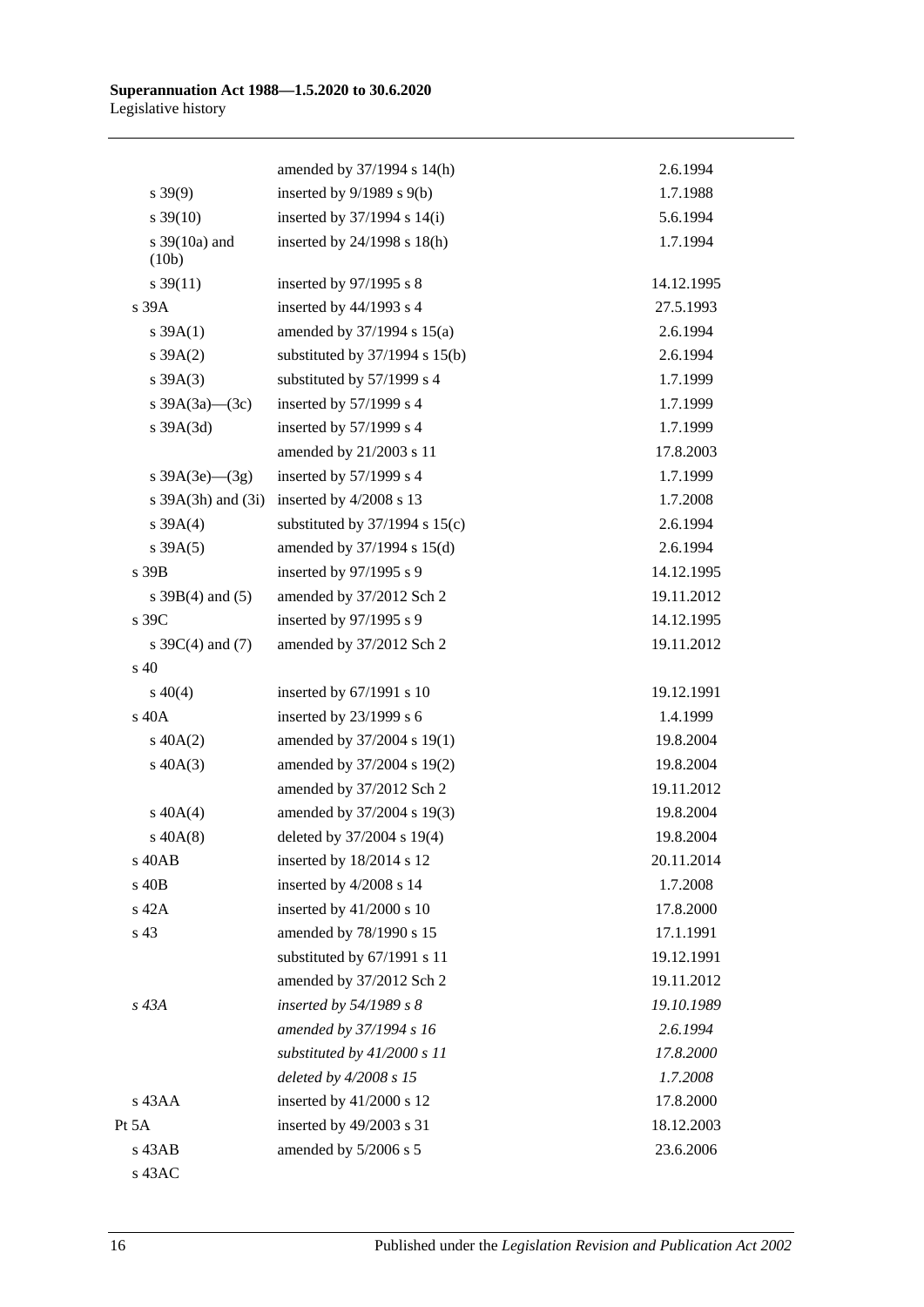| | | |
|---|---|---|
| | amended by 37/1994 s 14(h) | 2.6.1994 |
| s 39(9) | inserted by 9/1989 s 9(b) | 1.7.1988 |
| s 39(10) | inserted by 37/1994 s 14(i) | 5.6.1994 |
| s 39(10a) and (10b) | inserted by 24/1998 s 18(h) | 1.7.1994 |
| s 39(11) | inserted by 97/1995 s 8 | 14.12.1995 |
| s 39A | inserted by 44/1993 s 4 | 27.5.1993 |
| s 39A(1) | amended by 37/1994 s 15(a) | 2.6.1994 |
| s 39A(2) | substituted by 37/1994 s 15(b) | 2.6.1994 |
| s 39A(3) | substituted by 57/1999 s 4 | 1.7.1999 |
| s 39A(3a)—(3c) | inserted by 57/1999 s 4 | 1.7.1999 |
| s 39A(3d) | inserted by 57/1999 s 4 | 1.7.1999 |
| | amended by 21/2003 s 11 | 17.8.2003 |
| s 39A(3e)—(3g) | inserted by 57/1999 s 4 | 1.7.1999 |
| s 39A(3h) and (3i) | inserted by 4/2008 s 13 | 1.7.2008 |
| s 39A(4) | substituted by 37/1994 s 15(c) | 2.6.1994 |
| s 39A(5) | amended by 37/1994 s 15(d) | 2.6.1994 |
| s 39B | inserted by 97/1995 s 9 | 14.12.1995 |
| s 39B(4) and (5) | amended by 37/2012 Sch 2 | 19.11.2012 |
| s 39C | inserted by 97/1995 s 9 | 14.12.1995 |
| s 39C(4) and (7) | amended by 37/2012 Sch 2 | 19.11.2012 |
| s 40 | | |
| s 40(4) | inserted by 67/1991 s 10 | 19.12.1991 |
| s 40A | inserted by 23/1999 s 6 | 1.4.1999 |
| s 40A(2) | amended by 37/2004 s 19(1) | 19.8.2004 |
| s 40A(3) | amended by 37/2004 s 19(2) | 19.8.2004 |
| | amended by 37/2012 Sch 2 | 19.11.2012 |
| s 40A(4) | amended by 37/2004 s 19(3) | 19.8.2004 |
| s 40A(8) | deleted by 37/2004 s 19(4) | 19.8.2004 |
| s 40AB | inserted by 18/2014 s 12 | 20.11.2014 |
| s 40B | inserted by 4/2008 s 14 | 1.7.2008 |
| s 42A | inserted by 41/2000 s 10 | 17.8.2000 |
| s 43 | amended by 78/1990 s 15 | 17.1.1991 |
| | substituted by 67/1991 s 11 | 19.12.1991 |
| | amended by 37/2012 Sch 2 | 19.11.2012 |
| *s 43A* | *inserted by 54/1989 s 8* | *19.10.1989* |
| | *amended by 37/1994 s 16* | *2.6.1994* |
| | *substituted by 41/2000 s 11* | *17.8.2000* |
| | *deleted by 4/2008 s 15* | *1.7.2008* |
| s 43AA | inserted by 41/2000 s 12 | 17.8.2000 |
| Pt 5A | inserted by 49/2003 s 31 | 18.12.2003 |
| s 43AB | amended by 5/2006 s 5 | 23.6.2006 |
| s 43AC | | |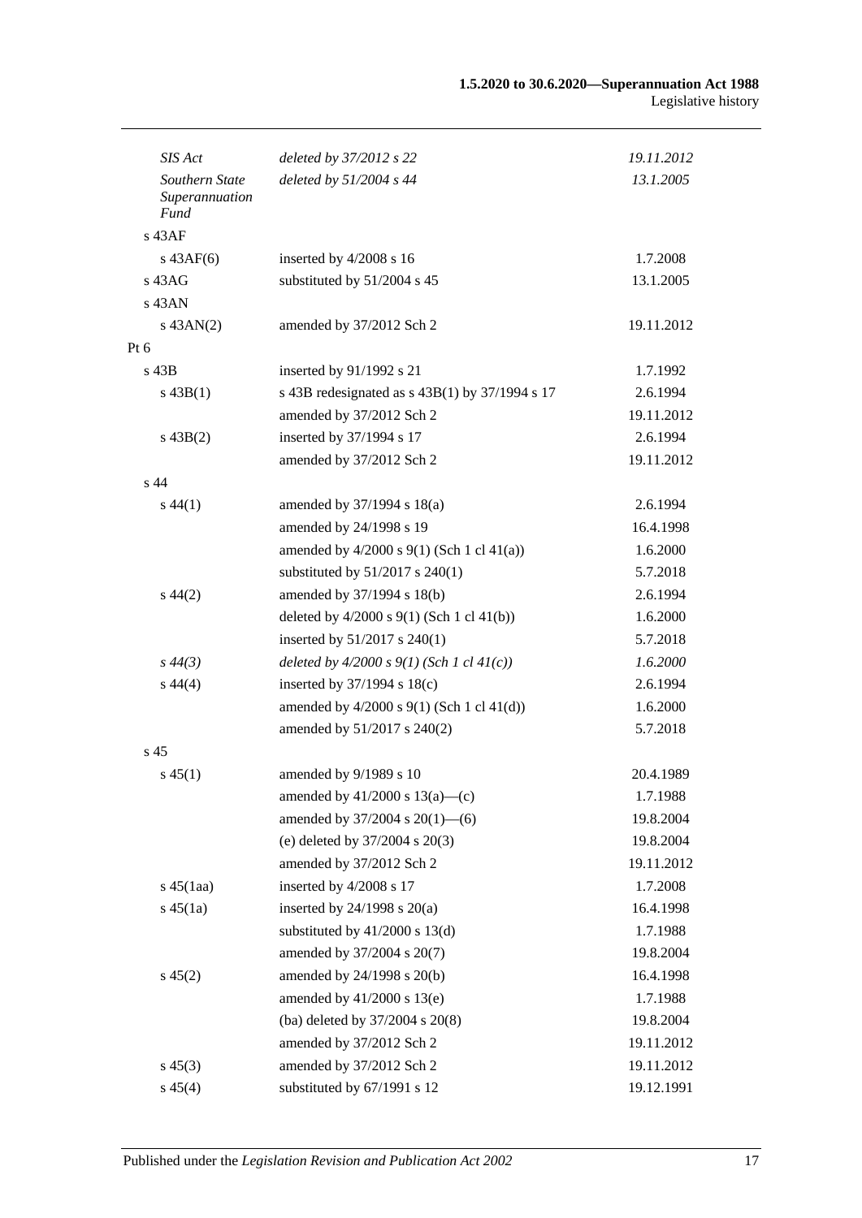| | | |
|---|---|---|
| *SIS Act* | *deleted by 37/2012 s 22* | *19.11.2012* |
| *Southern State Superannuation Fund* | *deleted by 51/2004 s 44* | *13.1.2005* |
| s 43AF | | |
| s 43AF(6) | inserted by 4/2008 s 16 | 1.7.2008 |
| s 43AG | substituted by 51/2004 s 45 | 13.1.2005 |
| s 43AN | | |
| s 43AN(2) | amended by 37/2012 Sch 2 | 19.11.2012 |
| Pt 6 | | |
| s 43B | inserted by 91/1992 s 21 | 1.7.1992 |
| s 43B(1) | s 43B redesignated as s 43B(1) by 37/1994 s 17 | 2.6.1994 |
| | amended by 37/2012 Sch 2 | 19.11.2012 |
| s 43B(2) | inserted by 37/1994 s 17 | 2.6.1994 |
| | amended by 37/2012 Sch 2 | 19.11.2012 |
| s 44 | | |
| s 44(1) | amended by 37/1994 s 18(a) | 2.6.1994 |
| | amended by 24/1998 s 19 | 16.4.1998 |
| | amended by 4/2000 s 9(1) (Sch 1 cl 41(a)) | 1.6.2000 |
| | substituted by 51/2017 s 240(1) | 5.7.2018 |
| s 44(2) | amended by 37/1994 s 18(b) | 2.6.1994 |
| | deleted by 4/2000 s 9(1) (Sch 1 cl 41(b)) | 1.6.2000 |
| | inserted by 51/2017 s 240(1) | 5.7.2018 |
| *s 44(3)* | *deleted by 4/2000 s 9(1) (Sch 1 cl 41(c))* | *1.6.2000* |
| s 44(4) | inserted by 37/1994 s 18(c) | 2.6.1994 |
| | amended by 4/2000 s 9(1) (Sch 1 cl 41(d)) | 1.6.2000 |
| | amended by 51/2017 s 240(2) | 5.7.2018 |
| s 45 | | |
| s 45(1) | amended by 9/1989 s 10 | 20.4.1989 |
| | amended by 41/2000 s 13(a)—(c) | 1.7.1988 |
| | amended by 37/2004 s 20(1)—(6) | 19.8.2004 |
| | (e) deleted by 37/2004 s 20(3) | 19.8.2004 |
| | amended by 37/2012 Sch 2 | 19.11.2012 |
| s 45(1aa) | inserted by 4/2008 s 17 | 1.7.2008 |
| s 45(1a) | inserted by 24/1998 s 20(a) | 16.4.1998 |
| | substituted by 41/2000 s 13(d) | 1.7.1988 |
| | amended by 37/2004 s 20(7) | 19.8.2004 |
| s 45(2) | amended by 24/1998 s 20(b) | 16.4.1998 |
| | amended by 41/2000 s 13(e) | 1.7.1988 |
| | (ba) deleted by 37/2004 s 20(8) | 19.8.2004 |
| | amended by 37/2012 Sch 2 | 19.11.2012 |
| s 45(3) | amended by 37/2012 Sch 2 | 19.11.2012 |
| s 45(4) | substituted by 67/1991 s 12 | 19.12.1991 |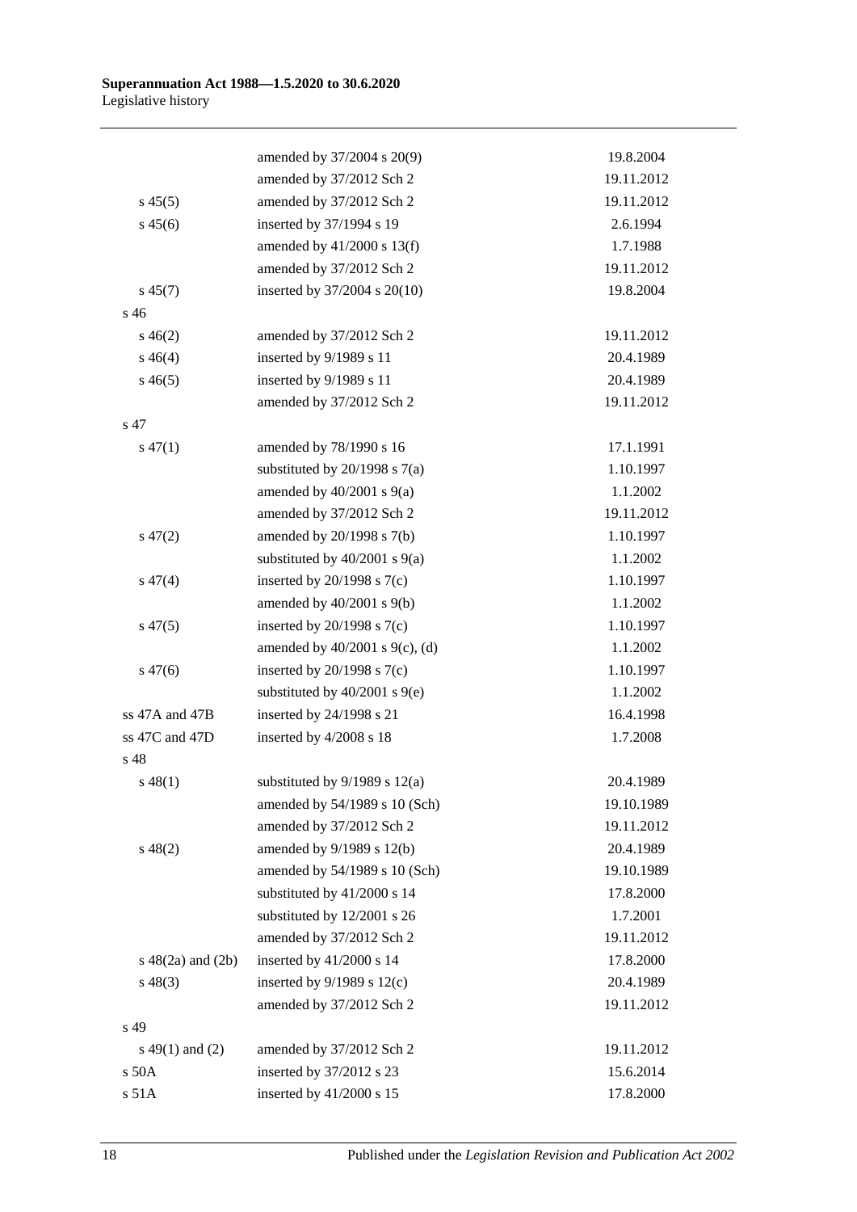| | | |
|---|---|---|
| | amended by 37/2004 s 20(9) | 19.8.2004 |
| | amended by 37/2012 Sch 2 | 19.11.2012 |
| s 45(5) | amended by 37/2012 Sch 2 | 19.11.2012 |
| s 45(6) | inserted by 37/1994 s 19 | 2.6.1994 |
| | amended by 41/2000 s 13(f) | 1.7.1988 |
| | amended by 37/2012 Sch 2 | 19.11.2012 |
| s 45(7) | inserted by 37/2004 s 20(10) | 19.8.2004 |
| s 46 | | |
| s 46(2) | amended by 37/2012 Sch 2 | 19.11.2012 |
| s 46(4) | inserted by 9/1989 s 11 | 20.4.1989 |
| s 46(5) | inserted by 9/1989 s 11 | 20.4.1989 |
| | amended by 37/2012 Sch 2 | 19.11.2012 |
| s 47 | | |
| s 47(1) | amended by 78/1990 s 16 | 17.1.1991 |
| | substituted by 20/1998 s 7(a) | 1.10.1997 |
| | amended by 40/2001 s 9(a) | 1.1.2002 |
| | amended by 37/2012 Sch 2 | 19.11.2012 |
| s 47(2) | amended by 20/1998 s 7(b) | 1.10.1997 |
| | substituted by 40/2001 s 9(a) | 1.1.2002 |
| s 47(4) | inserted by 20/1998 s 7(c) | 1.10.1997 |
| | amended by 40/2001 s 9(b) | 1.1.2002 |
| s 47(5) | inserted by 20/1998 s 7(c) | 1.10.1997 |
| | amended by 40/2001 s 9(c), (d) | 1.1.2002 |
| s 47(6) | inserted by 20/1998 s 7(c) | 1.10.1997 |
| | substituted by 40/2001 s 9(e) | 1.1.2002 |
| ss 47A and 47B | inserted by 24/1998 s 21 | 16.4.1998 |
| ss 47C and 47D | inserted by 4/2008 s 18 | 1.7.2008 |
| s 48 | | |
| s 48(1) | substituted by 9/1989 s 12(a) | 20.4.1989 |
| | amended by 54/1989 s 10 (Sch) | 19.10.1989 |
| | amended by 37/2012 Sch 2 | 19.11.2012 |
| s 48(2) | amended by 9/1989 s 12(b) | 20.4.1989 |
| | amended by 54/1989 s 10 (Sch) | 19.10.1989 |
| | substituted by 41/2000 s 14 | 17.8.2000 |
| | substituted by 12/2001 s 26 | 1.7.2001 |
| | amended by 37/2012 Sch 2 | 19.11.2012 |
| s 48(2a) and (2b) | inserted by 41/2000 s 14 | 17.8.2000 |
| s 48(3) | inserted by 9/1989 s 12(c) | 20.4.1989 |
| | amended by 37/2012 Sch 2 | 19.11.2012 |
| s 49 | | |
| s 49(1) and (2) | amended by 37/2012 Sch 2 | 19.11.2012 |
| s 50A | inserted by 37/2012 s 23 | 15.6.2014 |
| s 51A | inserted by 41/2000 s 15 | 17.8.2000 |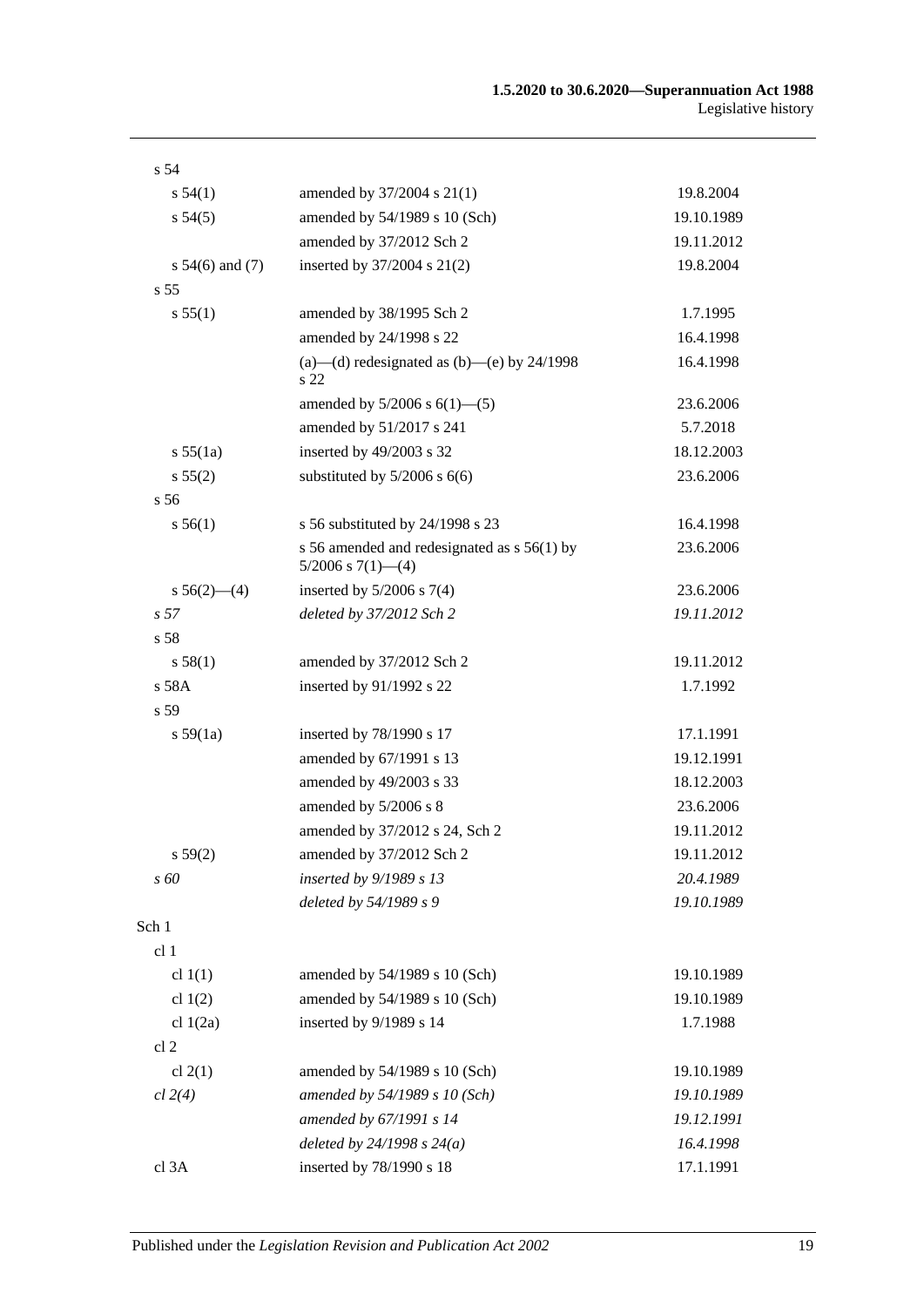| | | |
|---|---|---|
| s 54 | | |
| s 54(1) | amended by 37/2004 s 21(1) | 19.8.2004 |
| s 54(5) | amended by 54/1989 s 10 (Sch) | 19.10.1989 |
| | amended by 37/2012 Sch 2 | 19.11.2012 |
| s 54(6) and (7) | inserted by 37/2004 s 21(2) | 19.8.2004 |
| s 55 | | |
| s 55(1) | amended by 38/1995 Sch 2 | 1.7.1995 |
| | amended by 24/1998 s 22 | 16.4.1998 |
| | (a)—(d) redesignated as (b)—(e) by 24/1998 s 22 | 16.4.1998 |
| | amended by 5/2006 s 6(1)—(5) | 23.6.2006 |
| | amended by 51/2017 s 241 | 5.7.2018 |
| s 55(1a) | inserted by 49/2003 s 32 | 18.12.2003 |
| s 55(2) | substituted by 5/2006 s 6(6) | 23.6.2006 |
| s 56 | | |
| s 56(1) | s 56 substituted by 24/1998 s 23 | 16.4.1998 |
| | s 56 amended and redesignated as s 56(1) by 5/2006 s 7(1)—(4) | 23.6.2006 |
| s 56(2)—(4) | inserted by 5/2006 s 7(4) | 23.6.2006 |
| *s 57* | *deleted by 37/2012 Sch 2* | *19.11.2012* |
| s 58 | | |
| s 58(1) | amended by 37/2012 Sch 2 | 19.11.2012 |
| s 58A | inserted by 91/1992 s 22 | 1.7.1992 |
| s 59 | | |
| s 59(1a) | inserted by 78/1990 s 17 | 17.1.1991 |
| | amended by 67/1991 s 13 | 19.12.1991 |
| | amended by 49/2003 s 33 | 18.12.2003 |
| | amended by 5/2006 s 8 | 23.6.2006 |
| | amended by 37/2012 s 24, Sch 2 | 19.11.2012 |
| s 59(2) | amended by 37/2012 Sch 2 | 19.11.2012 |
| *s 60* | *inserted by 9/1989 s 13* | *20.4.1989* |
| | *deleted by 54/1989 s 9* | *19.10.1989* |
| Sch 1 | | |
| cl 1 | | |
| cl 1(1) | amended by 54/1989 s 10 (Sch) | 19.10.1989 |
| cl 1(2) | amended by 54/1989 s 10 (Sch) | 19.10.1989 |
| cl 1(2a) | inserted by 9/1989 s 14 | 1.7.1988 |
| cl 2 | | |
| cl 2(1) | amended by 54/1989 s 10 (Sch) | 19.10.1989 |
| *cl 2(4)* | *amended by 54/1989 s 10 (Sch)* | *19.10.1989* |
| | *amended by 67/1991 s 14* | *19.12.1991* |
| | *deleted by 24/1998 s 24(a)* | *16.4.1998* |
| cl 3A | inserted by 78/1990 s 18 | 17.1.1991 |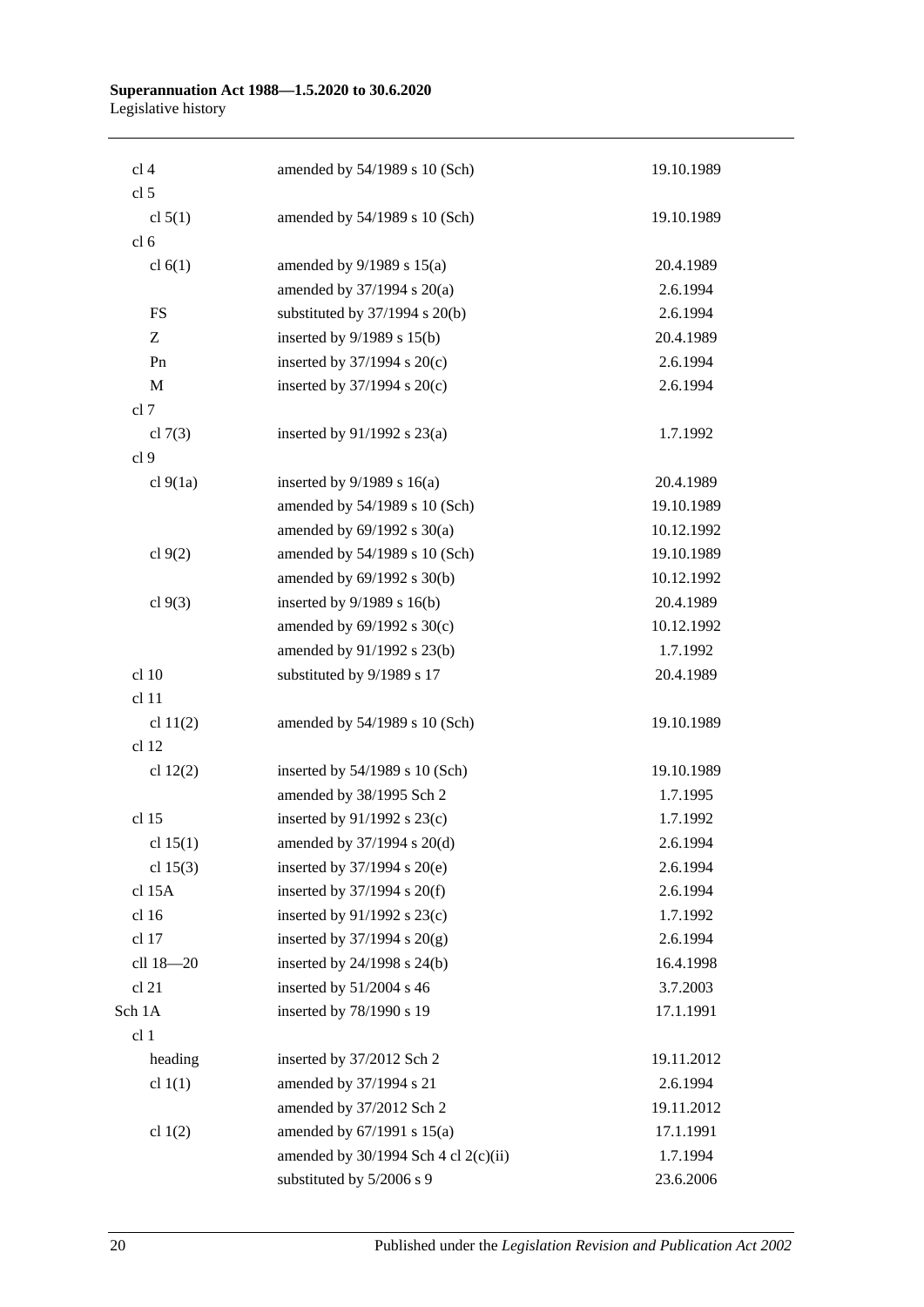| | | |
|---|---|---|
| cl 4 | amended by 54/1989 s 10 (Sch) | 19.10.1989 |
| cl 5 | | |
| cl 5(1) | amended by 54/1989 s 10 (Sch) | 19.10.1989 |
| cl 6 | | |
| cl 6(1) | amended by 9/1989 s 15(a) | 20.4.1989 |
| | amended by 37/1994 s 20(a) | 2.6.1994 |
| FS | substituted by 37/1994 s 20(b) | 2.6.1994 |
| Z | inserted by 9/1989 s 15(b) | 20.4.1989 |
| Pn | inserted by 37/1994 s 20(c) | 2.6.1994 |
| M | inserted by 37/1994 s 20(c) | 2.6.1994 |
| cl 7 | | |
| cl 7(3) | inserted by 91/1992 s 23(a) | 1.7.1992 |
| cl 9 | | |
| cl 9(1a) | inserted by 9/1989 s 16(a) | 20.4.1989 |
| | amended by 54/1989 s 10 (Sch) | 19.10.1989 |
| | amended by 69/1992 s 30(a) | 10.12.1992 |
| cl 9(2) | amended by 54/1989 s 10 (Sch) | 19.10.1989 |
| | amended by 69/1992 s 30(b) | 10.12.1992 |
| cl 9(3) | inserted by 9/1989 s 16(b) | 20.4.1989 |
| | amended by 69/1992 s 30(c) | 10.12.1992 |
| | amended by 91/1992 s 23(b) | 1.7.1992 |
| cl 10 | substituted by 9/1989 s 17 | 20.4.1989 |
| cl 11 | | |
| cl 11(2) | amended by 54/1989 s 10 (Sch) | 19.10.1989 |
| cl 12 | | |
| cl 12(2) | inserted by 54/1989 s 10 (Sch) | 19.10.1989 |
| | amended by 38/1995 Sch 2 | 1.7.1995 |
| cl 15 | inserted by 91/1992 s 23(c) | 1.7.1992 |
| cl 15(1) | amended by 37/1994 s 20(d) | 2.6.1994 |
| cl 15(3) | inserted by 37/1994 s 20(e) | 2.6.1994 |
| cl 15A | inserted by 37/1994 s 20(f) | 2.6.1994 |
| cl 16 | inserted by 91/1992 s 23(c) | 1.7.1992 |
| cl 17 | inserted by 37/1994 s 20(g) | 2.6.1994 |
| cll 18—20 | inserted by 24/1998 s 24(b) | 16.4.1998 |
| cl 21 | inserted by 51/2004 s 46 | 3.7.2003 |
| Sch 1A | inserted by 78/1990 s 19 | 17.1.1991 |
| cl 1 | | |
| heading | inserted by 37/2012 Sch 2 | 19.11.2012 |
| cl 1(1) | amended by 37/1994 s 21 | 2.6.1994 |
| | amended by 37/2012 Sch 2 | 19.11.2012 |
| cl 1(2) | amended by 67/1991 s 15(a) | 17.1.1991 |
| | amended by 30/1994 Sch 4 cl 2(c)(ii) | 1.7.1994 |
| | substituted by 5/2006 s 9 | 23.6.2006 |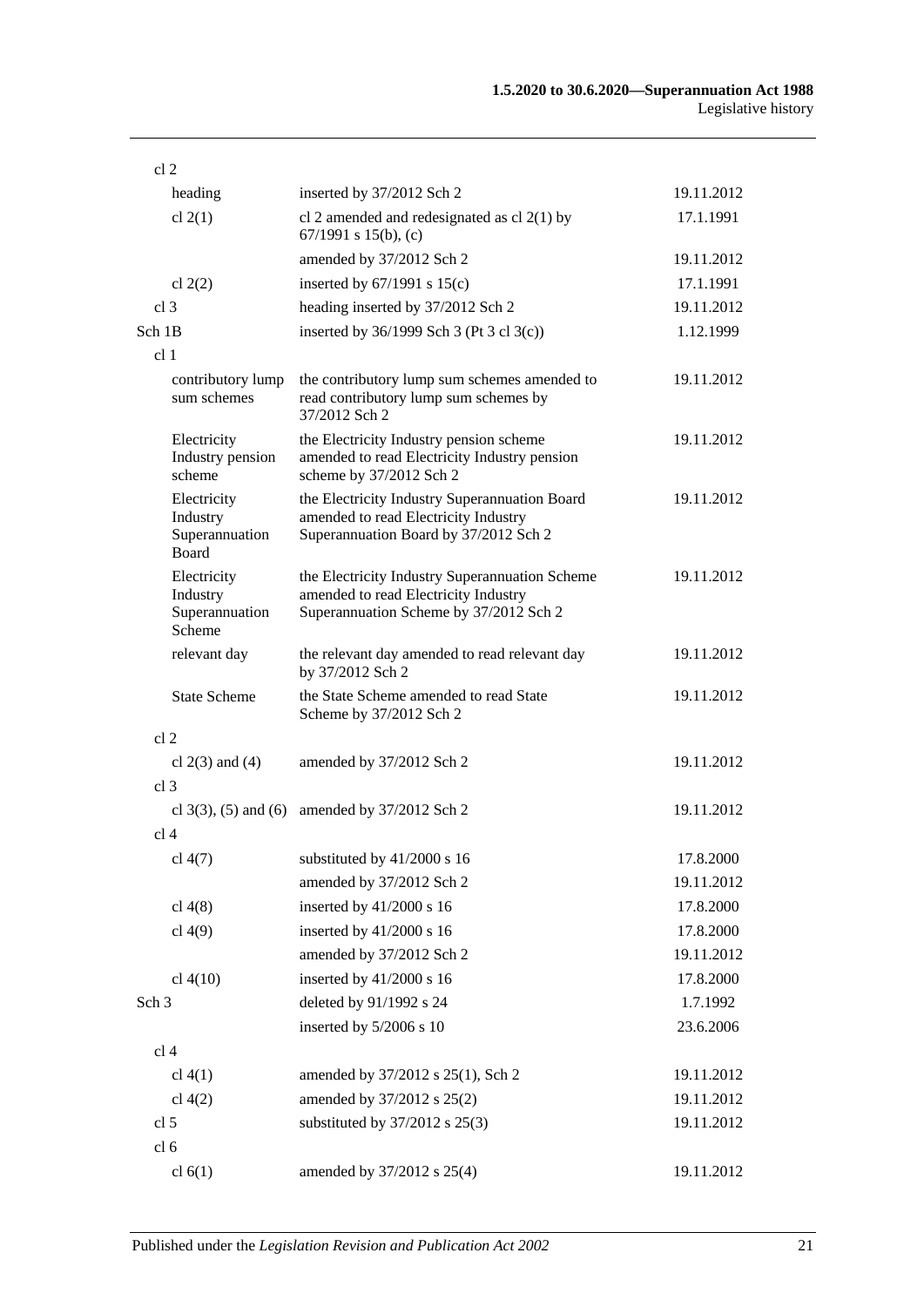| | | |
|---|---|---|
| cl 2 | | |
| heading | inserted by 37/2012 Sch 2 | 19.11.2012 |
| cl 2(1) | cl 2 amended and redesignated as cl 2(1) by 67/1991 s 15(b), (c) | 17.1.1991 |
| | amended by 37/2012 Sch 2 | 19.11.2012 |
| cl 2(2) | inserted by 67/1991 s 15(c) | 17.1.1991 |
| cl 3 | heading inserted by 37/2012 Sch 2 | 19.11.2012 |
| Sch 1B | inserted by 36/1999 Sch 3 (Pt 3 cl 3(c)) | 1.12.1999 |
| cl 1 | | |
| contributory lump sum schemes | the contributory lump sum schemes amended to read contributory lump sum schemes by 37/2012 Sch 2 | 19.11.2012 |
| Electricity Industry pension scheme | the Electricity Industry pension scheme amended to read Electricity Industry pension scheme by 37/2012 Sch 2 | 19.11.2012 |
| Electricity Industry Superannuation Board | the Electricity Industry Superannuation Board amended to read Electricity Industry Superannuation Board by 37/2012 Sch 2 | 19.11.2012 |
| Electricity Industry Superannuation Scheme | the Electricity Industry Superannuation Scheme amended to read Electricity Industry Superannuation Scheme by 37/2012 Sch 2 | 19.11.2012 |
| relevant day | the relevant day amended to read relevant day by 37/2012 Sch 2 | 19.11.2012 |
| State Scheme | the State Scheme amended to read State Scheme by 37/2012 Sch 2 | 19.11.2012 |
| cl 2 | | |
| cl 2(3) and (4) | amended by 37/2012 Sch 2 | 19.11.2012 |
| cl 3 | | |
| cl 3(3), (5) and (6) | amended by 37/2012 Sch 2 | 19.11.2012 |
| cl 4 | | |
| cl 4(7) | substituted by 41/2000 s 16 | 17.8.2000 |
| | amended by 37/2012 Sch 2 | 19.11.2012 |
| cl 4(8) | inserted by 41/2000 s 16 | 17.8.2000 |
| cl 4(9) | inserted by 41/2000 s 16 | 17.8.2000 |
| | amended by 37/2012 Sch 2 | 19.11.2012 |
| cl 4(10) | inserted by 41/2000 s 16 | 17.8.2000 |
| Sch 3 | deleted by 91/1992 s 24 | 1.7.1992 |
| | inserted by 5/2006 s 10 | 23.6.2006 |
| cl 4 | | |
| cl 4(1) | amended by 37/2012 s 25(1), Sch 2 | 19.11.2012 |
| cl 4(2) | amended by 37/2012 s 25(2) | 19.11.2012 |
| cl 5 | substituted by 37/2012 s 25(3) | 19.11.2012 |
| cl 6 | | |
| cl 6(1) | amended by 37/2012 s 25(4) | 19.11.2012 |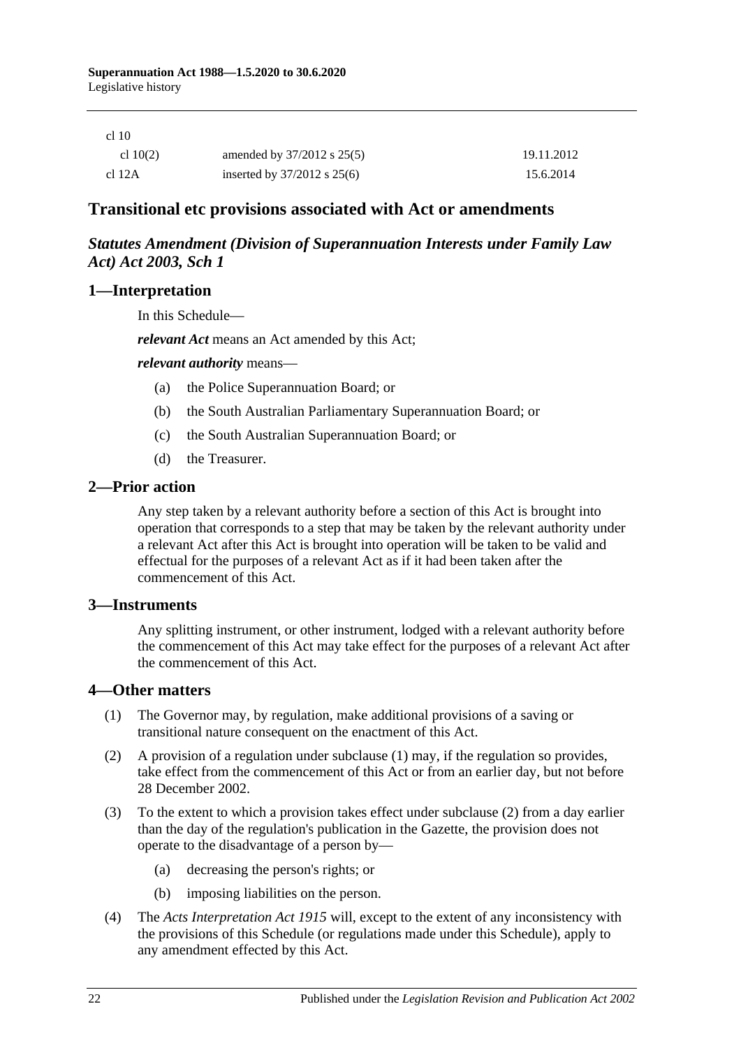| | | |
|---|---|---|
| cl 10 | | |
| cl 10(2) | amended by 37/2012 s 25(5) | 19.11.2012 |
| cl 12A | inserted by 37/2012 s 25(6) | 15.6.2014 |

## Transitional etc provisions associated with Act or amendments

### *Statutes Amendment (Division of Superannuation Interests under Family Law Act) Act 2003, Sch 1*

### 1—Interpretation

In this Schedule—

***relevant Act*** means an Act amended by this Act;

***relevant authority*** means—

(a) the Police Superannuation Board; or

(b) the South Australian Parliamentary Superannuation Board; or

(c) the South Australian Superannuation Board; or

(d) the Treasurer.

### 2—Prior action

Any step taken by a relevant authority before a section of this Act is brought into operation that corresponds to a step that may be taken by the relevant authority under a relevant Act after this Act is brought into operation will be taken to be valid and effectual for the purposes of a relevant Act as if it had been taken after the commencement of this Act.

### 3—Instruments

Any splitting instrument, or other instrument, lodged with a relevant authority before the commencement of this Act may take effect for the purposes of a relevant Act after the commencement of this Act.

### 4—Other matters

(1) The Governor may, by regulation, make additional provisions of a saving or transitional nature consequent on the enactment of this Act.

(2) A provision of a regulation under subclause (1) may, if the regulation so provides, take effect from the commencement of this Act or from an earlier day, but not before 28 December 2002.

(3) To the extent to which a provision takes effect under subclause (2) from a day earlier than the day of the regulation's publication in the Gazette, the provision does not operate to the disadvantage of a person by—

(a) decreasing the person's rights; or

(b) imposing liabilities on the person.

(4) The *Acts Interpretation Act 1915* will, except to the extent of any inconsistency with the provisions of this Schedule (or regulations made under this Schedule), apply to any amendment effected by this Act.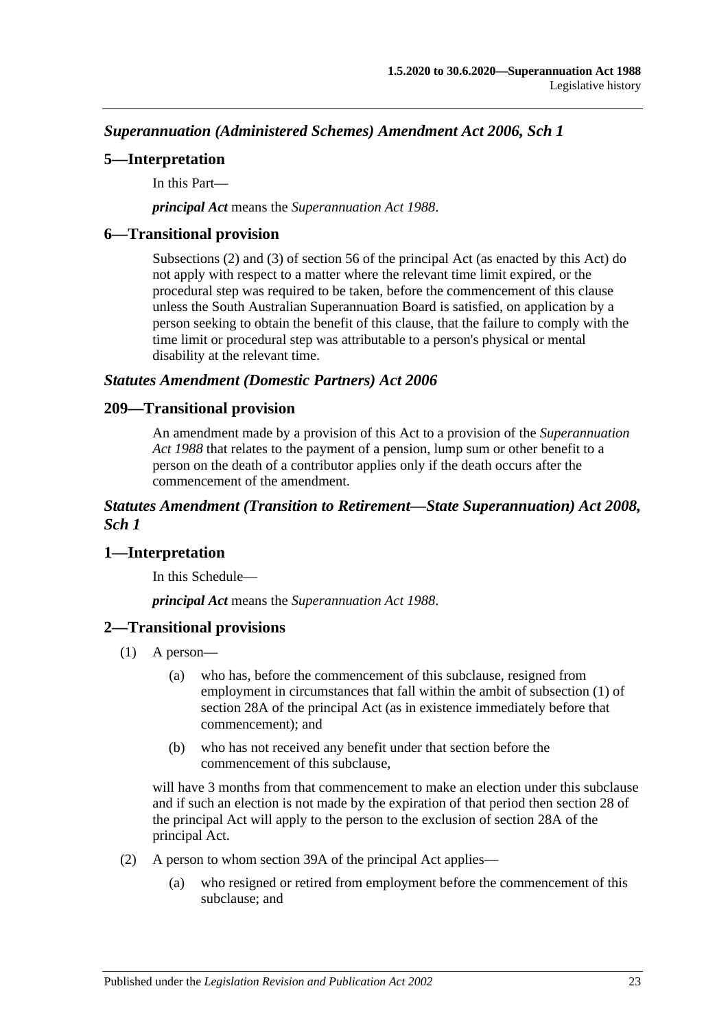### *Superannuation (Administered Schemes) Amendment Act 2006, Sch 1*

#### 5—Interpretation

In this Part—

***principal Act*** means the *Superannuation Act 1988*.

#### 6—Transitional provision

Subsections (2) and (3) of section 56 of the principal Act (as enacted by this Act) do not apply with respect to a matter where the relevant time limit expired, or the procedural step was required to be taken, before the commencement of this clause unless the South Australian Superannuation Board is satisfied, on application by a person seeking to obtain the benefit of this clause, that the failure to comply with the time limit or procedural step was attributable to a person's physical or mental disability at the relevant time.

### *Statutes Amendment (Domestic Partners) Act 2006*

#### 209—Transitional provision

An amendment made by a provision of this Act to a provision of the *Superannuation Act 1988* that relates to the payment of a pension, lump sum or other benefit to a person on the death of a contributor applies only if the death occurs after the commencement of the amendment.

### *Statutes Amendment (Transition to Retirement—State Superannuation) Act 2008, Sch 1*

#### 1—Interpretation

In this Schedule—

***principal Act*** means the *Superannuation Act 1988*.

#### 2—Transitional provisions

(1) A person—

- (a) who has, before the commencement of this subclause, resigned from employment in circumstances that fall within the ambit of subsection (1) of section 28A of the principal Act (as in existence immediately before that commencement); and
- (b) who has not received any benefit under that section before the commencement of this subclause,

will have 3 months from that commencement to make an election under this subclause and if such an election is not made by the expiration of that period then section 28 of the principal Act will apply to the person to the exclusion of section 28A of the principal Act.

(2) A person to whom section 39A of the principal Act applies—

- (a) who resigned or retired from employment before the commencement of this subclause; and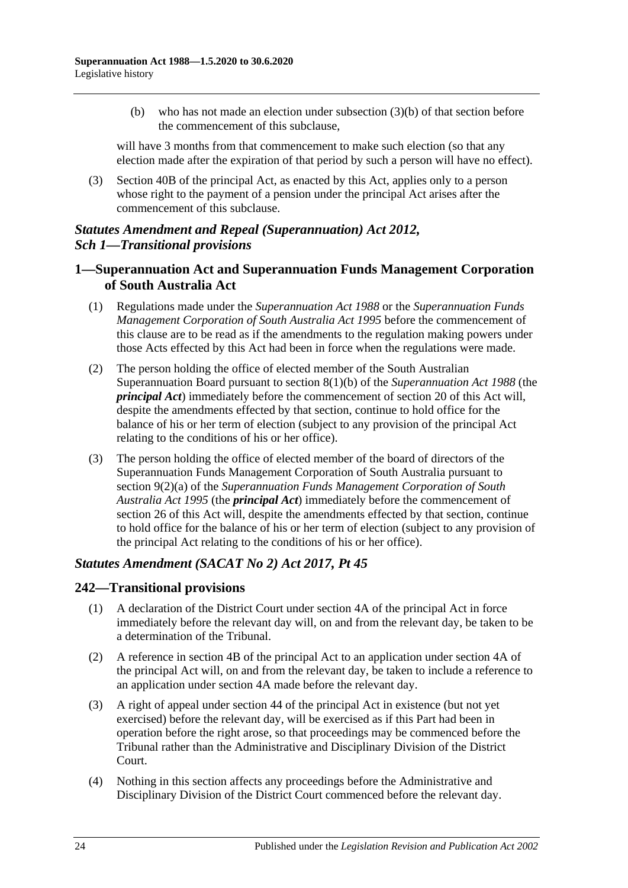(b) who has not made an election under subsection (3)(b) of that section before the commencement of this subclause,

will have 3 months from that commencement to make such election (so that any election made after the expiration of that period by such a person will have no effect).

(3) Section 40B of the principal Act, as enacted by this Act, applies only to a person whose right to the payment of a pension under the principal Act arises after the commencement of this subclause.

### *Statutes Amendment and Repeal (Superannuation) Act 2012, Sch 1—Transitional provisions*

## 1—Superannuation Act and Superannuation Funds Management Corporation of South Australia Act

(1) Regulations made under the *Superannuation Act 1988* or the *Superannuation Funds Management Corporation of South Australia Act 1995* before the commencement of this clause are to be read as if the amendments to the regulation making powers under those Acts effected by this Act had been in force when the regulations were made.

(2) The person holding the office of elected member of the South Australian Superannuation Board pursuant to section 8(1)(b) of the *Superannuation Act 1988* (the ***principal Act***) immediately before the commencement of section 20 of this Act will, despite the amendments effected by that section, continue to hold office for the balance of his or her term of election (subject to any provision of the principal Act relating to the conditions of his or her office).

(3) The person holding the office of elected member of the board of directors of the Superannuation Funds Management Corporation of South Australia pursuant to section 9(2)(a) of the *Superannuation Funds Management Corporation of South Australia Act 1995* (the ***principal Act***) immediately before the commencement of section 26 of this Act will, despite the amendments effected by that section, continue to hold office for the balance of his or her term of election (subject to any provision of the principal Act relating to the conditions of his or her office).

### *Statutes Amendment (SACAT No 2) Act 2017, Pt 45*

## 242—Transitional provisions

(1) A declaration of the District Court under section 4A of the principal Act in force immediately before the relevant day will, on and from the relevant day, be taken to be a determination of the Tribunal.

(2) A reference in section 4B of the principal Act to an application under section 4A of the principal Act will, on and from the relevant day, be taken to include a reference to an application under section 4A made before the relevant day.

(3) A right of appeal under section 44 of the principal Act in existence (but not yet exercised) before the relevant day, will be exercised as if this Part had been in operation before the right arose, so that proceedings may be commenced before the Tribunal rather than the Administrative and Disciplinary Division of the District Court.

(4) Nothing in this section affects any proceedings before the Administrative and Disciplinary Division of the District Court commenced before the relevant day.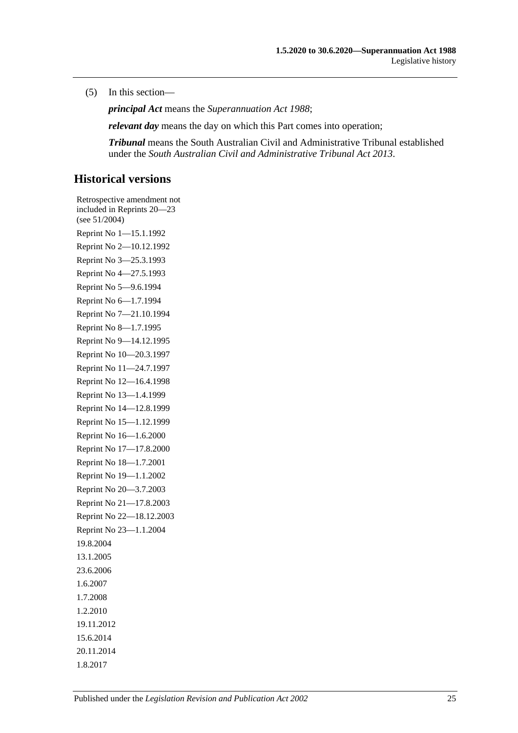(5) In this section—

***principal Act*** means the *Superannuation Act 1988*;

***relevant day*** means the day on which this Part comes into operation;

***Tribunal*** means the South Australian Civil and Administrative Tribunal established under the *South Australian Civil and Administrative Tribunal Act 2013*.

## Historical versions

Retrospective amendment not included in Reprints 20—23 (see 51/2004)

Reprint No 1—15.1.1992

Reprint No 2—10.12.1992

Reprint No 3—25.3.1993

Reprint No 4—27.5.1993

Reprint No 5—9.6.1994

Reprint No 6—1.7.1994

Reprint No 7—21.10.1994

Reprint No 8—1.7.1995

Reprint No 9—14.12.1995

Reprint No 10—20.3.1997

Reprint No 11—24.7.1997

Reprint No 12—16.4.1998

Reprint No 13—1.4.1999

Reprint No 14—12.8.1999

Reprint No 15—1.12.1999

Reprint No 16—1.6.2000

Reprint No 17—17.8.2000

Reprint No 18—1.7.2001

Reprint No 19—1.1.2002

Reprint No 20—3.7.2003

Reprint No 21—17.8.2003

Reprint No 22—18.12.2003

Reprint No 23—1.1.2004

19.8.2004

13.1.2005

23.6.2006

1.6.2007

1.7.2008

1.2.2010

19.11.2012

15.6.2014

20.11.2014

1.8.2017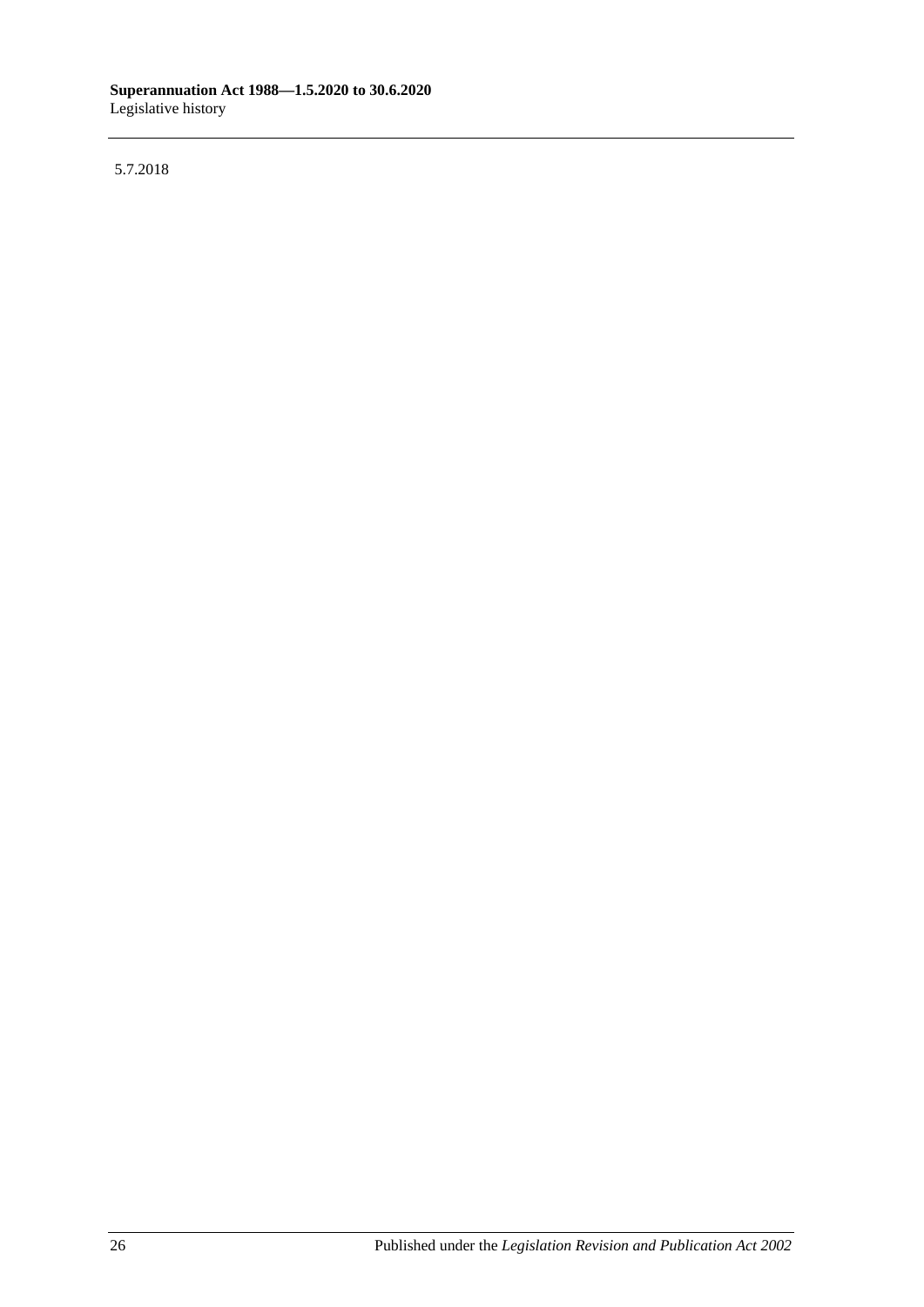5.7.2018